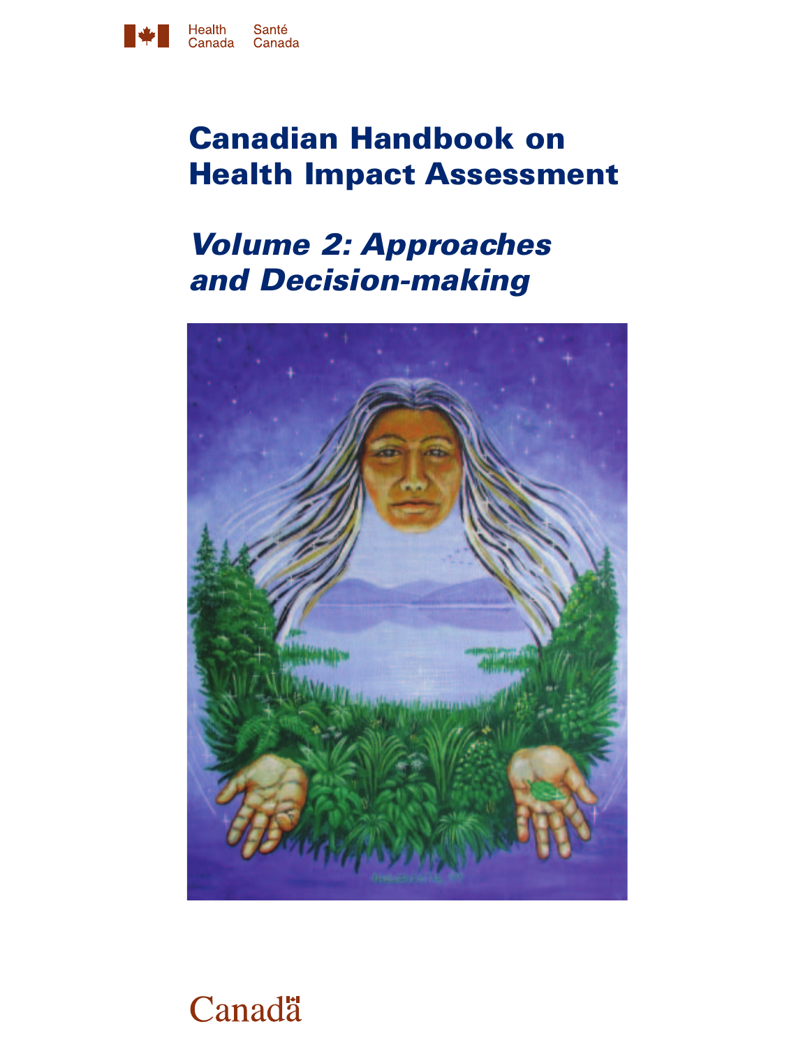Health Canada    Santé Canada

# Canadian Handbook on Health Impact Assessment

## *Volume 2: Approaches and Decision-making*

Canada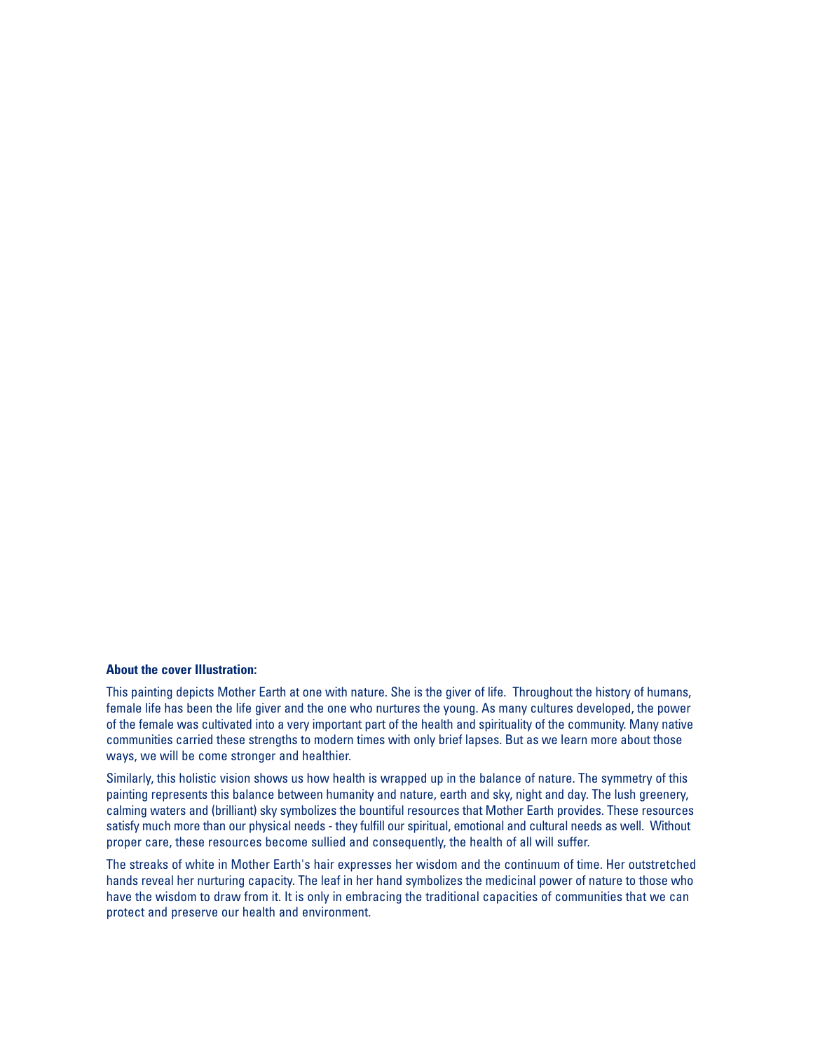**About the cover Illustration:**

This painting depicts Mother Earth at one with nature. She is the giver of life.  Throughout the history of humans, female life has been the life giver and the one who nurtures the young. As many cultures developed, the power of the female was cultivated into a very important part of the health and spirituality of the community. Many native communities carried these strengths to modern times with only brief lapses. But as we learn more about those ways, we will be come stronger and healthier.

Similarly, this holistic vision shows us how health is wrapped up in the balance of nature. The symmetry of this painting represents this balance between humanity and nature, earth and sky, night and day. The lush greenery, calming waters and (brilliant) sky symbolizes the bountiful resources that Mother Earth provides. These resources satisfy much more than our physical needs - they fulfill our spiritual, emotional and cultural needs as well.  Without proper care, these resources become sullied and consequently, the health of all will suffer.

The streaks of white in Mother Earth's hair expresses her wisdom and the continuum of time. Her outstretched hands reveal her nurturing capacity. The leaf in her hand symbolizes the medicinal power of nature to those who have the wisdom to draw from it. It is only in embracing the traditional capacities of communities that we can protect and preserve our health and environment.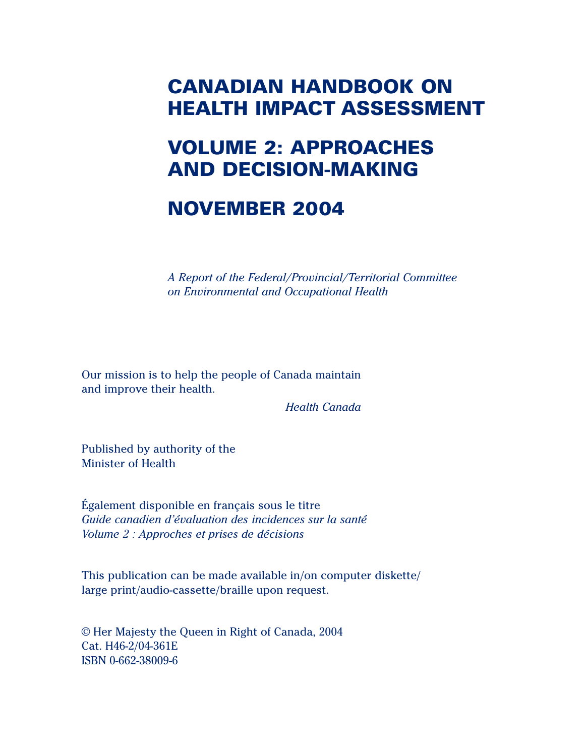# CANADIAN HANDBOOK ON HEALTH IMPACT ASSESSMENT

# VOLUME 2: APPROACHES AND DECISION-MAKING

# NOVEMBER 2004

*A Report of the Federal/Provincial/Territorial Committee on Environmental and Occupational Health*

Our mission is to help the people of Canada maintain and improve their health.

*Health Canada*

Published by authority of the Minister of Health

Également disponible en français sous le titre
*Guide canadien d'évaluation des incidences sur la santé*
*Volume 2 : Approches et prises de décisions*

This publication can be made available in/on computer diskette/ large print/audio-cassette/braille upon request.

© Her Majesty the Queen in Right of Canada, 2004
Cat. H46-2/04-361E
ISBN 0-662-38009-6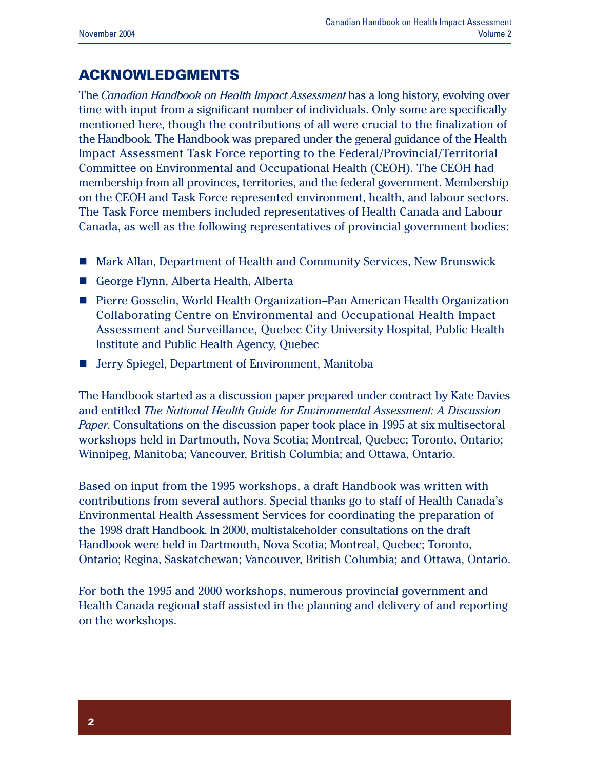## ACKNOWLEDGMENTS

The *Canadian Handbook on Health Impact Assessment* has a long history, evolving over time with input from a significant number of individuals. Only some are specifically mentioned here, though the contributions of all were crucial to the finalization of the Handbook. The Handbook was prepared under the general guidance of the Health Impact Assessment Task Force reporting to the Federal/Provincial/Territorial Committee on Environmental and Occupational Health (CEOH). The CEOH had membership from all provinces, territories, and the federal government. Membership on the CEOH and Task Force represented environment, health, and labour sectors. The Task Force members included representatives of Health Canada and Labour Canada, as well as the following representatives of provincial government bodies:

- Mark Allan, Department of Health and Community Services, New Brunswick
- George Flynn, Alberta Health, Alberta
- Pierre Gosselin, World Health Organization–Pan American Health Organization Collaborating Centre on Environmental and Occupational Health Impact Assessment and Surveillance, Quebec City University Hospital, Public Health Institute and Public Health Agency, Quebec
- Jerry Spiegel, Department of Environment, Manitoba

The Handbook started as a discussion paper prepared under contract by Kate Davies and entitled *The National Health Guide for Environmental Assessment: A Discussion Paper*. Consultations on the discussion paper took place in 1995 at six multisectoral workshops held in Dartmouth, Nova Scotia; Montreal, Quebec; Toronto, Ontario; Winnipeg, Manitoba; Vancouver, British Columbia; and Ottawa, Ontario.

Based on input from the 1995 workshops, a draft Handbook was written with contributions from several authors. Special thanks go to staff of Health Canada's Environmental Health Assessment Services for coordinating the preparation of the 1998 draft Handbook. In 2000, multistakeholder consultations on the draft Handbook were held in Dartmouth, Nova Scotia; Montreal, Quebec; Toronto, Ontario; Regina, Saskatchewan; Vancouver, British Columbia; and Ottawa, Ontario.

For both the 1995 and 2000 workshops, numerous provincial government and Health Canada regional staff assisted in the planning and delivery of and reporting on the workshops.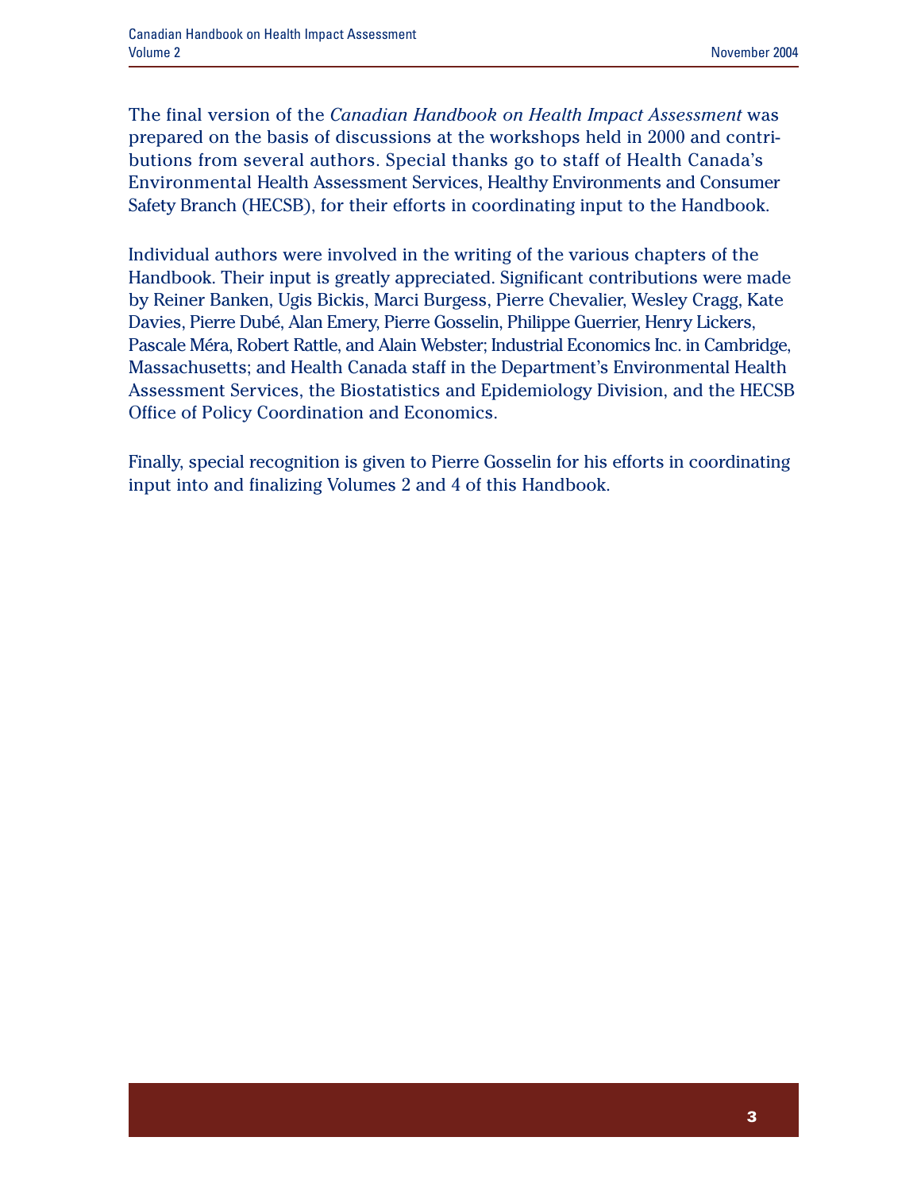The final version of the *Canadian Handbook on Health Impact Assessment* was prepared on the basis of discussions at the workshops held in 2000 and contributions from several authors. Special thanks go to staff of Health Canada's Environmental Health Assessment Services, Healthy Environments and Consumer Safety Branch (HECSB), for their efforts in coordinating input to the Handbook.

Individual authors were involved in the writing of the various chapters of the Handbook. Their input is greatly appreciated. Significant contributions were made by Reiner Banken, Ugis Bickis, Marci Burgess, Pierre Chevalier, Wesley Cragg, Kate Davies, Pierre Dubé, Alan Emery, Pierre Gosselin, Philippe Guerrier, Henry Lickers, Pascale Méra, Robert Rattle, and Alain Webster; Industrial Economics Inc. in Cambridge, Massachusetts; and Health Canada staff in the Department's Environmental Health Assessment Services, the Biostatistics and Epidemiology Division, and the HECSB Office of Policy Coordination and Economics.

Finally, special recognition is given to Pierre Gosselin for his efforts in coordinating input into and finalizing Volumes 2 and 4 of this Handbook.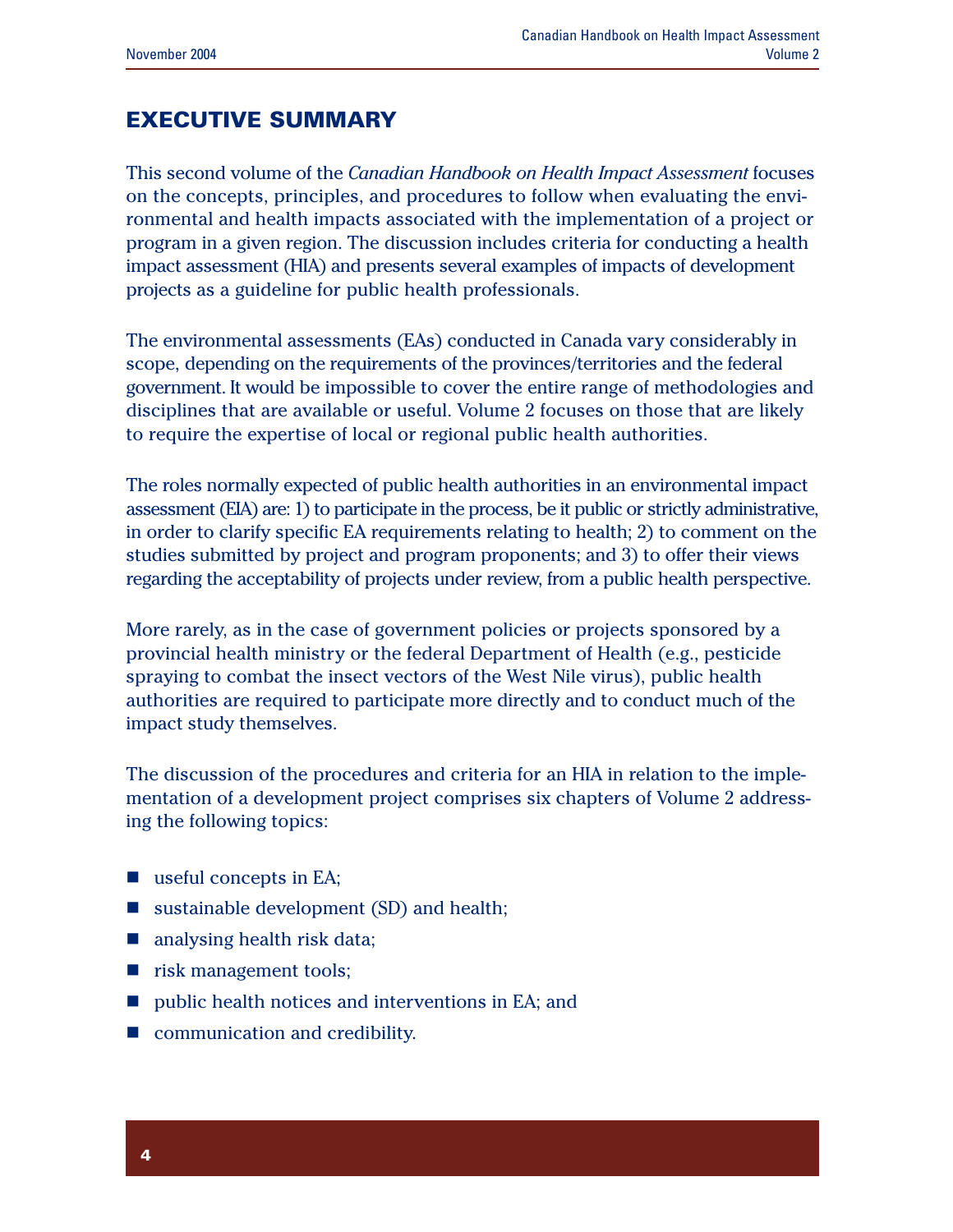# EXECUTIVE SUMMARY

This second volume of the *Canadian Handbook on Health Impact Assessment* focuses on the concepts, principles, and procedures to follow when evaluating the environmental and health impacts associated with the implementation of a project or program in a given region. The discussion includes criteria for conducting a health impact assessment (HIA) and presents several examples of impacts of development projects as a guideline for public health professionals.

The environmental assessments (EAs) conducted in Canada vary considerably in scope, depending on the requirements of the provinces/territories and the federal government. It would be impossible to cover the entire range of methodologies and disciplines that are available or useful. Volume 2 focuses on those that are likely to require the expertise of local or regional public health authorities.

The roles normally expected of public health authorities in an environmental impact assessment (EIA) are: 1) to participate in the process, be it public or strictly administrative, in order to clarify specific EA requirements relating to health; 2) to comment on the studies submitted by project and program proponents; and 3) to offer their views regarding the acceptability of projects under review, from a public health perspective.

More rarely, as in the case of government policies or projects sponsored by a provincial health ministry or the federal Department of Health (e.g., pesticide spraying to combat the insect vectors of the West Nile virus), public health authorities are required to participate more directly and to conduct much of the impact study themselves.

The discussion of the procedures and criteria for an HIA in relation to the implementation of a development project comprises six chapters of Volume 2 addressing the following topics:

- useful concepts in EA;
- sustainable development (SD) and health;
- analysing health risk data;
- risk management tools;
- public health notices and interventions in EA; and
- communication and credibility.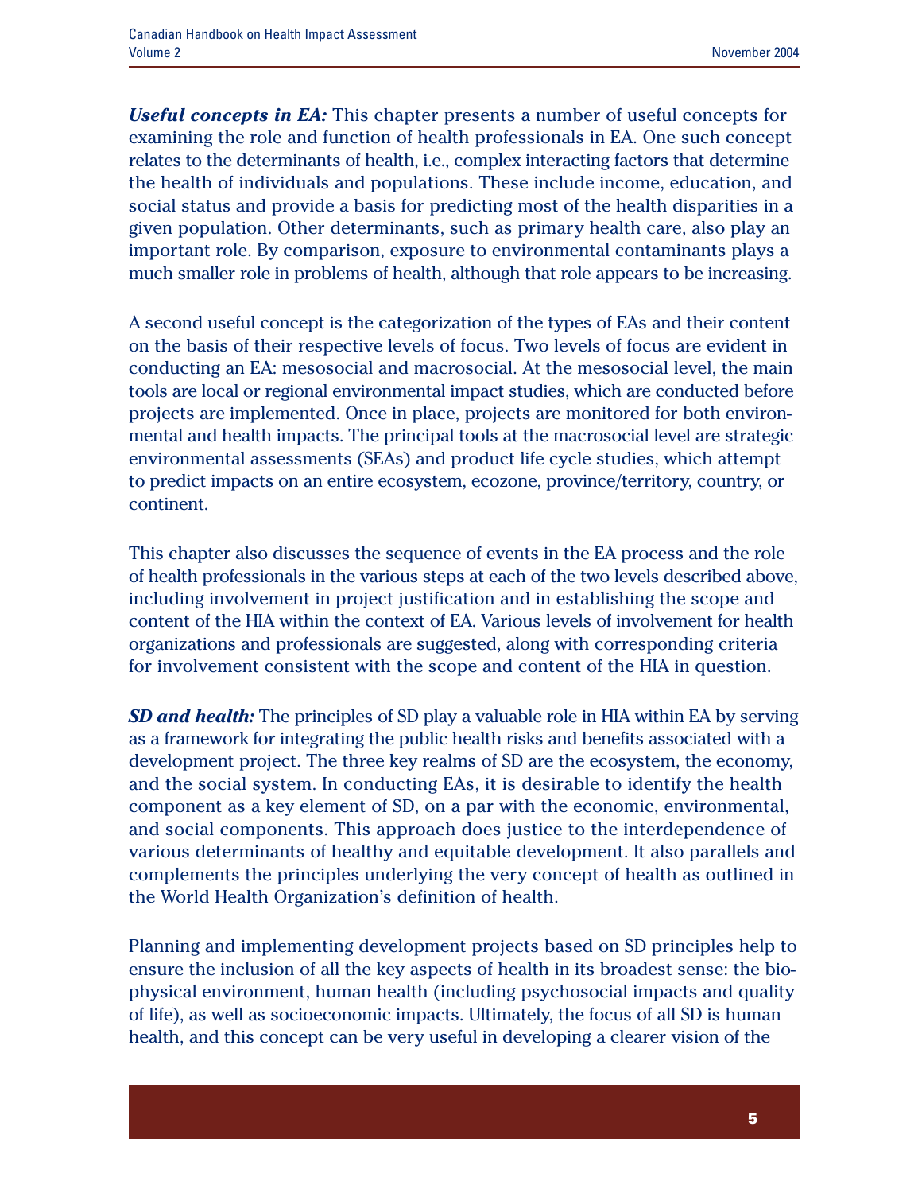***Useful concepts in EA:*** This chapter presents a number of useful concepts for examining the role and function of health professionals in EA. One such concept relates to the determinants of health, i.e., complex interacting factors that determine the health of individuals and populations. These include income, education, and social status and provide a basis for predicting most of the health disparities in a given population. Other determinants, such as primary health care, also play an important role. By comparison, exposure to environmental contaminants plays a much smaller role in problems of health, although that role appears to be increasing.

A second useful concept is the categorization of the types of EAs and their content on the basis of their respective levels of focus. Two levels of focus are evident in conducting an EA: mesosocial and macrosocial. At the mesosocial level, the main tools are local or regional environmental impact studies, which are conducted before projects are implemented. Once in place, projects are monitored for both environmental and health impacts. The principal tools at the macrosocial level are strategic environmental assessments (SEAs) and product life cycle studies, which attempt to predict impacts on an entire ecosystem, ecozone, province/territory, country, or continent.

This chapter also discusses the sequence of events in the EA process and the role of health professionals in the various steps at each of the two levels described above, including involvement in project justification and in establishing the scope and content of the HIA within the context of EA. Various levels of involvement for health organizations and professionals are suggested, along with corresponding criteria for involvement consistent with the scope and content of the HIA in question.

***SD and health:*** The principles of SD play a valuable role in HIA within EA by serving as a framework for integrating the public health risks and benefits associated with a development project. The three key realms of SD are the ecosystem, the economy, and the social system. In conducting EAs, it is desirable to identify the health component as a key element of SD, on a par with the economic, environmental, and social components. This approach does justice to the interdependence of various determinants of healthy and equitable development. It also parallels and complements the principles underlying the very concept of health as outlined in the World Health Organization's definition of health.

Planning and implementing development projects based on SD principles help to ensure the inclusion of all the key aspects of health in its broadest sense: the biophysical environment, human health (including psychosocial impacts and quality of life), as well as socioeconomic impacts. Ultimately, the focus of all SD is human health, and this concept can be very useful in developing a clearer vision of the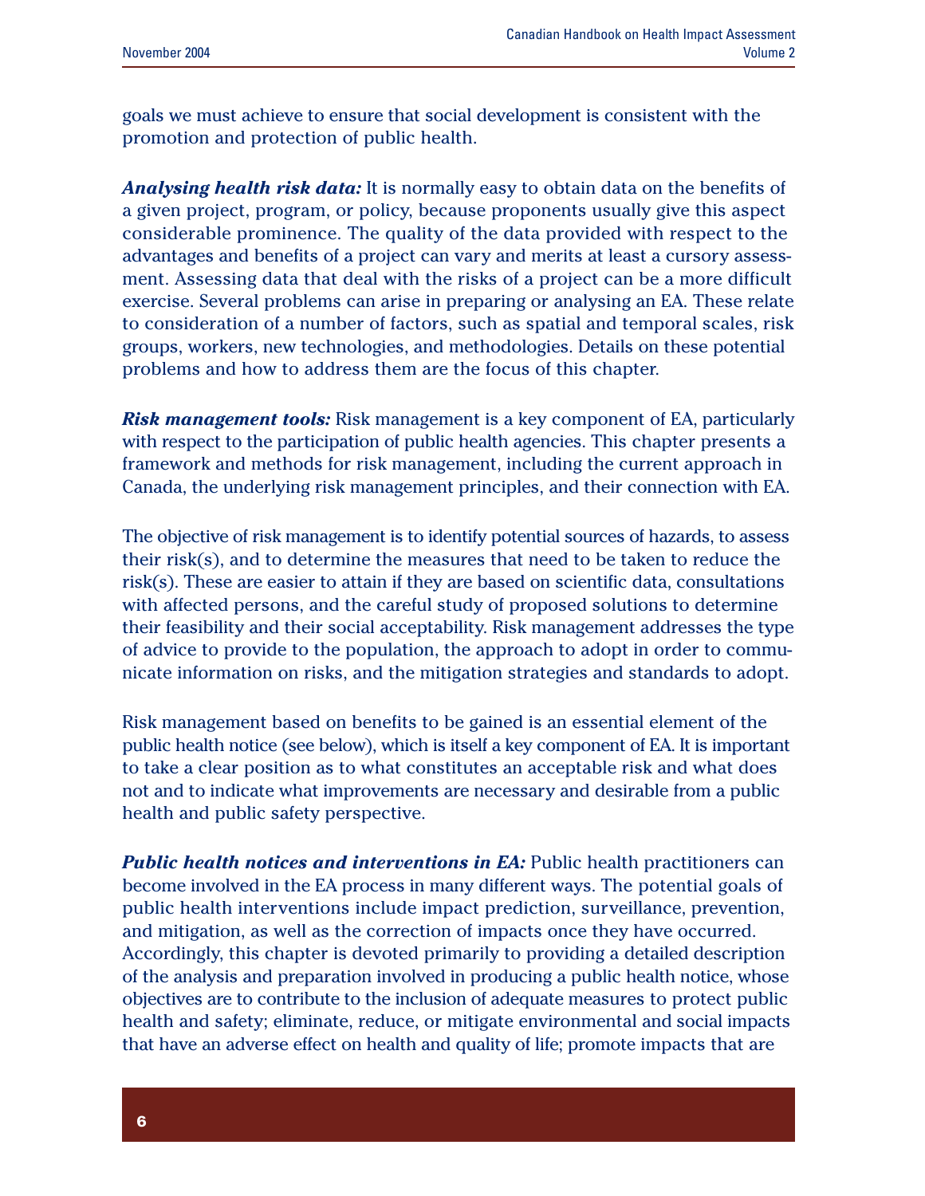goals we must achieve to ensure that social development is consistent with the promotion and protection of public health.

***Analysing health risk data:*** It is normally easy to obtain data on the benefits of a given project, program, or policy, because proponents usually give this aspect considerable prominence. The quality of the data provided with respect to the advantages and benefits of a project can vary and merits at least a cursory assessment. Assessing data that deal with the risks of a project can be a more difficult exercise. Several problems can arise in preparing or analysing an EA. These relate to consideration of a number of factors, such as spatial and temporal scales, risk groups, workers, new technologies, and methodologies. Details on these potential problems and how to address them are the focus of this chapter.

***Risk management tools:*** Risk management is a key component of EA, particularly with respect to the participation of public health agencies. This chapter presents a framework and methods for risk management, including the current approach in Canada, the underlying risk management principles, and their connection with EA.

The objective of risk management is to identify potential sources of hazards, to assess their risk(s), and to determine the measures that need to be taken to reduce the risk(s). These are easier to attain if they are based on scientific data, consultations with affected persons, and the careful study of proposed solutions to determine their feasibility and their social acceptability. Risk management addresses the type of advice to provide to the population, the approach to adopt in order to communicate information on risks, and the mitigation strategies and standards to adopt.

Risk management based on benefits to be gained is an essential element of the public health notice (see below), which is itself a key component of EA. It is important to take a clear position as to what constitutes an acceptable risk and what does not and to indicate what improvements are necessary and desirable from a public health and public safety perspective.

***Public health notices and interventions in EA:*** Public health practitioners can become involved in the EA process in many different ways. The potential goals of public health interventions include impact prediction, surveillance, prevention, and mitigation, as well as the correction of impacts once they have occurred. Accordingly, this chapter is devoted primarily to providing a detailed description of the analysis and preparation involved in producing a public health notice, whose objectives are to contribute to the inclusion of adequate measures to protect public health and safety; eliminate, reduce, or mitigate environmental and social impacts that have an adverse effect on health and quality of life; promote impacts that are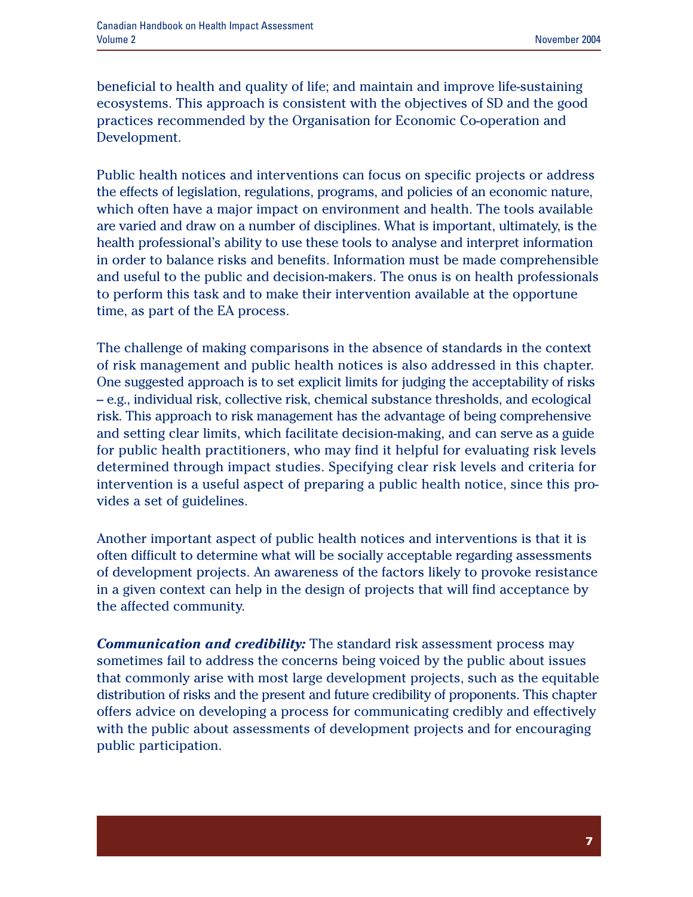beneficial to health and quality of life; and maintain and improve life-sustaining ecosystems. This approach is consistent with the objectives of SD and the good practices recommended by the Organisation for Economic Co-operation and Development.

Public health notices and interventions can focus on specific projects or address the effects of legislation, regulations, programs, and policies of an economic nature, which often have a major impact on environment and health. The tools available are varied and draw on a number of disciplines. What is important, ultimately, is the health professional's ability to use these tools to analyse and interpret information in order to balance risks and benefits. Information must be made comprehensible and useful to the public and decision-makers. The onus is on health professionals to perform this task and to make their intervention available at the opportune time, as part of the EA process.

The challenge of making comparisons in the absence of standards in the context of risk management and public health notices is also addressed in this chapter. One suggested approach is to set explicit limits for judging the acceptability of risks – e.g., individual risk, collective risk, chemical substance thresholds, and ecological risk. This approach to risk management has the advantage of being comprehensive and setting clear limits, which facilitate decision-making, and can serve as a guide for public health practitioners, who may find it helpful for evaluating risk levels determined through impact studies. Specifying clear risk levels and criteria for intervention is a useful aspect of preparing a public health notice, since this provides a set of guidelines.

Another important aspect of public health notices and interventions is that it is often difficult to determine what will be socially acceptable regarding assessments of development projects. An awareness of the factors likely to provoke resistance in a given context can help in the design of projects that will find acceptance by the affected community.

***Communication and credibility:*** The standard risk assessment process may sometimes fail to address the concerns being voiced by the public about issues that commonly arise with most large development projects, such as the equitable distribution of risks and the present and future credibility of proponents. This chapter offers advice on developing a process for communicating credibly and effectively with the public about assessments of development projects and for encouraging public participation.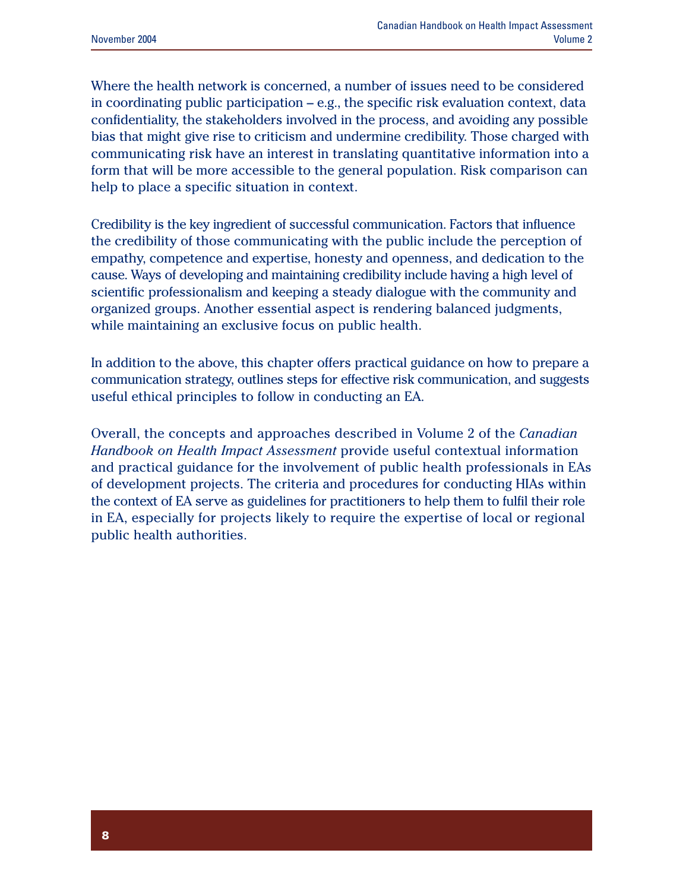Where the health network is concerned, a number of issues need to be considered in coordinating public participation – e.g., the specific risk evaluation context, data confidentiality, the stakeholders involved in the process, and avoiding any possible bias that might give rise to criticism and undermine credibility. Those charged with communicating risk have an interest in translating quantitative information into a form that will be more accessible to the general population. Risk comparison can help to place a specific situation in context.

Credibility is the key ingredient of successful communication. Factors that influence the credibility of those communicating with the public include the perception of empathy, competence and expertise, honesty and openness, and dedication to the cause. Ways of developing and maintaining credibility include having a high level of scientific professionalism and keeping a steady dialogue with the community and organized groups. Another essential aspect is rendering balanced judgments, while maintaining an exclusive focus on public health.

In addition to the above, this chapter offers practical guidance on how to prepare a communication strategy, outlines steps for effective risk communication, and suggests useful ethical principles to follow in conducting an EA.

Overall, the concepts and approaches described in Volume 2 of the *Canadian Handbook on Health Impact Assessment* provide useful contextual information and practical guidance for the involvement of public health professionals in EAs of development projects. The criteria and procedures for conducting HIAs within the context of EA serve as guidelines for practitioners to help them to fulfil their role in EA, especially for projects likely to require the expertise of local or regional public health authorities.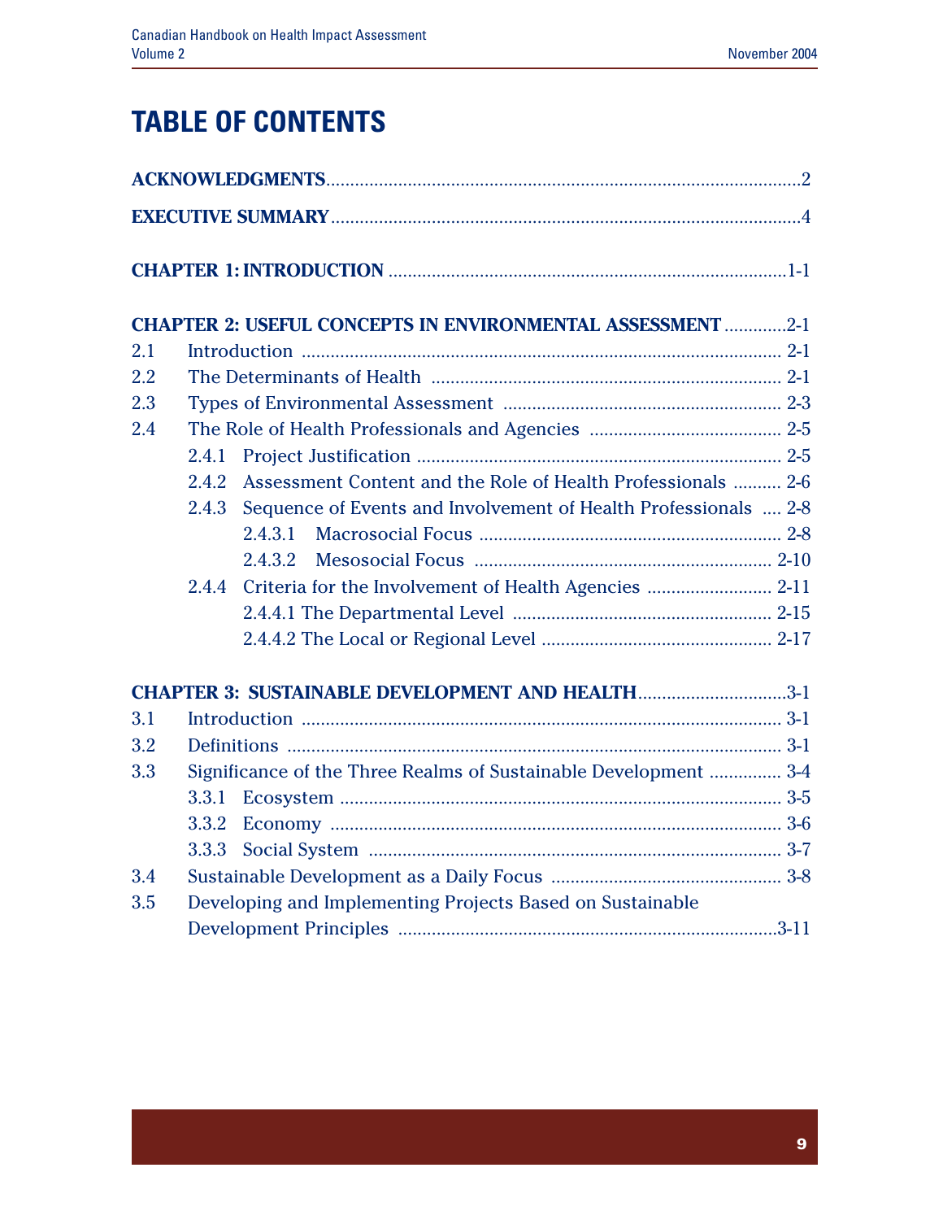# TABLE OF CONTENTS

**ACKNOWLEDGMENTS** .......... 2

**EXECUTIVE SUMMARY** .......... 4

**CHAPTER 1: INTRODUCTION** .......... 1-1

**CHAPTER 2: USEFUL CONCEPTS IN ENVIRONMENTAL ASSESSMENT** .......... 2-1

- 2.1 Introduction .......... 2-1
- 2.2 The Determinants of Health .......... 2-1
- 2.3 Types of Environmental Assessment .......... 2-3
- 2.4 The Role of Health Professionals and Agencies .......... 2-5
  - 2.4.1 Project Justification .......... 2-5
  - 2.4.2 Assessment Content and the Role of Health Professionals .......... 2-6
  - 2.4.3 Sequence of Events and Involvement of Health Professionals .......... 2-8
    - 2.4.3.1 Macrosocial Focus .......... 2-8
    - 2.4.3.2 Mesosocial Focus .......... 2-10
  - 2.4.4 Criteria for the Involvement of Health Agencies .......... 2-11
    - 2.4.4.1 The Departmental Level .......... 2-15
    - 2.4.4.2 The Local or Regional Level .......... 2-17

**CHAPTER 3: SUSTAINABLE DEVELOPMENT AND HEALTH** .......... 3-1

- 3.1 Introduction .......... 3-1
- 3.2 Definitions .......... 3-1
- 3.3 Significance of the Three Realms of Sustainable Development .......... 3-4
  - 3.3.1 Ecosystem .......... 3-5
  - 3.3.2 Economy .......... 3-6
  - 3.3.3 Social System .......... 3-7
- 3.4 Sustainable Development as a Daily Focus .......... 3-8
- 3.5 Developing and Implementing Projects Based on Sustainable Development Principles .......... 3-11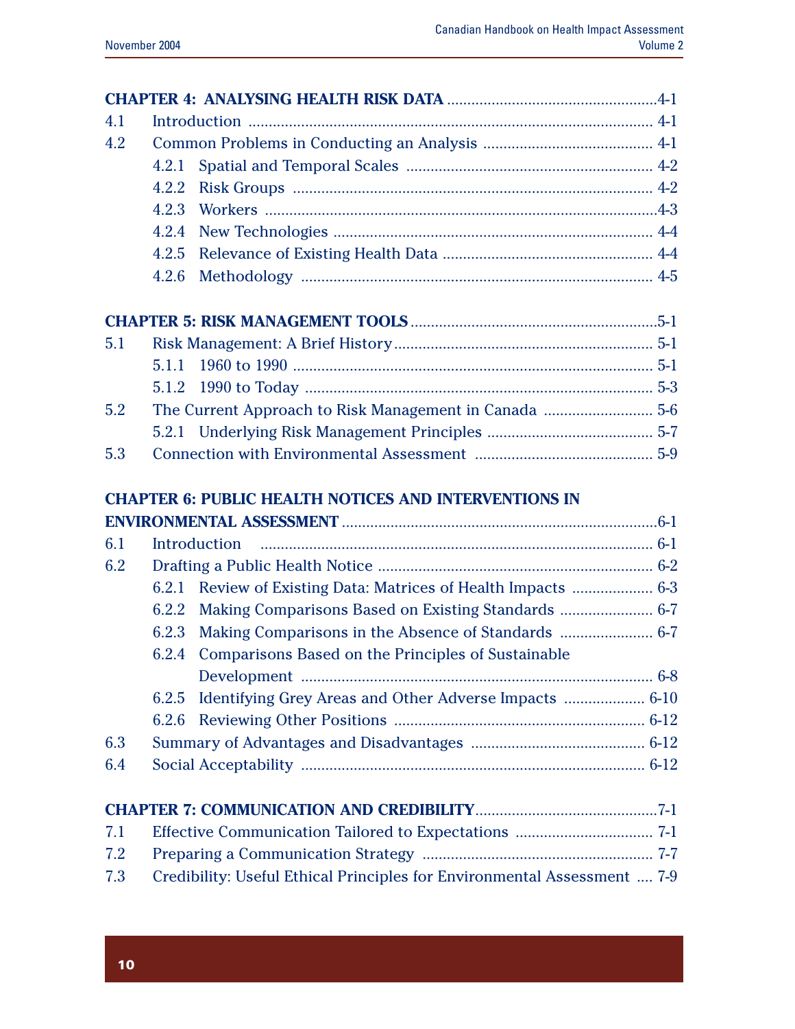**CHAPTER 4: ANALYSING HEALTH RISK DATA** .................................................... 4-1

4.1 Introduction .................................................................................................. 4-1

4.2 Common Problems in Conducting an Analysis ........................................... 4-1

- 4.2.1 Spatial and Temporal Scales ............................................................ 4-2
- 4.2.2 Risk Groups ........................................................................................ 4-2
- 4.2.3 Workers ................................................................................................ 4-3
- 4.2.4 New Technologies .............................................................................. 4-4
- 4.2.5 Relevance of Existing Health Data ................................................... 4-4
- 4.2.6 Methodology ...................................................................................... 4-5

**CHAPTER 5: RISK MANAGEMENT TOOLS** ............................................................ 5-1

5.1 Risk Management: A Brief History ............................................................... 5-1

- 5.1.1 1960 to 1990 ........................................................................................ 5-1
- 5.1.2 1990 to Today ..................................................................................... 5-3

5.2 The Current Approach to Risk Management in Canada ........................... 5-6

- 5.2.1 Underlying Risk Management Principles ......................................... 5-7

5.3 Connection with Environmental Assessment ............................................ 5-9

**CHAPTER 6: PUBLIC HEALTH NOTICES AND INTERVENTIONS IN ENVIRONMENTAL ASSESSMENT** .............................................................................. 6-1

6.1 Introduction ................................................................................................. 6-1

6.2 Drafting a Public Health Notice ................................................................... 6-2

- 6.2.1 Review of Existing Data: Matrices of Health Impacts .................... 6-3
- 6.2.2 Making Comparisons Based on Existing Standards ....................... 6-7
- 6.2.3 Making Comparisons in the Absence of Standards ....................... 6-7
- 6.2.4 Comparisons Based on the Principles of Sustainable Development ....................................................................................... 6-8
- 6.2.5 Identifying Grey Areas and Other Adverse Impacts .................... 6-10
- 6.2.6 Reviewing Other Positions ............................................................. 6-12

6.3 Summary of Advantages and Disadvantages ........................................... 6-12

6.4 Social Acceptability ..................................................................................... 6-12

**CHAPTER 7: COMMUNICATION AND CREDIBILITY** ............................................. 7-1

7.1 Effective Communication Tailored to Expectations .................................. 7-1

7.2 Preparing a Communication Strategy ........................................................ 7-7

7.3 Credibility: Useful Ethical Principles for Environmental Assessment .... 7-9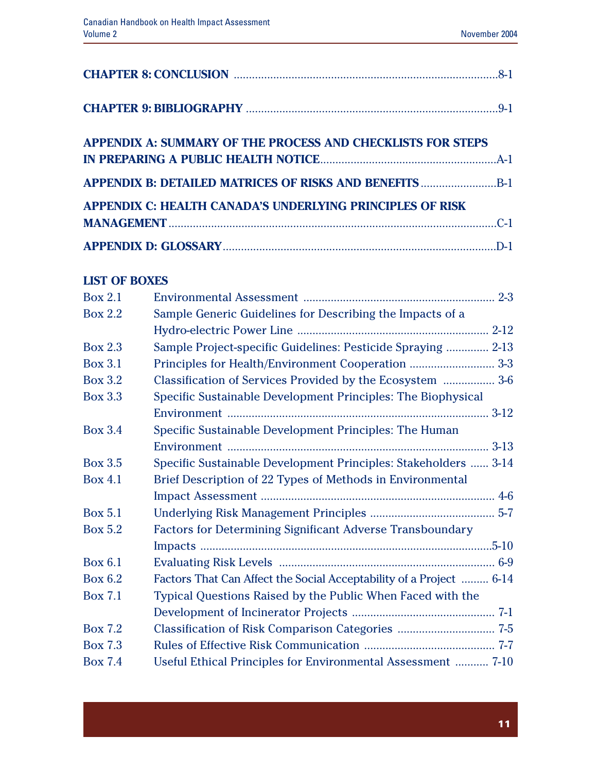**CHAPTER 8: CONCLUSION** ....................................................................................8-1

**CHAPTER 9: BIBLIOGRAPHY** ................................................................................9-1

**APPENDIX A: SUMMARY OF THE PROCESS AND CHECKLISTS FOR STEPS IN PREPARING A PUBLIC HEALTH NOTICE**.........................................................A-1

**APPENDIX B: DETAILED MATRICES OF RISKS AND BENEFITS**.........................B-1

**APPENDIX C: HEALTH CANADA'S UNDERLYING PRINCIPLES OF RISK MANAGEMENT**..........................................................................................................C-1

**APPENDIX D: GLOSSARY**........................................................................................D-1

**LIST OF BOXES**

| | | |
|---|---|---|
| Box 2.1 | Environmental Assessment | 2-3 |
| Box 2.2 | Sample Generic Guidelines for Describing the Impacts of a Hydro-electric Power Line | 2-12 |
| Box 2.3 | Sample Project-specific Guidelines: Pesticide Spraying | 2-13 |
| Box 3.1 | Principles for Health/Environment Cooperation | 3-3 |
| Box 3.2 | Classification of Services Provided by the Ecosystem | 3-6 |
| Box 3.3 | Specific Sustainable Development Principles: The Biophysical Environment | 3-12 |
| Box 3.4 | Specific Sustainable Development Principles: The Human Environment | 3-13 |
| Box 3.5 | Specific Sustainable Development Principles: Stakeholders | 3-14 |
| Box 4.1 | Brief Description of 22 Types of Methods in Environmental Impact Assessment | 4-6 |
| Box 5.1 | Underlying Risk Management Principles | 5-7 |
| Box 5.2 | Factors for Determining Significant Adverse Transboundary Impacts | 5-10 |
| Box 6.1 | Evaluating Risk Levels | 6-9 |
| Box 6.2 | Factors That Can Affect the Social Acceptability of a Project | 6-14 |
| Box 7.1 | Typical Questions Raised by the Public When Faced with the Development of Incinerator Projects | 7-1 |
| Box 7.2 | Classification of Risk Comparison Categories | 7-5 |
| Box 7.3 | Rules of Effective Risk Communication | 7-7 |
| Box 7.4 | Useful Ethical Principles for Environmental Assessment | 7-10 |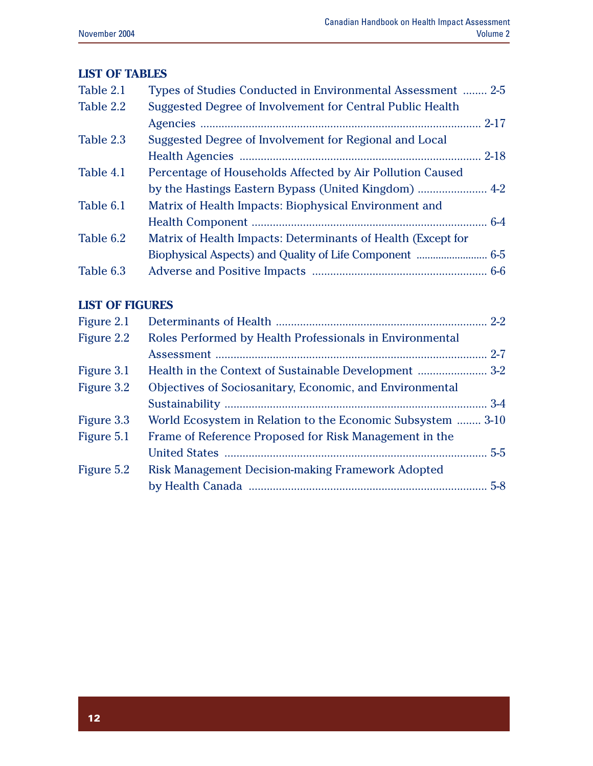## LIST OF TABLES

| | | |
|---|---|---|
| Table 2.1 | Types of Studies Conducted in Environmental Assessment | 2-5 |
| Table 2.2 | Suggested Degree of Involvement for Central Public Health Agencies | 2-17 |
| Table 2.3 | Suggested Degree of Involvement for Regional and Local Health Agencies | 2-18 |
| Table 4.1 | Percentage of Households Affected by Air Pollution Caused by the Hastings Eastern Bypass (United Kingdom) | 4-2 |
| Table 6.1 | Matrix of Health Impacts: Biophysical Environment and Health Component | 6-4 |
| Table 6.2 | Matrix of Health Impacts: Determinants of Health (Except for Biophysical Aspects) and Quality of Life Component | 6-5 |
| Table 6.3 | Adverse and Positive Impacts | 6-6 |

## LIST OF FIGURES

| | | |
|---|---|---|
| Figure 2.1 | Determinants of Health | 2-2 |
| Figure 2.2 | Roles Performed by Health Professionals in Environmental Assessment | 2-7 |
| Figure 3.1 | Health in the Context of Sustainable Development | 3-2 |
| Figure 3.2 | Objectives of Sociosanitary, Economic, and Environmental Sustainability | 3-4 |
| Figure 3.3 | World Ecosystem in Relation to the Economic Subsystem | 3-10 |
| Figure 5.1 | Frame of Reference Proposed for Risk Management in the United States | 5-5 |
| Figure 5.2 | Risk Management Decision-making Framework Adopted by Health Canada | 5-8 |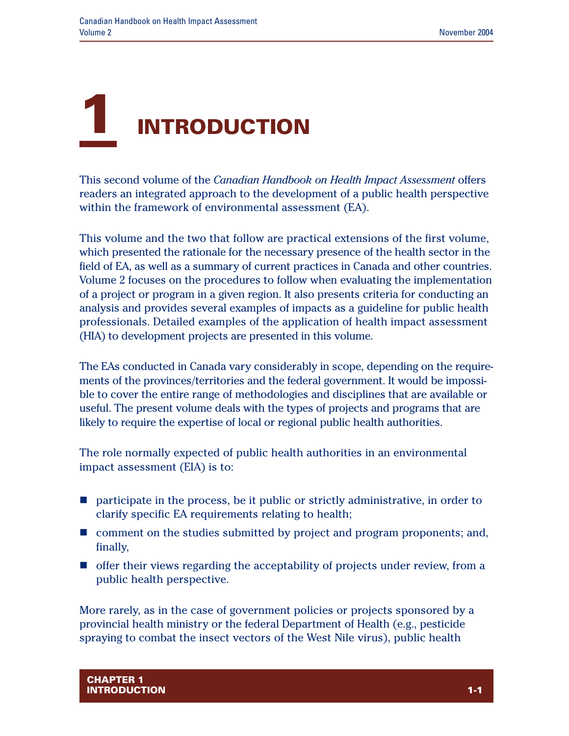# 1 INTRODUCTION

This second volume of the *Canadian Handbook on Health Impact Assessment* offers readers an integrated approach to the development of a public health perspective within the framework of environmental assessment (EA).

This volume and the two that follow are practical extensions of the first volume, which presented the rationale for the necessary presence of the health sector in the field of EA, as well as a summary of current practices in Canada and other countries. Volume 2 focuses on the procedures to follow when evaluating the implementation of a project or program in a given region. It also presents criteria for conducting an analysis and provides several examples of impacts as a guideline for public health professionals. Detailed examples of the application of health impact assessment (HIA) to development projects are presented in this volume.

The EAs conducted in Canada vary considerably in scope, depending on the requirements of the provinces/territories and the federal government. It would be impossible to cover the entire range of methodologies and disciplines that are available or useful. The present volume deals with the types of projects and programs that are likely to require the expertise of local or regional public health authorities.

The role normally expected of public health authorities in an environmental impact assessment (EIA) is to:

- participate in the process, be it public or strictly administrative, in order to clarify specific EA requirements relating to health;
- comment on the studies submitted by project and program proponents; and, finally,
- offer their views regarding the acceptability of projects under review, from a public health perspective.

More rarely, as in the case of government policies or projects sponsored by a provincial health ministry or the federal Department of Health (e.g., pesticide spraying to combat the insect vectors of the West Nile virus), public health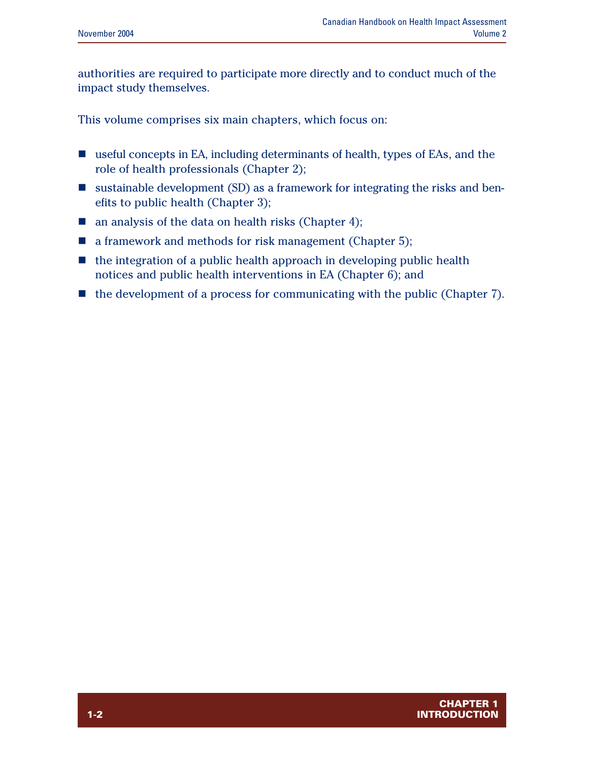authorities are required to participate more directly and to conduct much of the impact study themselves.

This volume comprises six main chapters, which focus on:

- useful concepts in EA, including determinants of health, types of EAs, and the role of health professionals (Chapter 2);
- sustainable development (SD) as a framework for integrating the risks and benefits to public health (Chapter 3);
- an analysis of the data on health risks (Chapter 4);
- a framework and methods for risk management (Chapter 5);
- the integration of a public health approach in developing public health notices and public health interventions in EA (Chapter 6); and
- the development of a process for communicating with the public (Chapter 7).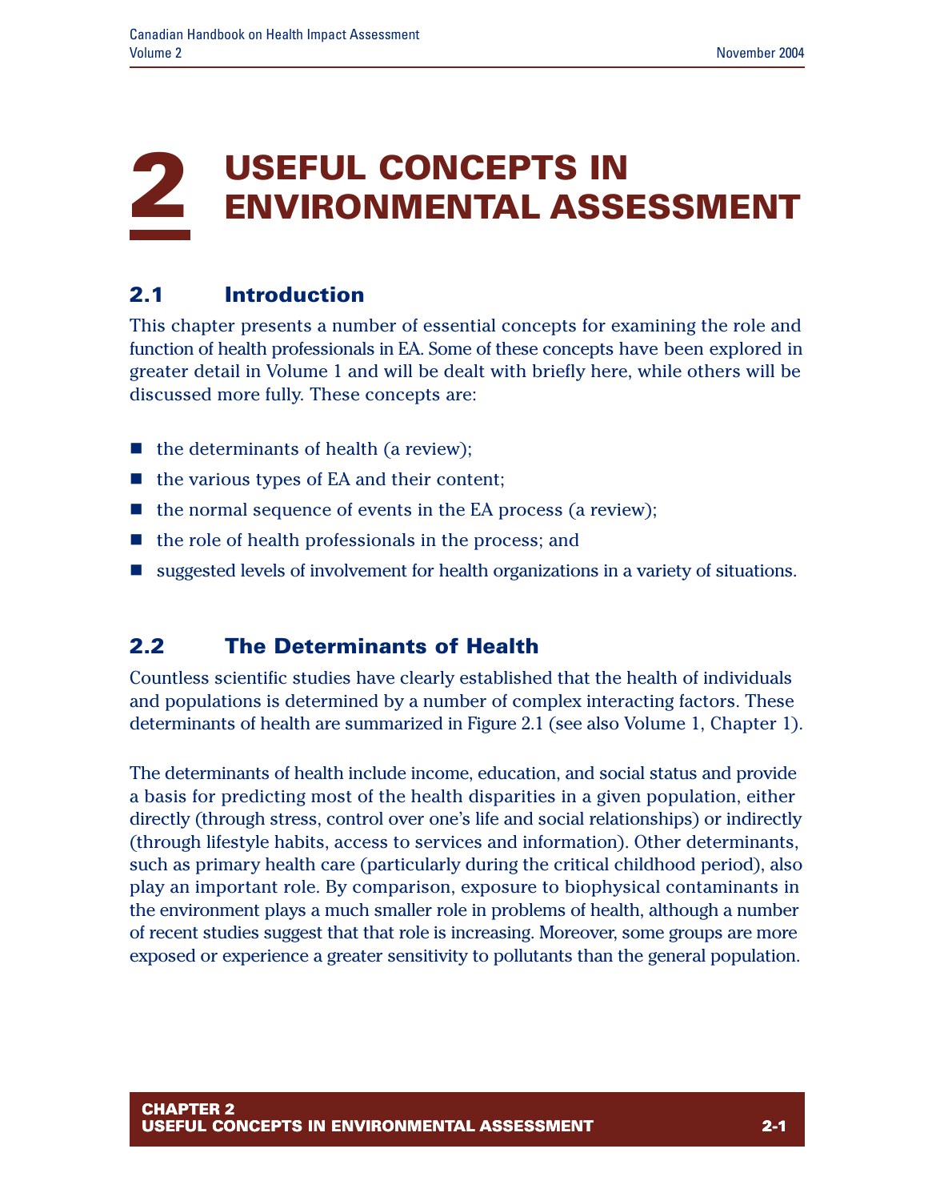# 2 USEFUL CONCEPTS IN ENVIRONMENTAL ASSESSMENT

## 2.1 Introduction

This chapter presents a number of essential concepts for examining the role and function of health professionals in EA. Some of these concepts have been explored in greater detail in Volume 1 and will be dealt with briefly here, while others will be discussed more fully. These concepts are:

- the determinants of health (a review);
- the various types of EA and their content;
- the normal sequence of events in the EA process (a review);
- the role of health professionals in the process; and
- suggested levels of involvement for health organizations in a variety of situations.

## 2.2 The Determinants of Health

Countless scientific studies have clearly established that the health of individuals and populations is determined by a number of complex interacting factors. These determinants of health are summarized in Figure 2.1 (see also Volume 1, Chapter 1).

The determinants of health include income, education, and social status and provide a basis for predicting most of the health disparities in a given population, either directly (through stress, control over one's life and social relationships) or indirectly (through lifestyle habits, access to services and information). Other determinants, such as primary health care (particularly during the critical childhood period), also play an important role. By comparison, exposure to biophysical contaminants in the environment plays a much smaller role in problems of health, although a number of recent studies suggest that that role is increasing. Moreover, some groups are more exposed or experience a greater sensitivity to pollutants than the general population.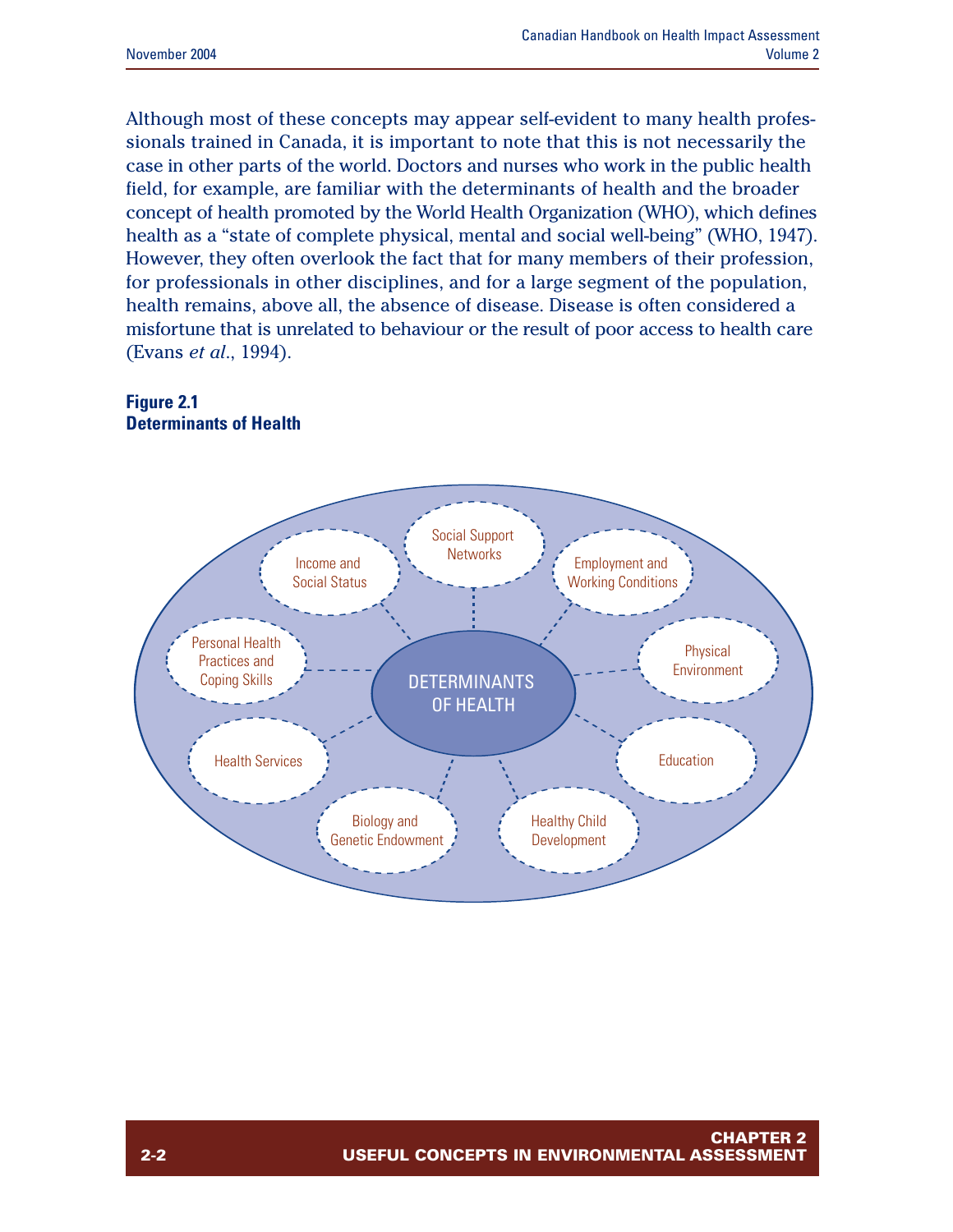Although most of these concepts may appear self-evident to many health professionals trained in Canada, it is important to note that this is not necessarily the case in other parts of the world. Doctors and nurses who work in the public health field, for example, are familiar with the determinants of health and the broader concept of health promoted by the World Health Organization (WHO), which defines health as a "state of complete physical, mental and social well-being" (WHO, 1947). However, they often overlook the fact that for many members of their profession, for professionals in other disciplines, and for a large segment of the population, health remains, above all, the absence of disease. Disease is often considered a misfortune that is unrelated to behaviour or the result of poor access to health care (Evans *et al*., 1994).

**Figure 2.1**
**Determinants of Health**

DETERMINANTS OF HEALTH

- Social Support Networks
- Employment and Working Conditions
- Physical Environment
- Education
- Healthy Child Development
- Biology and Genetic Endowment
- Health Services
- Personal Health Practices and Coping Skills
- Income and Social Status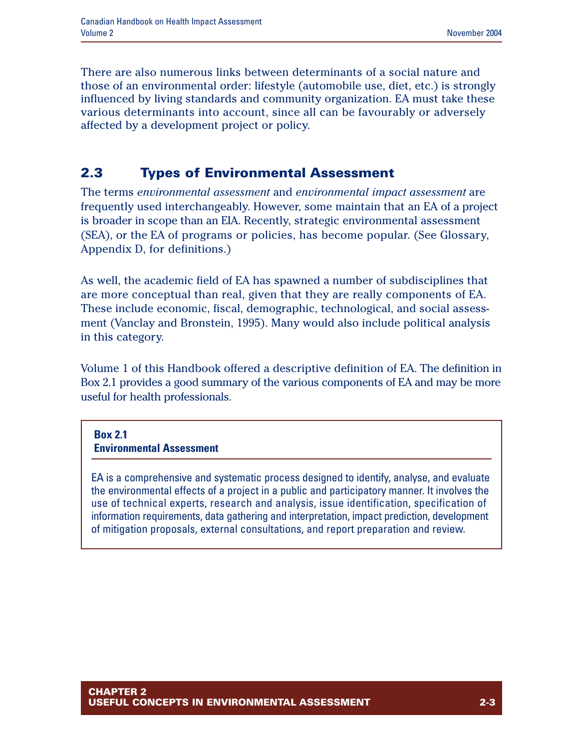There are also numerous links between determinants of a social nature and those of an environmental order: lifestyle (automobile use, diet, etc.) is strongly influenced by living standards and community organization. EA must take these various determinants into account, since all can be favourably or adversely affected by a development project or policy.

## 2.3 Types of Environmental Assessment

The terms *environmental assessment* and *environmental impact assessment* are frequently used interchangeably. However, some maintain that an EA of a project is broader in scope than an EIA. Recently, strategic environmental assessment (SEA), or the EA of programs or policies, has become popular. (See Glossary, Appendix D, for definitions.)

As well, the academic field of EA has spawned a number of subdisciplines that are more conceptual than real, given that they are really components of EA. These include economic, fiscal, demographic, technological, and social assessment (Vanclay and Bronstein, 1995). Many would also include political analysis in this category.

Volume 1 of this Handbook offered a descriptive definition of EA. The definition in Box 2.1 provides a good summary of the various components of EA and may be more useful for health professionals.

**Box 2.1**
**Environmental Assessment**

EA is a comprehensive and systematic process designed to identify, analyse, and evaluate the environmental effects of a project in a public and participatory manner. It involves the use of technical experts, research and analysis, issue identification, specification of information requirements, data gathering and interpretation, impact prediction, development of mitigation proposals, external consultations, and report preparation and review.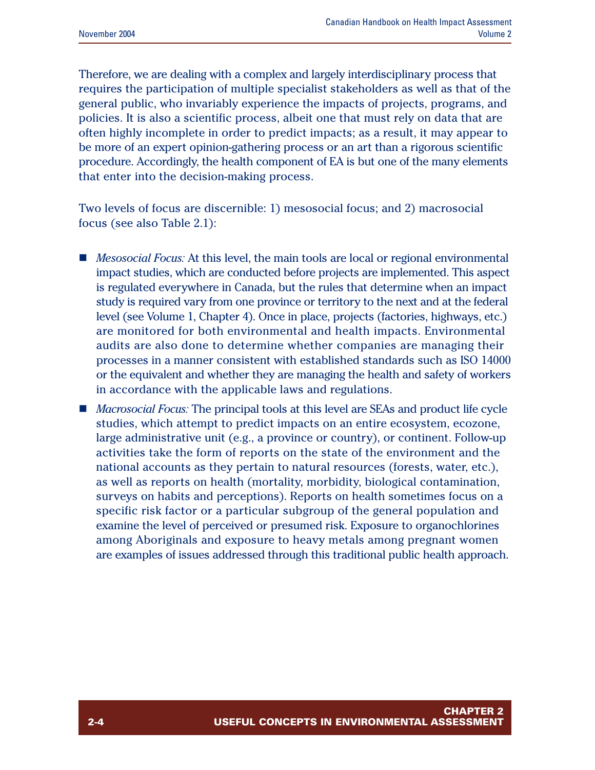Therefore, we are dealing with a complex and largely interdisciplinary process that requires the participation of multiple specialist stakeholders as well as that of the general public, who invariably experience the impacts of projects, programs, and policies. It is also a scientific process, albeit one that must rely on data that are often highly incomplete in order to predict impacts; as a result, it may appear to be more of an expert opinion-gathering process or an art than a rigorous scientific procedure. Accordingly, the health component of EA is but one of the many elements that enter into the decision-making process.

Two levels of focus are discernible: 1) mesosocial focus; and 2) macrosocial focus (see also Table 2.1):

- *Mesosocial Focus:* At this level, the main tools are local or regional environmental impact studies, which are conducted before projects are implemented. This aspect is regulated everywhere in Canada, but the rules that determine when an impact study is required vary from one province or territory to the next and at the federal level (see Volume 1, Chapter 4). Once in place, projects (factories, highways, etc.) are monitored for both environmental and health impacts. Environmental audits are also done to determine whether companies are managing their processes in a manner consistent with established standards such as ISO 14000 or the equivalent and whether they are managing the health and safety of workers in accordance with the applicable laws and regulations.
- *Macrosocial Focus:* The principal tools at this level are SEAs and product life cycle studies, which attempt to predict impacts on an entire ecosystem, ecozone, large administrative unit (e.g., a province or country), or continent. Follow-up activities take the form of reports on the state of the environment and the national accounts as they pertain to natural resources (forests, water, etc.), as well as reports on health (mortality, morbidity, biological contamination, surveys on habits and perceptions). Reports on health sometimes focus on a specific risk factor or a particular subgroup of the general population and examine the level of perceived or presumed risk. Exposure to organochlorines among Aboriginals and exposure to heavy metals among pregnant women are examples of issues addressed through this traditional public health approach.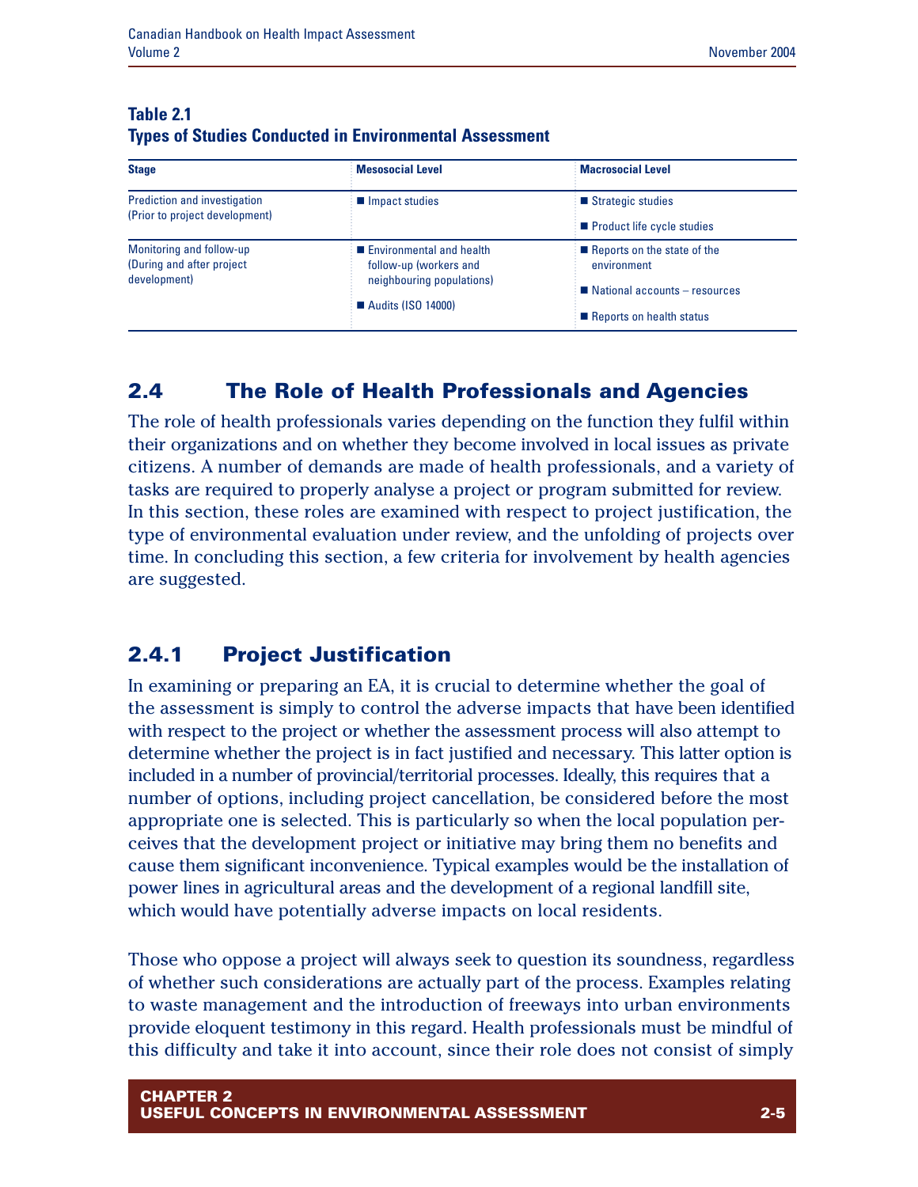**Table 2.1**
**Types of Studies Conducted in Environmental Assessment**

| Stage | Mesosocial Level | Macrosocial Level |
|---|---|---|
| Prediction and investigation (Prior to project development) | ■ Impact studies | ■ Strategic studies<br>■ Product life cycle studies |
| Monitoring and follow-up (During and after project development) | ■ Environmental and health follow-up (workers and neighbouring populations)<br>■ Audits (ISO 14000) | ■ Reports on the state of the environment<br>■ National accounts – resources<br>■ Reports on health status |

## 2.4 The Role of Health Professionals and Agencies

The role of health professionals varies depending on the function they fulfil within their organizations and on whether they become involved in local issues as private citizens. A number of demands are made of health professionals, and a variety of tasks are required to properly analyse a project or program submitted for review. In this section, these roles are examined with respect to project justification, the type of environmental evaluation under review, and the unfolding of projects over time. In concluding this section, a few criteria for involvement by health agencies are suggested.

### 2.4.1 Project Justification

In examining or preparing an EA, it is crucial to determine whether the goal of the assessment is simply to control the adverse impacts that have been identified with respect to the project or whether the assessment process will also attempt to determine whether the project is in fact justified and necessary. This latter option is included in a number of provincial/territorial processes. Ideally, this requires that a number of options, including project cancellation, be considered before the most appropriate one is selected. This is particularly so when the local population perceives that the development project or initiative may bring them no benefits and cause them significant inconvenience. Typical examples would be the installation of power lines in agricultural areas and the development of a regional landfill site, which would have potentially adverse impacts on local residents.

Those who oppose a project will always seek to question its soundness, regardless of whether such considerations are actually part of the process. Examples relating to waste management and the introduction of freeways into urban environments provide eloquent testimony in this regard. Health professionals must be mindful of this difficulty and take it into account, since their role does not consist of simply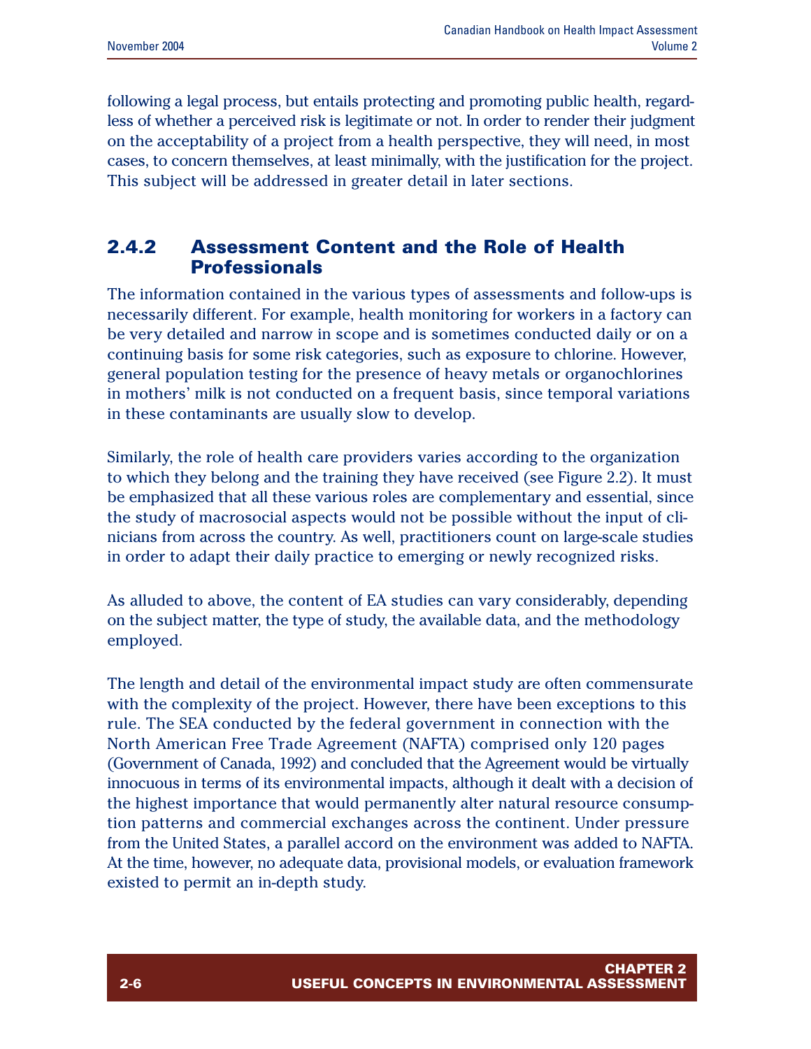following a legal process, but entails protecting and promoting public health, regardless of whether a perceived risk is legitimate or not. In order to render their judgment on the acceptability of a project from a health perspective, they will need, in most cases, to concern themselves, at least minimally, with the justification for the project. This subject will be addressed in greater detail in later sections.

### 2.4.2 Assessment Content and the Role of Health Professionals

The information contained in the various types of assessments and follow-ups is necessarily different. For example, health monitoring for workers in a factory can be very detailed and narrow in scope and is sometimes conducted daily or on a continuing basis for some risk categories, such as exposure to chlorine. However, general population testing for the presence of heavy metals or organochlorines in mothers' milk is not conducted on a frequent basis, since temporal variations in these contaminants are usually slow to develop.

Similarly, the role of health care providers varies according to the organization to which they belong and the training they have received (see Figure 2.2). It must be emphasized that all these various roles are complementary and essential, since the study of macrosocial aspects would not be possible without the input of clinicians from across the country. As well, practitioners count on large-scale studies in order to adapt their daily practice to emerging or newly recognized risks.

As alluded to above, the content of EA studies can vary considerably, depending on the subject matter, the type of study, the available data, and the methodology employed.

The length and detail of the environmental impact study are often commensurate with the complexity of the project. However, there have been exceptions to this rule. The SEA conducted by the federal government in connection with the North American Free Trade Agreement (NAFTA) comprised only 120 pages (Government of Canada, 1992) and concluded that the Agreement would be virtually innocuous in terms of its environmental impacts, although it dealt with a decision of the highest importance that would permanently alter natural resource consumption patterns and commercial exchanges across the continent. Under pressure from the United States, a parallel accord on the environment was added to NAFTA. At the time, however, no adequate data, provisional models, or evaluation framework existed to permit an in-depth study.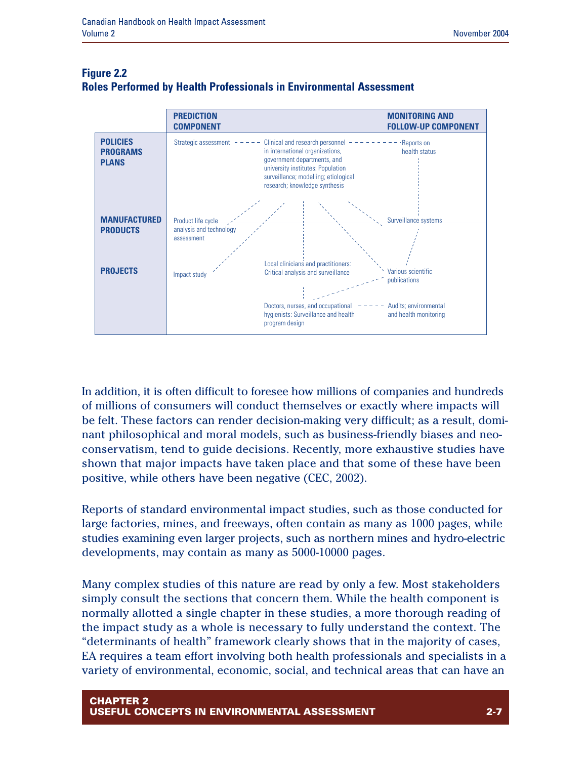**Figure 2.2**
**Roles Performed by Health Professionals in Environmental Assessment**

| | PREDICTION COMPONENT | | MONITORING AND FOLLOW-UP COMPONENT |
|---|---|---|---|
| **POLICIES PROGRAMS PLANS** | Strategic assessment | Clinical and research personnel in international organizations, government departments, and university institutes: Population surveillance; modelling; etiological research; knowledge synthesis | Reports on health status |
| **MANUFACTURED PRODUCTS** | Product life cycle analysis and technology assessment | | Surveillance systems |
| **PROJECTS** | Impact study | Local clinicians and practitioners: Critical analysis and surveillance | Various scientific publications |
| | | Doctors, nurses, and occupational hygienists: Surveillance and health program design | Audits; environmental and health monitoring |

In addition, it is often difficult to foresee how millions of companies and hundreds of millions of consumers will conduct themselves or exactly where impacts will be felt. These factors can render decision-making very difficult; as a result, dominant philosophical and moral models, such as business-friendly biases and neo-conservatism, tend to guide decisions. Recently, more exhaustive studies have shown that major impacts have taken place and that some of these have been positive, while others have been negative (CEC, 2002).

Reports of standard environmental impact studies, such as those conducted for large factories, mines, and freeways, often contain as many as 1000 pages, while studies examining even larger projects, such as northern mines and hydro-electric developments, may contain as many as 5000-10000 pages.

Many complex studies of this nature are read by only a few. Most stakeholders simply consult the sections that concern them. While the health component is normally allotted a single chapter in these studies, a more thorough reading of the impact study as a whole is necessary to fully understand the context. The "determinants of health" framework clearly shows that in the majority of cases, EA requires a team effort involving both health professionals and specialists in a variety of environmental, economic, social, and technical areas that can have an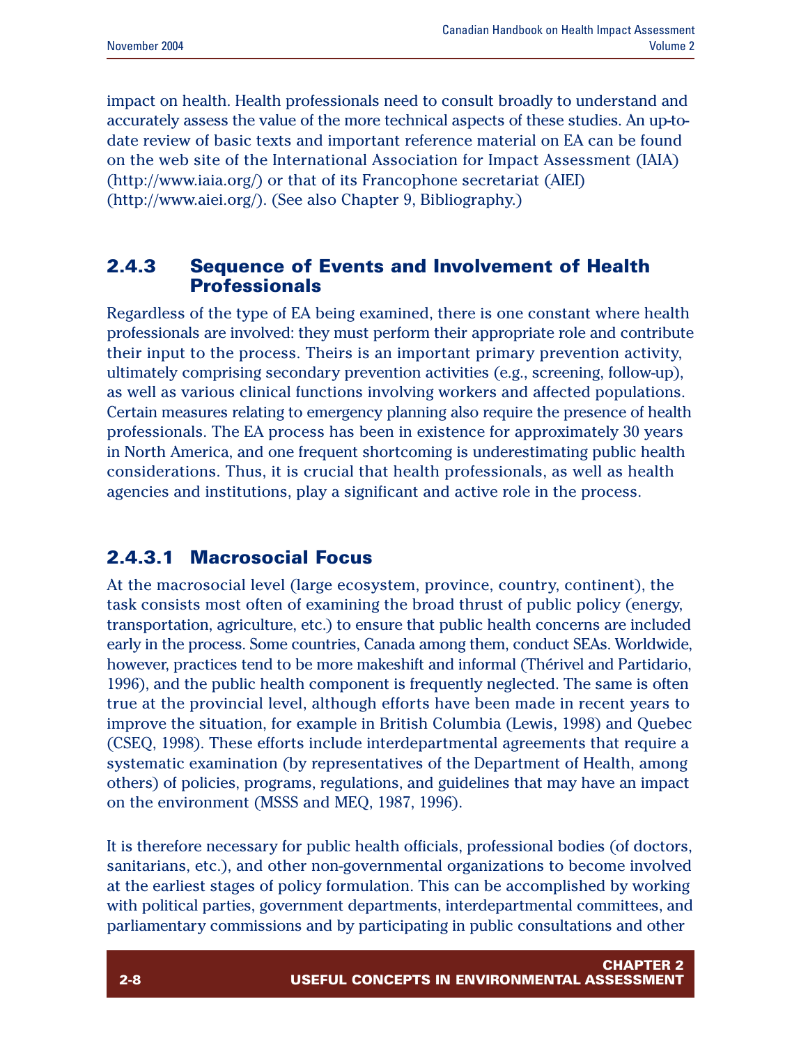impact on health. Health professionals need to consult broadly to understand and accurately assess the value of the more technical aspects of these studies. An up-to-date review of basic texts and important reference material on EA can be found on the web site of the International Association for Impact Assessment (IAIA) (http://www.iaia.org/) or that of its Francophone secretariat (AIEI) (http://www.aiei.org/). (See also Chapter 9, Bibliography.)

### 2.4.3 Sequence of Events and Involvement of Health Professionals

Regardless of the type of EA being examined, there is one constant where health professionals are involved: they must perform their appropriate role and contribute their input to the process. Theirs is an important primary prevention activity, ultimately comprising secondary prevention activities (e.g., screening, follow-up), as well as various clinical functions involving workers and affected populations. Certain measures relating to emergency planning also require the presence of health professionals. The EA process has been in existence for approximately 30 years in North America, and one frequent shortcoming is underestimating public health considerations. Thus, it is crucial that health professionals, as well as health agencies and institutions, play a significant and active role in the process.

#### 2.4.3.1 Macrosocial Focus

At the macrosocial level (large ecosystem, province, country, continent), the task consists most often of examining the broad thrust of public policy (energy, transportation, agriculture, etc.) to ensure that public health concerns are included early in the process. Some countries, Canada among them, conduct SEAs. Worldwide, however, practices tend to be more makeshift and informal (Thérivel and Partidario, 1996), and the public health component is frequently neglected. The same is often true at the provincial level, although efforts have been made in recent years to improve the situation, for example in British Columbia (Lewis, 1998) and Quebec (CSEQ, 1998). These efforts include interdepartmental agreements that require a systematic examination (by representatives of the Department of Health, among others) of policies, programs, regulations, and guidelines that may have an impact on the environment (MSSS and MEQ, 1987, 1996).

It is therefore necessary for public health officials, professional bodies (of doctors, sanitarians, etc.), and other non-governmental organizations to become involved at the earliest stages of policy formulation. This can be accomplished by working with political parties, government departments, interdepartmental committees, and parliamentary commissions and by participating in public consultations and other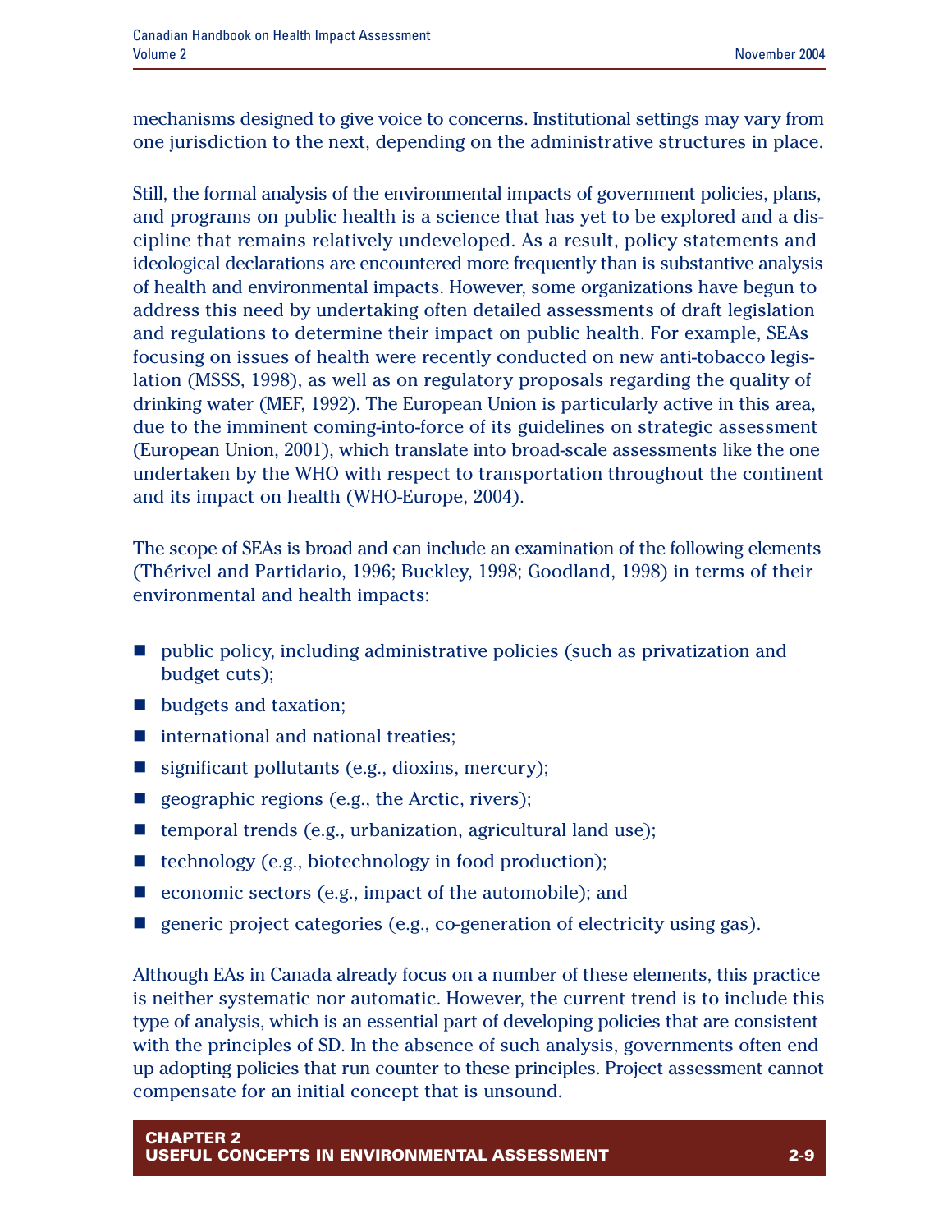mechanisms designed to give voice to concerns. Institutional settings may vary from one jurisdiction to the next, depending on the administrative structures in place.

Still, the formal analysis of the environmental impacts of government policies, plans, and programs on public health is a science that has yet to be explored and a discipline that remains relatively undeveloped. As a result, policy statements and ideological declarations are encountered more frequently than is substantive analysis of health and environmental impacts. However, some organizations have begun to address this need by undertaking often detailed assessments of draft legislation and regulations to determine their impact on public health. For example, SEAs focusing on issues of health were recently conducted on new anti-tobacco legislation (MSSS, 1998), as well as on regulatory proposals regarding the quality of drinking water (MEF, 1992). The European Union is particularly active in this area, due to the imminent coming-into-force of its guidelines on strategic assessment (European Union, 2001), which translate into broad-scale assessments like the one undertaken by the WHO with respect to transportation throughout the continent and its impact on health (WHO-Europe, 2004).

The scope of SEAs is broad and can include an examination of the following elements (Thérivel and Partidario, 1996; Buckley, 1998; Goodland, 1998) in terms of their environmental and health impacts:

- public policy, including administrative policies (such as privatization and budget cuts);
- budgets and taxation;
- international and national treaties;
- significant pollutants (e.g., dioxins, mercury);
- geographic regions (e.g., the Arctic, rivers);
- temporal trends (e.g., urbanization, agricultural land use);
- technology (e.g., biotechnology in food production);
- economic sectors (e.g., impact of the automobile); and
- generic project categories (e.g., co-generation of electricity using gas).

Although EAs in Canada already focus on a number of these elements, this practice is neither systematic nor automatic. However, the current trend is to include this type of analysis, which is an essential part of developing policies that are consistent with the principles of SD. In the absence of such analysis, governments often end up adopting policies that run counter to these principles. Project assessment cannot compensate for an initial concept that is unsound.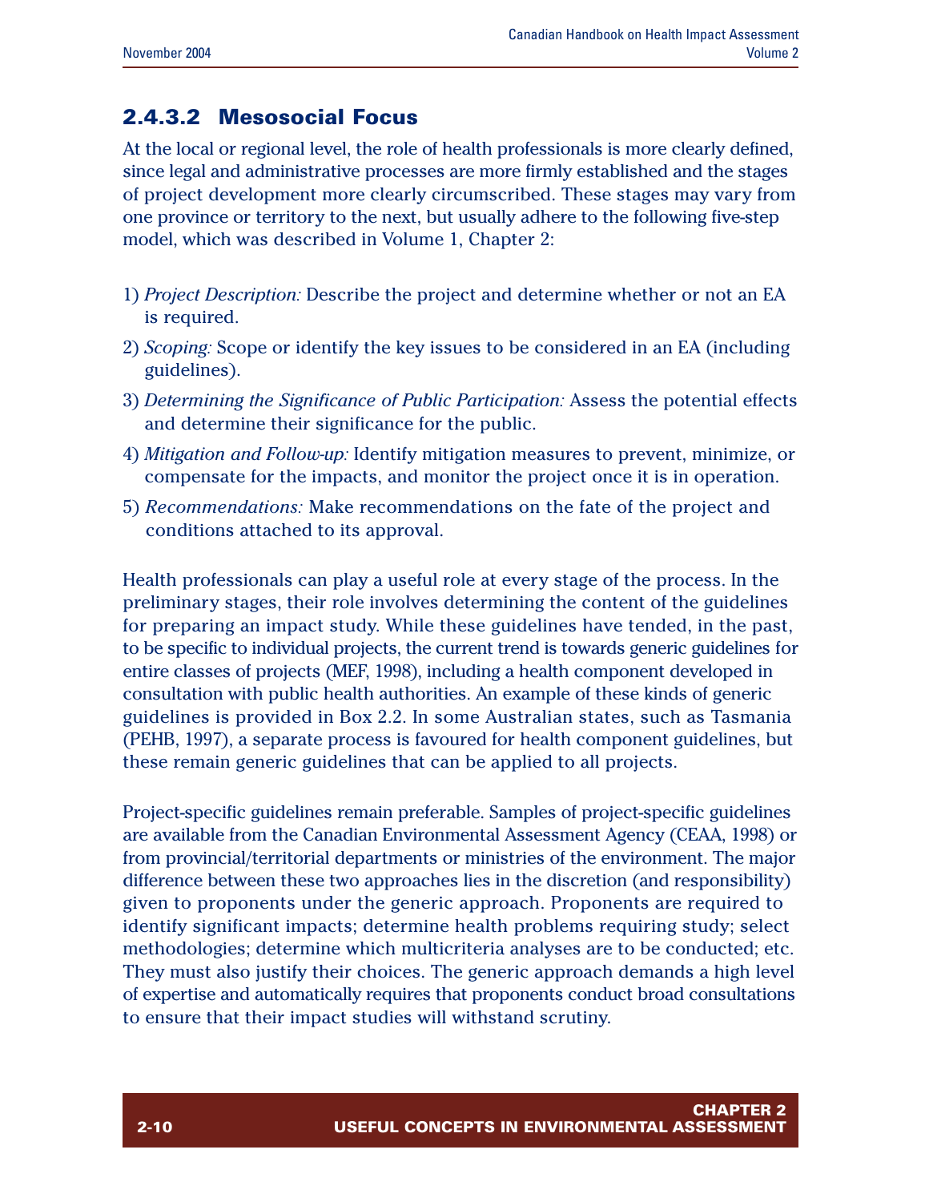### 2.4.3.2 Mesosocial Focus

At the local or regional level, the role of health professionals is more clearly defined, since legal and administrative processes are more firmly established and the stages of project development more clearly circumscribed. These stages may vary from one province or territory to the next, but usually adhere to the following five-step model, which was described in Volume 1, Chapter 2:

1) *Project Description:* Describe the project and determine whether or not an EA is required.
2) *Scoping:* Scope or identify the key issues to be considered in an EA (including guidelines).
3) *Determining the Significance of Public Participation:* Assess the potential effects and determine their significance for the public.
4) *Mitigation and Follow-up:* Identify mitigation measures to prevent, minimize, or compensate for the impacts, and monitor the project once it is in operation.
5) *Recommendations:* Make recommendations on the fate of the project and conditions attached to its approval.

Health professionals can play a useful role at every stage of the process. In the preliminary stages, their role involves determining the content of the guidelines for preparing an impact study. While these guidelines have tended, in the past, to be specific to individual projects, the current trend is towards generic guidelines for entire classes of projects (MEF, 1998), including a health component developed in consultation with public health authorities. An example of these kinds of generic guidelines is provided in Box 2.2. In some Australian states, such as Tasmania (PEHB, 1997), a separate process is favoured for health component guidelines, but these remain generic guidelines that can be applied to all projects.

Project-specific guidelines remain preferable. Samples of project-specific guidelines are available from the Canadian Environmental Assessment Agency (CEAA, 1998) or from provincial/territorial departments or ministries of the environment. The major difference between these two approaches lies in the discretion (and responsibility) given to proponents under the generic approach. Proponents are required to identify significant impacts; determine health problems requiring study; select methodologies; determine which multicriteria analyses are to be conducted; etc. They must also justify their choices. The generic approach demands a high level of expertise and automatically requires that proponents conduct broad consultations to ensure that their impact studies will withstand scrutiny.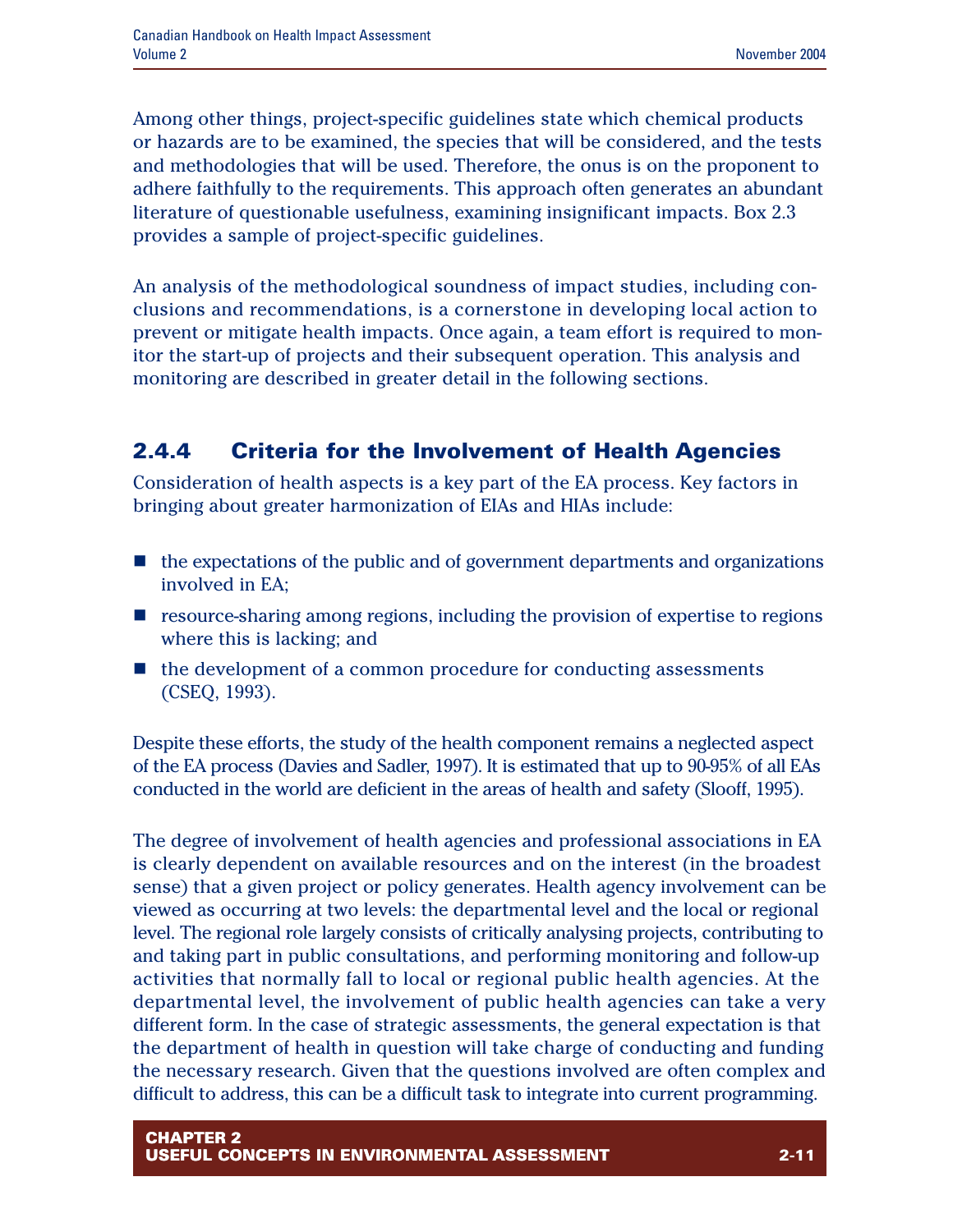Among other things, project-specific guidelines state which chemical products or hazards are to be examined, the species that will be considered, and the tests and methodologies that will be used. Therefore, the onus is on the proponent to adhere faithfully to the requirements. This approach often generates an abundant literature of questionable usefulness, examining insignificant impacts. Box 2.3 provides a sample of project-specific guidelines.

An analysis of the methodological soundness of impact studies, including conclusions and recommendations, is a cornerstone in developing local action to prevent or mitigate health impacts. Once again, a team effort is required to monitor the start-up of projects and their subsequent operation. This analysis and monitoring are described in greater detail in the following sections.

### 2.4.4 Criteria for the Involvement of Health Agencies

Consideration of health aspects is a key part of the EA process. Key factors in bringing about greater harmonization of EIAs and HIAs include:

- the expectations of the public and of government departments and organizations involved in EA;
- resource-sharing among regions, including the provision of expertise to regions where this is lacking; and
- the development of a common procedure for conducting assessments (CSEQ, 1993).

Despite these efforts, the study of the health component remains a neglected aspect of the EA process (Davies and Sadler, 1997). It is estimated that up to 90-95% of all EAs conducted in the world are deficient in the areas of health and safety (Slooff, 1995).

The degree of involvement of health agencies and professional associations in EA is clearly dependent on available resources and on the interest (in the broadest sense) that a given project or policy generates. Health agency involvement can be viewed as occurring at two levels: the departmental level and the local or regional level. The regional role largely consists of critically analysing projects, contributing to and taking part in public consultations, and performing monitoring and follow-up activities that normally fall to local or regional public health agencies. At the departmental level, the involvement of public health agencies can take a very different form. In the case of strategic assessments, the general expectation is that the department of health in question will take charge of conducting and funding the necessary research. Given that the questions involved are often complex and difficult to address, this can be a difficult task to integrate into current programming.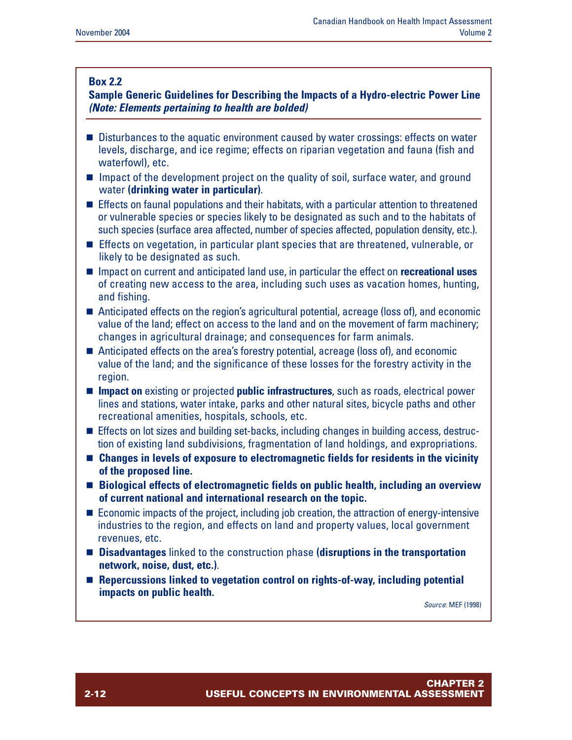**Box 2.2**

**Sample Generic Guidelines for Describing the Impacts of a Hydro-electric Power Line**
***(Note: Elements pertaining to health are bolded)***

- Disturbances to the aquatic environment caused by water crossings: effects on water levels, discharge, and ice regime; effects on riparian vegetation and fauna (fish and waterfowl), etc.
- Impact of the development project on the quality of soil, surface water, and ground water **(drinking water in particular)**.
- Effects on faunal populations and their habitats, with a particular attention to threatened or vulnerable species or species likely to be designated as such and to the habitats of such species (surface area affected, number of species affected, population density, etc.).
- Effects on vegetation, in particular plant species that are threatened, vulnerable, or likely to be designated as such.
- Impact on current and anticipated land use, in particular the effect on **recreational uses** of creating new access to the area, including such uses as vacation homes, hunting, and fishing.
- Anticipated effects on the region's agricultural potential, acreage (loss of), and economic value of the land; effect on access to the land and on the movement of farm machinery; changes in agricultural drainage; and consequences for farm animals.
- Anticipated effects on the area's forestry potential, acreage (loss of), and economic value of the land; and the significance of these losses for the forestry activity in the region.
- **Impact on** existing or projected **public infrastructures**, such as roads, electrical power lines and stations, water intake, parks and other natural sites, bicycle paths and other recreational amenities, hospitals, schools, etc.
- Effects on lot sizes and building set-backs, including changes in building access, destruction of existing land subdivisions, fragmentation of land holdings, and expropriations.
- **Changes in levels of exposure to electromagnetic fields for residents in the vicinity of the proposed line.**
- **Biological effects of electromagnetic fields on public health, including an overview of current national and international research on the topic.**
- Economic impacts of the project, including job creation, the attraction of energy-intensive industries to the region, and effects on land and property values, local government revenues, etc.
- **Disadvantages** linked to the construction phase **(disruptions in the transportation network, noise, dust, etc.)**.
- **Repercussions linked to vegetation control on rights-of-way, including potential impacts on public health.**

*Source*: MEF (1998)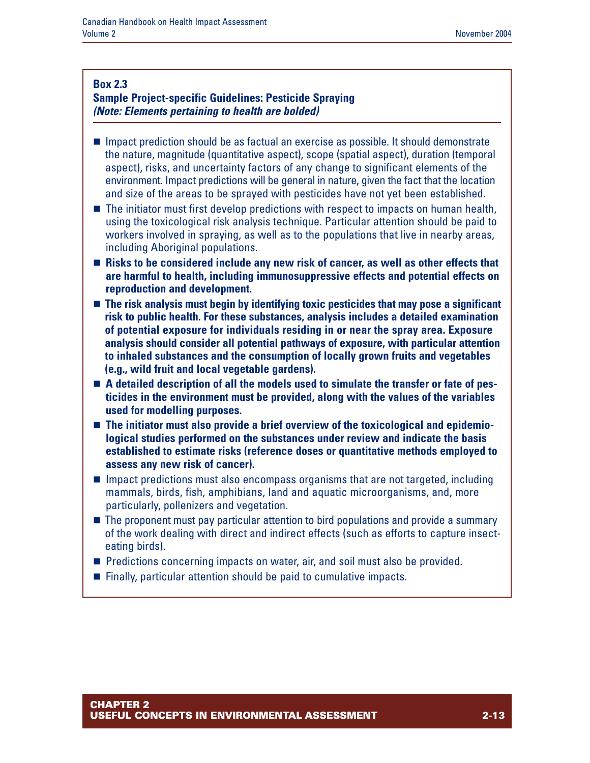**Box 2.3**
**Sample Project-specific Guidelines: Pesticide Spraying**
***(Note: Elements pertaining to health are bolded)***

- Impact prediction should be as factual an exercise as possible. It should demonstrate the nature, magnitude (quantitative aspect), scope (spatial aspect), duration (temporal aspect), risks, and uncertainty factors of any change to significant elements of the environment. Impact predictions will be general in nature, given the fact that the location and size of the areas to be sprayed with pesticides have not yet been established.
- The initiator must first develop predictions with respect to impacts on human health, using the toxicological risk analysis technique. Particular attention should be paid to workers involved in spraying, as well as to the populations that live in nearby areas, including Aboriginal populations.
- **Risks to be considered include any new risk of cancer, as well as other effects that are harmful to health, including immunosuppressive effects and potential effects on reproduction and development.**
- **The risk analysis must begin by identifying toxic pesticides that may pose a significant risk to public health. For these substances, analysis includes a detailed examination of potential exposure for individuals residing in or near the spray area. Exposure analysis should consider all potential pathways of exposure, with particular attention to inhaled substances and the consumption of locally grown fruits and vegetables (e.g., wild fruit and local vegetable gardens).**
- **A detailed description of all the models used to simulate the transfer or fate of pesticides in the environment must be provided, along with the values of the variables used for modelling purposes.**
- **The initiator must also provide a brief overview of the toxicological and epidemiological studies performed on the substances under review and indicate the basis established to estimate risks (reference doses or quantitative methods employed to assess any new risk of cancer).**
- Impact predictions must also encompass organisms that are not targeted, including mammals, birds, fish, amphibians, land and aquatic microorganisms, and, more particularly, pollenizers and vegetation.
- The proponent must pay particular attention to bird populations and provide a summary of the work dealing with direct and indirect effects (such as efforts to capture insect-eating birds).
- Predictions concerning impacts on water, air, and soil must also be provided.
- Finally, particular attention should be paid to cumulative impacts.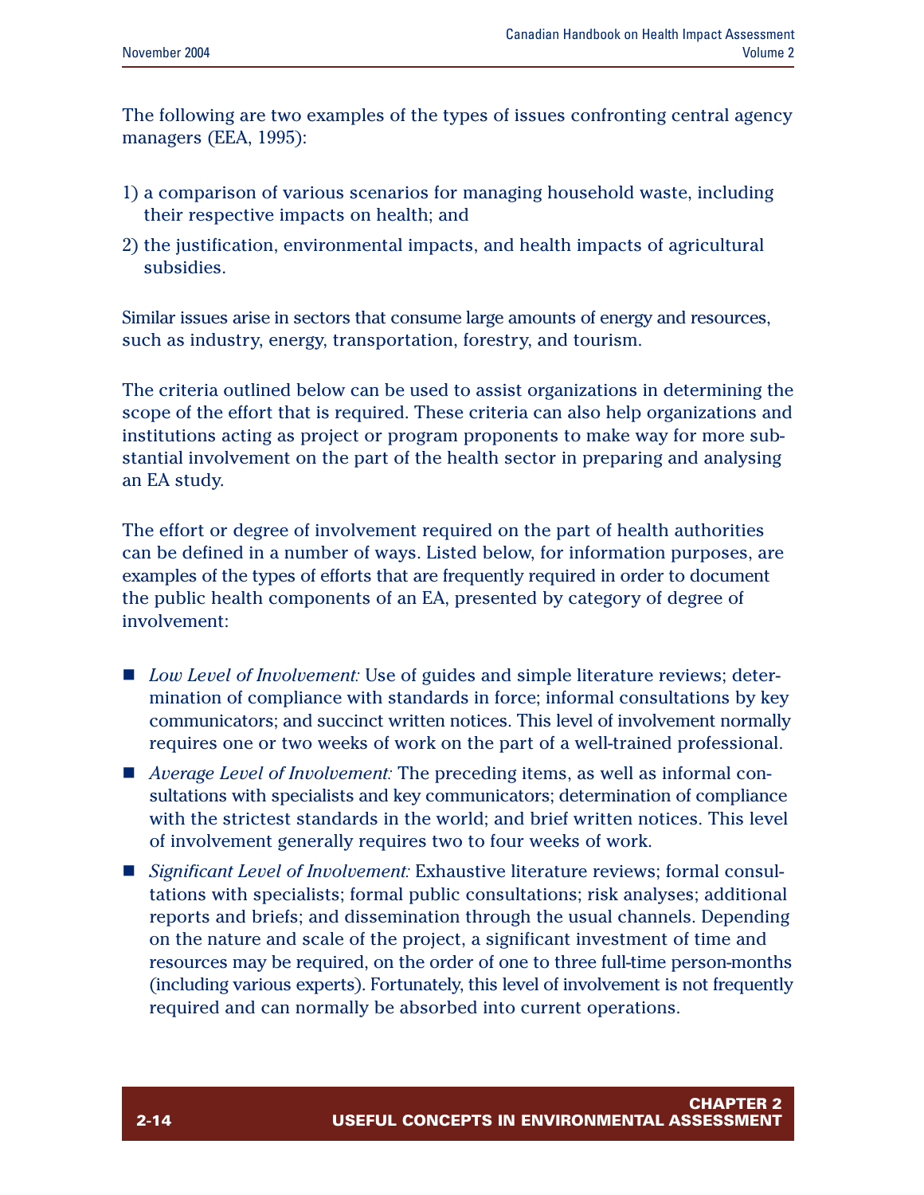The following are two examples of the types of issues confronting central agency managers (EEA, 1995):

1) a comparison of various scenarios for managing household waste, including their respective impacts on health; and
2) the justification, environmental impacts, and health impacts of agricultural subsidies.

Similar issues arise in sectors that consume large amounts of energy and resources, such as industry, energy, transportation, forestry, and tourism.

The criteria outlined below can be used to assist organizations in determining the scope of the effort that is required. These criteria can also help organizations and institutions acting as project or program proponents to make way for more substantial involvement on the part of the health sector in preparing and analysing an EA study.

The effort or degree of involvement required on the part of health authorities can be defined in a number of ways. Listed below, for information purposes, are examples of the types of efforts that are frequently required in order to document the public health components of an EA, presented by category of degree of involvement:

- *Low Level of Involvement:* Use of guides and simple literature reviews; determination of compliance with standards in force; informal consultations by key communicators; and succinct written notices. This level of involvement normally requires one or two weeks of work on the part of a well-trained professional.
- *Average Level of Involvement:* The preceding items, as well as informal consultations with specialists and key communicators; determination of compliance with the strictest standards in the world; and brief written notices. This level of involvement generally requires two to four weeks of work.
- *Significant Level of Involvement:* Exhaustive literature reviews; formal consultations with specialists; formal public consultations; risk analyses; additional reports and briefs; and dissemination through the usual channels. Depending on the nature and scale of the project, a significant investment of time and resources may be required, on the order of one to three full-time person-months (including various experts). Fortunately, this level of involvement is not frequently required and can normally be absorbed into current operations.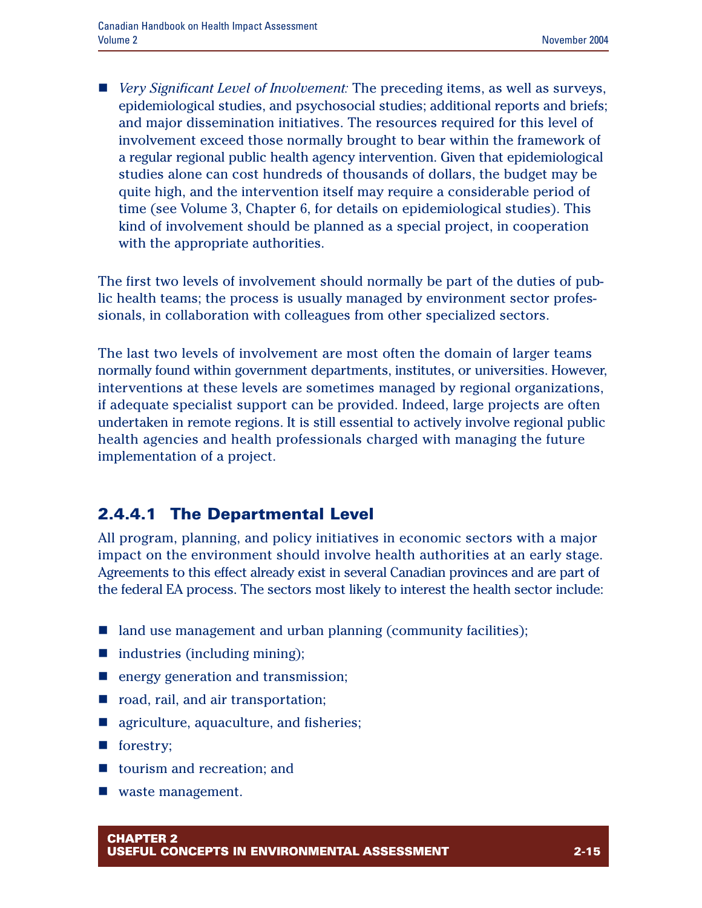- *Very Significant Level of Involvement:* The preceding items, as well as surveys, epidemiological studies, and psychosocial studies; additional reports and briefs; and major dissemination initiatives. The resources required for this level of involvement exceed those normally brought to bear within the framework of a regular regional public health agency intervention. Given that epidemiological studies alone can cost hundreds of thousands of dollars, the budget may be quite high, and the intervention itself may require a considerable period of time (see Volume 3, Chapter 6, for details on epidemiological studies). This kind of involvement should be planned as a special project, in cooperation with the appropriate authorities.

The first two levels of involvement should normally be part of the duties of public health teams; the process is usually managed by environment sector professionals, in collaboration with colleagues from other specialized sectors.

The last two levels of involvement are most often the domain of larger teams normally found within government departments, institutes, or universities. However, interventions at these levels are sometimes managed by regional organizations, if adequate specialist support can be provided. Indeed, large projects are often undertaken in remote regions. It is still essential to actively involve regional public health agencies and health professionals charged with managing the future implementation of a project.

#### 2.4.4.1 The Departmental Level

All program, planning, and policy initiatives in economic sectors with a major impact on the environment should involve health authorities at an early stage. Agreements to this effect already exist in several Canadian provinces and are part of the federal EA process. The sectors most likely to interest the health sector include:

- land use management and urban planning (community facilities);
- industries (including mining);
- energy generation and transmission;
- road, rail, and air transportation;
- agriculture, aquaculture, and fisheries;
- forestry;
- tourism and recreation; and
- waste management.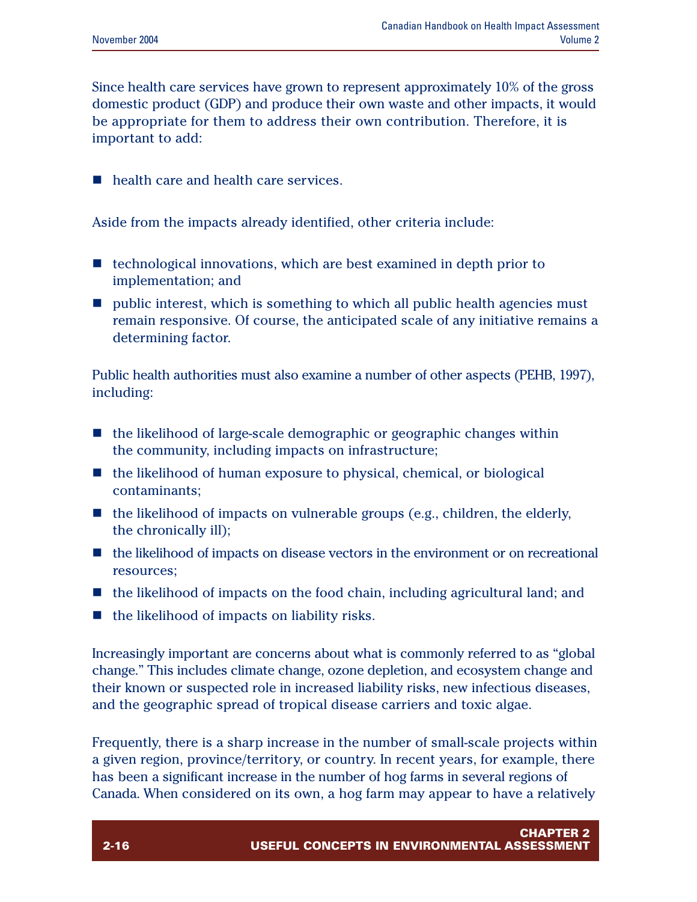Since health care services have grown to represent approximately 10% of the gross domestic product (GDP) and produce their own waste and other impacts, it would be appropriate for them to address their own contribution. Therefore, it is important to add:

- health care and health care services.

Aside from the impacts already identified, other criteria include:

- technological innovations, which are best examined in depth prior to implementation; and
- public interest, which is something to which all public health agencies must remain responsive. Of course, the anticipated scale of any initiative remains a determining factor.

Public health authorities must also examine a number of other aspects (PEHB, 1997), including:

- the likelihood of large-scale demographic or geographic changes within the community, including impacts on infrastructure;
- the likelihood of human exposure to physical, chemical, or biological contaminants;
- the likelihood of impacts on vulnerable groups (e.g., children, the elderly, the chronically ill);
- the likelihood of impacts on disease vectors in the environment or on recreational resources;
- the likelihood of impacts on the food chain, including agricultural land; and
- the likelihood of impacts on liability risks.

Increasingly important are concerns about what is commonly referred to as "global change." This includes climate change, ozone depletion, and ecosystem change and their known or suspected role in increased liability risks, new infectious diseases, and the geographic spread of tropical disease carriers and toxic algae.

Frequently, there is a sharp increase in the number of small-scale projects within a given region, province/territory, or country. In recent years, for example, there has been a significant increase in the number of hog farms in several regions of Canada. When considered on its own, a hog farm may appear to have a relatively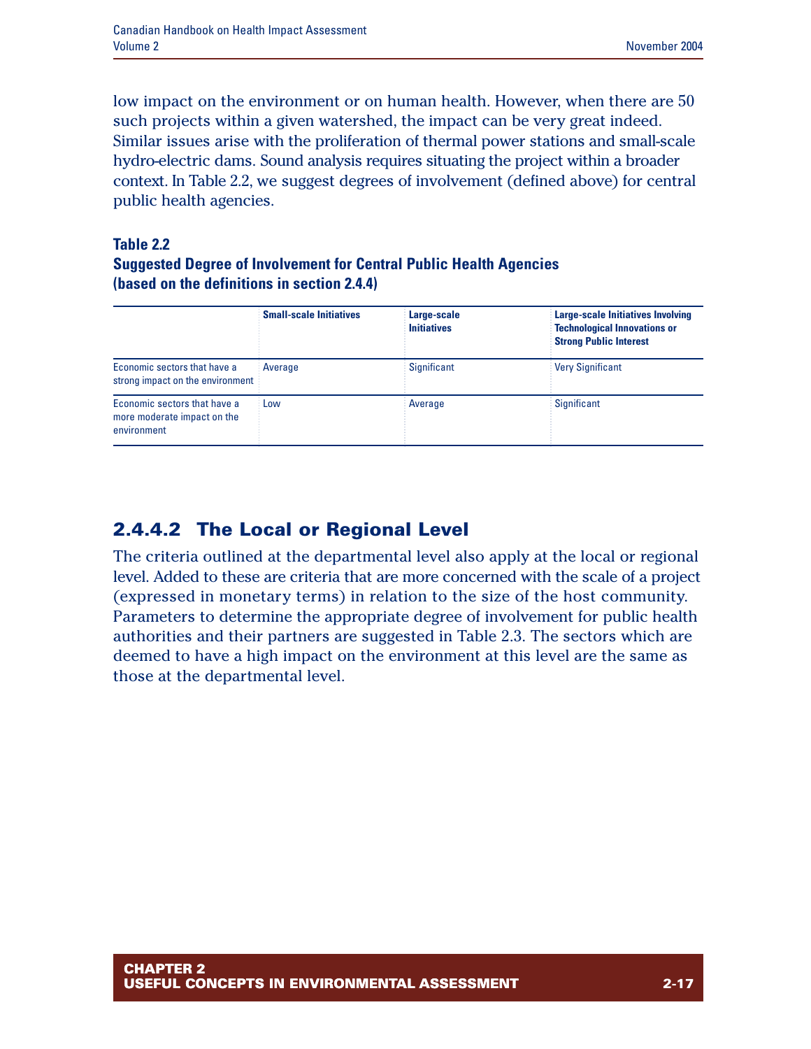low impact on the environment or on human health. However, when there are 50 such projects within a given watershed, the impact can be very great indeed. Similar issues arise with the proliferation of thermal power stations and small-scale hydro-electric dams. Sound analysis requires situating the project within a broader context. In Table 2.2, we suggest degrees of involvement (defined above) for central public health agencies.

**Table 2.2**
**Suggested Degree of Involvement for Central Public Health Agencies (based on the definitions in section 2.4.4)**

| | Small-scale Initiatives | Large-scale Initiatives | Large-scale Initiatives Involving Technological Innovations or Strong Public Interest |
|---|---|---|---|
| Economic sectors that have a strong impact on the environment | Average | Significant | Very Significant |
| Economic sectors that have a more moderate impact on the environment | Low | Average | Significant |

### 2.4.4.2 The Local or Regional Level

The criteria outlined at the departmental level also apply at the local or regional level. Added to these are criteria that are more concerned with the scale of a project (expressed in monetary terms) in relation to the size of the host community. Parameters to determine the appropriate degree of involvement for public health authorities and their partners are suggested in Table 2.3. The sectors which are deemed to have a high impact on the environment at this level are the same as those at the departmental level.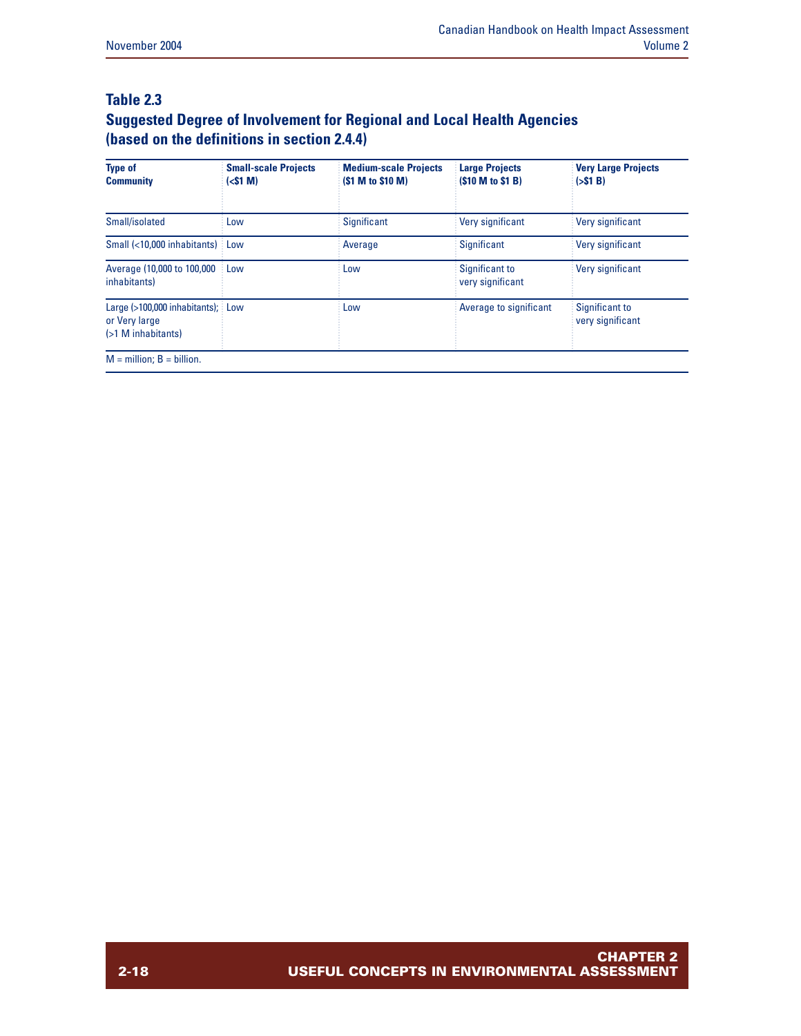## Table 2.3
## Suggested Degree of Involvement for Regional and Local Health Agencies (based on the definitions in section 2.4.4)

| Type of Community | Small-scale Projects (<$1 M) | Medium-scale Projects ($1 M to $10 M) | Large Projects ($10 M to $1 B) | Very Large Projects (>$1 B) |
|---|---|---|---|---|
| Small/isolated | Low | Significant | Very significant | Very significant |
| Small (<10,000 inhabitants) | Low | Average | Significant | Very significant |
| Average (10,000 to 100,000 inhabitants) | Low | Low | Significant to very significant | Very significant |
| Large (>100,000 inhabitants); or Very large (>1 M inhabitants) | Low | Low | Average to significant | Significant to very significant |

M = million; B = billion.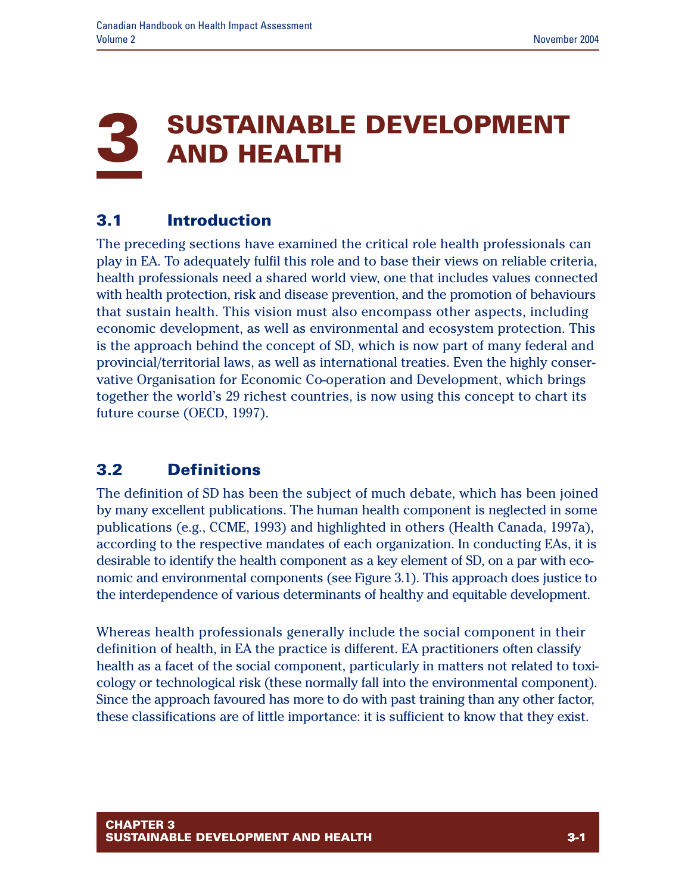# 3 SUSTAINABLE DEVELOPMENT AND HEALTH

## 3.1 Introduction

The preceding sections have examined the critical role health professionals can play in EA. To adequately fulfil this role and to base their views on reliable criteria, health professionals need a shared world view, one that includes values connected with health protection, risk and disease prevention, and the promotion of behaviours that sustain health. This vision must also encompass other aspects, including economic development, as well as environmental and ecosystem protection. This is the approach behind the concept of SD, which is now part of many federal and provincial/territorial laws, as well as international treaties. Even the highly conservative Organisation for Economic Co-operation and Development, which brings together the world's 29 richest countries, is now using this concept to chart its future course (OECD, 1997).

## 3.2 Definitions

The definition of SD has been the subject of much debate, which has been joined by many excellent publications. The human health component is neglected in some publications (e.g., CCME, 1993) and highlighted in others (Health Canada, 1997a), according to the respective mandates of each organization. In conducting EAs, it is desirable to identify the health component as a key element of SD, on a par with economic and environmental components (see Figure 3.1). This approach does justice to the interdependence of various determinants of healthy and equitable development.

Whereas health professionals generally include the social component in their definition of health, in EA the practice is different. EA practitioners often classify health as a facet of the social component, particularly in matters not related to toxicology or technological risk (these normally fall into the environmental component). Since the approach favoured has more to do with past training than any other factor, these classifications are of little importance: it is sufficient to know that they exist.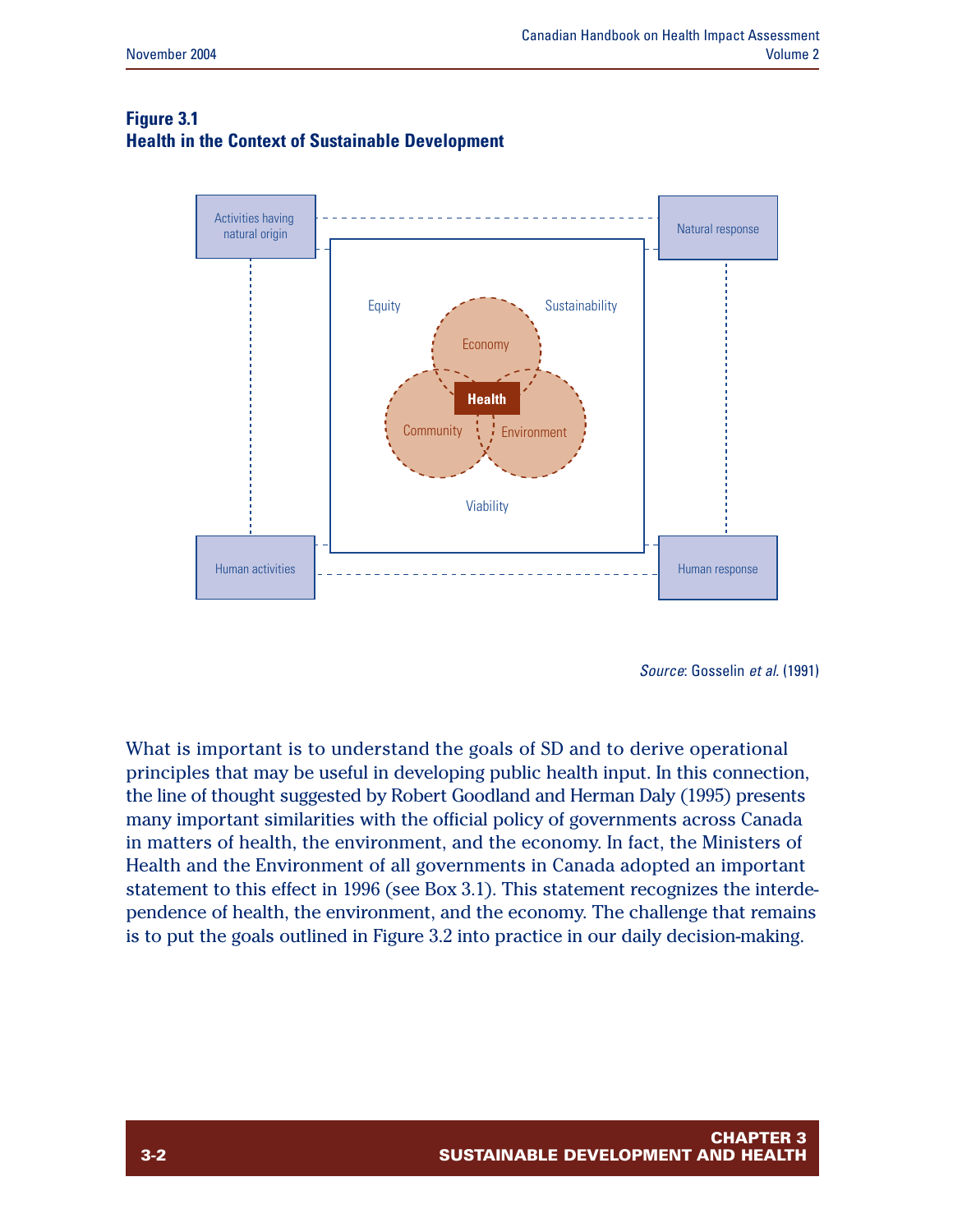**Figure 3.1**
**Health in the Context of Sustainable Development**

Activities having natural origin

Natural response

Equity

Sustainability

Economy

Health

Community

Environment

Viability

Human activities

Human response

*Source*: Gosselin *et al.* (1991)

What is important is to understand the goals of SD and to derive operational principles that may be useful in developing public health input. In this connection, the line of thought suggested by Robert Goodland and Herman Daly (1995) presents many important similarities with the official policy of governments across Canada in matters of health, the environment, and the economy. In fact, the Ministers of Health and the Environment of all governments in Canada adopted an important statement to this effect in 1996 (see Box 3.1). This statement recognizes the interdependence of health, the environment, and the economy. The challenge that remains is to put the goals outlined in Figure 3.2 into practice in our daily decision-making.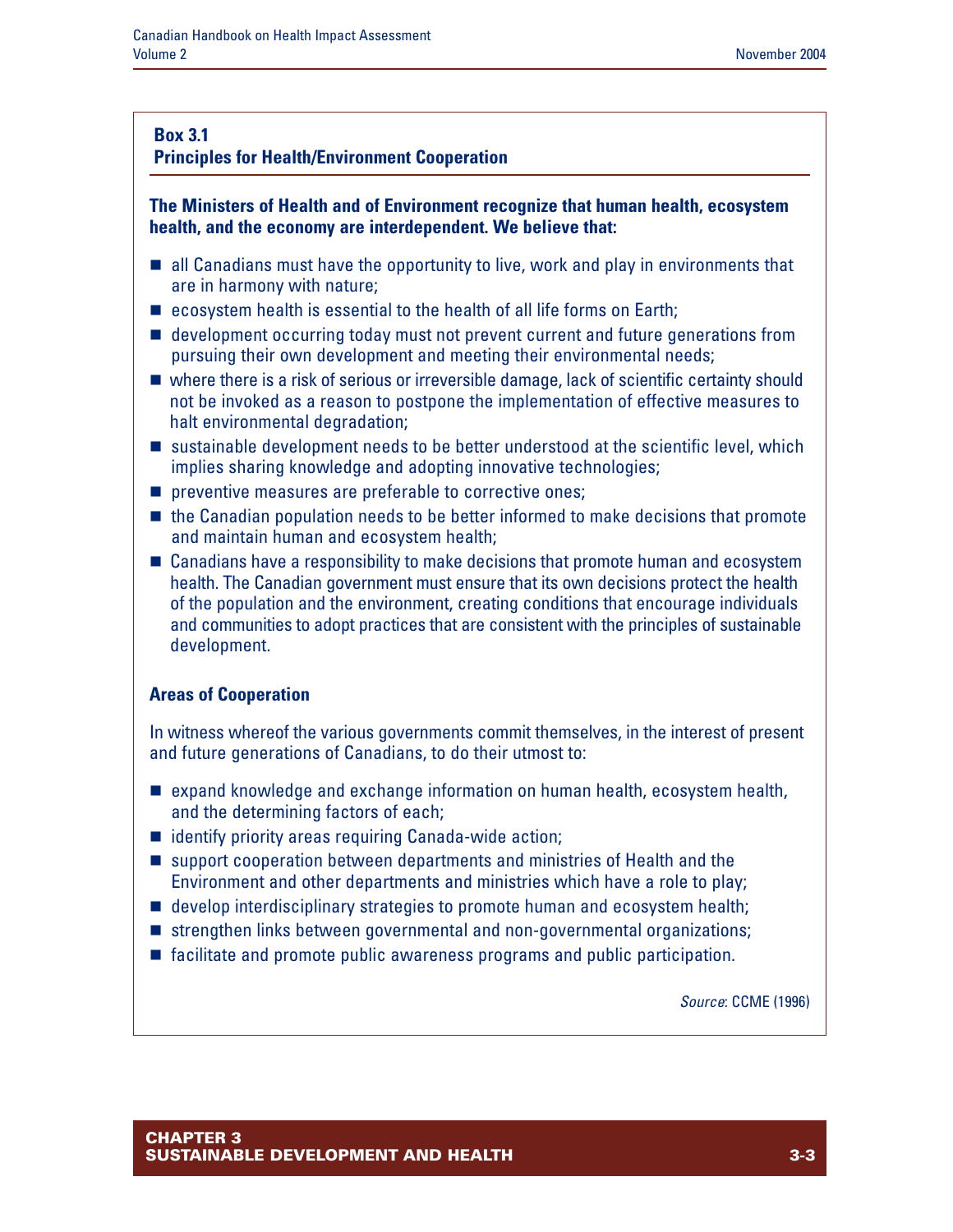### Box 3.1
### Principles for Health/Environment Cooperation

**The Ministers of Health and of Environment recognize that human health, ecosystem health, and the economy are interdependent. We believe that:**

- all Canadians must have the opportunity to live, work and play in environments that are in harmony with nature;
- ecosystem health is essential to the health of all life forms on Earth;
- development occurring today must not prevent current and future generations from pursuing their own development and meeting their environmental needs;
- where there is a risk of serious or irreversible damage, lack of scientific certainty should not be invoked as a reason to postpone the implementation of effective measures to halt environmental degradation;
- sustainable development needs to be better understood at the scientific level, which implies sharing knowledge and adopting innovative technologies;
- preventive measures are preferable to corrective ones;
- the Canadian population needs to be better informed to make decisions that promote and maintain human and ecosystem health;
- Canadians have a responsibility to make decisions that promote human and ecosystem health. The Canadian government must ensure that its own decisions protect the health of the population and the environment, creating conditions that encourage individuals and communities to adopt practices that are consistent with the principles of sustainable development.

**Areas of Cooperation**

In witness whereof the various governments commit themselves, in the interest of present and future generations of Canadians, to do their utmost to:

- expand knowledge and exchange information on human health, ecosystem health, and the determining factors of each;
- identify priority areas requiring Canada-wide action;
- support cooperation between departments and ministries of Health and the Environment and other departments and ministries which have a role to play;
- develop interdisciplinary strategies to promote human and ecosystem health;
- strengthen links between governmental and non-governmental organizations;
- facilitate and promote public awareness programs and public participation.

*Source*: CCME (1996)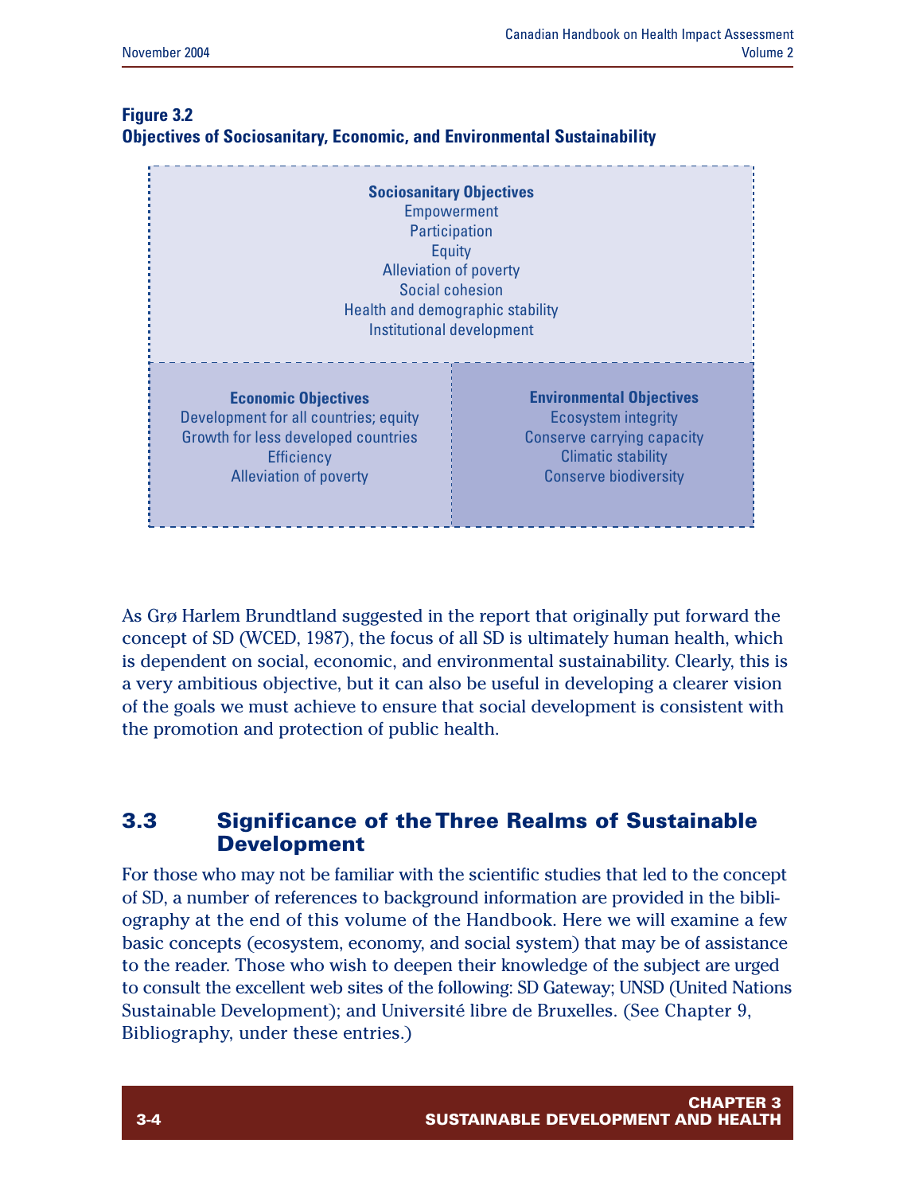**Figure 3.2**
**Objectives of Sociosanitary, Economic, and Environmental Sustainability**

**Sociosanitary Objectives**
Empowerment
Participation
Equity
Alleviation of poverty
Social cohesion
Health and demographic stability
Institutional development

**Economic Objectives**
Development for all countries; equity
Growth for less developed countries
Efficiency
Alleviation of poverty

**Environmental Objectives**
Ecosystem integrity
Conserve carrying capacity
Climatic stability
Conserve biodiversity

As Grø Harlem Brundtland suggested in the report that originally put forward the concept of SD (WCED, 1987), the focus of all SD is ultimately human health, which is dependent on social, economic, and environmental sustainability. Clearly, this is a very ambitious objective, but it can also be useful in developing a clearer vision of the goals we must achieve to ensure that social development is consistent with the promotion and protection of public health.

## 3.3 Significance of the Three Realms of Sustainable Development

For those who may not be familiar with the scientific studies that led to the concept of SD, a number of references to background information are provided in the bibliography at the end of this volume of the Handbook. Here we will examine a few basic concepts (ecosystem, economy, and social system) that may be of assistance to the reader. Those who wish to deepen their knowledge of the subject are urged to consult the excellent web sites of the following: SD Gateway; UNSD (United Nations Sustainable Development); and Université libre de Bruxelles. (See Chapter 9, Bibliography, under these entries.)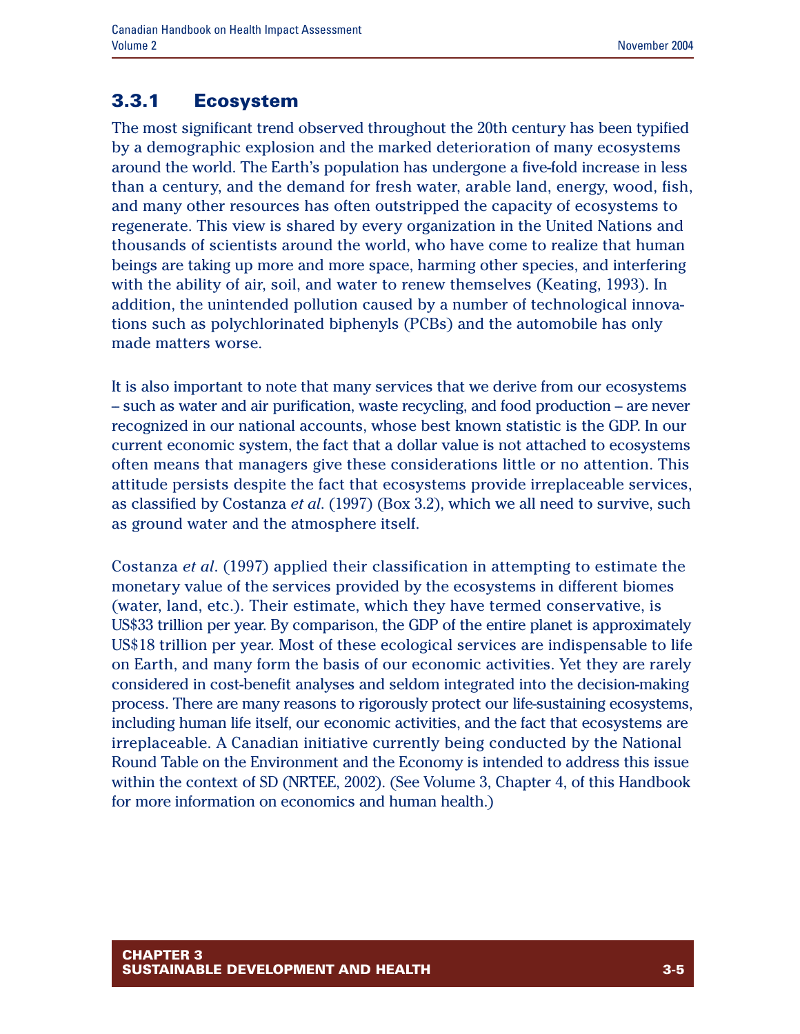### 3.3.1 Ecosystem

The most significant trend observed throughout the 20th century has been typified by a demographic explosion and the marked deterioration of many ecosystems around the world. The Earth's population has undergone a five-fold increase in less than a century, and the demand for fresh water, arable land, energy, wood, fish, and many other resources has often outstripped the capacity of ecosystems to regenerate. This view is shared by every organization in the United Nations and thousands of scientists around the world, who have come to realize that human beings are taking up more and more space, harming other species, and interfering with the ability of air, soil, and water to renew themselves (Keating, 1993). In addition, the unintended pollution caused by a number of technological innovations such as polychlorinated biphenyls (PCBs) and the automobile has only made matters worse.

It is also important to note that many services that we derive from our ecosystems – such as water and air purification, waste recycling, and food production – are never recognized in our national accounts, whose best known statistic is the GDP. In our current economic system, the fact that a dollar value is not attached to ecosystems often means that managers give these considerations little or no attention. This attitude persists despite the fact that ecosystems provide irreplaceable services, as classified by Costanza *et al*. (1997) (Box 3.2), which we all need to survive, such as ground water and the atmosphere itself.

Costanza *et al*. (1997) applied their classification in attempting to estimate the monetary value of the services provided by the ecosystems in different biomes (water, land, etc.). Their estimate, which they have termed conservative, is US$33 trillion per year. By comparison, the GDP of the entire planet is approximately US$18 trillion per year. Most of these ecological services are indispensable to life on Earth, and many form the basis of our economic activities. Yet they are rarely considered in cost-benefit analyses and seldom integrated into the decision-making process. There are many reasons to rigorously protect our life-sustaining ecosystems, including human life itself, our economic activities, and the fact that ecosystems are irreplaceable. A Canadian initiative currently being conducted by the National Round Table on the Environment and the Economy is intended to address this issue within the context of SD (NRTEE, 2002). (See Volume 3, Chapter 4, of this Handbook for more information on economics and human health.)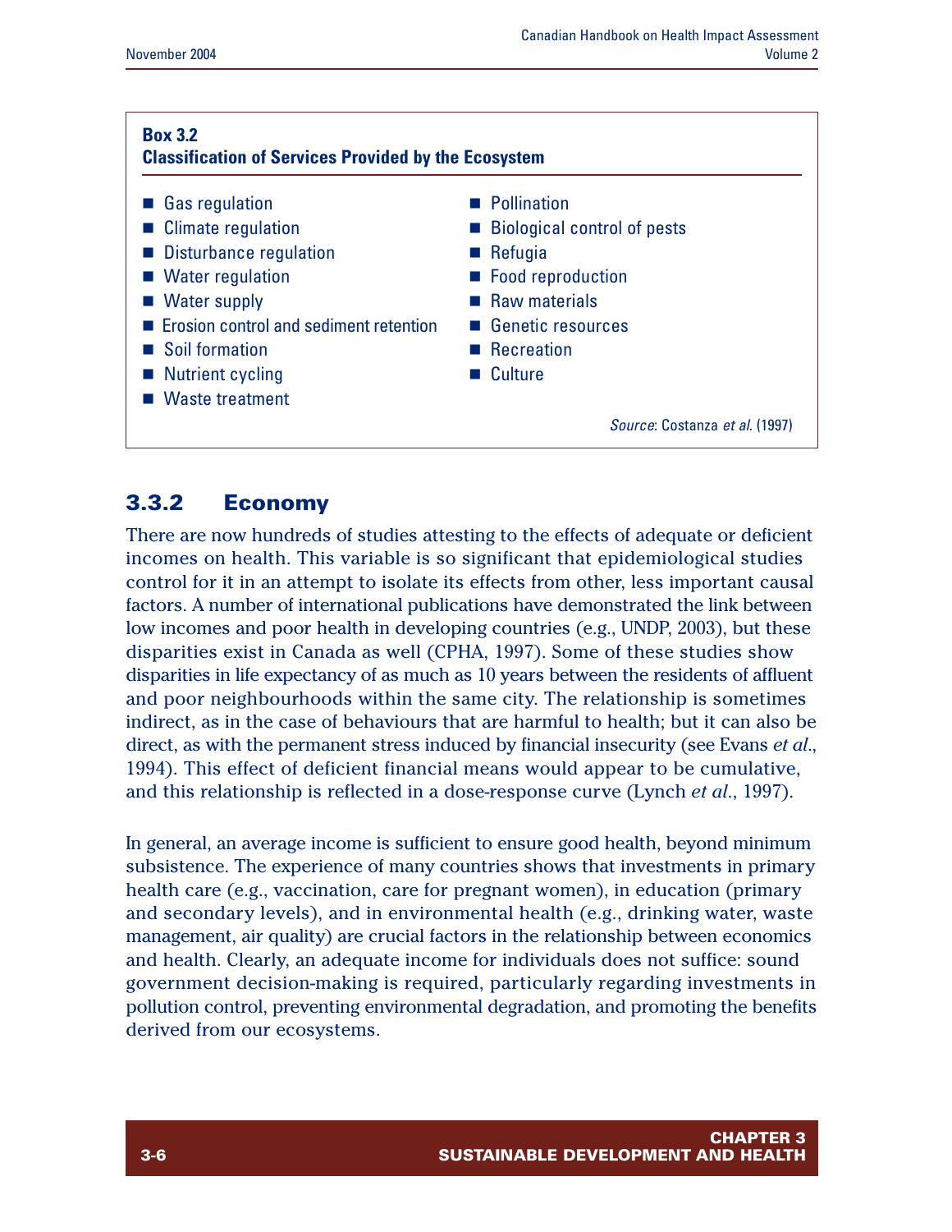**Box 3.2**
**Classification of Services Provided by the Ecosystem**

- Gas regulation
- Climate regulation
- Disturbance regulation
- Water regulation
- Water supply
- Erosion control and sediment retention
- Soil formation
- Nutrient cycling
- Waste treatment
- Pollination
- Biological control of pests
- Refugia
- Food reproduction
- Raw materials
- Genetic resources
- Recreation
- Culture

*Source*: Costanza *et al.* (1997)

### 3.3.2 Economy

There are now hundreds of studies attesting to the effects of adequate or deficient incomes on health. This variable is so significant that epidemiological studies control for it in an attempt to isolate its effects from other, less important causal factors. A number of international publications have demonstrated the link between low incomes and poor health in developing countries (e.g., UNDP, 2003), but these disparities exist in Canada as well (CPHA, 1997). Some of these studies show disparities in life expectancy of as much as 10 years between the residents of affluent and poor neighbourhoods within the same city. The relationship is sometimes indirect, as in the case of behaviours that are harmful to health; but it can also be direct, as with the permanent stress induced by financial insecurity (see Evans *et al*., 1994). This effect of deficient financial means would appear to be cumulative, and this relationship is reflected in a dose-response curve (Lynch *et al*., 1997).

In general, an average income is sufficient to ensure good health, beyond minimum subsistence. The experience of many countries shows that investments in primary health care (e.g., vaccination, care for pregnant women), in education (primary and secondary levels), and in environmental health (e.g., drinking water, waste management, air quality) are crucial factors in the relationship between economics and health. Clearly, an adequate income for individuals does not suffice: sound government decision-making is required, particularly regarding investments in pollution control, preventing environmental degradation, and promoting the benefits derived from our ecosystems.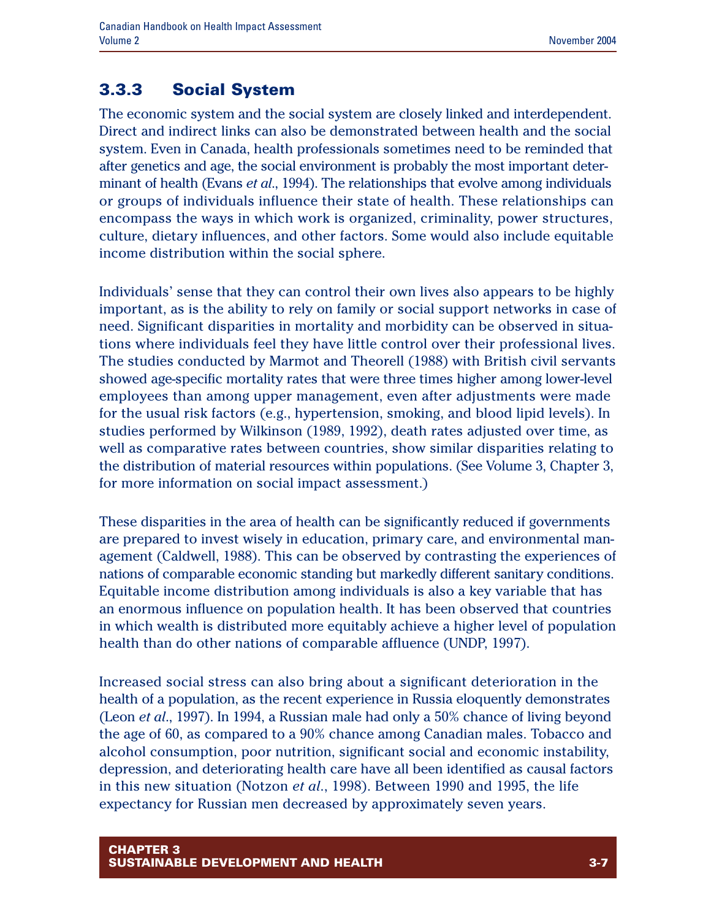### 3.3.3 Social System

The economic system and the social system are closely linked and interdependent. Direct and indirect links can also be demonstrated between health and the social system. Even in Canada, health professionals sometimes need to be reminded that after genetics and age, the social environment is probably the most important determinant of health (Evans *et al*., 1994). The relationships that evolve among individuals or groups of individuals influence their state of health. These relationships can encompass the ways in which work is organized, criminality, power structures, culture, dietary influences, and other factors. Some would also include equitable income distribution within the social sphere.

Individuals' sense that they can control their own lives also appears to be highly important, as is the ability to rely on family or social support networks in case of need. Significant disparities in mortality and morbidity can be observed in situations where individuals feel they have little control over their professional lives. The studies conducted by Marmot and Theorell (1988) with British civil servants showed age-specific mortality rates that were three times higher among lower-level employees than among upper management, even after adjustments were made for the usual risk factors (e.g., hypertension, smoking, and blood lipid levels). In studies performed by Wilkinson (1989, 1992), death rates adjusted over time, as well as comparative rates between countries, show similar disparities relating to the distribution of material resources within populations. (See Volume 3, Chapter 3, for more information on social impact assessment.)

These disparities in the area of health can be significantly reduced if governments are prepared to invest wisely in education, primary care, and environmental management (Caldwell, 1988). This can be observed by contrasting the experiences of nations of comparable economic standing but markedly different sanitary conditions. Equitable income distribution among individuals is also a key variable that has an enormous influence on population health. It has been observed that countries in which wealth is distributed more equitably achieve a higher level of population health than do other nations of comparable affluence (UNDP, 1997).

Increased social stress can also bring about a significant deterioration in the health of a population, as the recent experience in Russia eloquently demonstrates (Leon *et al*., 1997). In 1994, a Russian male had only a 50% chance of living beyond the age of 60, as compared to a 90% chance among Canadian males. Tobacco and alcohol consumption, poor nutrition, significant social and economic instability, depression, and deteriorating health care have all been identified as causal factors in this new situation (Notzon *et al*., 1998). Between 1990 and 1995, the life expectancy for Russian men decreased by approximately seven years.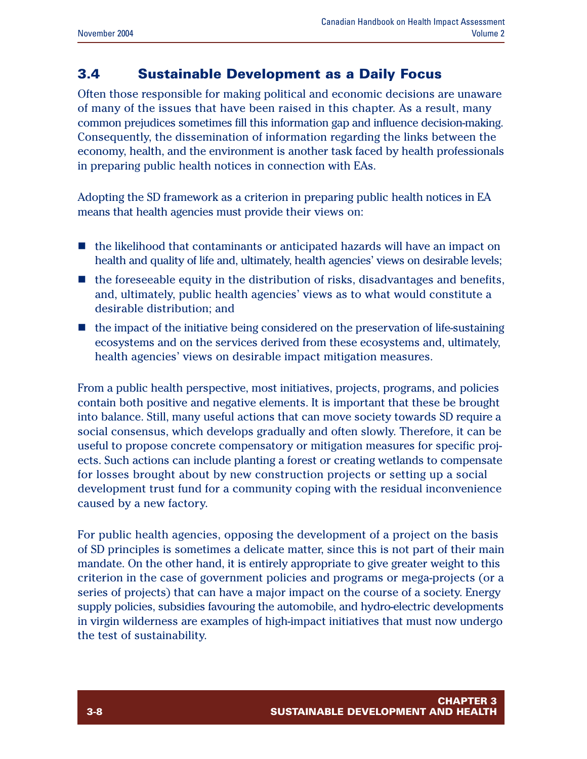## 3.4 Sustainable Development as a Daily Focus

Often those responsible for making political and economic decisions are unaware of many of the issues that have been raised in this chapter. As a result, many common prejudices sometimes fill this information gap and influence decision-making. Consequently, the dissemination of information regarding the links between the economy, health, and the environment is another task faced by health professionals in preparing public health notices in connection with EAs.

Adopting the SD framework as a criterion in preparing public health notices in EA means that health agencies must provide their views on:

- the likelihood that contaminants or anticipated hazards will have an impact on health and quality of life and, ultimately, health agencies' views on desirable levels;
- the foreseeable equity in the distribution of risks, disadvantages and benefits, and, ultimately, public health agencies' views as to what would constitute a desirable distribution; and
- the impact of the initiative being considered on the preservation of life-sustaining ecosystems and on the services derived from these ecosystems and, ultimately, health agencies' views on desirable impact mitigation measures.

From a public health perspective, most initiatives, projects, programs, and policies contain both positive and negative elements. It is important that these be brought into balance. Still, many useful actions that can move society towards SD require a social consensus, which develops gradually and often slowly. Therefore, it can be useful to propose concrete compensatory or mitigation measures for specific projects. Such actions can include planting a forest or creating wetlands to compensate for losses brought about by new construction projects or setting up a social development trust fund for a community coping with the residual inconvenience caused by a new factory.

For public health agencies, opposing the development of a project on the basis of SD principles is sometimes a delicate matter, since this is not part of their main mandate. On the other hand, it is entirely appropriate to give greater weight to this criterion in the case of government policies and programs or mega-projects (or a series of projects) that can have a major impact on the course of a society. Energy supply policies, subsidies favouring the automobile, and hydro-electric developments in virgin wilderness are examples of high-impact initiatives that must now undergo the test of sustainability.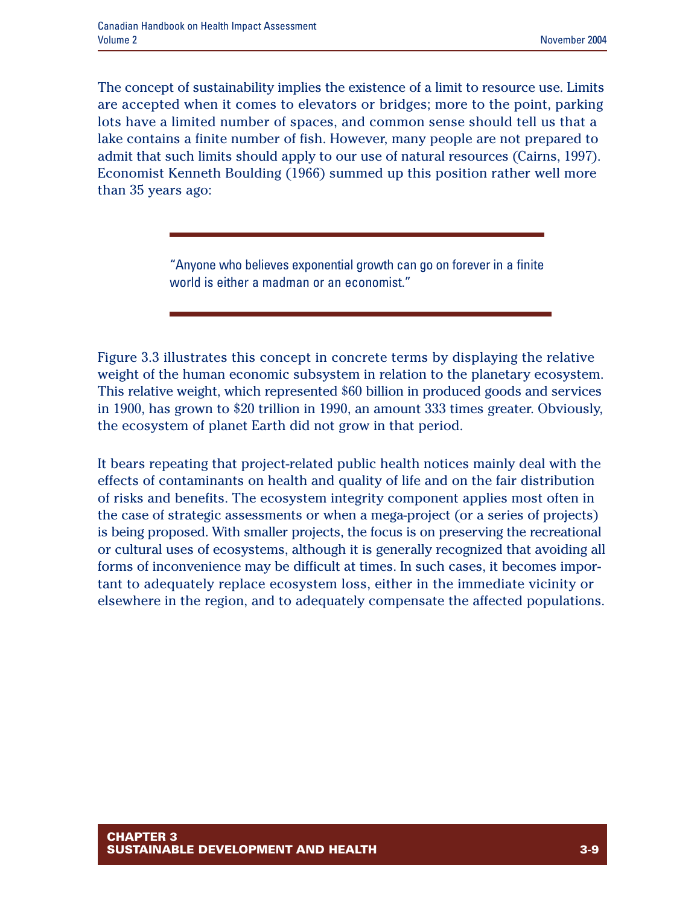The concept of sustainability implies the existence of a limit to resource use. Limits are accepted when it comes to elevators or bridges; more to the point, parking lots have a limited number of spaces, and common sense should tell us that a lake contains a finite number of fish. However, many people are not prepared to admit that such limits should apply to our use of natural resources (Cairns, 1997). Economist Kenneth Boulding (1966) summed up this position rather well more than 35 years ago:

> "Anyone who believes exponential growth can go on forever in a finite world is either a madman or an economist."

Figure 3.3 illustrates this concept in concrete terms by displaying the relative weight of the human economic subsystem in relation to the planetary ecosystem. This relative weight, which represented $60 billion in produced goods and services in 1900, has grown to $20 trillion in 1990, an amount 333 times greater. Obviously, the ecosystem of planet Earth did not grow in that period.

It bears repeating that project-related public health notices mainly deal with the effects of contaminants on health and quality of life and on the fair distribution of risks and benefits. The ecosystem integrity component applies most often in the case of strategic assessments or when a mega-project (or a series of projects) is being proposed. With smaller projects, the focus is on preserving the recreational or cultural uses of ecosystems, although it is generally recognized that avoiding all forms of inconvenience may be difficult at times. In such cases, it becomes important to adequately replace ecosystem loss, either in the immediate vicinity or elsewhere in the region, and to adequately compensate the affected populations.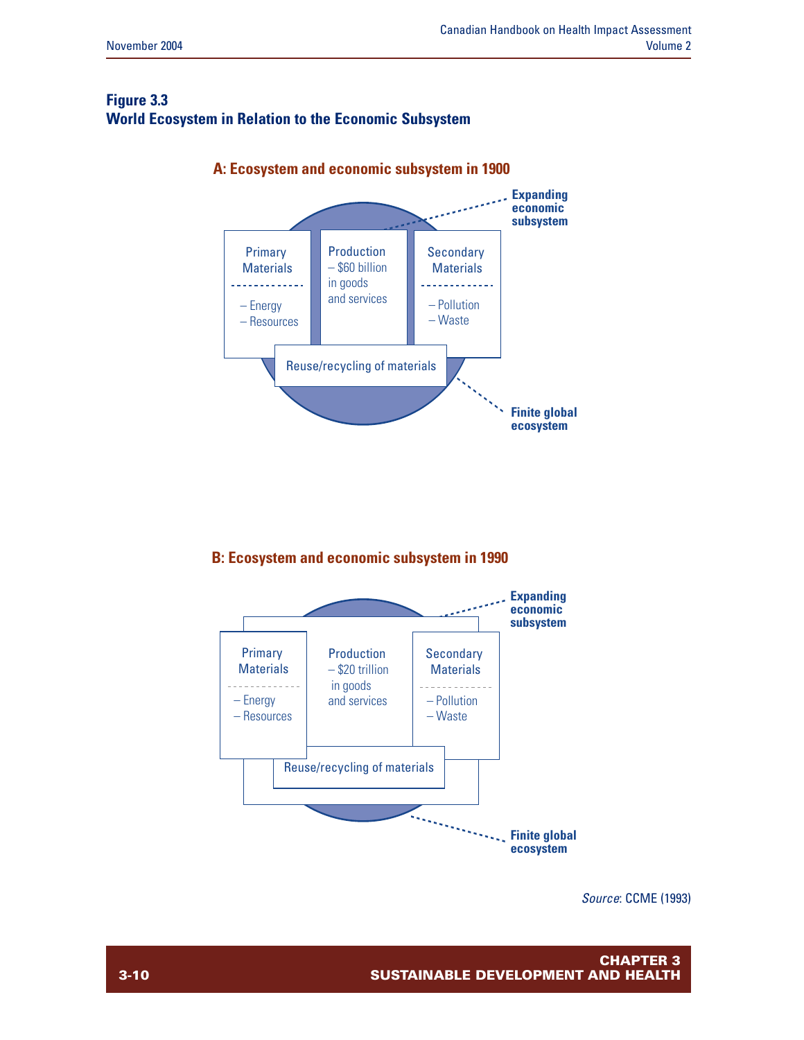**Figure 3.3**
**World Ecosystem in Relation to the Economic Subsystem**

**A: Ecosystem and economic subsystem in 1900**

Primary Materials
– Energy
– Resources

Production
– $60 billion in goods and services

Secondary Materials
– Pollution
– Waste

Reuse/recycling of materials

Expanding economic subsystem

Finite global ecosystem

**B: Ecosystem and economic subsystem in 1990**

Primary Materials
– Energy
– Resources

Production
– $20 trillion in goods and services

Secondary Materials
– Pollution
– Waste

Reuse/recycling of materials

Expanding economic subsystem

Finite global ecosystem

*Source*: CCME (1993)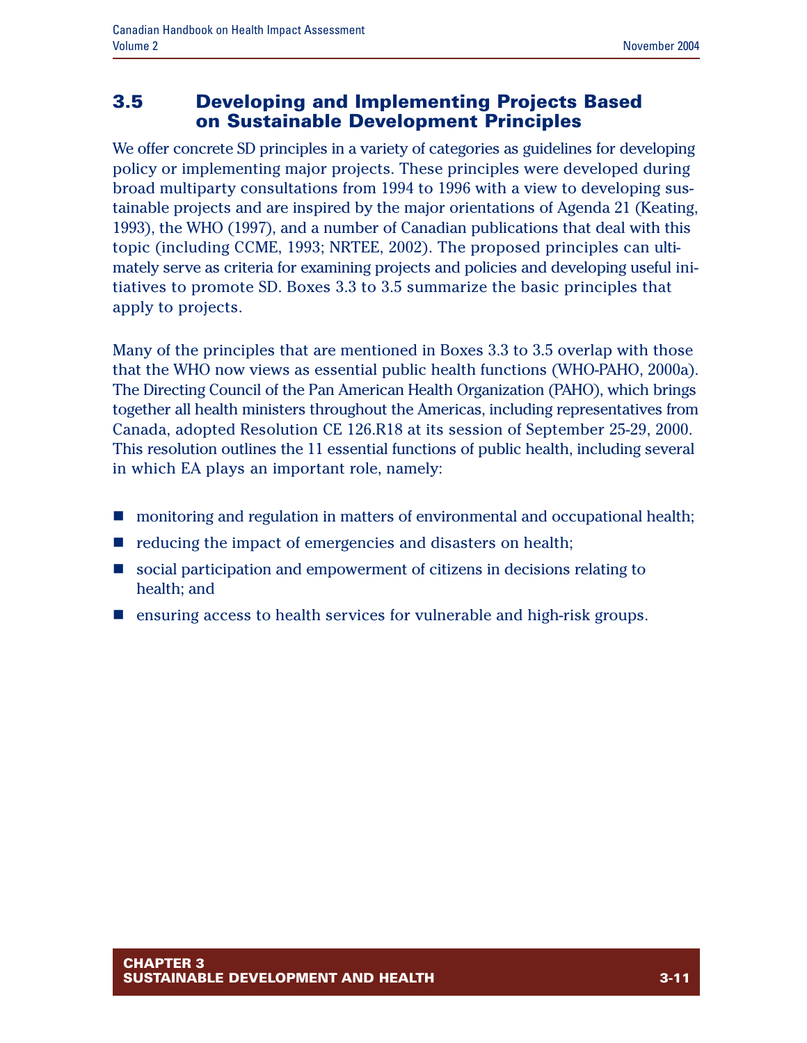## 3.5 Developing and Implementing Projects Based on Sustainable Development Principles

We offer concrete SD principles in a variety of categories as guidelines for developing policy or implementing major projects. These principles were developed during broad multiparty consultations from 1994 to 1996 with a view to developing sustainable projects and are inspired by the major orientations of Agenda 21 (Keating, 1993), the WHO (1997), and a number of Canadian publications that deal with this topic (including CCME, 1993; NRTEE, 2002). The proposed principles can ultimately serve as criteria for examining projects and policies and developing useful initiatives to promote SD. Boxes 3.3 to 3.5 summarize the basic principles that apply to projects.

Many of the principles that are mentioned in Boxes 3.3 to 3.5 overlap with those that the WHO now views as essential public health functions (WHO-PAHO, 2000a). The Directing Council of the Pan American Health Organization (PAHO), which brings together all health ministers throughout the Americas, including representatives from Canada, adopted Resolution CE 126.R18 at its session of September 25-29, 2000. This resolution outlines the 11 essential functions of public health, including several in which EA plays an important role, namely:

- monitoring and regulation in matters of environmental and occupational health;
- reducing the impact of emergencies and disasters on health;
- social participation and empowerment of citizens in decisions relating to health; and
- ensuring access to health services for vulnerable and high-risk groups.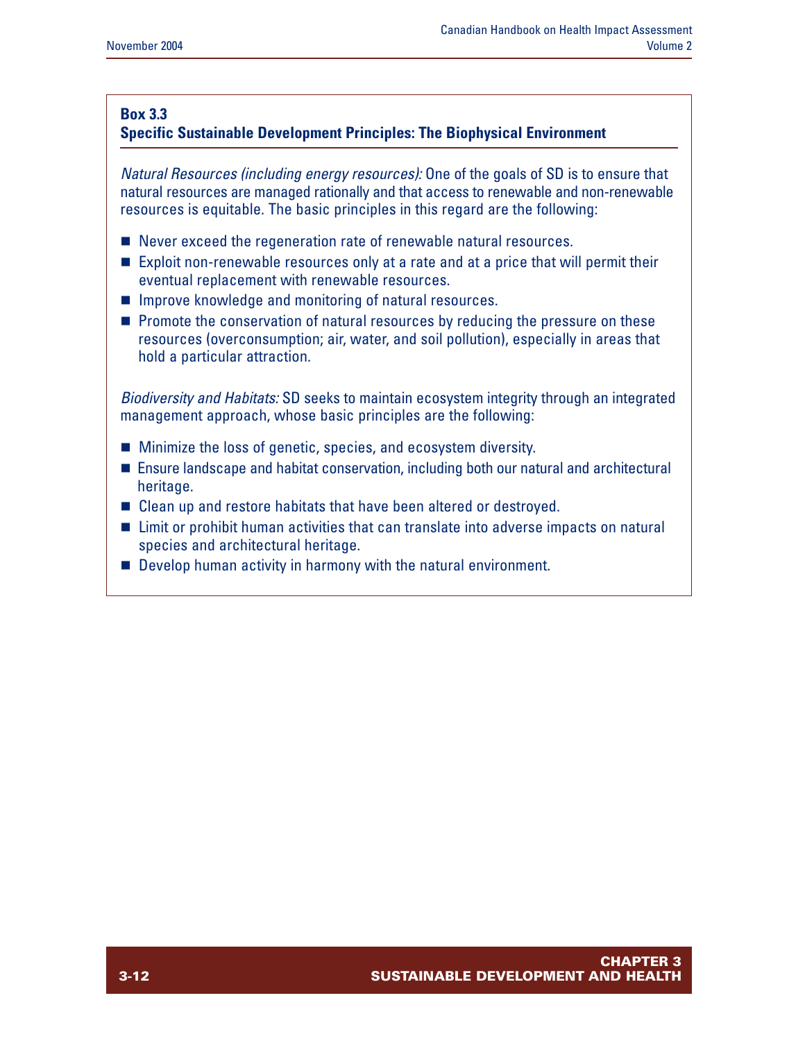**Box 3.3**
**Specific Sustainable Development Principles: The Biophysical Environment**

*Natural Resources (including energy resources):* One of the goals of SD is to ensure that natural resources are managed rationally and that access to renewable and non-renewable resources is equitable. The basic principles in this regard are the following:

- Never exceed the regeneration rate of renewable natural resources.
- Exploit non-renewable resources only at a rate and at a price that will permit their eventual replacement with renewable resources.
- Improve knowledge and monitoring of natural resources.
- Promote the conservation of natural resources by reducing the pressure on these resources (overconsumption; air, water, and soil pollution), especially in areas that hold a particular attraction.

*Biodiversity and Habitats:* SD seeks to maintain ecosystem integrity through an integrated management approach, whose basic principles are the following:

- Minimize the loss of genetic, species, and ecosystem diversity.
- Ensure landscape and habitat conservation, including both our natural and architectural heritage.
- Clean up and restore habitats that have been altered or destroyed.
- Limit or prohibit human activities that can translate into adverse impacts on natural species and architectural heritage.
- Develop human activity in harmony with the natural environment.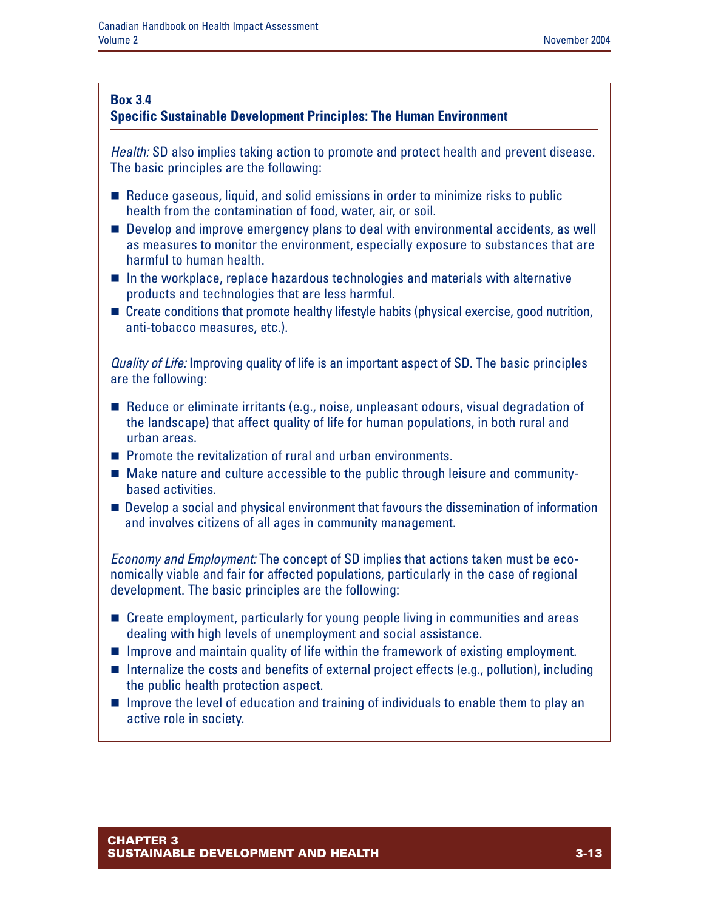**Box 3.4**
**Specific Sustainable Development Principles: The Human Environment**

*Health:* SD also implies taking action to promote and protect health and prevent disease. The basic principles are the following:

- Reduce gaseous, liquid, and solid emissions in order to minimize risks to public health from the contamination of food, water, air, or soil.
- Develop and improve emergency plans to deal with environmental accidents, as well as measures to monitor the environment, especially exposure to substances that are harmful to human health.
- In the workplace, replace hazardous technologies and materials with alternative products and technologies that are less harmful.
- Create conditions that promote healthy lifestyle habits (physical exercise, good nutrition, anti-tobacco measures, etc.).

*Quality of Life:* Improving quality of life is an important aspect of SD. The basic principles are the following:

- Reduce or eliminate irritants (e.g., noise, unpleasant odours, visual degradation of the landscape) that affect quality of life for human populations, in both rural and urban areas.
- Promote the revitalization of rural and urban environments.
- Make nature and culture accessible to the public through leisure and community-based activities.
- Develop a social and physical environment that favours the dissemination of information and involves citizens of all ages in community management.

*Economy and Employment:* The concept of SD implies that actions taken must be economically viable and fair for affected populations, particularly in the case of regional development. The basic principles are the following:

- Create employment, particularly for young people living in communities and areas dealing with high levels of unemployment and social assistance.
- Improve and maintain quality of life within the framework of existing employment.
- Internalize the costs and benefits of external project effects (e.g., pollution), including the public health protection aspect.
- Improve the level of education and training of individuals to enable them to play an active role in society.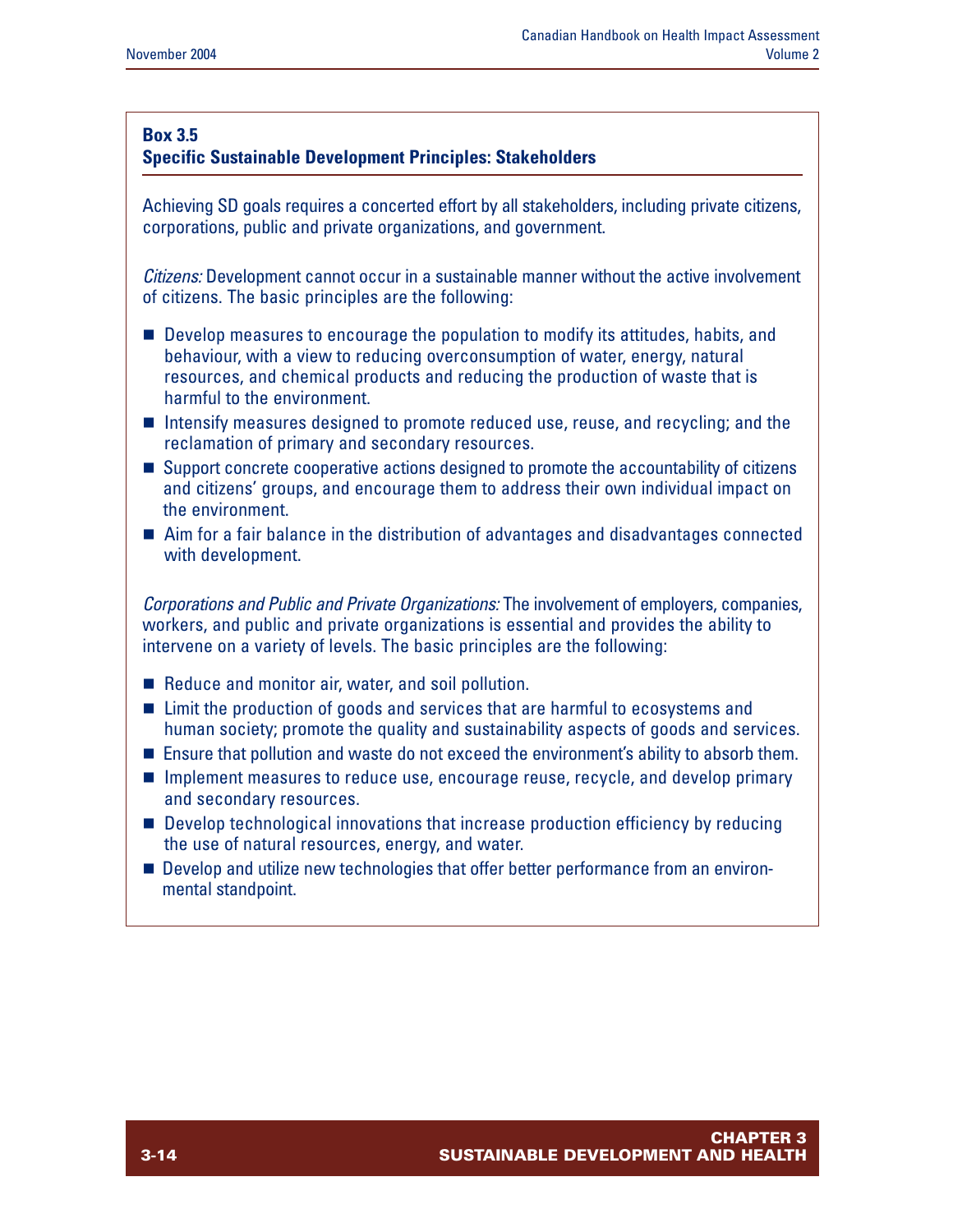**Box 3.5**
**Specific Sustainable Development Principles: Stakeholders**

Achieving SD goals requires a concerted effort by all stakeholders, including private citizens, corporations, public and private organizations, and government.

*Citizens:* Development cannot occur in a sustainable manner without the active involvement of citizens. The basic principles are the following:

- Develop measures to encourage the population to modify its attitudes, habits, and behaviour, with a view to reducing overconsumption of water, energy, natural resources, and chemical products and reducing the production of waste that is harmful to the environment.
- Intensify measures designed to promote reduced use, reuse, and recycling; and the reclamation of primary and secondary resources.
- Support concrete cooperative actions designed to promote the accountability of citizens and citizens' groups, and encourage them to address their own individual impact on the environment.
- Aim for a fair balance in the distribution of advantages and disadvantages connected with development.

*Corporations and Public and Private Organizations:* The involvement of employers, companies, workers, and public and private organizations is essential and provides the ability to intervene on a variety of levels. The basic principles are the following:

- Reduce and monitor air, water, and soil pollution.
- Limit the production of goods and services that are harmful to ecosystems and human society; promote the quality and sustainability aspects of goods and services.
- Ensure that pollution and waste do not exceed the environment's ability to absorb them.
- Implement measures to reduce use, encourage reuse, recycle, and develop primary and secondary resources.
- Develop technological innovations that increase production efficiency by reducing the use of natural resources, energy, and water.
- Develop and utilize new technologies that offer better performance from an environmental standpoint.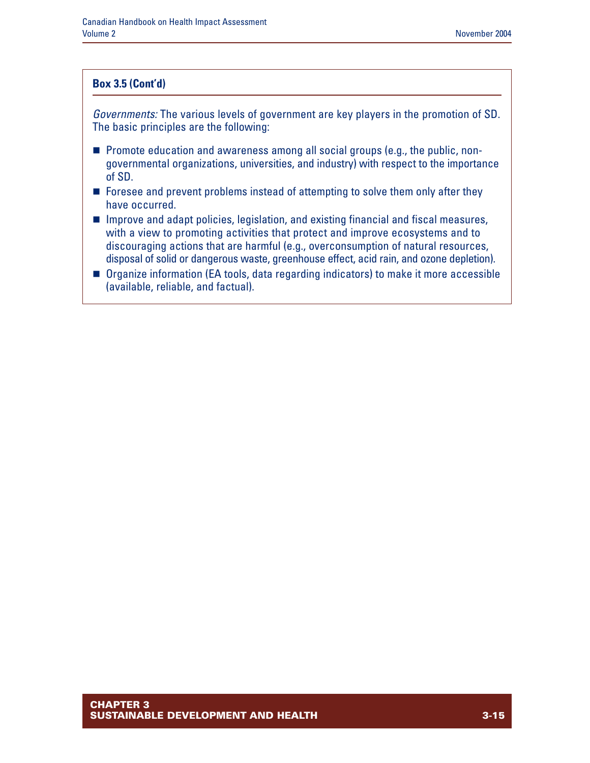**Box 3.5 (Cont'd)**

*Governments:* The various levels of government are key players in the promotion of SD. The basic principles are the following:

- Promote education and awareness among all social groups (e.g., the public, non-governmental organizations, universities, and industry) with respect to the importance of SD.
- Foresee and prevent problems instead of attempting to solve them only after they have occurred.
- Improve and adapt policies, legislation, and existing financial and fiscal measures, with a view to promoting activities that protect and improve ecosystems and to discouraging actions that are harmful (e.g., overconsumption of natural resources, disposal of solid or dangerous waste, greenhouse effect, acid rain, and ozone depletion).
- Organize information (EA tools, data regarding indicators) to make it more accessible (available, reliable, and factual).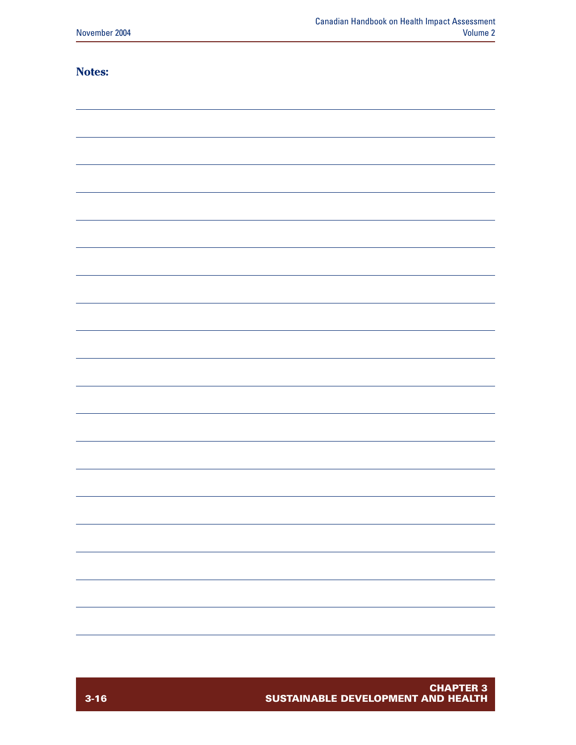**Notes:**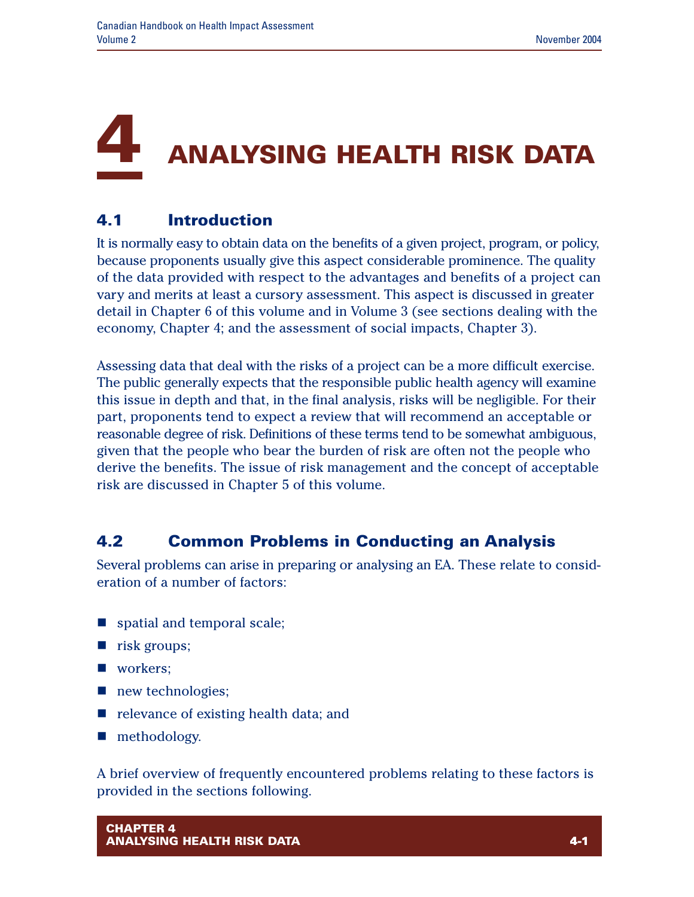# 4 ANALYSING HEALTH RISK DATA

## 4.1 Introduction

It is normally easy to obtain data on the benefits of a given project, program, or policy, because proponents usually give this aspect considerable prominence. The quality of the data provided with respect to the advantages and benefits of a project can vary and merits at least a cursory assessment. This aspect is discussed in greater detail in Chapter 6 of this volume and in Volume 3 (see sections dealing with the economy, Chapter 4; and the assessment of social impacts, Chapter 3).

Assessing data that deal with the risks of a project can be a more difficult exercise. The public generally expects that the responsible public health agency will examine this issue in depth and that, in the final analysis, risks will be negligible. For their part, proponents tend to expect a review that will recommend an acceptable or reasonable degree of risk. Definitions of these terms tend to be somewhat ambiguous, given that the people who bear the burden of risk are often not the people who derive the benefits. The issue of risk management and the concept of acceptable risk are discussed in Chapter 5 of this volume.

## 4.2 Common Problems in Conducting an Analysis

Several problems can arise in preparing or analysing an EA. These relate to consideration of a number of factors:

- spatial and temporal scale;
- risk groups;
- workers;
- new technologies;
- relevance of existing health data; and
- methodology.

A brief overview of frequently encountered problems relating to these factors is provided in the sections following.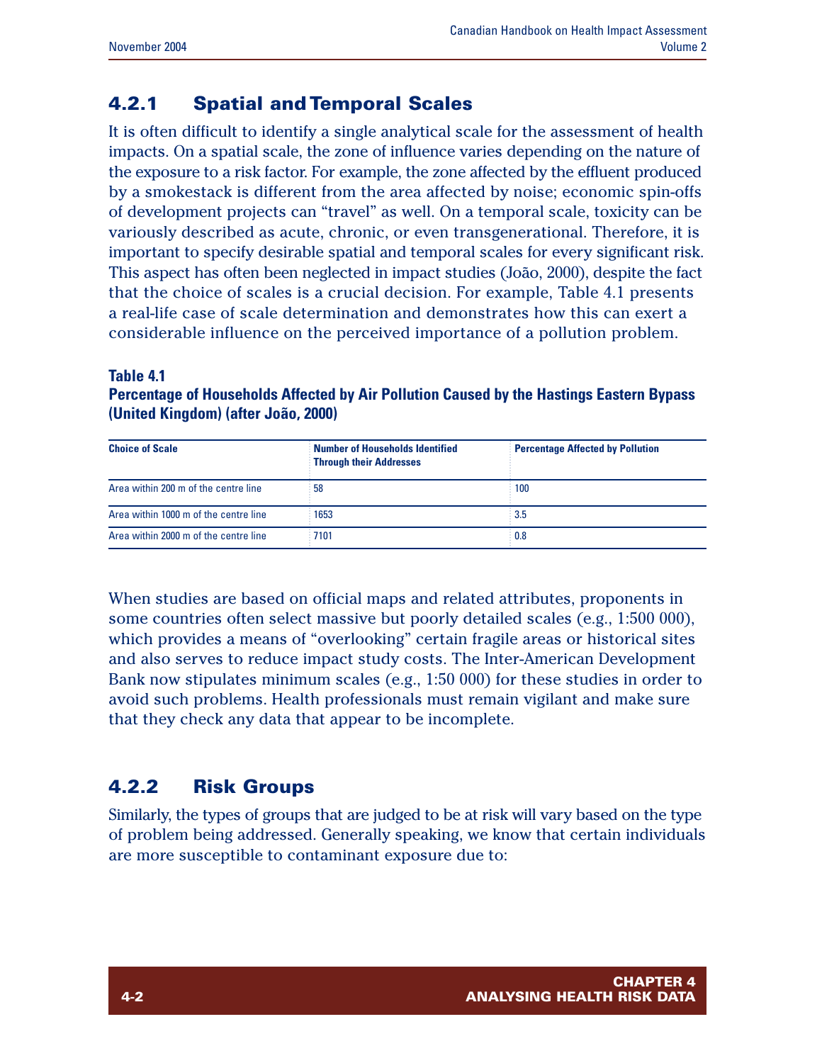### 4.2.1 Spatial and Temporal Scales

It is often difficult to identify a single analytical scale for the assessment of health impacts. On a spatial scale, the zone of influence varies depending on the nature of the exposure to a risk factor. For example, the zone affected by the effluent produced by a smokestack is different from the area affected by noise; economic spin-offs of development projects can "travel" as well. On a temporal scale, toxicity can be variously described as acute, chronic, or even transgenerational. Therefore, it is important to specify desirable spatial and temporal scales for every significant risk. This aspect has often been neglected in impact studies (João, 2000), despite the fact that the choice of scales is a crucial decision. For example, Table 4.1 presents a real-life case of scale determination and demonstrates how this can exert a considerable influence on the perceived importance of a pollution problem.

**Table 4.1**
**Percentage of Households Affected by Air Pollution Caused by the Hastings Eastern Bypass (United Kingdom) (after João, 2000)**

| Choice of Scale | Number of Households Identified Through their Addresses | Percentage Affected by Pollution |
|---|---|---|
| Area within 200 m of the centre line | 58 | 100 |
| Area within 1000 m of the centre line | 1653 | 3.5 |
| Area within 2000 m of the centre line | 7101 | 0.8 |

When studies are based on official maps and related attributes, proponents in some countries often select massive but poorly detailed scales (e.g., 1:500 000), which provides a means of "overlooking" certain fragile areas or historical sites and also serves to reduce impact study costs. The Inter-American Development Bank now stipulates minimum scales (e.g., 1:50 000) for these studies in order to avoid such problems. Health professionals must remain vigilant and make sure that they check any data that appear to be incomplete.

### 4.2.2 Risk Groups

Similarly, the types of groups that are judged to be at risk will vary based on the type of problem being addressed. Generally speaking, we know that certain individuals are more susceptible to contaminant exposure due to: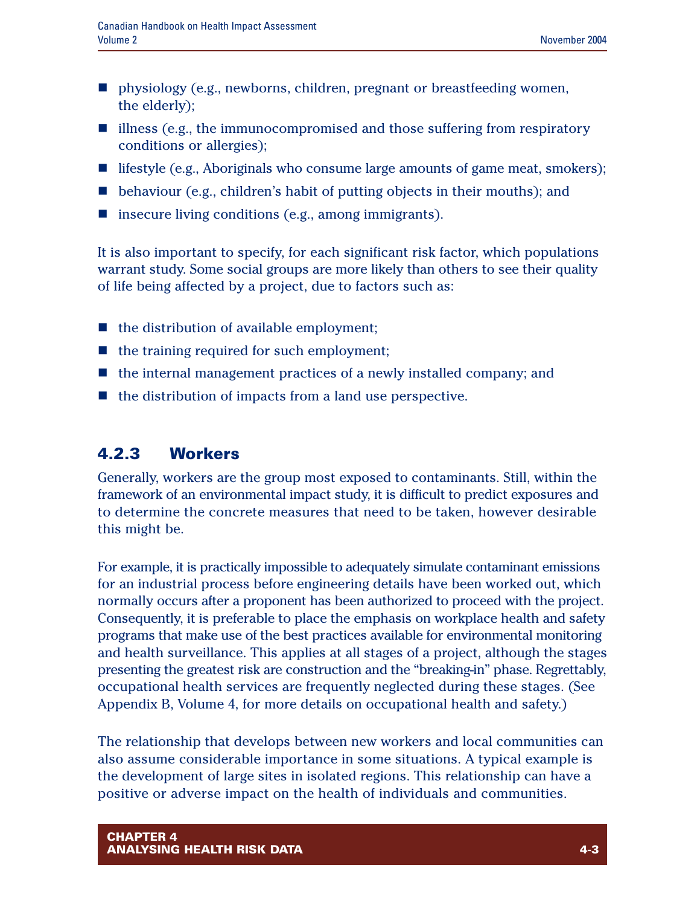- physiology (e.g., newborns, children, pregnant or breastfeeding women, the elderly);
- illness (e.g., the immunocompromised and those suffering from respiratory conditions or allergies);
- lifestyle (e.g., Aboriginals who consume large amounts of game meat, smokers);
- behaviour (e.g., children's habit of putting objects in their mouths); and
- insecure living conditions (e.g., among immigrants).

It is also important to specify, for each significant risk factor, which populations warrant study. Some social groups are more likely than others to see their quality of life being affected by a project, due to factors such as:

- the distribution of available employment;
- the training required for such employment;
- the internal management practices of a newly installed company; and
- the distribution of impacts from a land use perspective.

### 4.2.3 Workers

Generally, workers are the group most exposed to contaminants. Still, within the framework of an environmental impact study, it is difficult to predict exposures and to determine the concrete measures that need to be taken, however desirable this might be.

For example, it is practically impossible to adequately simulate contaminant emissions for an industrial process before engineering details have been worked out, which normally occurs after a proponent has been authorized to proceed with the project. Consequently, it is preferable to place the emphasis on workplace health and safety programs that make use of the best practices available for environmental monitoring and health surveillance. This applies at all stages of a project, although the stages presenting the greatest risk are construction and the "breaking-in" phase. Regrettably, occupational health services are frequently neglected during these stages. (See Appendix B, Volume 4, for more details on occupational health and safety.)

The relationship that develops between new workers and local communities can also assume considerable importance in some situations. A typical example is the development of large sites in isolated regions. This relationship can have a positive or adverse impact on the health of individuals and communities.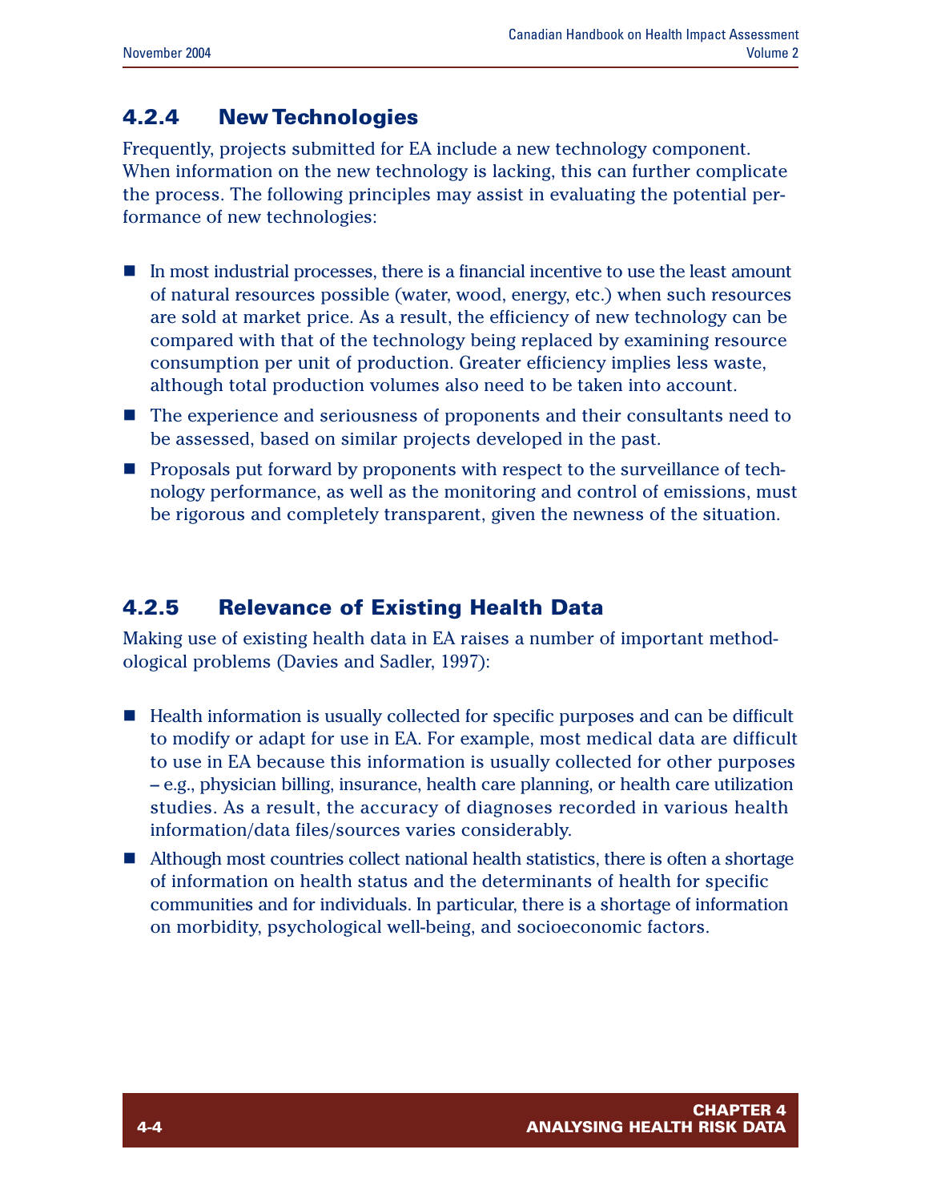### 4.2.4 New Technologies

Frequently, projects submitted for EA include a new technology component. When information on the new technology is lacking, this can further complicate the process. The following principles may assist in evaluating the potential performance of new technologies:

- In most industrial processes, there is a financial incentive to use the least amount of natural resources possible (water, wood, energy, etc.) when such resources are sold at market price. As a result, the efficiency of new technology can be compared with that of the technology being replaced by examining resource consumption per unit of production. Greater efficiency implies less waste, although total production volumes also need to be taken into account.
- The experience and seriousness of proponents and their consultants need to be assessed, based on similar projects developed in the past.
- Proposals put forward by proponents with respect to the surveillance of technology performance, as well as the monitoring and control of emissions, must be rigorous and completely transparent, given the newness of the situation.

### 4.2.5 Relevance of Existing Health Data

Making use of existing health data in EA raises a number of important methodological problems (Davies and Sadler, 1997):

- Health information is usually collected for specific purposes and can be difficult to modify or adapt for use in EA. For example, most medical data are difficult to use in EA because this information is usually collected for other purposes – e.g., physician billing, insurance, health care planning, or health care utilization studies. As a result, the accuracy of diagnoses recorded in various health information/data files/sources varies considerably.
- Although most countries collect national health statistics, there is often a shortage of information on health status and the determinants of health for specific communities and for individuals. In particular, there is a shortage of information on morbidity, psychological well-being, and socioeconomic factors.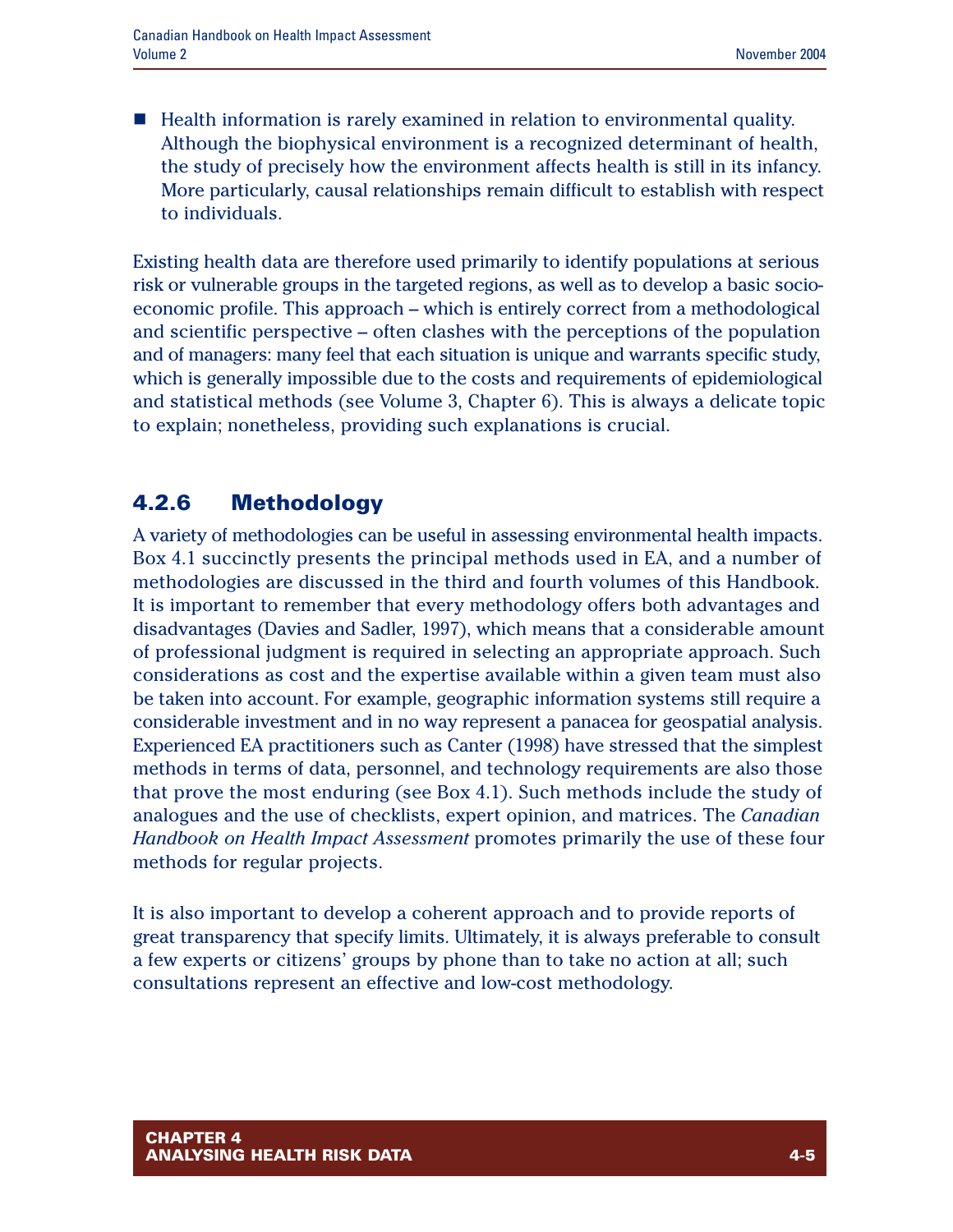- Health information is rarely examined in relation to environmental quality. Although the biophysical environment is a recognized determinant of health, the study of precisely how the environment affects health is still in its infancy. More particularly, causal relationships remain difficult to establish with respect to individuals.

Existing health data are therefore used primarily to identify populations at serious risk or vulnerable groups in the targeted regions, as well as to develop a basic socio-economic profile. This approach – which is entirely correct from a methodological and scientific perspective – often clashes with the perceptions of the population and of managers: many feel that each situation is unique and warrants specific study, which is generally impossible due to the costs and requirements of epidemiological and statistical methods (see Volume 3, Chapter 6). This is always a delicate topic to explain; nonetheless, providing such explanations is crucial.

### 4.2.6 Methodology

A variety of methodologies can be useful in assessing environmental health impacts. Box 4.1 succinctly presents the principal methods used in EA, and a number of methodologies are discussed in the third and fourth volumes of this Handbook. It is important to remember that every methodology offers both advantages and disadvantages (Davies and Sadler, 1997), which means that a considerable amount of professional judgment is required in selecting an appropriate approach. Such considerations as cost and the expertise available within a given team must also be taken into account. For example, geographic information systems still require a considerable investment and in no way represent a panacea for geospatial analysis. Experienced EA practitioners such as Canter (1998) have stressed that the simplest methods in terms of data, personnel, and technology requirements are also those that prove the most enduring (see Box 4.1). Such methods include the study of analogues and the use of checklists, expert opinion, and matrices. The *Canadian Handbook on Health Impact Assessment* promotes primarily the use of these four methods for regular projects.

It is also important to develop a coherent approach and to provide reports of great transparency that specify limits. Ultimately, it is always preferable to consult a few experts or citizens' groups by phone than to take no action at all; such consultations represent an effective and low-cost methodology.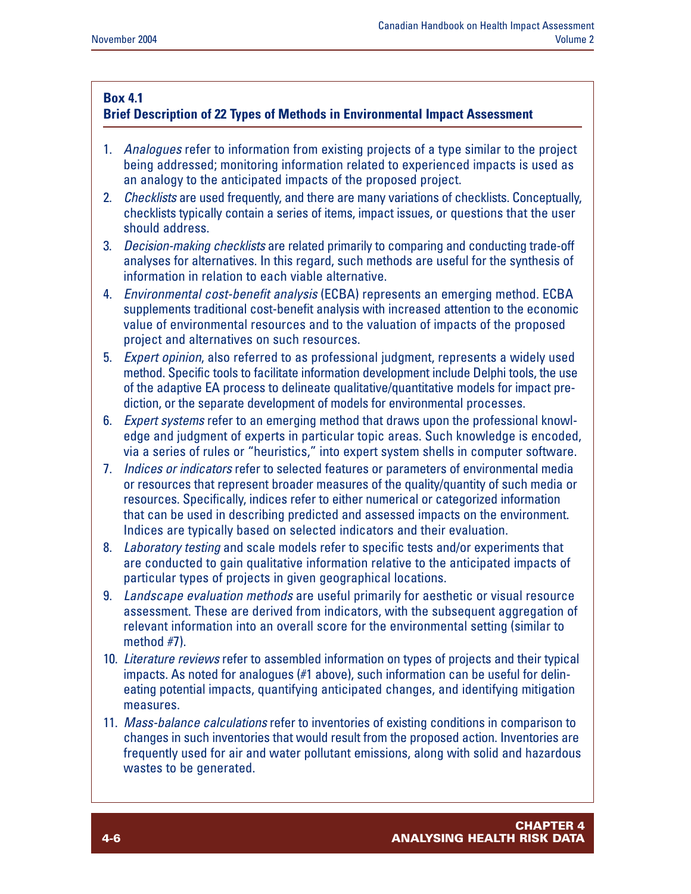**Box 4.1**
**Brief Description of 22 Types of Methods in Environmental Impact Assessment**

1. *Analogues* refer to information from existing projects of a type similar to the project being addressed; monitoring information related to experienced impacts is used as an analogy to the anticipated impacts of the proposed project.
2. *Checklists* are used frequently, and there are many variations of checklists. Conceptually, checklists typically contain a series of items, impact issues, or questions that the user should address.
3. *Decision-making checklists* are related primarily to comparing and conducting trade-off analyses for alternatives. In this regard, such methods are useful for the synthesis of information in relation to each viable alternative.
4. *Environmental cost-benefit analysis* (ECBA) represents an emerging method. ECBA supplements traditional cost-benefit analysis with increased attention to the economic value of environmental resources and to the valuation of impacts of the proposed project and alternatives on such resources.
5. *Expert opinion*, also referred to as professional judgment, represents a widely used method. Specific tools to facilitate information development include Delphi tools, the use of the adaptive EA process to delineate qualitative/quantitative models for impact prediction, or the separate development of models for environmental processes.
6. *Expert systems* refer to an emerging method that draws upon the professional knowledge and judgment of experts in particular topic areas. Such knowledge is encoded, via a series of rules or "heuristics," into expert system shells in computer software.
7. *Indices or indicators* refer to selected features or parameters of environmental media or resources that represent broader measures of the quality/quantity of such media or resources. Specifically, indices refer to either numerical or categorized information that can be used in describing predicted and assessed impacts on the environment. Indices are typically based on selected indicators and their evaluation.
8. *Laboratory testing* and scale models refer to specific tests and/or experiments that are conducted to gain qualitative information relative to the anticipated impacts of particular types of projects in given geographical locations.
9. *Landscape evaluation methods* are useful primarily for aesthetic or visual resource assessment. These are derived from indicators, with the subsequent aggregation of relevant information into an overall score for the environmental setting (similar to method #7).
10. *Literature reviews* refer to assembled information on types of projects and their typical impacts. As noted for analogues (#1 above), such information can be useful for delineating potential impacts, quantifying anticipated changes, and identifying mitigation measures.
11. *Mass-balance calculations* refer to inventories of existing conditions in comparison to changes in such inventories that would result from the proposed action. Inventories are frequently used for air and water pollutant emissions, along with solid and hazardous wastes to be generated.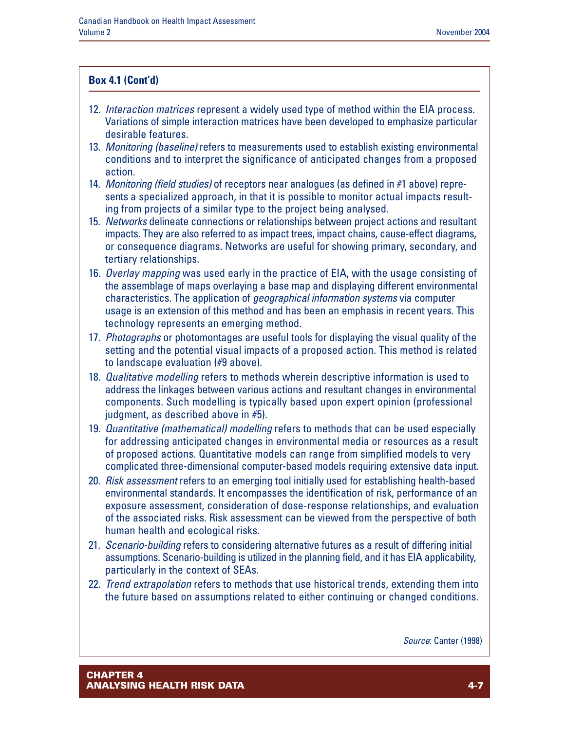### Box 4.1 (Cont'd)

12. *Interaction matrices* represent a widely used type of method within the EIA process. Variations of simple interaction matrices have been developed to emphasize particular desirable features.
13. *Monitoring (baseline)* refers to measurements used to establish existing environmental conditions and to interpret the significance of anticipated changes from a proposed action.
14. *Monitoring (field studies)* of receptors near analogues (as defined in #1 above) represents a specialized approach, in that it is possible to monitor actual impacts resulting from projects of a similar type to the project being analysed.
15. *Networks* delineate connections or relationships between project actions and resultant impacts. They are also referred to as impact trees, impact chains, cause-effect diagrams, or consequence diagrams. Networks are useful for showing primary, secondary, and tertiary relationships.
16. *Overlay mapping* was used early in the practice of EIA, with the usage consisting of the assemblage of maps overlaying a base map and displaying different environmental characteristics. The application of *geographical information systems* via computer usage is an extension of this method and has been an emphasis in recent years. This technology represents an emerging method.
17. *Photographs* or photomontages are useful tools for displaying the visual quality of the setting and the potential visual impacts of a proposed action. This method is related to landscape evaluation (#9 above).
18. *Qualitative modelling* refers to methods wherein descriptive information is used to address the linkages between various actions and resultant changes in environmental components. Such modelling is typically based upon expert opinion (professional judgment, as described above in #5).
19. *Quantitative (mathematical) modelling* refers to methods that can be used especially for addressing anticipated changes in environmental media or resources as a result of proposed actions. Quantitative models can range from simplified models to very complicated three-dimensional computer-based models requiring extensive data input.
20. *Risk assessment* refers to an emerging tool initially used for establishing health-based environmental standards. It encompasses the identification of risk, performance of an exposure assessment, consideration of dose-response relationships, and evaluation of the associated risks. Risk assessment can be viewed from the perspective of both human health and ecological risks.
21. *Scenario-building* refers to considering alternative futures as a result of differing initial assumptions. Scenario-building is utilized in the planning field, and it has EIA applicability, particularly in the context of SEAs.
22. *Trend extrapolation* refers to methods that use historical trends, extending them into the future based on assumptions related to either continuing or changed conditions.

*Source*: Canter (1998)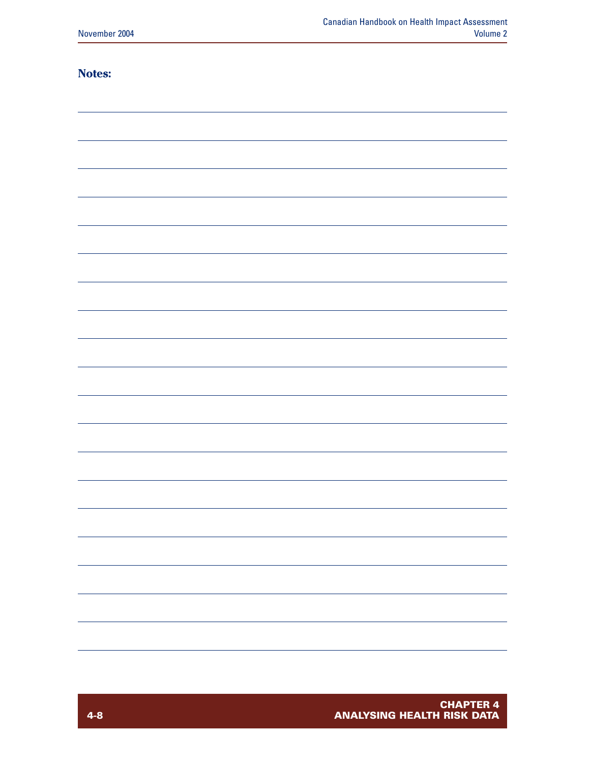**Notes:**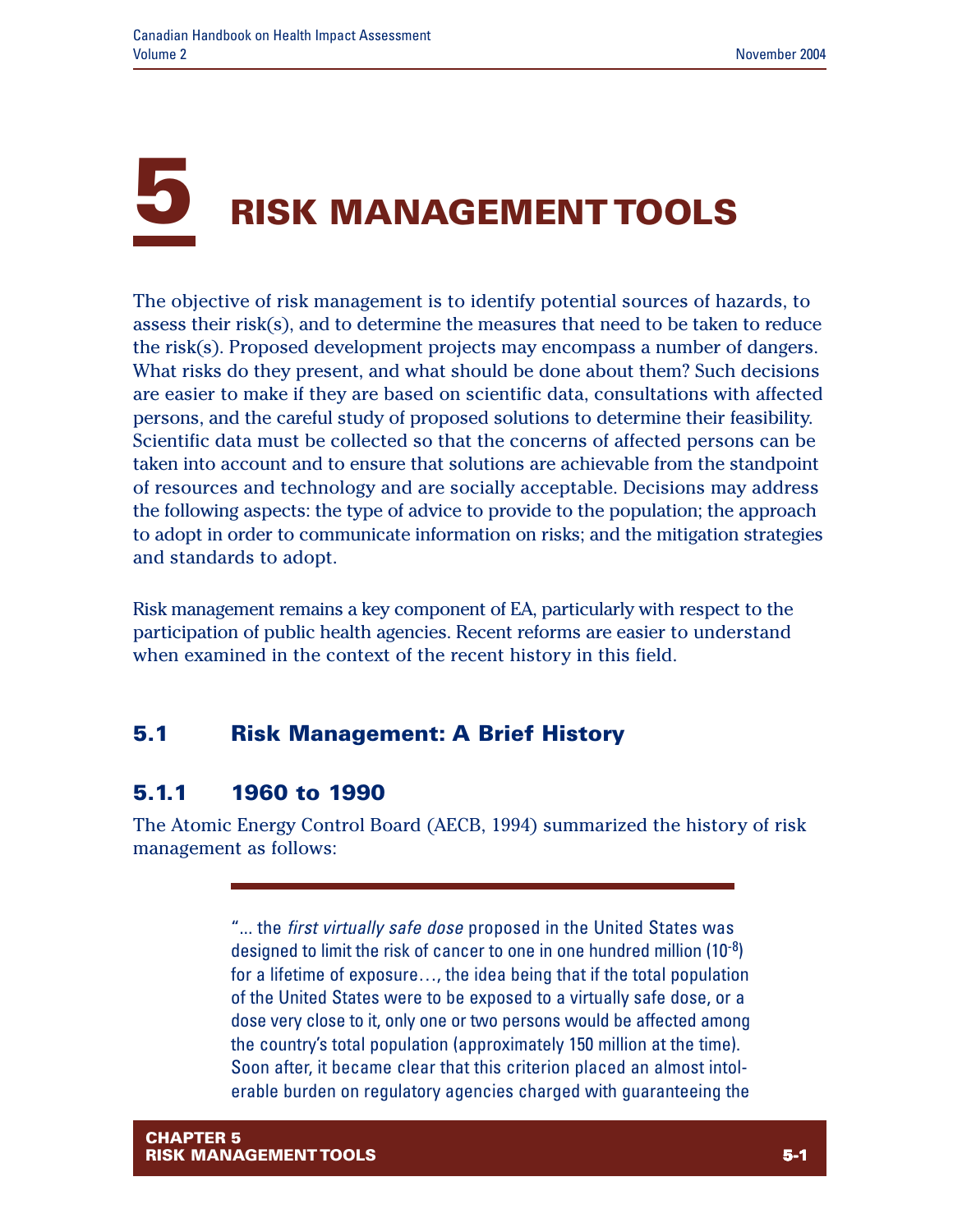# 5 RISK MANAGEMENT TOOLS

The objective of risk management is to identify potential sources of hazards, to assess their risk(s), and to determine the measures that need to be taken to reduce the risk(s). Proposed development projects may encompass a number of dangers. What risks do they present, and what should be done about them? Such decisions are easier to make if they are based on scientific data, consultations with affected persons, and the careful study of proposed solutions to determine their feasibility. Scientific data must be collected so that the concerns of affected persons can be taken into account and to ensure that solutions are achievable from the standpoint of resources and technology and are socially acceptable. Decisions may address the following aspects: the type of advice to provide to the population; the approach to adopt in order to communicate information on risks; and the mitigation strategies and standards to adopt.

Risk management remains a key component of EA, particularly with respect to the participation of public health agencies. Recent reforms are easier to understand when examined in the context of the recent history in this field.

## 5.1 Risk Management: A Brief History

### 5.1.1 1960 to 1990

The Atomic Energy Control Board (AECB, 1994) summarized the history of risk management as follows:

> "… the *first virtually safe dose* proposed in the United States was designed to limit the risk of cancer to one in one hundred million ($10^{-8}$) for a lifetime of exposure…, the idea being that if the total population of the United States were to be exposed to a virtually safe dose, or a dose very close to it, only one or two persons would be affected among the country's total population (approximately 150 million at the time). Soon after, it became clear that this criterion placed an almost intolerable burden on regulatory agencies charged with guaranteeing the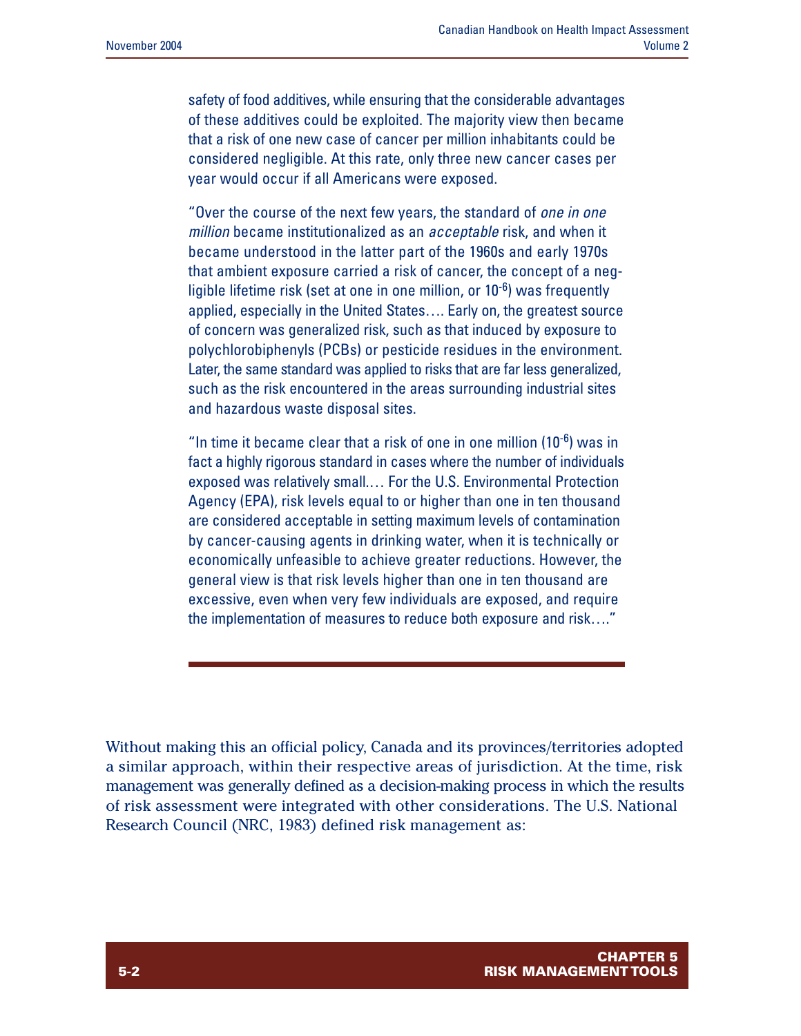safety of food additives, while ensuring that the considerable advantages of these additives could be exploited. The majority view then became that a risk of one new case of cancer per million inhabitants could be considered negligible. At this rate, only three new cancer cases per year would occur if all Americans were exposed.

"Over the course of the next few years, the standard of *one in one million* became institutionalized as an *acceptable* risk, and when it became understood in the latter part of the 1960s and early 1970s that ambient exposure carried a risk of cancer, the concept of a negligible lifetime risk (set at one in one million, or $10^{-6}$) was frequently applied, especially in the United States…. Early on, the greatest source of concern was generalized risk, such as that induced by exposure to polychlorobiphenyls (PCBs) or pesticide residues in the environment. Later, the same standard was applied to risks that are far less generalized, such as the risk encountered in the areas surrounding industrial sites and hazardous waste disposal sites.

"In time it became clear that a risk of one in one million ($10^{-6}$) was in fact a highly rigorous standard in cases where the number of individuals exposed was relatively small.… For the U.S. Environmental Protection Agency (EPA), risk levels equal to or higher than one in ten thousand are considered acceptable in setting maximum levels of contamination by cancer-causing agents in drinking water, when it is technically or economically unfeasible to achieve greater reductions. However, the general view is that risk levels higher than one in ten thousand are excessive, even when very few individuals are exposed, and require the implementation of measures to reduce both exposure and risk…."

---

Without making this an official policy, Canada and its provinces/territories adopted a similar approach, within their respective areas of jurisdiction. At the time, risk management was generally defined as a decision-making process in which the results of risk assessment were integrated with other considerations. The U.S. National Research Council (NRC, 1983) defined risk management as: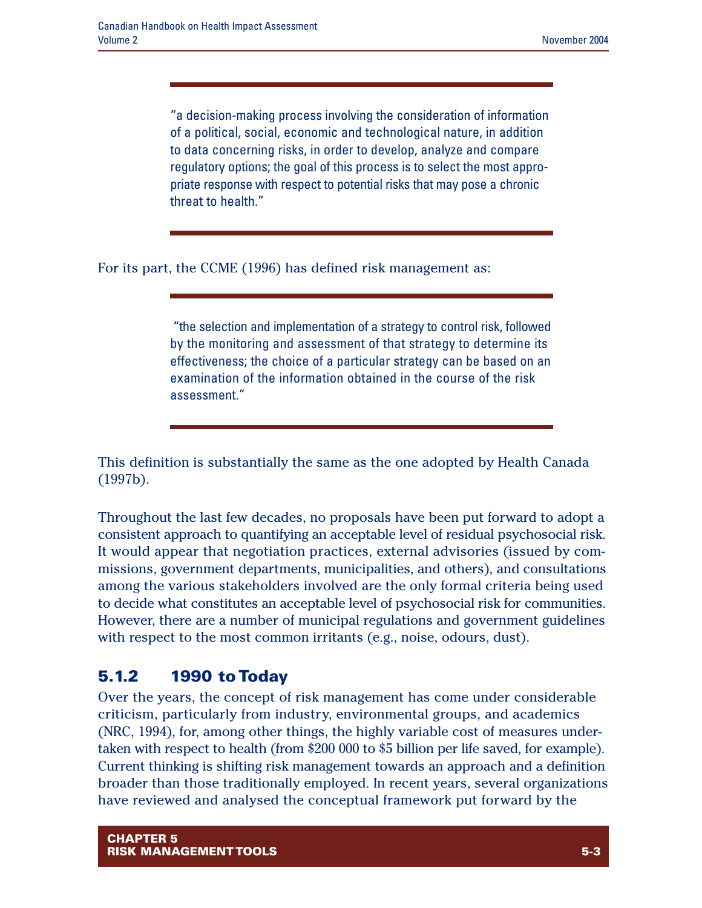> "a decision-making process involving the consideration of information of a political, social, economic and technological nature, in addition to data concerning risks, in order to develop, analyze and compare regulatory options; the goal of this process is to select the most appropriate response with respect to potential risks that may pose a chronic threat to health."

For its part, the CCME (1996) has defined risk management as:

> "the selection and implementation of a strategy to control risk, followed by the monitoring and assessment of that strategy to determine its effectiveness; the choice of a particular strategy can be based on an examination of the information obtained in the course of the risk assessment."

This definition is substantially the same as the one adopted by Health Canada (1997b).

Throughout the last few decades, no proposals have been put forward to adopt a consistent approach to quantifying an acceptable level of residual psychosocial risk. It would appear that negotiation practices, external advisories (issued by commissions, government departments, municipalities, and others), and consultations among the various stakeholders involved are the only formal criteria being used to decide what constitutes an acceptable level of psychosocial risk for communities. However, there are a number of municipal regulations and government guidelines with respect to the most common irritants (e.g., noise, odours, dust).

### 5.1.2 1990 to Today

Over the years, the concept of risk management has come under considerable criticism, particularly from industry, environmental groups, and academics (NRC, 1994), for, among other things, the highly variable cost of measures undertaken with respect to health (from $200 000 to $5 billion per life saved, for example). Current thinking is shifting risk management towards an approach and a definition broader than those traditionally employed. In recent years, several organizations have reviewed and analysed the conceptual framework put forward by the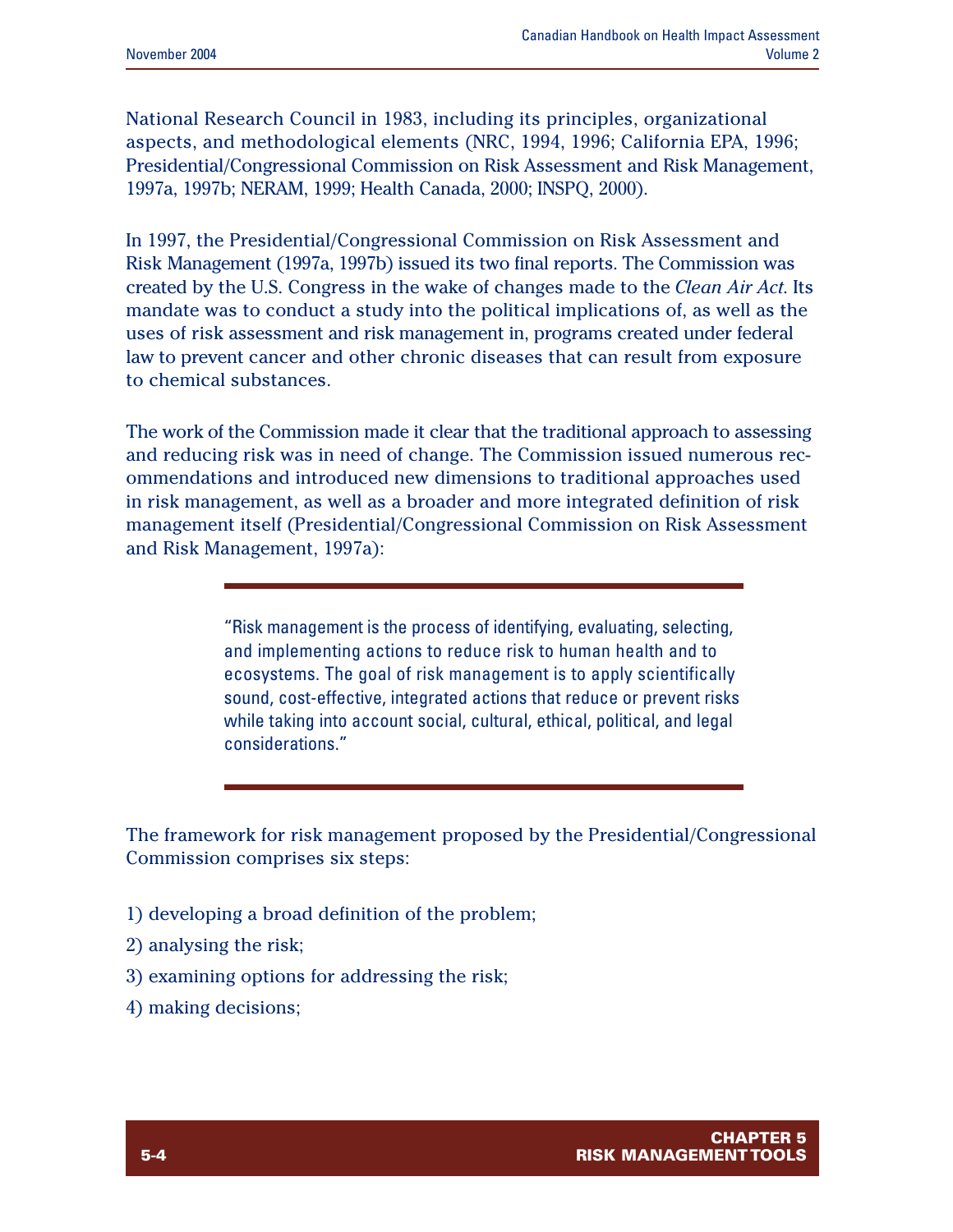National Research Council in 1983, including its principles, organizational aspects, and methodological elements (NRC, 1994, 1996; California EPA, 1996; Presidential/Congressional Commission on Risk Assessment and Risk Management, 1997a, 1997b; NERAM, 1999; Health Canada, 2000; INSPQ, 2000).

In 1997, the Presidential/Congressional Commission on Risk Assessment and Risk Management (1997a, 1997b) issued its two final reports. The Commission was created by the U.S. Congress in the wake of changes made to the *Clean Air Act*. Its mandate was to conduct a study into the political implications of, as well as the uses of risk assessment and risk management in, programs created under federal law to prevent cancer and other chronic diseases that can result from exposure to chemical substances.

The work of the Commission made it clear that the traditional approach to assessing and reducing risk was in need of change. The Commission issued numerous recommendations and introduced new dimensions to traditional approaches used in risk management, as well as a broader and more integrated definition of risk management itself (Presidential/Congressional Commission on Risk Assessment and Risk Management, 1997a):

> "Risk management is the process of identifying, evaluating, selecting, and implementing actions to reduce risk to human health and to ecosystems. The goal of risk management is to apply scientifically sound, cost-effective, integrated actions that reduce or prevent risks while taking into account social, cultural, ethical, political, and legal considerations."

The framework for risk management proposed by the Presidential/Congressional Commission comprises six steps:

1) developing a broad definition of the problem;

2) analysing the risk;

3) examining options for addressing the risk;

4) making decisions;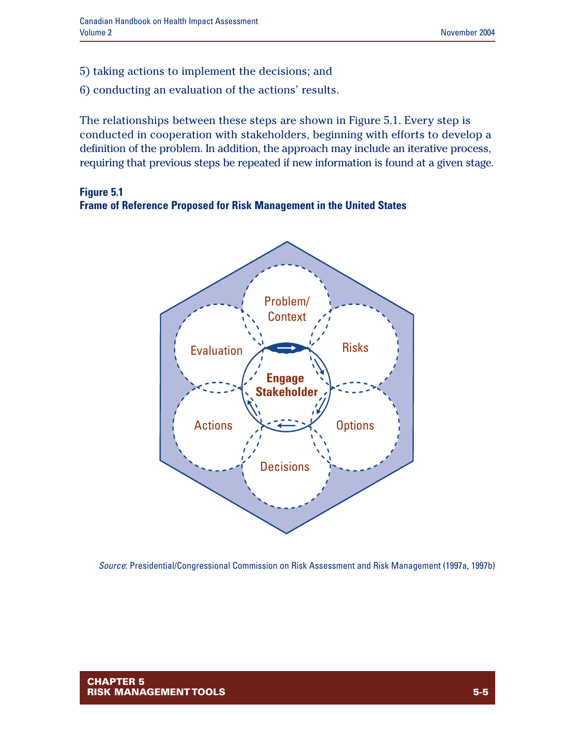5) taking actions to implement the decisions; and

6) conducting an evaluation of the actions' results.

The relationships between these steps are shown in Figure 5.1. Every step is conducted in cooperation with stakeholders, beginning with efforts to develop a definition of the problem. In addition, the approach may include an iterative process, requiring that previous steps be repeated if new information is found at a given stage.

**Figure 5.1**
**Frame of Reference Proposed for Risk Management in the United States**

*Source*: Presidential/Congressional Commission on Risk Assessment and Risk Management (1997a, 1997b)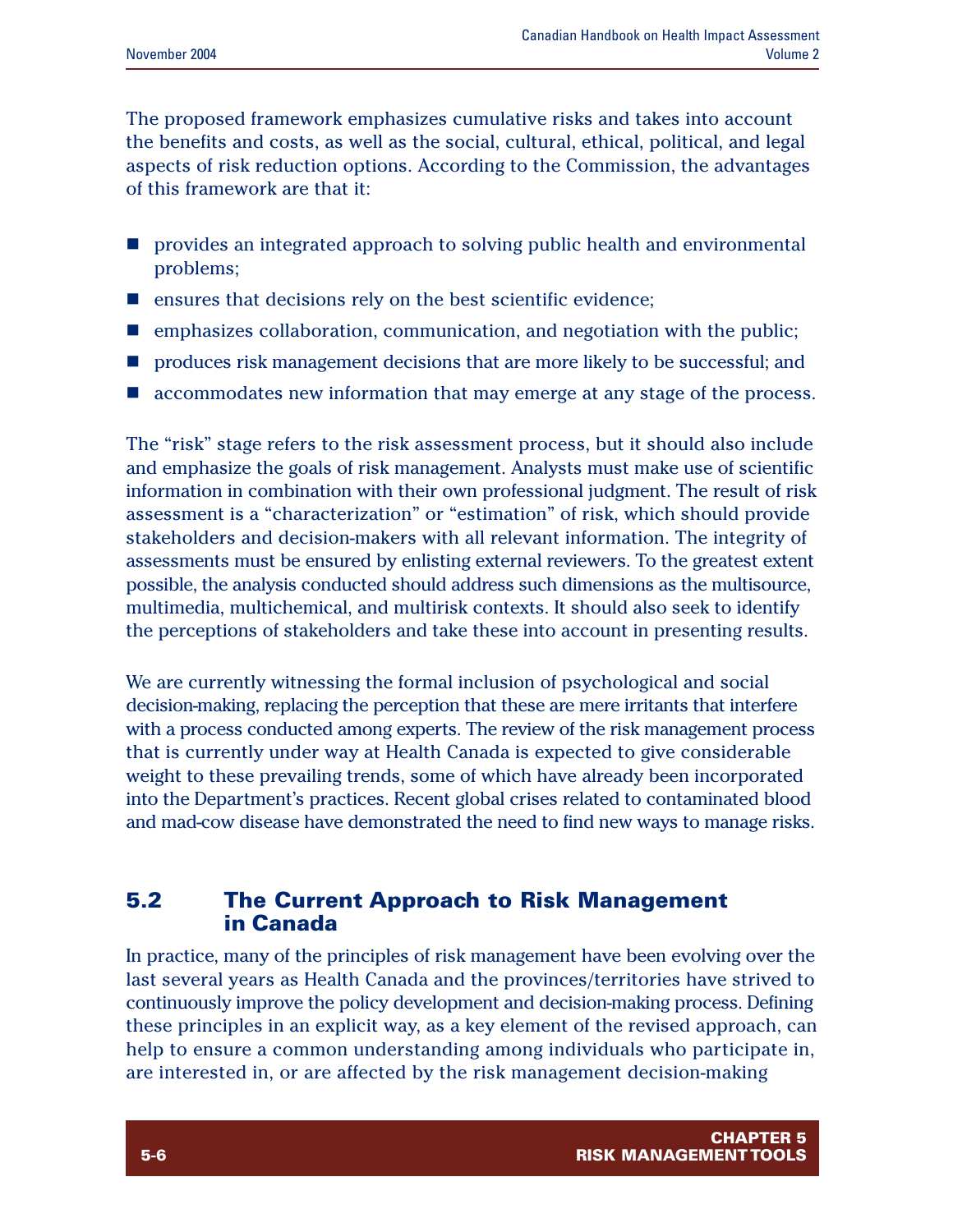The proposed framework emphasizes cumulative risks and takes into account the benefits and costs, as well as the social, cultural, ethical, political, and legal aspects of risk reduction options. According to the Commission, the advantages of this framework are that it:

- provides an integrated approach to solving public health and environmental problems;
- ensures that decisions rely on the best scientific evidence;
- emphasizes collaboration, communication, and negotiation with the public;
- produces risk management decisions that are more likely to be successful; and
- accommodates new information that may emerge at any stage of the process.

The "risk" stage refers to the risk assessment process, but it should also include and emphasize the goals of risk management. Analysts must make use of scientific information in combination with their own professional judgment. The result of risk assessment is a "characterization" or "estimation" of risk, which should provide stakeholders and decision-makers with all relevant information. The integrity of assessments must be ensured by enlisting external reviewers. To the greatest extent possible, the analysis conducted should address such dimensions as the multisource, multimedia, multichemical, and multirisk contexts. It should also seek to identify the perceptions of stakeholders and take these into account in presenting results.

We are currently witnessing the formal inclusion of psychological and social decision-making, replacing the perception that these are mere irritants that interfere with a process conducted among experts. The review of the risk management process that is currently under way at Health Canada is expected to give considerable weight to these prevailing trends, some of which have already been incorporated into the Department's practices. Recent global crises related to contaminated blood and mad-cow disease have demonstrated the need to find new ways to manage risks.

## 5.2 The Current Approach to Risk Management in Canada

In practice, many of the principles of risk management have been evolving over the last several years as Health Canada and the provinces/territories have strived to continuously improve the policy development and decision-making process. Defining these principles in an explicit way, as a key element of the revised approach, can help to ensure a common understanding among individuals who participate in, are interested in, or are affected by the risk management decision-making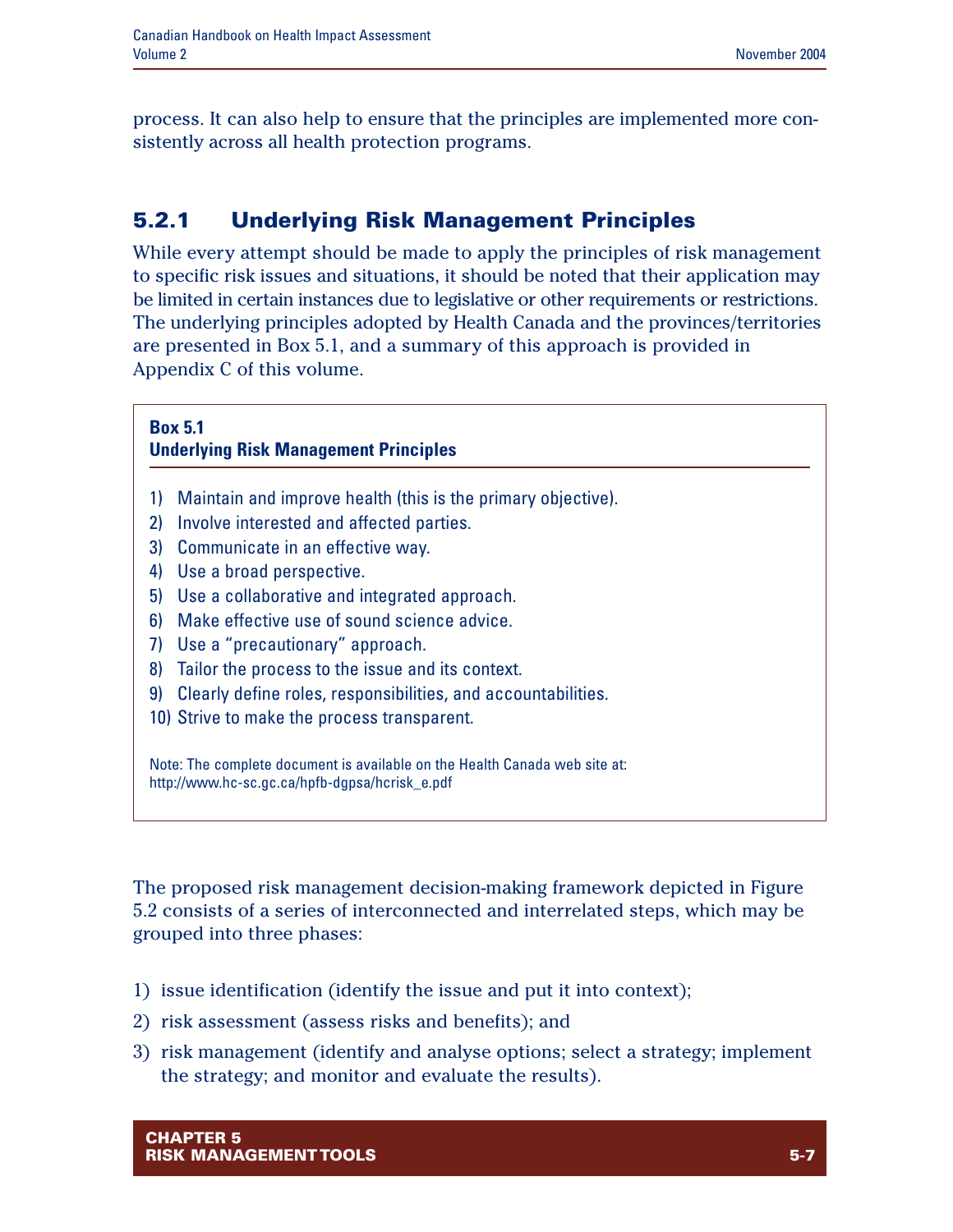process. It can also help to ensure that the principles are implemented more consistently across all health protection programs.

### 5.2.1 Underlying Risk Management Principles

While every attempt should be made to apply the principles of risk management to specific risk issues and situations, it should be noted that their application may be limited in certain instances due to legislative or other requirements or restrictions. The underlying principles adopted by Health Canada and the provinces/territories are presented in Box 5.1, and a summary of this approach is provided in Appendix C of this volume.

**Box 5.1**
**Underlying Risk Management Principles**

1) Maintain and improve health (this is the primary objective).
2) Involve interested and affected parties.
3) Communicate in an effective way.
4) Use a broad perspective.
5) Use a collaborative and integrated approach.
6) Make effective use of sound science advice.
7) Use a "precautionary" approach.
8) Tailor the process to the issue and its context.
9) Clearly define roles, responsibilities, and accountabilities.
10) Strive to make the process transparent.

Note: The complete document is available on the Health Canada web site at: http://www.hc-sc.gc.ca/hpfb-dgpsa/hcrisk_e.pdf

The proposed risk management decision-making framework depicted in Figure 5.2 consists of a series of interconnected and interrelated steps, which may be grouped into three phases:

1) issue identification (identify the issue and put it into context);
2) risk assessment (assess risks and benefits); and
3) risk management (identify and analyse options; select a strategy; implement the strategy; and monitor and evaluate the results).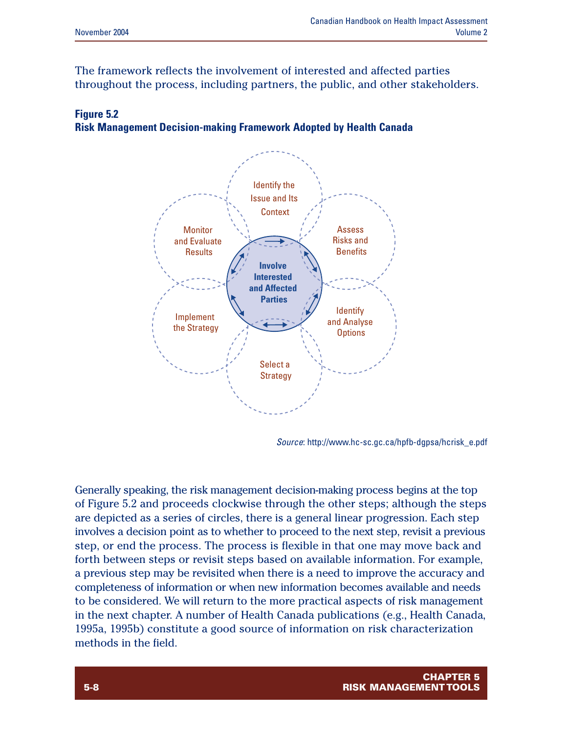The framework reflects the involvement of interested and affected parties throughout the process, including partners, the public, and other stakeholders.

**Figure 5.2**
**Risk Management Decision-making Framework Adopted by Health Canada**

Identify the Issue and Its Context

Assess Risks and Benefits

Identify and Analyse Options

Select a Strategy

Implement the Strategy

Monitor and Evaluate Results

**Involve Interested and Affected Parties**

*Source*: http://www.hc-sc.gc.ca/hpfb-dgpsa/hcrisk_e.pdf

Generally speaking, the risk management decision-making process begins at the top of Figure 5.2 and proceeds clockwise through the other steps; although the steps are depicted as a series of circles, there is a general linear progression. Each step involves a decision point as to whether to proceed to the next step, revisit a previous step, or end the process. The process is flexible in that one may move back and forth between steps or revisit steps based on available information. For example, a previous step may be revisited when there is a need to improve the accuracy and completeness of information or when new information becomes available and needs to be considered. We will return to the more practical aspects of risk management in the next chapter. A number of Health Canada publications (e.g., Health Canada, 1995a, 1995b) constitute a good source of information on risk characterization methods in the field.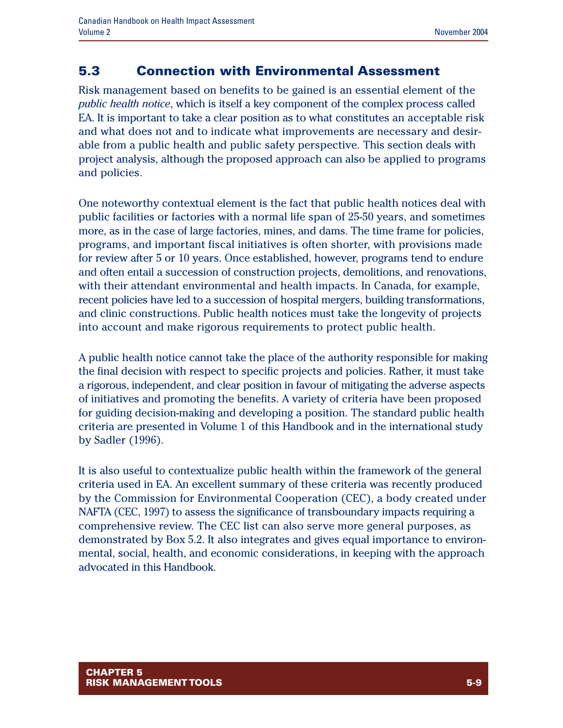## 5.3 Connection with Environmental Assessment

Risk management based on benefits to be gained is an essential element of the *public health notice*, which is itself a key component of the complex process called EA. It is important to take a clear position as to what constitutes an acceptable risk and what does not and to indicate what improvements are necessary and desirable from a public health and public safety perspective. This section deals with project analysis, although the proposed approach can also be applied to programs and policies.

One noteworthy contextual element is the fact that public health notices deal with public facilities or factories with a normal life span of 25-50 years, and sometimes more, as in the case of large factories, mines, and dams. The time frame for policies, programs, and important fiscal initiatives is often shorter, with provisions made for review after 5 or 10 years. Once established, however, programs tend to endure and often entail a succession of construction projects, demolitions, and renovations, with their attendant environmental and health impacts. In Canada, for example, recent policies have led to a succession of hospital mergers, building transformations, and clinic constructions. Public health notices must take the longevity of projects into account and make rigorous requirements to protect public health.

A public health notice cannot take the place of the authority responsible for making the final decision with respect to specific projects and policies. Rather, it must take a rigorous, independent, and clear position in favour of mitigating the adverse aspects of initiatives and promoting the benefits. A variety of criteria have been proposed for guiding decision-making and developing a position. The standard public health criteria are presented in Volume 1 of this Handbook and in the international study by Sadler (1996).

It is also useful to contextualize public health within the framework of the general criteria used in EA. An excellent summary of these criteria was recently produced by the Commission for Environmental Cooperation (CEC), a body created under NAFTA (CEC, 1997) to assess the significance of transboundary impacts requiring a comprehensive review. The CEC list can also serve more general purposes, as demonstrated by Box 5.2. It also integrates and gives equal importance to environmental, social, health, and economic considerations, in keeping with the approach advocated in this Handbook.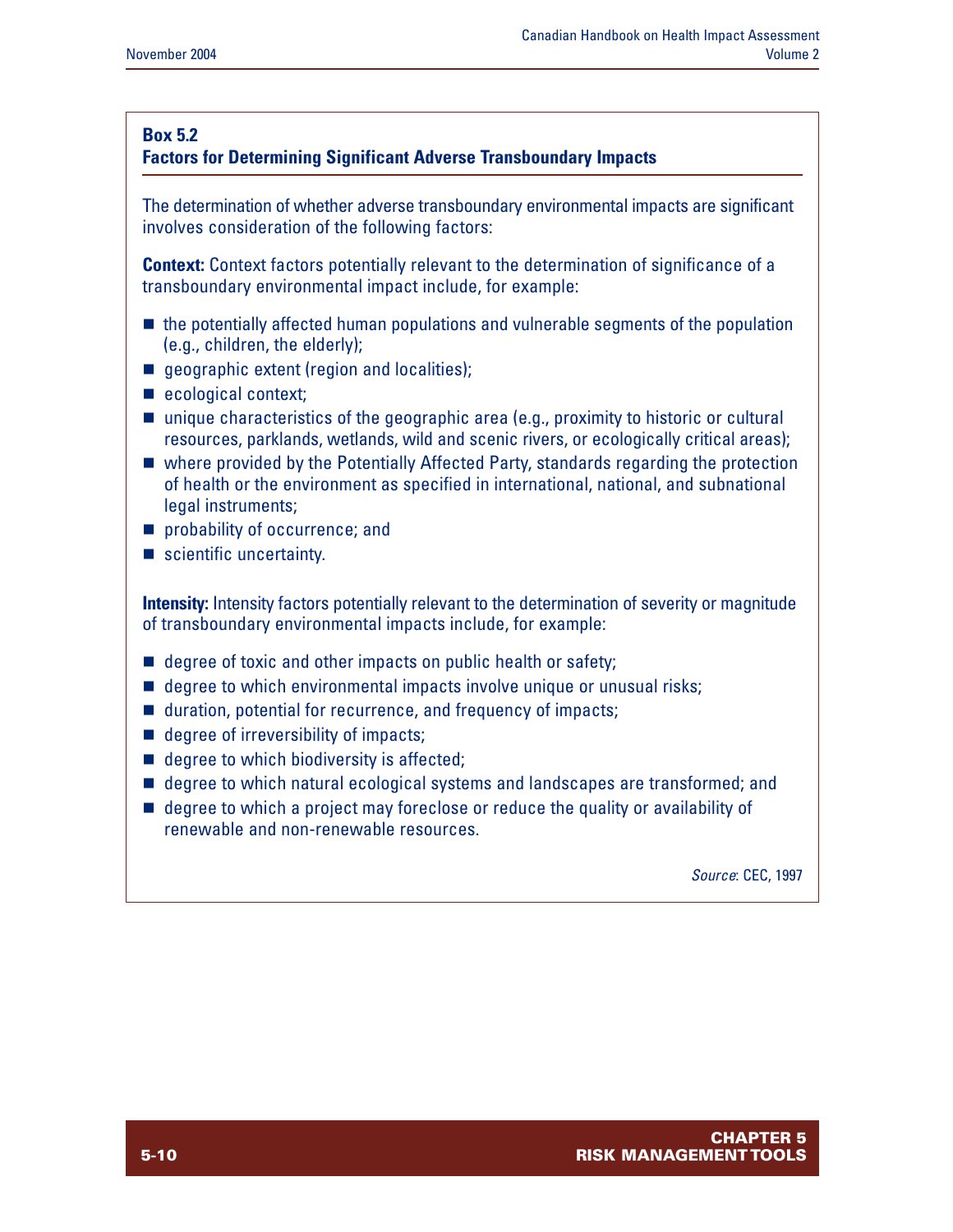**Box 5.2**
**Factors for Determining Significant Adverse Transboundary Impacts**

The determination of whether adverse transboundary environmental impacts are significant involves consideration of the following factors:

**Context:** Context factors potentially relevant to the determination of significance of a transboundary environmental impact include, for example:

- the potentially affected human populations and vulnerable segments of the population (e.g., children, the elderly);
- geographic extent (region and localities);
- ecological context;
- unique characteristics of the geographic area (e.g., proximity to historic or cultural resources, parklands, wetlands, wild and scenic rivers, or ecologically critical areas);
- where provided by the Potentially Affected Party, standards regarding the protection of health or the environment as specified in international, national, and subnational legal instruments;
- probability of occurrence; and
- scientific uncertainty.

**Intensity:** Intensity factors potentially relevant to the determination of severity or magnitude of transboundary environmental impacts include, for example:

- degree of toxic and other impacts on public health or safety;
- degree to which environmental impacts involve unique or unusual risks;
- duration, potential for recurrence, and frequency of impacts;
- degree of irreversibility of impacts;
- degree to which biodiversity is affected;
- degree to which natural ecological systems and landscapes are transformed; and
- degree to which a project may foreclose or reduce the quality or availability of renewable and non-renewable resources.

*Source*: CEC, 1997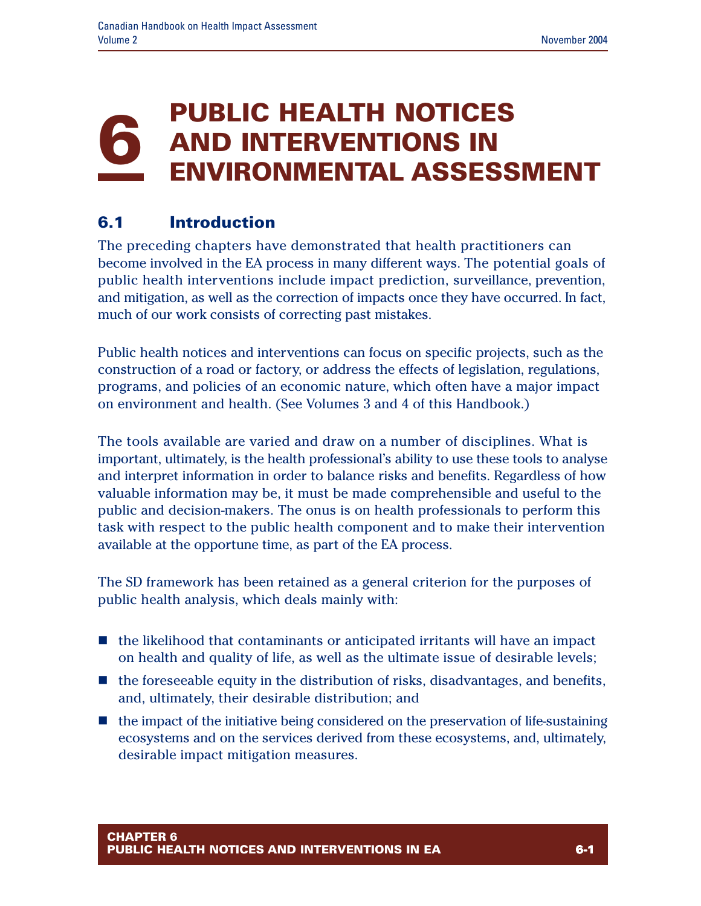# 6 PUBLIC HEALTH NOTICES AND INTERVENTIONS IN ENVIRONMENTAL ASSESSMENT

## 6.1 Introduction

The preceding chapters have demonstrated that health practitioners can become involved in the EA process in many different ways. The potential goals of public health interventions include impact prediction, surveillance, prevention, and mitigation, as well as the correction of impacts once they have occurred. In fact, much of our work consists of correcting past mistakes.

Public health notices and interventions can focus on specific projects, such as the construction of a road or factory, or address the effects of legislation, regulations, programs, and policies of an economic nature, which often have a major impact on environment and health. (See Volumes 3 and 4 of this Handbook.)

The tools available are varied and draw on a number of disciplines. What is important, ultimately, is the health professional's ability to use these tools to analyse and interpret information in order to balance risks and benefits. Regardless of how valuable information may be, it must be made comprehensible and useful to the public and decision-makers. The onus is on health professionals to perform this task with respect to the public health component and to make their intervention available at the opportune time, as part of the EA process.

The SD framework has been retained as a general criterion for the purposes of public health analysis, which deals mainly with:

- the likelihood that contaminants or anticipated irritants will have an impact on health and quality of life, as well as the ultimate issue of desirable levels;
- the foreseeable equity in the distribution of risks, disadvantages, and benefits, and, ultimately, their desirable distribution; and
- the impact of the initiative being considered on the preservation of life-sustaining ecosystems and on the services derived from these ecosystems, and, ultimately, desirable impact mitigation measures.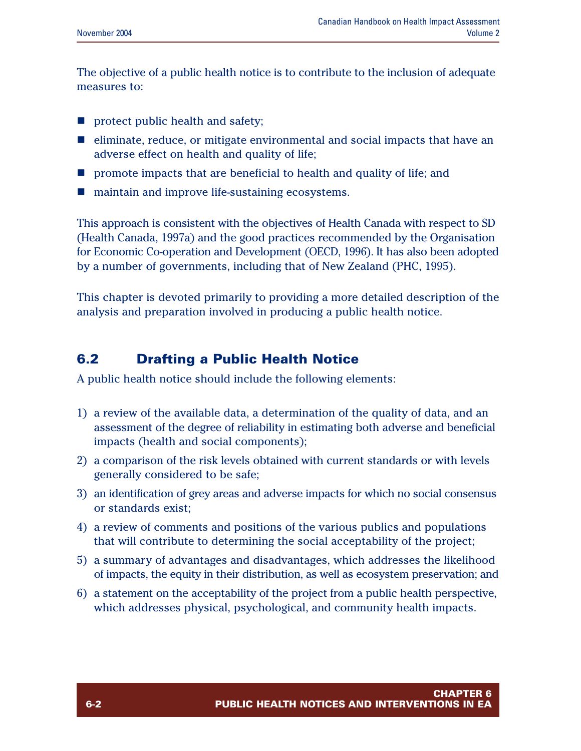The objective of a public health notice is to contribute to the inclusion of adequate measures to:

- protect public health and safety;
- eliminate, reduce, or mitigate environmental and social impacts that have an adverse effect on health and quality of life;
- promote impacts that are beneficial to health and quality of life; and
- maintain and improve life-sustaining ecosystems.

This approach is consistent with the objectives of Health Canada with respect to SD (Health Canada, 1997a) and the good practices recommended by the Organisation for Economic Co-operation and Development (OECD, 1996). It has also been adopted by a number of governments, including that of New Zealand (PHC, 1995).

This chapter is devoted primarily to providing a more detailed description of the analysis and preparation involved in producing a public health notice.

## 6.2 Drafting a Public Health Notice

A public health notice should include the following elements:

1) a review of the available data, a determination of the quality of data, and an assessment of the degree of reliability in estimating both adverse and beneficial impacts (health and social components);
2) a comparison of the risk levels obtained with current standards or with levels generally considered to be safe;
3) an identification of grey areas and adverse impacts for which no social consensus or standards exist;
4) a review of comments and positions of the various publics and populations that will contribute to determining the social acceptability of the project;
5) a summary of advantages and disadvantages, which addresses the likelihood of impacts, the equity in their distribution, as well as ecosystem preservation; and
6) a statement on the acceptability of the project from a public health perspective, which addresses physical, psychological, and community health impacts.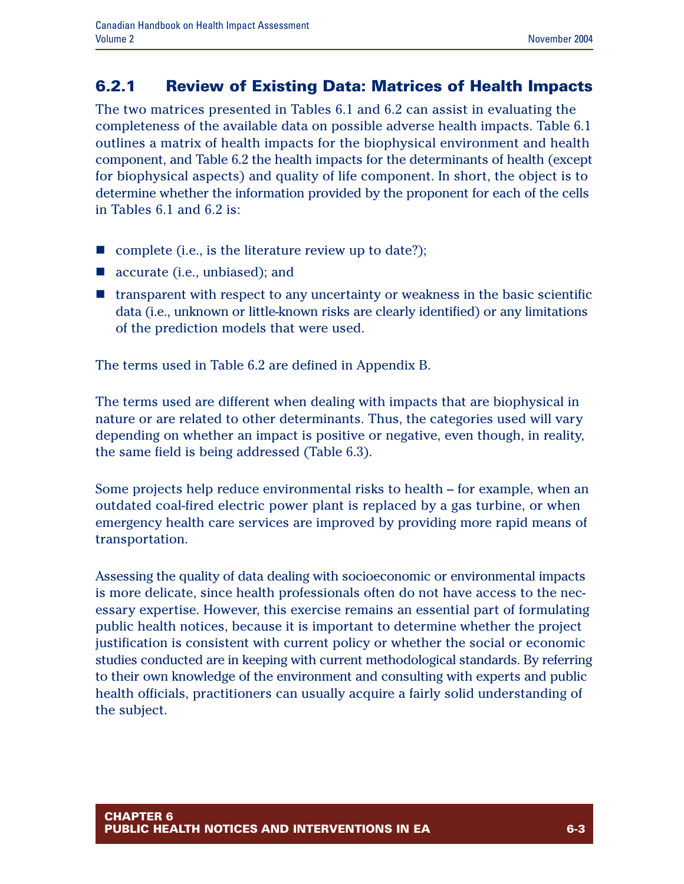### 6.2.1 Review of Existing Data: Matrices of Health Impacts

The two matrices presented in Tables 6.1 and 6.2 can assist in evaluating the completeness of the available data on possible adverse health impacts. Table 6.1 outlines a matrix of health impacts for the biophysical environment and health component, and Table 6.2 the health impacts for the determinants of health (except for biophysical aspects) and quality of life component. In short, the object is to determine whether the information provided by the proponent for each of the cells in Tables 6.1 and 6.2 is:

- complete (i.e., is the literature review up to date?);
- accurate (i.e., unbiased); and
- transparent with respect to any uncertainty or weakness in the basic scientific data (i.e., unknown or little-known risks are clearly identified) or any limitations of the prediction models that were used.

The terms used in Table 6.2 are defined in Appendix B.

The terms used are different when dealing with impacts that are biophysical in nature or are related to other determinants. Thus, the categories used will vary depending on whether an impact is positive or negative, even though, in reality, the same field is being addressed (Table 6.3).

Some projects help reduce environmental risks to health – for example, when an outdated coal-fired electric power plant is replaced by a gas turbine, or when emergency health care services are improved by providing more rapid means of transportation.

Assessing the quality of data dealing with socioeconomic or environmental impacts is more delicate, since health professionals often do not have access to the necessary expertise. However, this exercise remains an essential part of formulating public health notices, because it is important to determine whether the project justification is consistent with current policy or whether the social or economic studies conducted are in keeping with current methodological standards. By referring to their own knowledge of the environment and consulting with experts and public health officials, practitioners can usually acquire a fairly solid understanding of the subject.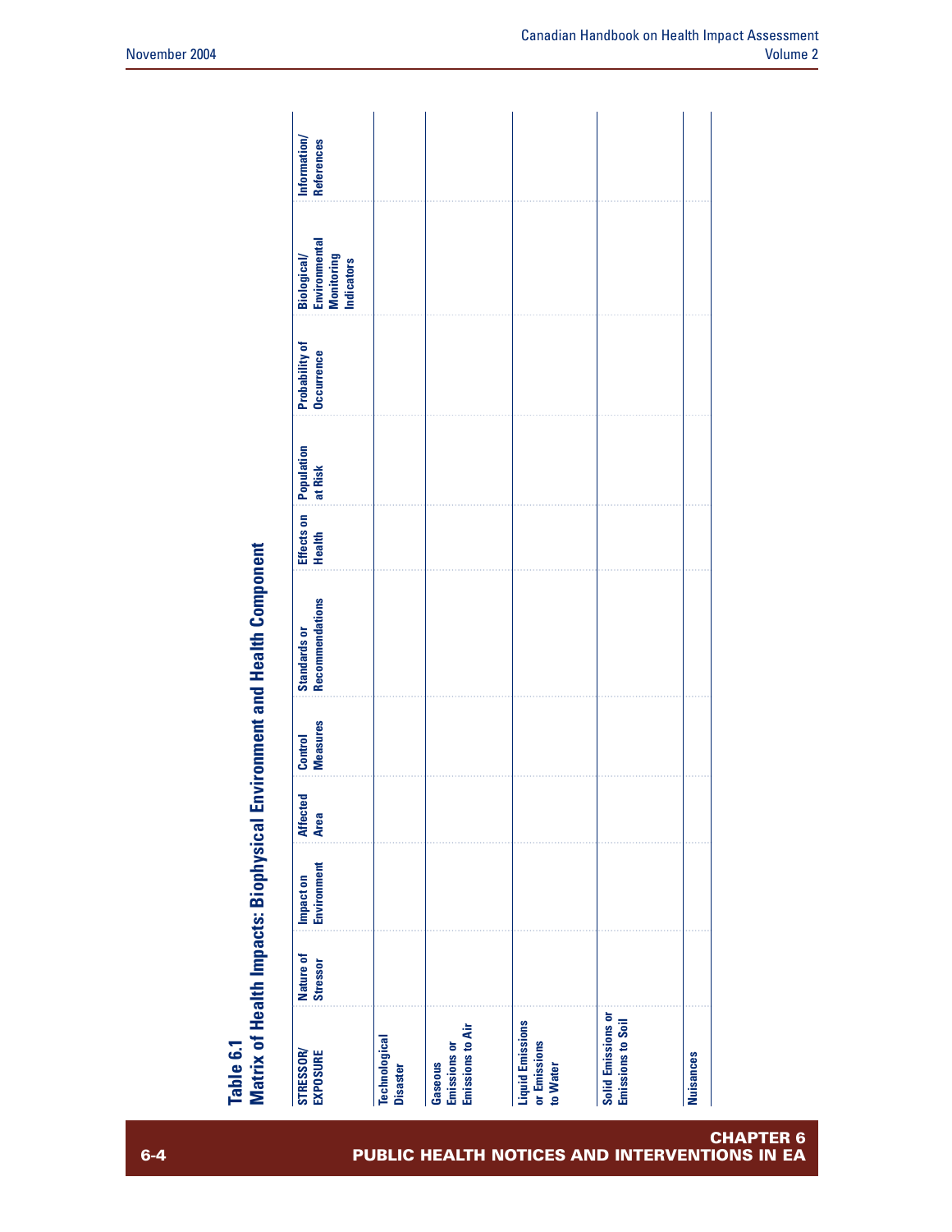## Table 6.1
## Matrix of Health Impacts: Biophysical Environment and Health Component

| STRESSOR/ EXPOSURE | Nature of Stressor | Impact on Environment | Affected Area | Control Measures | Standards or Recommendations | Effects on Health | Population at Risk | Probability of Occurrence | Biological/ Environmental Monitoring Indicators | Information/ References |
|---|---|---|---|---|---|---|---|---|---|---|
| Technological Disaster | | | | | | | | | | |
| Gaseous Emissions or Emissions to Air | | | | | | | | | | |
| Liquid Emissions or Emissions to Water | | | | | | | | | | |
| Solid Emissions or Emissions to Soil | | | | | | | | | | |
| Nuisances | | | | | | | | | | |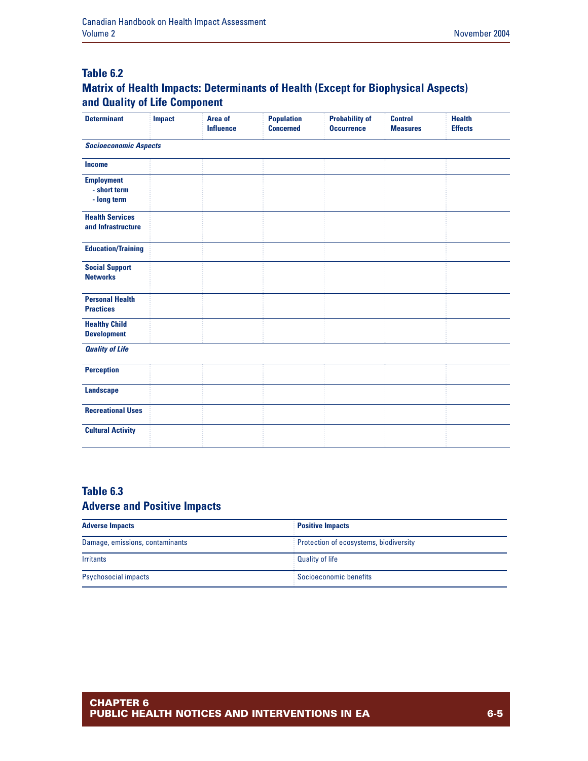### Table 6.2
### Matrix of Health Impacts: Determinants of Health (Except for Biophysical Aspects) and Quality of Life Component

| Determinant | Impact | Area of Influence | Population Concerned | Probability of Occurrence | Control Measures | Health Effects |
|---|---|---|---|---|---|---|
| ***Socioeconomic Aspects*** | | | | | | |
| **Income** | | | | | | |
| **Employment**<br>**- short term**<br>**- long term** | | | | | | |
| **Health Services and Infrastructure** | | | | | | |
| **Education/Training** | | | | | | |
| **Social Support Networks** | | | | | | |
| **Personal Health Practices** | | | | | | |
| **Healthy Child Development** | | | | | | |
| ***Quality of Life*** | | | | | | |
| **Perception** | | | | | | |
| **Landscape** | | | | | | |
| **Recreational Uses** | | | | | | |
| **Cultural Activity** | | | | | | |

### Table 6.3
### Adverse and Positive Impacts

| Adverse Impacts | Positive Impacts |
|---|---|
| Damage, emissions, contaminants | Protection of ecosystems, biodiversity |
| Irritants | Quality of life |
| Psychosocial impacts | Socioeconomic benefits |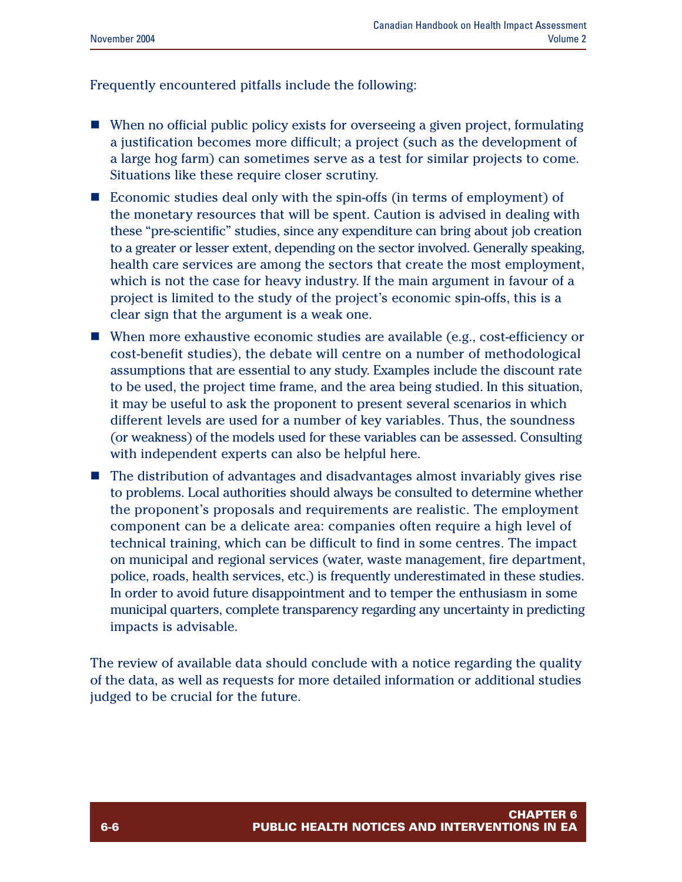Frequently encountered pitfalls include the following:

- When no official public policy exists for overseeing a given project, formulating a justification becomes more difficult; a project (such as the development of a large hog farm) can sometimes serve as a test for similar projects to come. Situations like these require closer scrutiny.
- Economic studies deal only with the spin-offs (in terms of employment) of the monetary resources that will be spent. Caution is advised in dealing with these "pre-scientific" studies, since any expenditure can bring about job creation to a greater or lesser extent, depending on the sector involved. Generally speaking, health care services are among the sectors that create the most employment, which is not the case for heavy industry. If the main argument in favour of a project is limited to the study of the project's economic spin-offs, this is a clear sign that the argument is a weak one.
- When more exhaustive economic studies are available (e.g., cost-efficiency or cost-benefit studies), the debate will centre on a number of methodological assumptions that are essential to any study. Examples include the discount rate to be used, the project time frame, and the area being studied. In this situation, it may be useful to ask the proponent to present several scenarios in which different levels are used for a number of key variables. Thus, the soundness (or weakness) of the models used for these variables can be assessed. Consulting with independent experts can also be helpful here.
- The distribution of advantages and disadvantages almost invariably gives rise to problems. Local authorities should always be consulted to determine whether the proponent's proposals and requirements are realistic. The employment component can be a delicate area: companies often require a high level of technical training, which can be difficult to find in some centres. The impact on municipal and regional services (water, waste management, fire department, police, roads, health services, etc.) is frequently underestimated in these studies. In order to avoid future disappointment and to temper the enthusiasm in some municipal quarters, complete transparency regarding any uncertainty in predicting impacts is advisable.

The review of available data should conclude with a notice regarding the quality of the data, as well as requests for more detailed information or additional studies judged to be crucial for the future.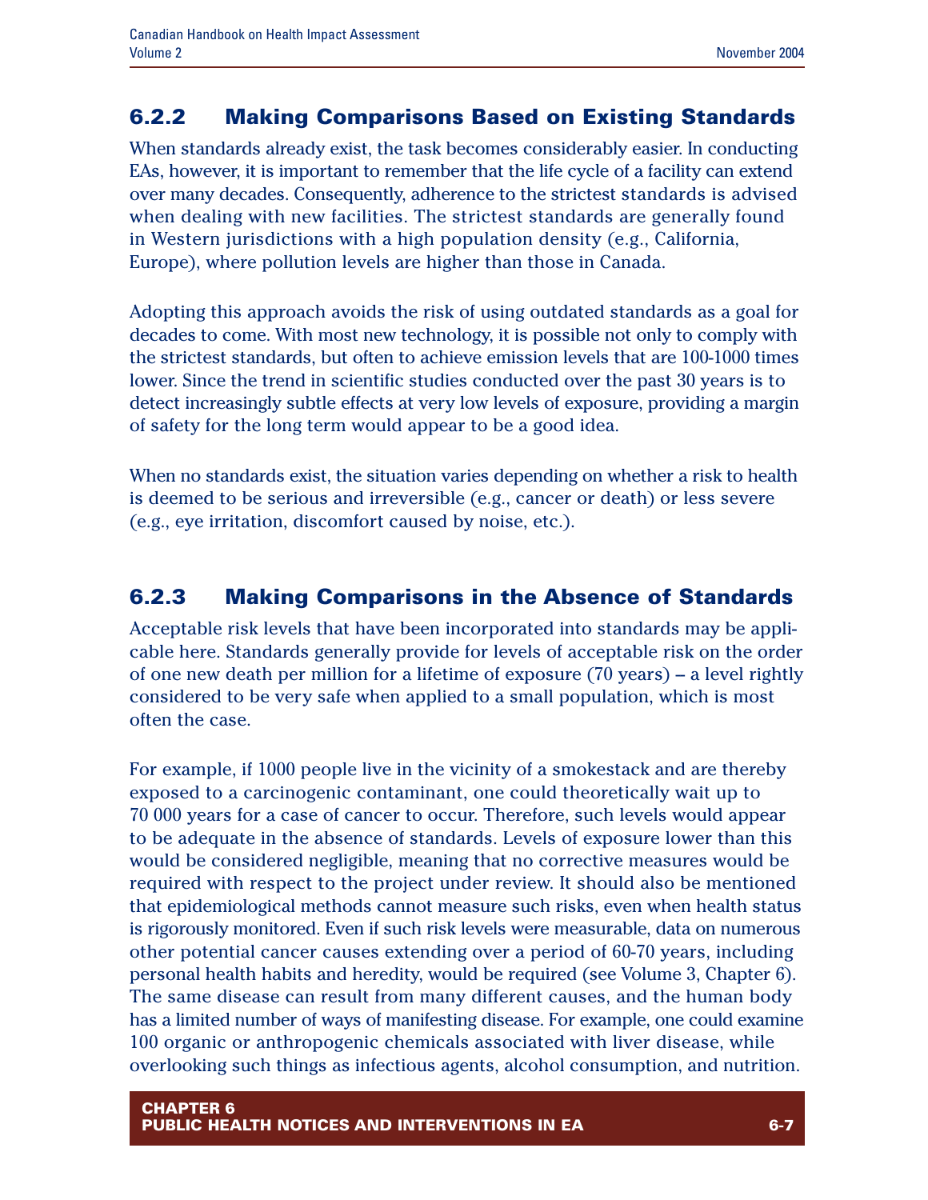### 6.2.2 Making Comparisons Based on Existing Standards

When standards already exist, the task becomes considerably easier. In conducting EAs, however, it is important to remember that the life cycle of a facility can extend over many decades. Consequently, adherence to the strictest standards is advised when dealing with new facilities. The strictest standards are generally found in Western jurisdictions with a high population density (e.g., California, Europe), where pollution levels are higher than those in Canada.

Adopting this approach avoids the risk of using outdated standards as a goal for decades to come. With most new technology, it is possible not only to comply with the strictest standards, but often to achieve emission levels that are 100-1000 times lower. Since the trend in scientific studies conducted over the past 30 years is to detect increasingly subtle effects at very low levels of exposure, providing a margin of safety for the long term would appear to be a good idea.

When no standards exist, the situation varies depending on whether a risk to health is deemed to be serious and irreversible (e.g., cancer or death) or less severe (e.g., eye irritation, discomfort caused by noise, etc.).

### 6.2.3 Making Comparisons in the Absence of Standards

Acceptable risk levels that have been incorporated into standards may be applicable here. Standards generally provide for levels of acceptable risk on the order of one new death per million for a lifetime of exposure (70 years) – a level rightly considered to be very safe when applied to a small population, which is most often the case.

For example, if 1000 people live in the vicinity of a smokestack and are thereby exposed to a carcinogenic contaminant, one could theoretically wait up to 70 000 years for a case of cancer to occur. Therefore, such levels would appear to be adequate in the absence of standards. Levels of exposure lower than this would be considered negligible, meaning that no corrective measures would be required with respect to the project under review. It should also be mentioned that epidemiological methods cannot measure such risks, even when health status is rigorously monitored. Even if such risk levels were measurable, data on numerous other potential cancer causes extending over a period of 60-70 years, including personal health habits and heredity, would be required (see Volume 3, Chapter 6). The same disease can result from many different causes, and the human body has a limited number of ways of manifesting disease. For example, one could examine 100 organic or anthropogenic chemicals associated with liver disease, while overlooking such things as infectious agents, alcohol consumption, and nutrition.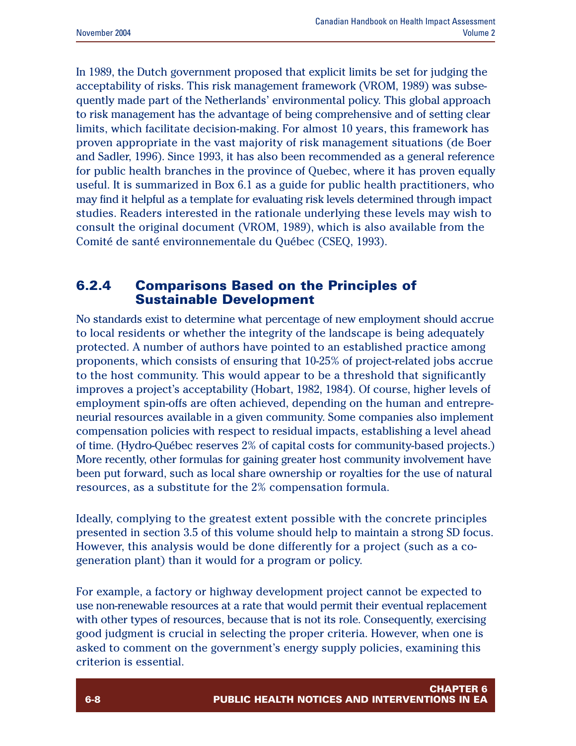In 1989, the Dutch government proposed that explicit limits be set for judging the acceptability of risks. This risk management framework (VROM, 1989) was subsequently made part of the Netherlands' environmental policy. This global approach to risk management has the advantage of being comprehensive and of setting clear limits, which facilitate decision-making. For almost 10 years, this framework has proven appropriate in the vast majority of risk management situations (de Boer and Sadler, 1996). Since 1993, it has also been recommended as a general reference for public health branches in the province of Quebec, where it has proven equally useful. It is summarized in Box 6.1 as a guide for public health practitioners, who may find it helpful as a template for evaluating risk levels determined through impact studies. Readers interested in the rationale underlying these levels may wish to consult the original document (VROM, 1989), which is also available from the Comité de santé environnementale du Québec (CSEQ, 1993).

### 6.2.4 Comparisons Based on the Principles of Sustainable Development

No standards exist to determine what percentage of new employment should accrue to local residents or whether the integrity of the landscape is being adequately protected. A number of authors have pointed to an established practice among proponents, which consists of ensuring that 10-25% of project-related jobs accrue to the host community. This would appear to be a threshold that significantly improves a project's acceptability (Hobart, 1982, 1984). Of course, higher levels of employment spin-offs are often achieved, depending on the human and entrepreneurial resources available in a given community. Some companies also implement compensation policies with respect to residual impacts, establishing a level ahead of time. (Hydro-Québec reserves 2% of capital costs for community-based projects.) More recently, other formulas for gaining greater host community involvement have been put forward, such as local share ownership or royalties for the use of natural resources, as a substitute for the 2% compensation formula.

Ideally, complying to the greatest extent possible with the concrete principles presented in section 3.5 of this volume should help to maintain a strong SD focus. However, this analysis would be done differently for a project (such as a co-generation plant) than it would for a program or policy.

For example, a factory or highway development project cannot be expected to use non-renewable resources at a rate that would permit their eventual replacement with other types of resources, because that is not its role. Consequently, exercising good judgment is crucial in selecting the proper criteria. However, when one is asked to comment on the government's energy supply policies, examining this criterion is essential.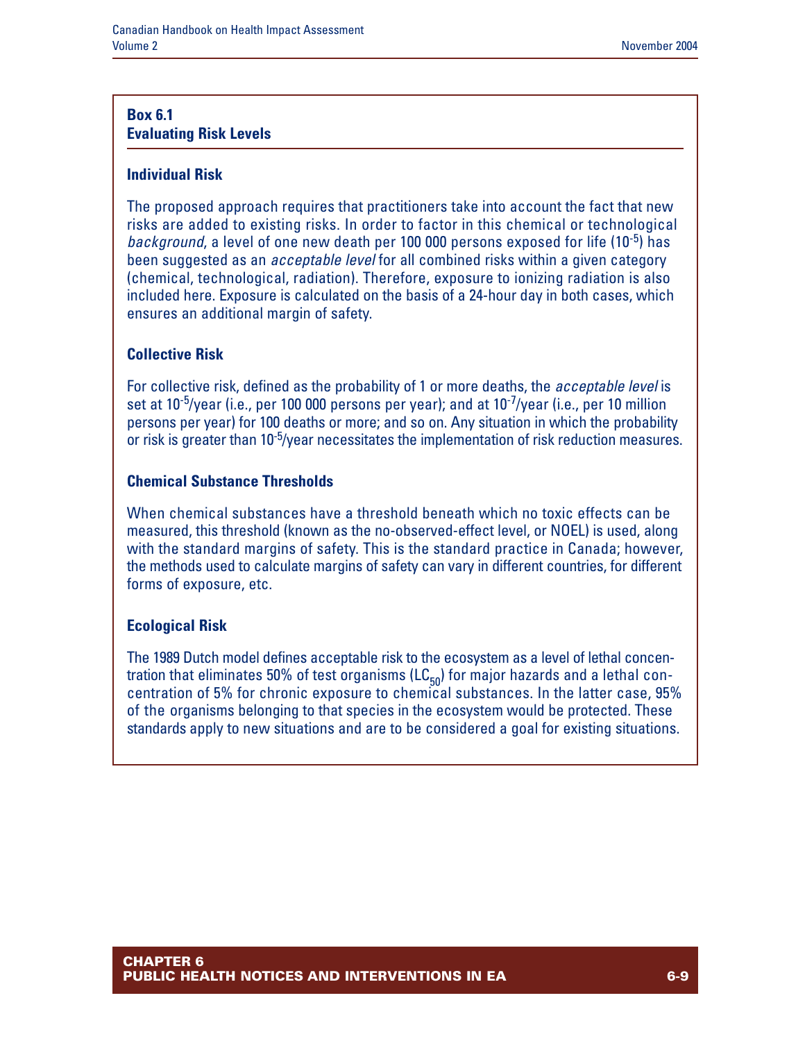## Box 6.1
## Evaluating Risk Levels

### Individual Risk

The proposed approach requires that practitioners take into account the fact that new risks are added to existing risks. In order to factor in this chemical or technological *background*, a level of one new death per 100 000 persons exposed for life ($10^{-5}$) has been suggested as an *acceptable level* for all combined risks within a given category (chemical, technological, radiation). Therefore, exposure to ionizing radiation is also included here. Exposure is calculated on the basis of a 24-hour day in both cases, which ensures an additional margin of safety.

### Collective Risk

For collective risk, defined as the probability of 1 or more deaths, the *acceptable level* is set at $10^{-5}$/year (i.e., per 100 000 persons per year); and at $10^{-7}$/year (i.e., per 10 million persons per year) for 100 deaths or more; and so on. Any situation in which the probability or risk is greater than $10^{-5}$/year necessitates the implementation of risk reduction measures.

### Chemical Substance Thresholds

When chemical substances have a threshold beneath which no toxic effects can be measured, this threshold (known as the no-observed-effect level, or NOEL) is used, along with the standard margins of safety. This is the standard practice in Canada; however, the methods used to calculate margins of safety can vary in different countries, for different forms of exposure, etc.

### Ecological Risk

The 1989 Dutch model defines acceptable risk to the ecosystem as a level of lethal concentration that eliminates 50% of test organisms ($LC_{50}$) for major hazards and a lethal concentration of 5% for chronic exposure to chemical substances. In the latter case, 95% of the organisms belonging to that species in the ecosystem would be protected. These standards apply to new situations and are to be considered a goal for existing situations.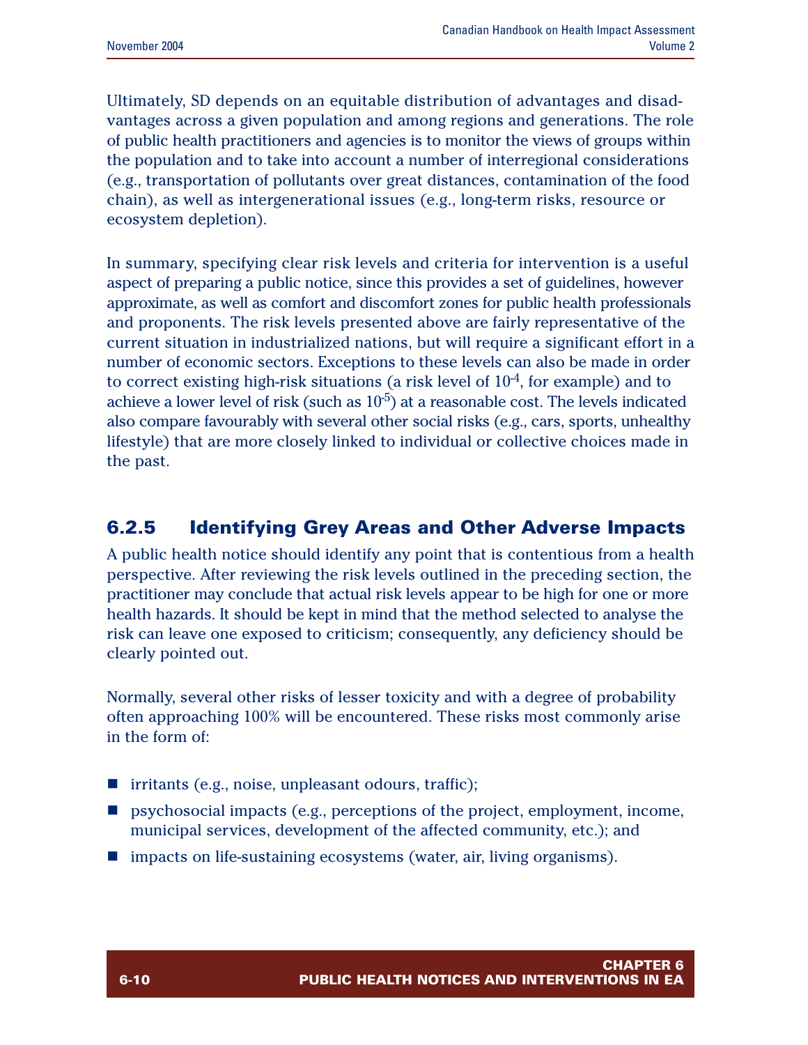Ultimately, SD depends on an equitable distribution of advantages and disadvantages across a given population and among regions and generations. The role of public health practitioners and agencies is to monitor the views of groups within the population and to take into account a number of interregional considerations (e.g., transportation of pollutants over great distances, contamination of the food chain), as well as intergenerational issues (e.g., long-term risks, resource or ecosystem depletion).

In summary, specifying clear risk levels and criteria for intervention is a useful aspect of preparing a public notice, since this provides a set of guidelines, however approximate, as well as comfort and discomfort zones for public health professionals and proponents. The risk levels presented above are fairly representative of the current situation in industrialized nations, but will require a significant effort in a number of economic sectors. Exceptions to these levels can also be made in order to correct existing high-risk situations (a risk level of $10^{-4}$, for example) and to achieve a lower level of risk (such as $10^{-5}$) at a reasonable cost. The levels indicated also compare favourably with several other social risks (e.g., cars, sports, unhealthy lifestyle) that are more closely linked to individual or collective choices made in the past.

### 6.2.5 Identifying Grey Areas and Other Adverse Impacts

A public health notice should identify any point that is contentious from a health perspective. After reviewing the risk levels outlined in the preceding section, the practitioner may conclude that actual risk levels appear to be high for one or more health hazards. It should be kept in mind that the method selected to analyse the risk can leave one exposed to criticism; consequently, any deficiency should be clearly pointed out.

Normally, several other risks of lesser toxicity and with a degree of probability often approaching 100% will be encountered. These risks most commonly arise in the form of:

- irritants (e.g., noise, unpleasant odours, traffic);
- psychosocial impacts (e.g., perceptions of the project, employment, income, municipal services, development of the affected community, etc.); and
- impacts on life-sustaining ecosystems (water, air, living organisms).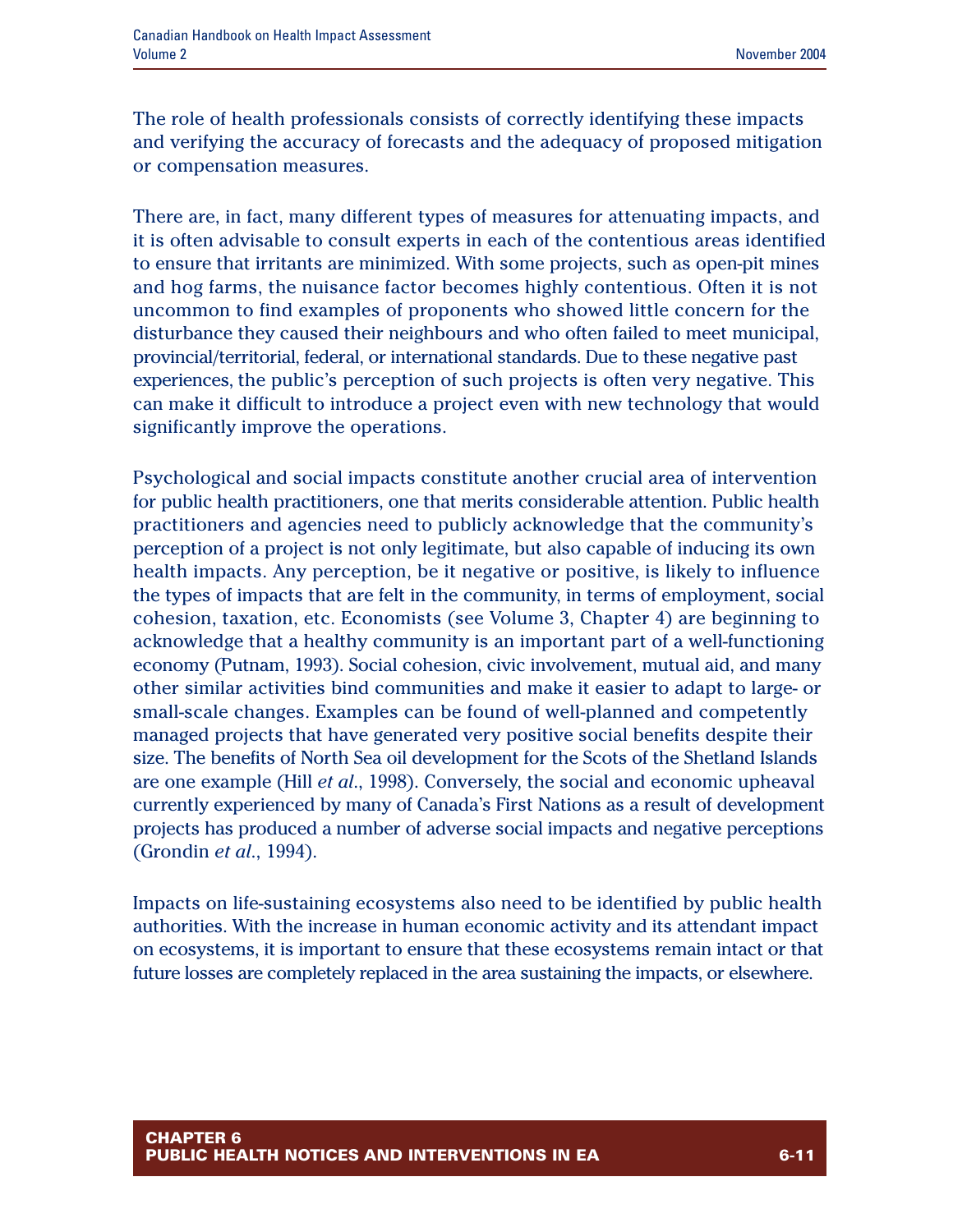The role of health professionals consists of correctly identifying these impacts and verifying the accuracy of forecasts and the adequacy of proposed mitigation or compensation measures.

There are, in fact, many different types of measures for attenuating impacts, and it is often advisable to consult experts in each of the contentious areas identified to ensure that irritants are minimized. With some projects, such as open-pit mines and hog farms, the nuisance factor becomes highly contentious. Often it is not uncommon to find examples of proponents who showed little concern for the disturbance they caused their neighbours and who often failed to meet municipal, provincial/territorial, federal, or international standards. Due to these negative past experiences, the public's perception of such projects is often very negative. This can make it difficult to introduce a project even with new technology that would significantly improve the operations.

Psychological and social impacts constitute another crucial area of intervention for public health practitioners, one that merits considerable attention. Public health practitioners and agencies need to publicly acknowledge that the community's perception of a project is not only legitimate, but also capable of inducing its own health impacts. Any perception, be it negative or positive, is likely to influence the types of impacts that are felt in the community, in terms of employment, social cohesion, taxation, etc. Economists (see Volume 3, Chapter 4) are beginning to acknowledge that a healthy community is an important part of a well-functioning economy (Putnam, 1993). Social cohesion, civic involvement, mutual aid, and many other similar activities bind communities and make it easier to adapt to large- or small-scale changes. Examples can be found of well-planned and competently managed projects that have generated very positive social benefits despite their size. The benefits of North Sea oil development for the Scots of the Shetland Islands are one example (Hill *et al*., 1998). Conversely, the social and economic upheaval currently experienced by many of Canada's First Nations as a result of development projects has produced a number of adverse social impacts and negative perceptions (Grondin *et al*., 1994).

Impacts on life-sustaining ecosystems also need to be identified by public health authorities. With the increase in human economic activity and its attendant impact on ecosystems, it is important to ensure that these ecosystems remain intact or that future losses are completely replaced in the area sustaining the impacts, or elsewhere.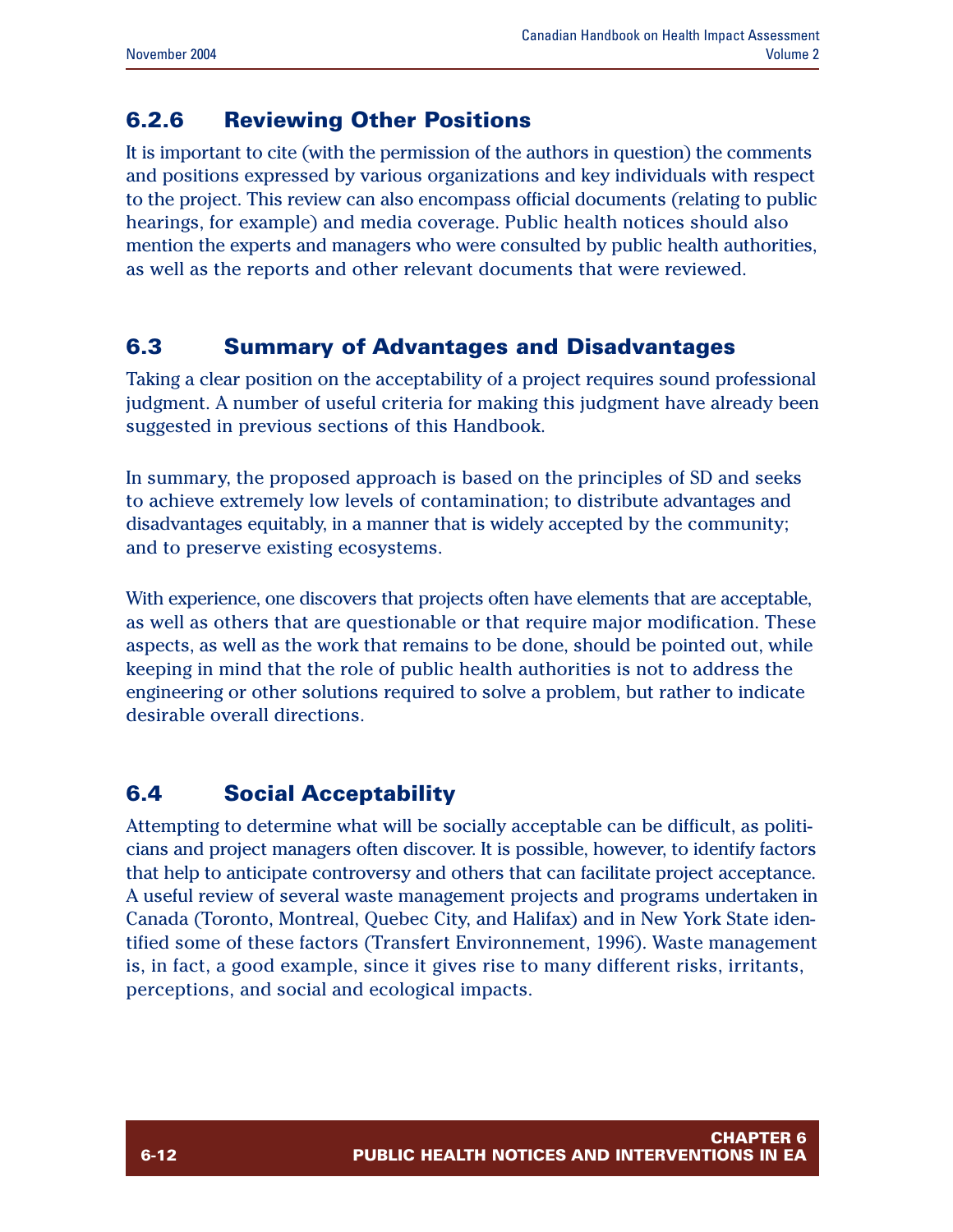### 6.2.6 Reviewing Other Positions

It is important to cite (with the permission of the authors in question) the comments and positions expressed by various organizations and key individuals with respect to the project. This review can also encompass official documents (relating to public hearings, for example) and media coverage. Public health notices should also mention the experts and managers who were consulted by public health authorities, as well as the reports and other relevant documents that were reviewed.

## 6.3 Summary of Advantages and Disadvantages

Taking a clear position on the acceptability of a project requires sound professional judgment. A number of useful criteria for making this judgment have already been suggested in previous sections of this Handbook.

In summary, the proposed approach is based on the principles of SD and seeks to achieve extremely low levels of contamination; to distribute advantages and disadvantages equitably, in a manner that is widely accepted by the community; and to preserve existing ecosystems.

With experience, one discovers that projects often have elements that are acceptable, as well as others that are questionable or that require major modification. These aspects, as well as the work that remains to be done, should be pointed out, while keeping in mind that the role of public health authorities is not to address the engineering or other solutions required to solve a problem, but rather to indicate desirable overall directions.

## 6.4 Social Acceptability

Attempting to determine what will be socially acceptable can be difficult, as politicians and project managers often discover. It is possible, however, to identify factors that help to anticipate controversy and others that can facilitate project acceptance. A useful review of several waste management projects and programs undertaken in Canada (Toronto, Montreal, Quebec City, and Halifax) and in New York State identified some of these factors (Transfert Environnement, 1996). Waste management is, in fact, a good example, since it gives rise to many different risks, irritants, perceptions, and social and ecological impacts.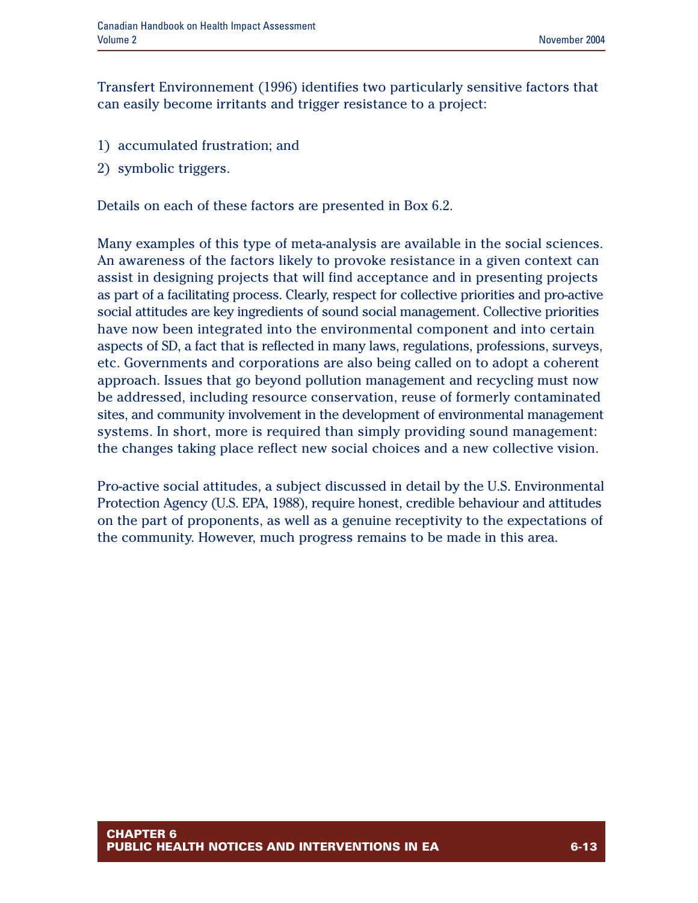Transfert Environnement (1996) identifies two particularly sensitive factors that can easily become irritants and trigger resistance to a project:

1) accumulated frustration; and
2) symbolic triggers.

Details on each of these factors are presented in Box 6.2.

Many examples of this type of meta-analysis are available in the social sciences. An awareness of the factors likely to provoke resistance in a given context can assist in designing projects that will find acceptance and in presenting projects as part of a facilitating process. Clearly, respect for collective priorities and pro-active social attitudes are key ingredients of sound social management. Collective priorities have now been integrated into the environmental component and into certain aspects of SD, a fact that is reflected in many laws, regulations, professions, surveys, etc. Governments and corporations are also being called on to adopt a coherent approach. Issues that go beyond pollution management and recycling must now be addressed, including resource conservation, reuse of formerly contaminated sites, and community involvement in the development of environmental management systems. In short, more is required than simply providing sound management: the changes taking place reflect new social choices and a new collective vision.

Pro-active social attitudes, a subject discussed in detail by the U.S. Environmental Protection Agency (U.S. EPA, 1988), require honest, credible behaviour and attitudes on the part of proponents, as well as a genuine receptivity to the expectations of the community. However, much progress remains to be made in this area.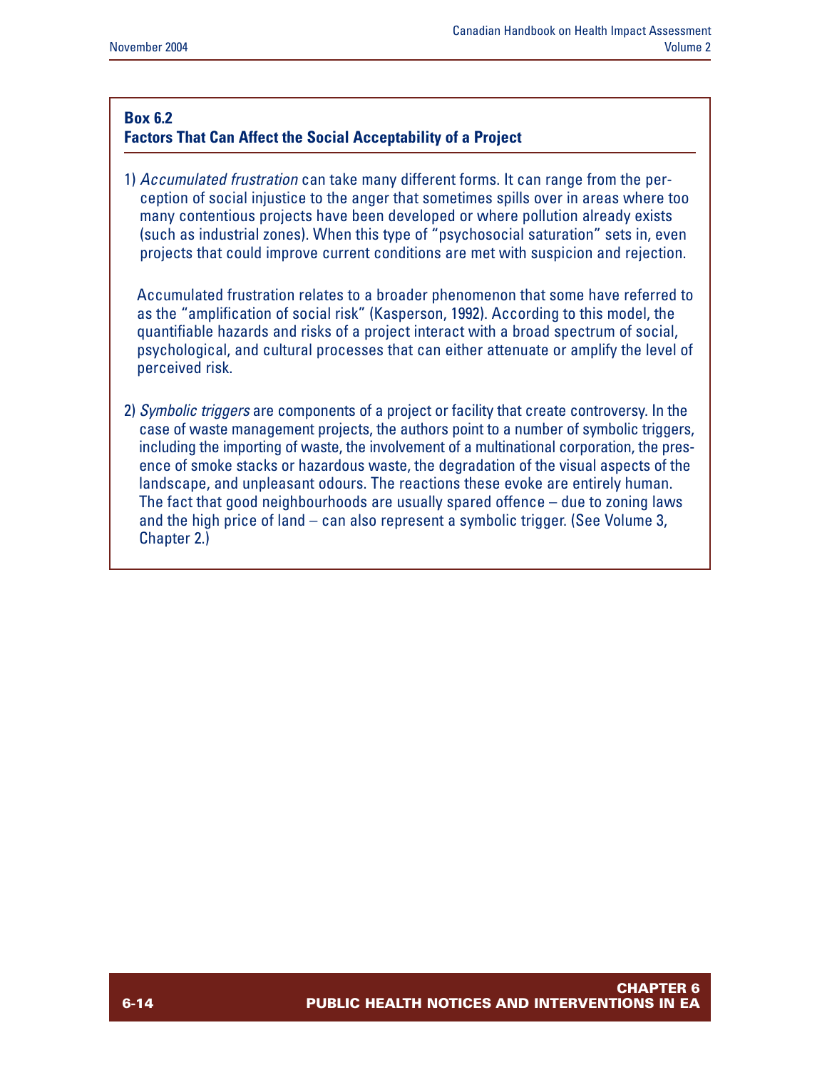**Box 6.2**
**Factors That Can Affect the Social Acceptability of a Project**

1) *Accumulated frustration* can take many different forms. It can range from the perception of social injustice to the anger that sometimes spills over in areas where too many contentious projects have been developed or where pollution already exists (such as industrial zones). When this type of "psychosocial saturation" sets in, even projects that could improve current conditions are met with suspicion and rejection.

   Accumulated frustration relates to a broader phenomenon that some have referred to as the "amplification of social risk" (Kasperson, 1992). According to this model, the quantifiable hazards and risks of a project interact with a broad spectrum of social, psychological, and cultural processes that can either attenuate or amplify the level of perceived risk.

2) *Symbolic triggers* are components of a project or facility that create controversy. In the case of waste management projects, the authors point to a number of symbolic triggers, including the importing of waste, the involvement of a multinational corporation, the presence of smoke stacks or hazardous waste, the degradation of the visual aspects of the landscape, and unpleasant odours. The reactions these evoke are entirely human. The fact that good neighbourhoods are usually spared offence – due to zoning laws and the high price of land – can also represent a symbolic trigger. (See Volume 3, Chapter 2.)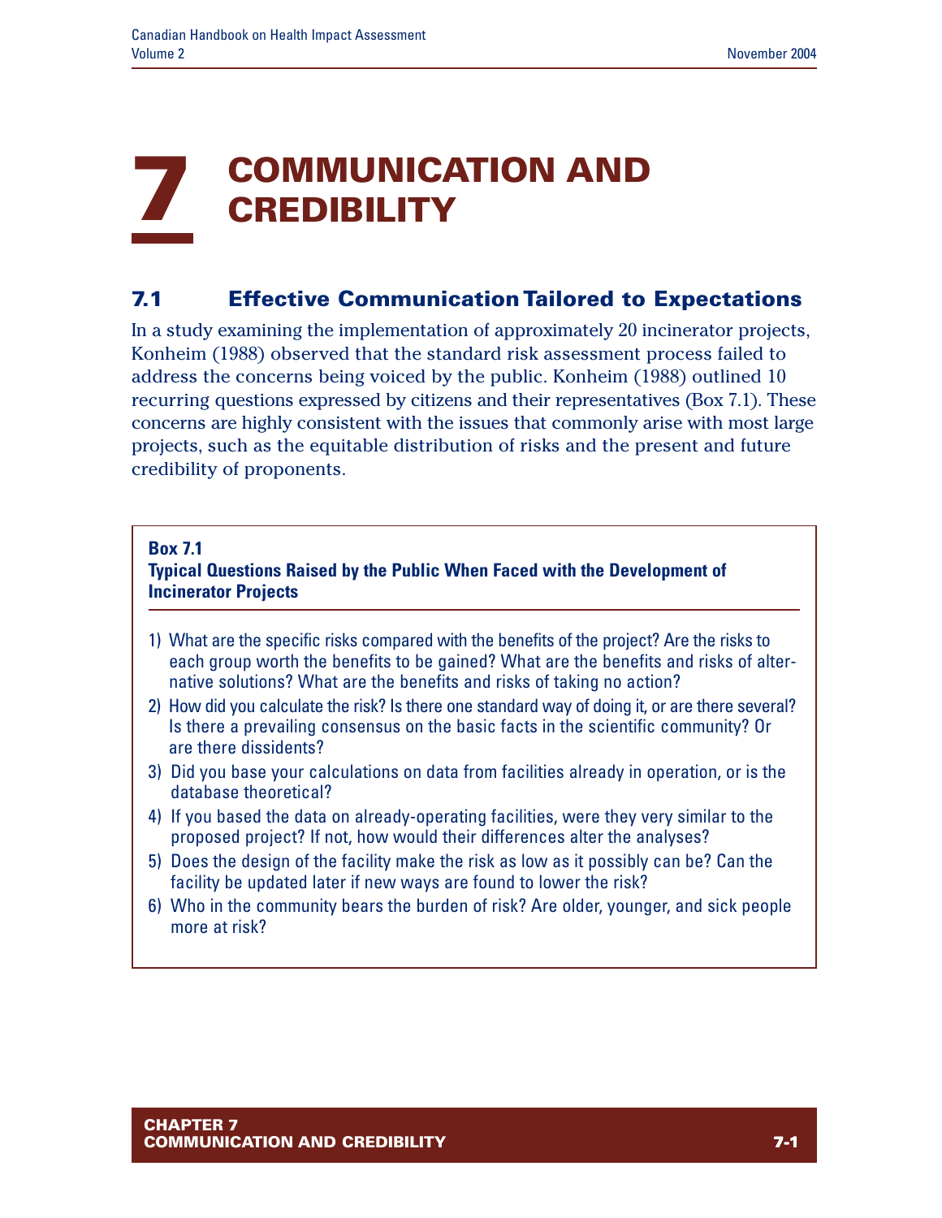# 7 COMMUNICATION AND CREDIBILITY

## 7.1 Effective Communication Tailored to Expectations

In a study examining the implementation of approximately 20 incinerator projects, Konheim (1988) observed that the standard risk assessment process failed to address the concerns being voiced by the public. Konheim (1988) outlined 10 recurring questions expressed by citizens and their representatives (Box 7.1). These concerns are highly consistent with the issues that commonly arise with most large projects, such as the equitable distribution of risks and the present and future credibility of proponents.

**Box 7.1**
**Typical Questions Raised by the Public When Faced with the Development of Incinerator Projects**

1) What are the specific risks compared with the benefits of the project? Are the risks to each group worth the benefits to be gained? What are the benefits and risks of alternative solutions? What are the benefits and risks of taking no action?
2) How did you calculate the risk? Is there one standard way of doing it, or are there several? Is there a prevailing consensus on the basic facts in the scientific community? Or are there dissidents?
3) Did you base your calculations on data from facilities already in operation, or is the database theoretical?
4) If you based the data on already-operating facilities, were they very similar to the proposed project? If not, how would their differences alter the analyses?
5) Does the design of the facility make the risk as low as it possibly can be? Can the facility be updated later if new ways are found to lower the risk?
6) Who in the community bears the burden of risk? Are older, younger, and sick people more at risk?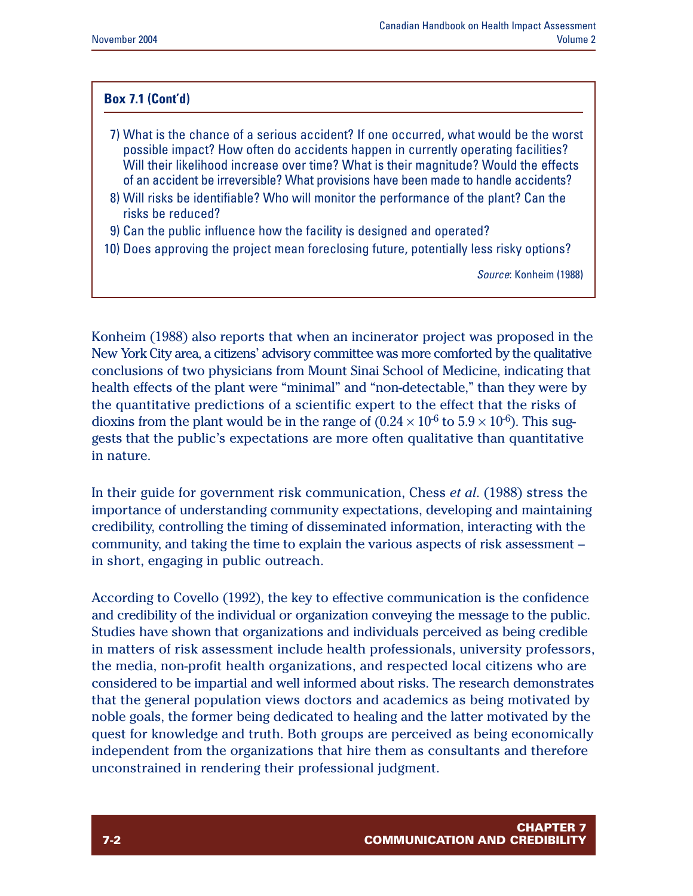**Box 7.1 (Cont'd)**

7) What is the chance of a serious accident? If one occurred, what would be the worst possible impact? How often do accidents happen in currently operating facilities? Will their likelihood increase over time? What is their magnitude? Would the effects of an accident be irreversible? What provisions have been made to handle accidents?
8) Will risks be identifiable? Who will monitor the performance of the plant? Can the risks be reduced?
9) Can the public influence how the facility is designed and operated?
10) Does approving the project mean foreclosing future, potentially less risky options?

*Source*: Konheim (1988)

Konheim (1988) also reports that when an incinerator project was proposed in the New York City area, a citizens' advisory committee was more comforted by the qualitative conclusions of two physicians from Mount Sinai School of Medicine, indicating that health effects of the plant were "minimal" and "non-detectable," than they were by the quantitative predictions of a scientific expert to the effect that the risks of dioxins from the plant would be in the range of ($0.24 \times 10^{-6}$ to $5.9 \times 10^{-6}$). This suggests that the public's expectations are more often qualitative than quantitative in nature.

In their guide for government risk communication, Chess *et al*. (1988) stress the importance of understanding community expectations, developing and maintaining credibility, controlling the timing of disseminated information, interacting with the community, and taking the time to explain the various aspects of risk assessment – in short, engaging in public outreach.

According to Covello (1992), the key to effective communication is the confidence and credibility of the individual or organization conveying the message to the public. Studies have shown that organizations and individuals perceived as being credible in matters of risk assessment include health professionals, university professors, the media, non-profit health organizations, and respected local citizens who are considered to be impartial and well informed about risks. The research demonstrates that the general population views doctors and academics as being motivated by noble goals, the former being dedicated to healing and the latter motivated by the quest for knowledge and truth. Both groups are perceived as being economically independent from the organizations that hire them as consultants and therefore unconstrained in rendering their professional judgment.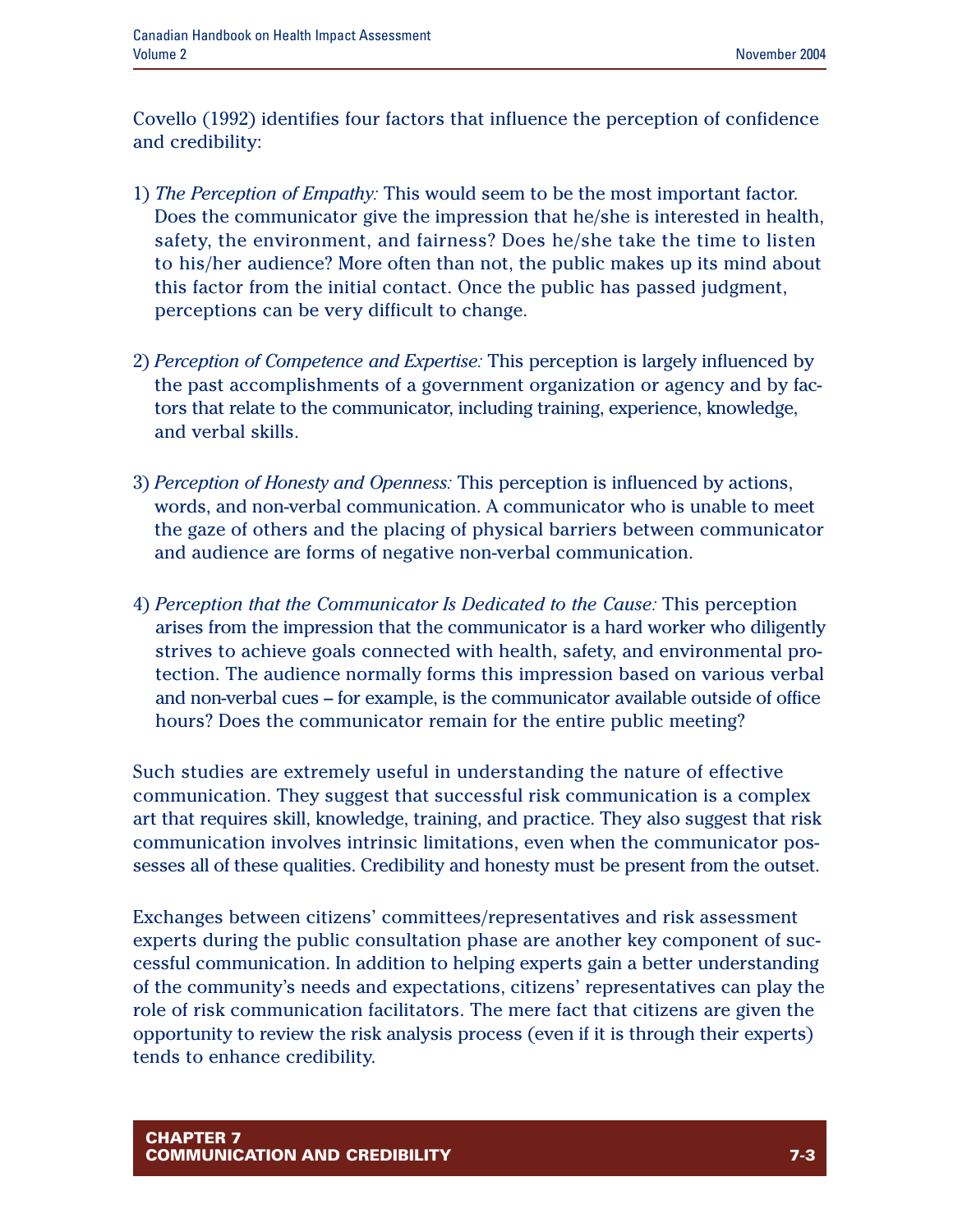Covello (1992) identifies four factors that influence the perception of confidence and credibility:

1) *The Perception of Empathy:* This would seem to be the most important factor. Does the communicator give the impression that he/she is interested in health, safety, the environment, and fairness? Does he/she take the time to listen to his/her audience? More often than not, the public makes up its mind about this factor from the initial contact. Once the public has passed judgment, perceptions can be very difficult to change.

2) *Perception of Competence and Expertise:* This perception is largely influenced by the past accomplishments of a government organization or agency and by factors that relate to the communicator, including training, experience, knowledge, and verbal skills.

3) *Perception of Honesty and Openness:* This perception is influenced by actions, words, and non-verbal communication. A communicator who is unable to meet the gaze of others and the placing of physical barriers between communicator and audience are forms of negative non-verbal communication.

4) *Perception that the Communicator Is Dedicated to the Cause:* This perception arises from the impression that the communicator is a hard worker who diligently strives to achieve goals connected with health, safety, and environmental protection. The audience normally forms this impression based on various verbal and non-verbal cues – for example, is the communicator available outside of office hours? Does the communicator remain for the entire public meeting?

Such studies are extremely useful in understanding the nature of effective communication. They suggest that successful risk communication is a complex art that requires skill, knowledge, training, and practice. They also suggest that risk communication involves intrinsic limitations, even when the communicator possesses all of these qualities. Credibility and honesty must be present from the outset.

Exchanges between citizens' committees/representatives and risk assessment experts during the public consultation phase are another key component of successful communication. In addition to helping experts gain a better understanding of the community's needs and expectations, citizens' representatives can play the role of risk communication facilitators. The mere fact that citizens are given the opportunity to review the risk analysis process (even if it is through their experts) tends to enhance credibility.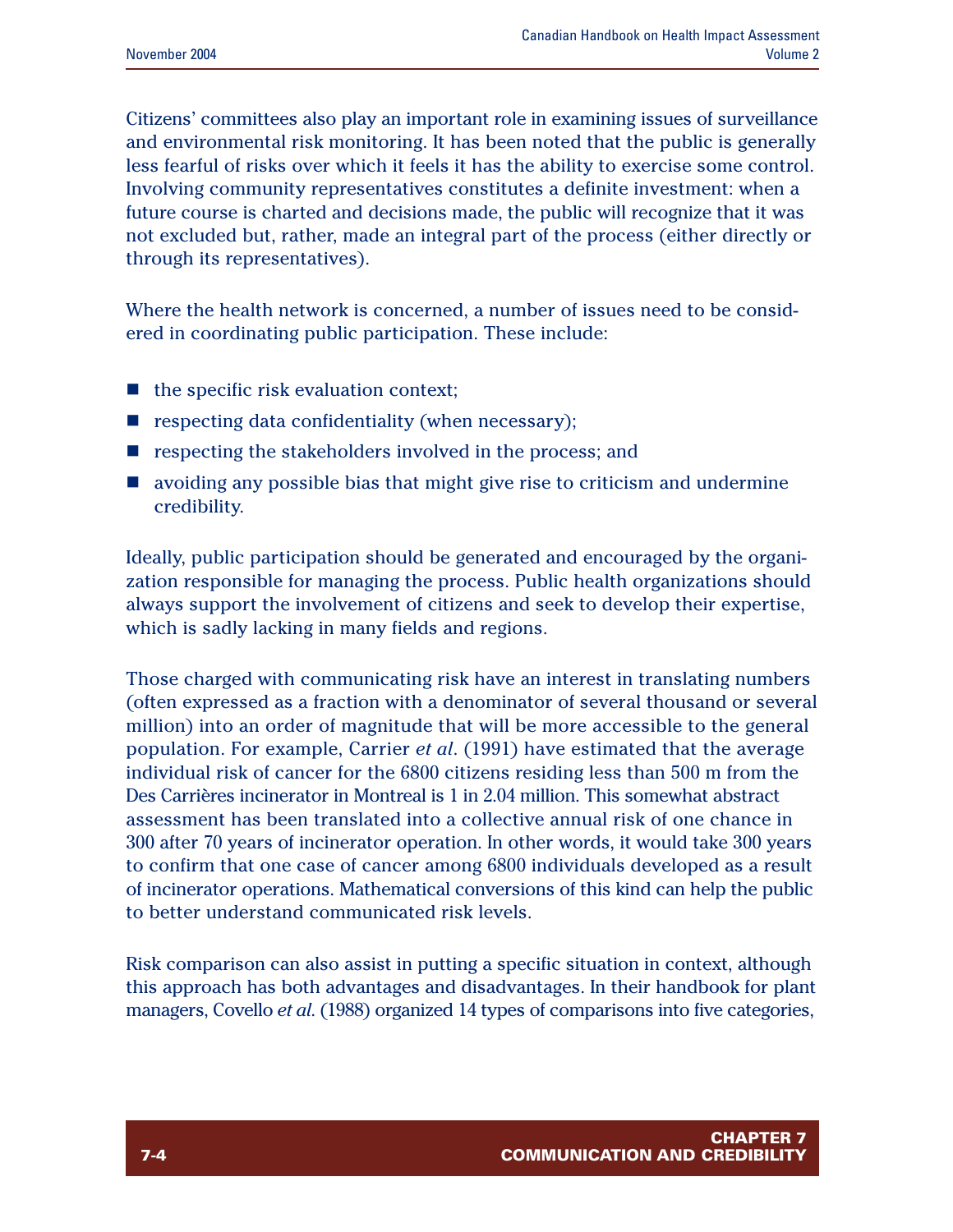Citizens' committees also play an important role in examining issues of surveillance and environmental risk monitoring. It has been noted that the public is generally less fearful of risks over which it feels it has the ability to exercise some control. Involving community representatives constitutes a definite investment: when a future course is charted and decisions made, the public will recognize that it was not excluded but, rather, made an integral part of the process (either directly or through its representatives).

Where the health network is concerned, a number of issues need to be considered in coordinating public participation. These include:

- the specific risk evaluation context;
- respecting data confidentiality (when necessary);
- respecting the stakeholders involved in the process; and
- avoiding any possible bias that might give rise to criticism and undermine credibility.

Ideally, public participation should be generated and encouraged by the organization responsible for managing the process. Public health organizations should always support the involvement of citizens and seek to develop their expertise, which is sadly lacking in many fields and regions.

Those charged with communicating risk have an interest in translating numbers (often expressed as a fraction with a denominator of several thousand or several million) into an order of magnitude that will be more accessible to the general population. For example, Carrier *et al*. (1991) have estimated that the average individual risk of cancer for the 6800 citizens residing less than 500 m from the Des Carrières incinerator in Montreal is 1 in 2.04 million. This somewhat abstract assessment has been translated into a collective annual risk of one chance in 300 after 70 years of incinerator operation. In other words, it would take 300 years to confirm that one case of cancer among 6800 individuals developed as a result of incinerator operations. Mathematical conversions of this kind can help the public to better understand communicated risk levels.

Risk comparison can also assist in putting a specific situation in context, although this approach has both advantages and disadvantages. In their handbook for plant managers, Covello *et al*. (1988) organized 14 types of comparisons into five categories,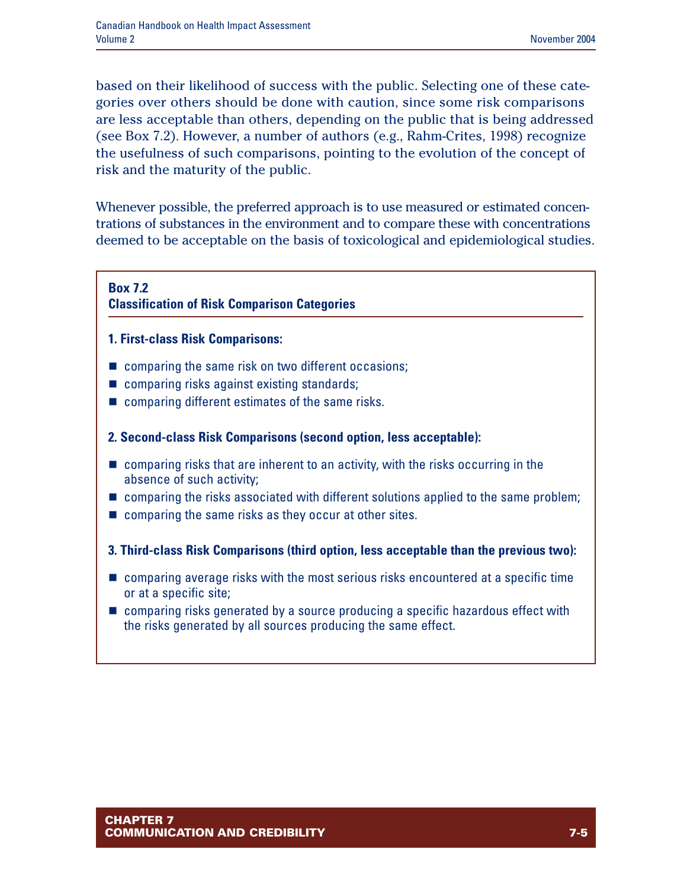based on their likelihood of success with the public. Selecting one of these categories over others should be done with caution, since some risk comparisons are less acceptable than others, depending on the public that is being addressed (see Box 7.2). However, a number of authors (e.g., Rahm-Crites, 1998) recognize the usefulness of such comparisons, pointing to the evolution of the concept of risk and the maturity of the public.

Whenever possible, the preferred approach is to use measured or estimated concentrations of substances in the environment and to compare these with concentrations deemed to be acceptable on the basis of toxicological and epidemiological studies.

**Box 7.2**
**Classification of Risk Comparison Categories**

**1. First-class Risk Comparisons:**

- comparing the same risk on two different occasions;
- comparing risks against existing standards;
- comparing different estimates of the same risks.

**2. Second-class Risk Comparisons (second option, less acceptable):**

- comparing risks that are inherent to an activity, with the risks occurring in the absence of such activity;
- comparing the risks associated with different solutions applied to the same problem;
- comparing the same risks as they occur at other sites.

**3. Third-class Risk Comparisons (third option, less acceptable than the previous two):**

- comparing average risks with the most serious risks encountered at a specific time or at a specific site;
- comparing risks generated by a source producing a specific hazardous effect with the risks generated by all sources producing the same effect.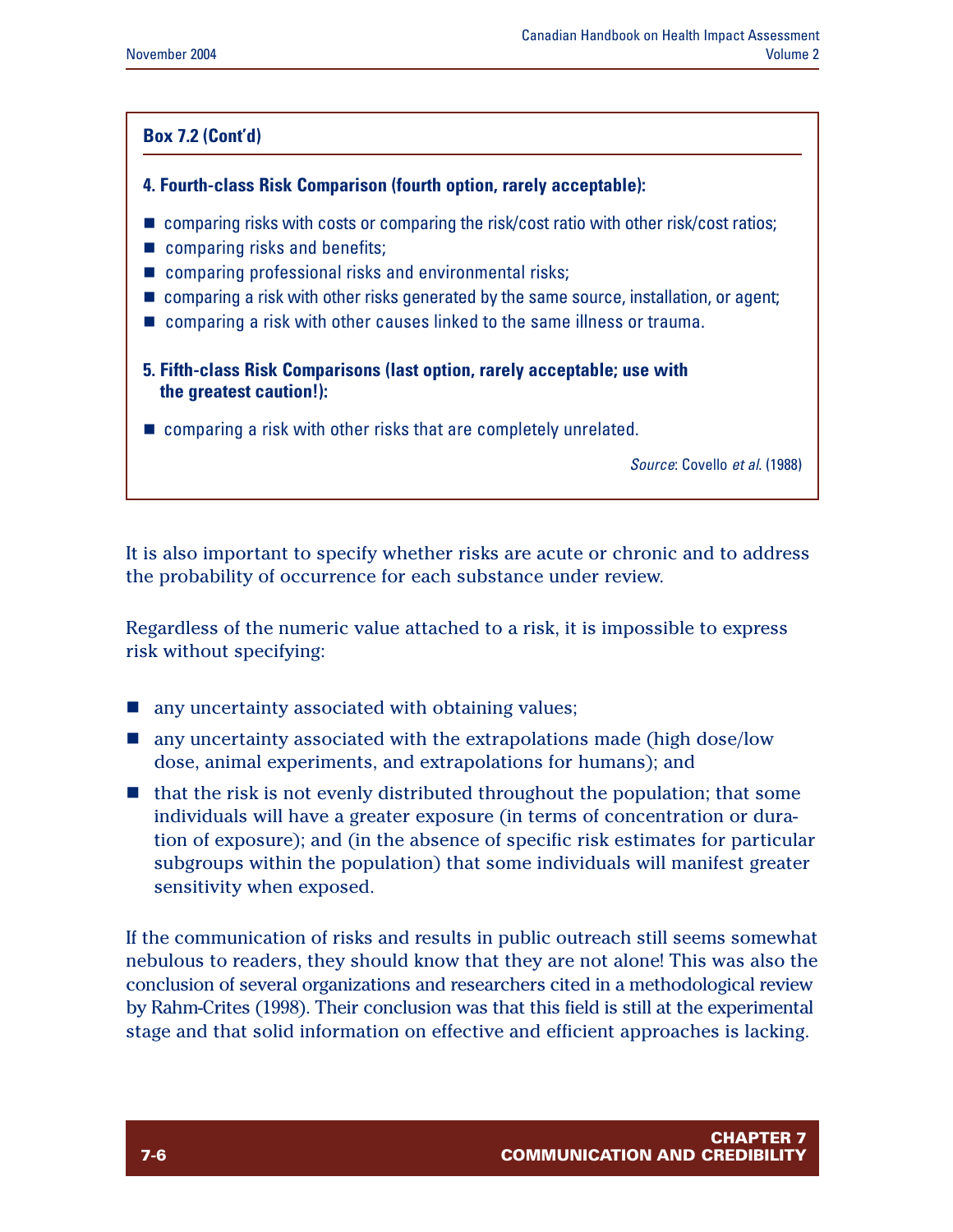**Box 7.2 (Cont'd)**

**4. Fourth-class Risk Comparison (fourth option, rarely acceptable):**

- comparing risks with costs or comparing the risk/cost ratio with other risk/cost ratios;
- comparing risks and benefits;
- comparing professional risks and environmental risks;
- comparing a risk with other risks generated by the same source, installation, or agent;
- comparing a risk with other causes linked to the same illness or trauma.

**5. Fifth-class Risk Comparisons (last option, rarely acceptable; use with the greatest caution!):**

- comparing a risk with other risks that are completely unrelated.

*Source*: Covello *et al.* (1988)

It is also important to specify whether risks are acute or chronic and to address the probability of occurrence for each substance under review.

Regardless of the numeric value attached to a risk, it is impossible to express risk without specifying:

- any uncertainty associated with obtaining values;
- any uncertainty associated with the extrapolations made (high dose/low dose, animal experiments, and extrapolations for humans); and
- that the risk is not evenly distributed throughout the population; that some individuals will have a greater exposure (in terms of concentration or duration of exposure); and (in the absence of specific risk estimates for particular subgroups within the population) that some individuals will manifest greater sensitivity when exposed.

If the communication of risks and results in public outreach still seems somewhat nebulous to readers, they should know that they are not alone! This was also the conclusion of several organizations and researchers cited in a methodological review by Rahm-Crites (1998). Their conclusion was that this field is still at the experimental stage and that solid information on effective and efficient approaches is lacking.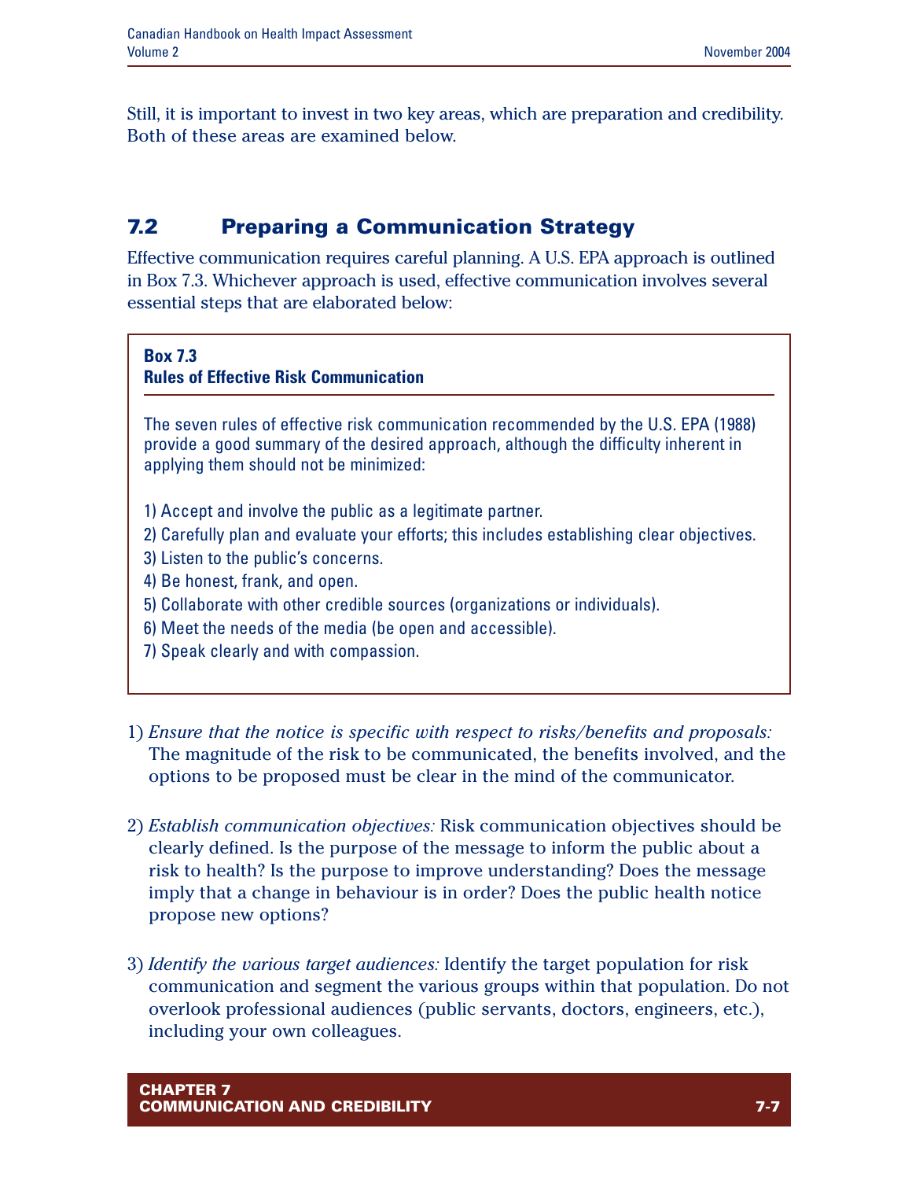Still, it is important to invest in two key areas, which are preparation and credibility. Both of these areas are examined below.

## 7.2 Preparing a Communication Strategy

Effective communication requires careful planning. A U.S. EPA approach is outlined in Box 7.3. Whichever approach is used, effective communication involves several essential steps that are elaborated below:

> **Box 7.3**
> **Rules of Effective Risk Communication**
>
> The seven rules of effective risk communication recommended by the U.S. EPA (1988) provide a good summary of the desired approach, although the difficulty inherent in applying them should not be minimized:
>
> 1) Accept and involve the public as a legitimate partner.
> 2) Carefully plan and evaluate your efforts; this includes establishing clear objectives.
> 3) Listen to the public's concerns.
> 4) Be honest, frank, and open.
> 5) Collaborate with other credible sources (organizations or individuals).
> 6) Meet the needs of the media (be open and accessible).
> 7) Speak clearly and with compassion.

1) *Ensure that the notice is specific with respect to risks/benefits and proposals:* The magnitude of the risk to be communicated, the benefits involved, and the options to be proposed must be clear in the mind of the communicator.

2) *Establish communication objectives:* Risk communication objectives should be clearly defined. Is the purpose of the message to inform the public about a risk to health? Is the purpose to improve understanding? Does the message imply that a change in behaviour is in order? Does the public health notice propose new options?

3) *Identify the various target audiences:* Identify the target population for risk communication and segment the various groups within that population. Do not overlook professional audiences (public servants, doctors, engineers, etc.), including your own colleagues.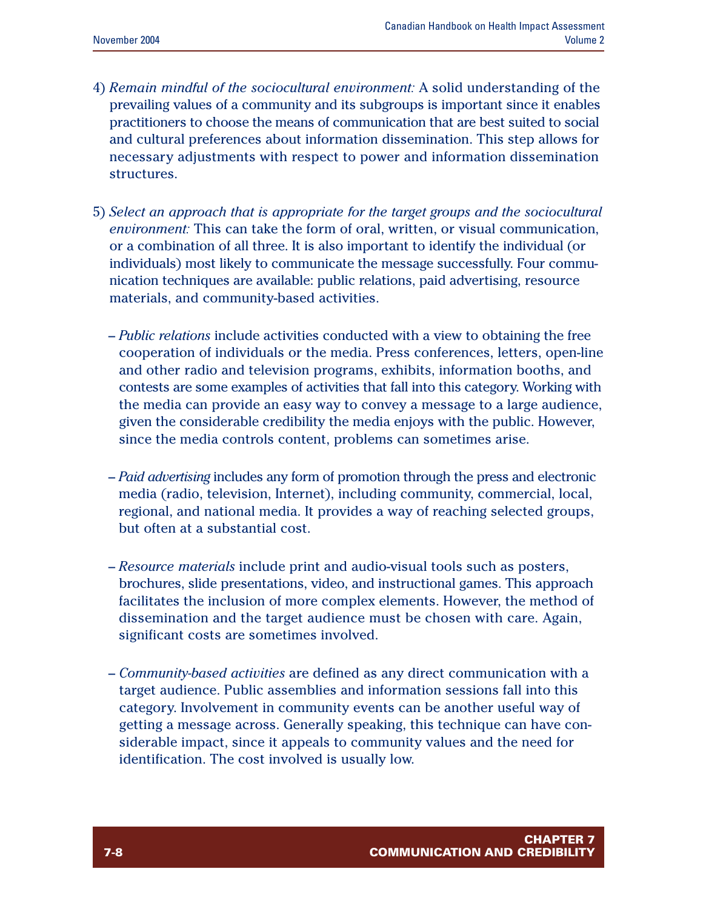4) *Remain mindful of the sociocultural environment:* A solid understanding of the prevailing values of a community and its subgroups is important since it enables practitioners to choose the means of communication that are best suited to social and cultural preferences about information dissemination. This step allows for necessary adjustments with respect to power and information dissemination structures.

5) *Select an approach that is appropriate for the target groups and the sociocultural environment:* This can take the form of oral, written, or visual communication, or a combination of all three. It is also important to identify the individual (or individuals) most likely to communicate the message successfully. Four communication techniques are available: public relations, paid advertising, resource materials, and community-based activities.

   – *Public relations* include activities conducted with a view to obtaining the free cooperation of individuals or the media. Press conferences, letters, open-line and other radio and television programs, exhibits, information booths, and contests are some examples of activities that fall into this category. Working with the media can provide an easy way to convey a message to a large audience, given the considerable credibility the media enjoys with the public. However, since the media controls content, problems can sometimes arise.

   – *Paid advertising* includes any form of promotion through the press and electronic media (radio, television, Internet), including community, commercial, local, regional, and national media. It provides a way of reaching selected groups, but often at a substantial cost.

   – *Resource materials* include print and audio-visual tools such as posters, brochures, slide presentations, video, and instructional games. This approach facilitates the inclusion of more complex elements. However, the method of dissemination and the target audience must be chosen with care. Again, significant costs are sometimes involved.

   – *Community-based activities* are defined as any direct communication with a target audience. Public assemblies and information sessions fall into this category. Involvement in community events can be another useful way of getting a message across. Generally speaking, this technique can have considerable impact, since it appeals to community values and the need for identification. The cost involved is usually low.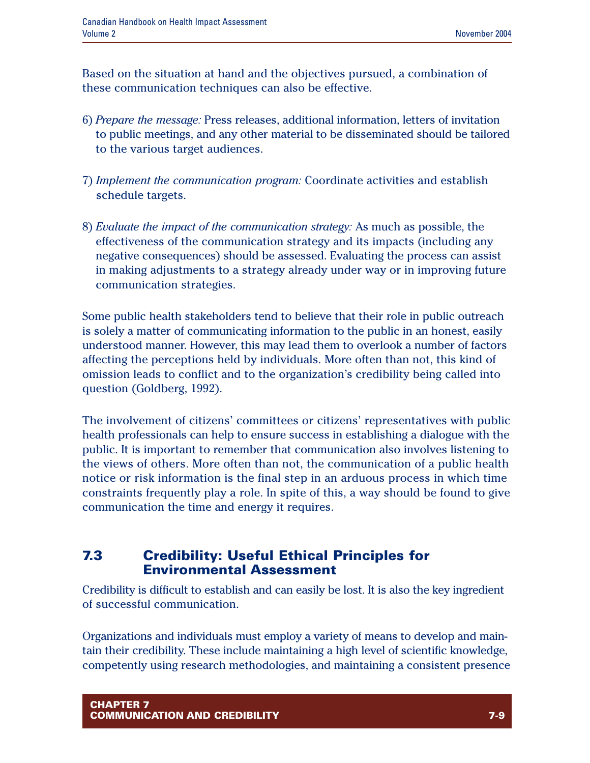Based on the situation at hand and the objectives pursued, a combination of these communication techniques can also be effective.

6) *Prepare the message:* Press releases, additional information, letters of invitation to public meetings, and any other material to be disseminated should be tailored to the various target audiences.

7) *Implement the communication program:* Coordinate activities and establish schedule targets.

8) *Evaluate the impact of the communication strategy:* As much as possible, the effectiveness of the communication strategy and its impacts (including any negative consequences) should be assessed. Evaluating the process can assist in making adjustments to a strategy already under way or in improving future communication strategies.

Some public health stakeholders tend to believe that their role in public outreach is solely a matter of communicating information to the public in an honest, easily understood manner. However, this may lead them to overlook a number of factors affecting the perceptions held by individuals. More often than not, this kind of omission leads to conflict and to the organization's credibility being called into question (Goldberg, 1992).

The involvement of citizens' committees or citizens' representatives with public health professionals can help to ensure success in establishing a dialogue with the public. It is important to remember that communication also involves listening to the views of others. More often than not, the communication of a public health notice or risk information is the final step in an arduous process in which time constraints frequently play a role. In spite of this, a way should be found to give communication the time and energy it requires.

## 7.3 Credibility: Useful Ethical Principles for Environmental Assessment

Credibility is difficult to establish and can easily be lost. It is also the key ingredient of successful communication.

Organizations and individuals must employ a variety of means to develop and maintain their credibility. These include maintaining a high level of scientific knowledge, competently using research methodologies, and maintaining a consistent presence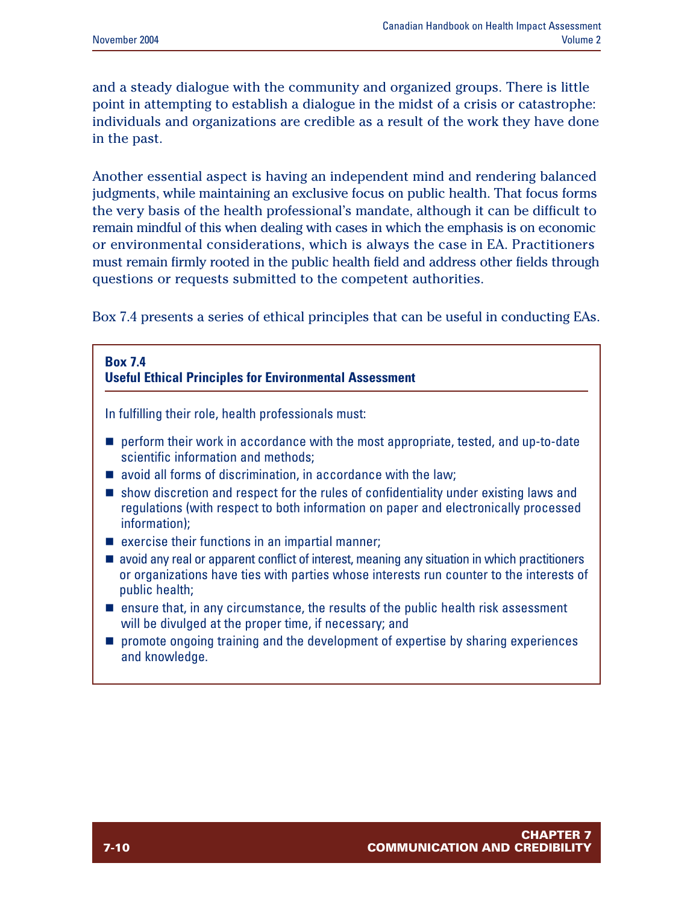and a steady dialogue with the community and organized groups. There is little point in attempting to establish a dialogue in the midst of a crisis or catastrophe: individuals and organizations are credible as a result of the work they have done in the past.

Another essential aspect is having an independent mind and rendering balanced judgments, while maintaining an exclusive focus on public health. That focus forms the very basis of the health professional's mandate, although it can be difficult to remain mindful of this when dealing with cases in which the emphasis is on economic or environmental considerations, which is always the case in EA. Practitioners must remain firmly rooted in the public health field and address other fields through questions or requests submitted to the competent authorities.

Box 7.4 presents a series of ethical principles that can be useful in conducting EAs.

**Box 7.4**
**Useful Ethical Principles for Environmental Assessment**

In fulfilling their role, health professionals must:

- perform their work in accordance with the most appropriate, tested, and up-to-date scientific information and methods;
- avoid all forms of discrimination, in accordance with the law;
- show discretion and respect for the rules of confidentiality under existing laws and regulations (with respect to both information on paper and electronically processed information);
- exercise their functions in an impartial manner;
- avoid any real or apparent conflict of interest, meaning any situation in which practitioners or organizations have ties with parties whose interests run counter to the interests of public health;
- ensure that, in any circumstance, the results of the public health risk assessment will be divulged at the proper time, if necessary; and
- promote ongoing training and the development of expertise by sharing experiences and knowledge.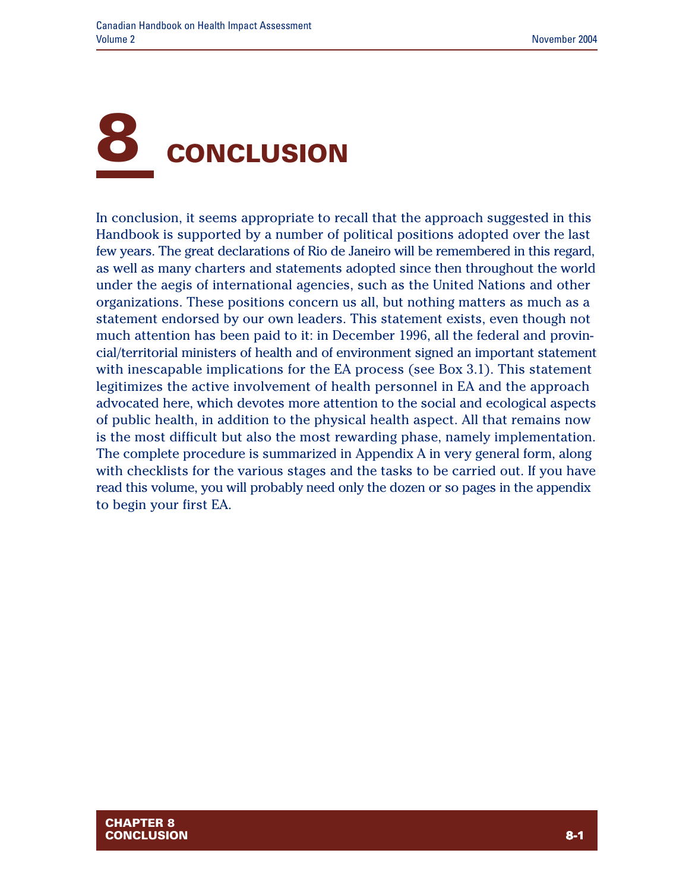# 8 CONCLUSION

In conclusion, it seems appropriate to recall that the approach suggested in this Handbook is supported by a number of political positions adopted over the last few years. The great declarations of Rio de Janeiro will be remembered in this regard, as well as many charters and statements adopted since then throughout the world under the aegis of international agencies, such as the United Nations and other organizations. These positions concern us all, but nothing matters as much as a statement endorsed by our own leaders. This statement exists, even though not much attention has been paid to it: in December 1996, all the federal and provincial/territorial ministers of health and of environment signed an important statement with inescapable implications for the EA process (see Box 3.1). This statement legitimizes the active involvement of health personnel in EA and the approach advocated here, which devotes more attention to the social and ecological aspects of public health, in addition to the physical health aspect. All that remains now is the most difficult but also the most rewarding phase, namely implementation. The complete procedure is summarized in Appendix A in very general form, along with checklists for the various stages and the tasks to be carried out. If you have read this volume, you will probably need only the dozen or so pages in the appendix to begin your first EA.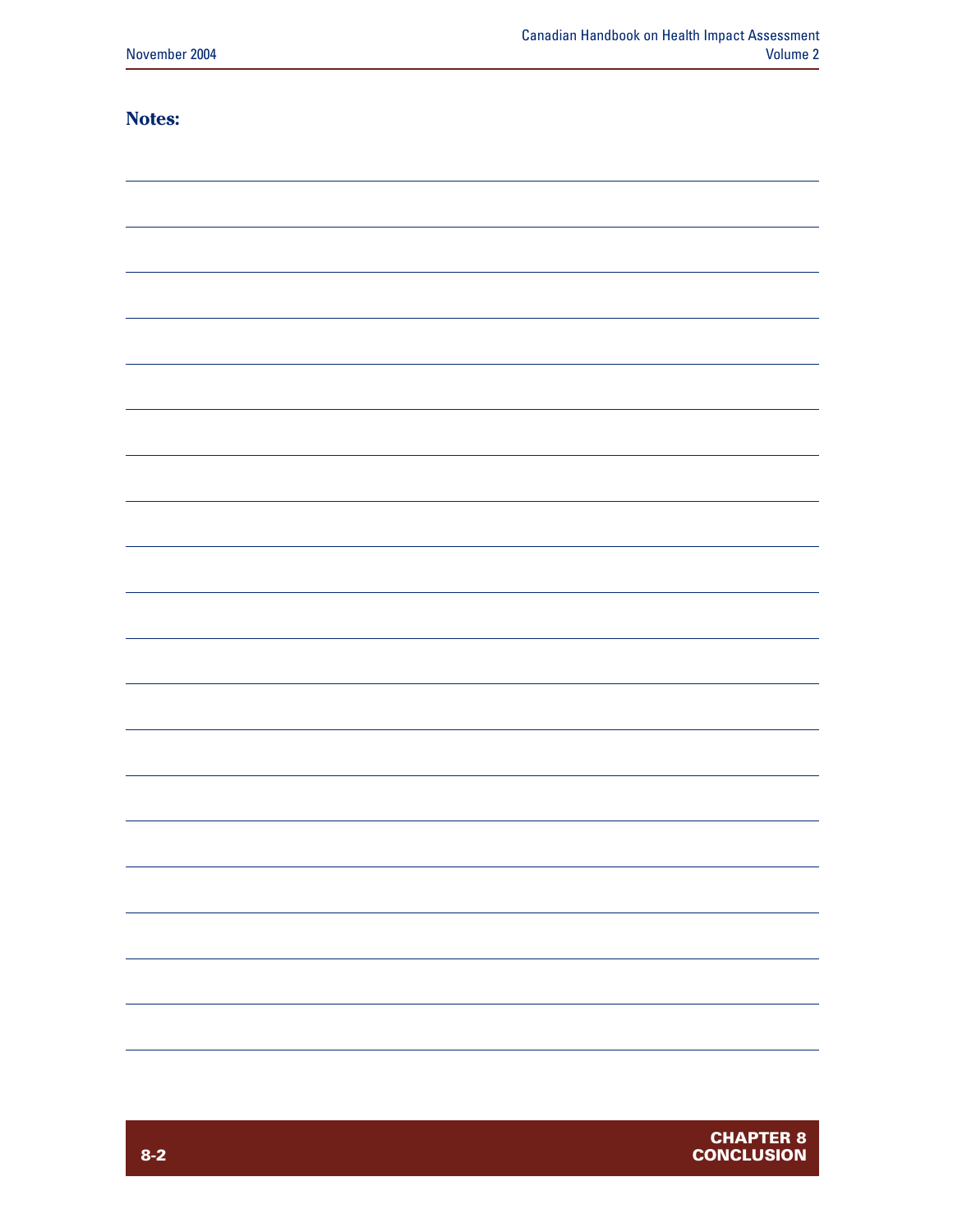**Notes:**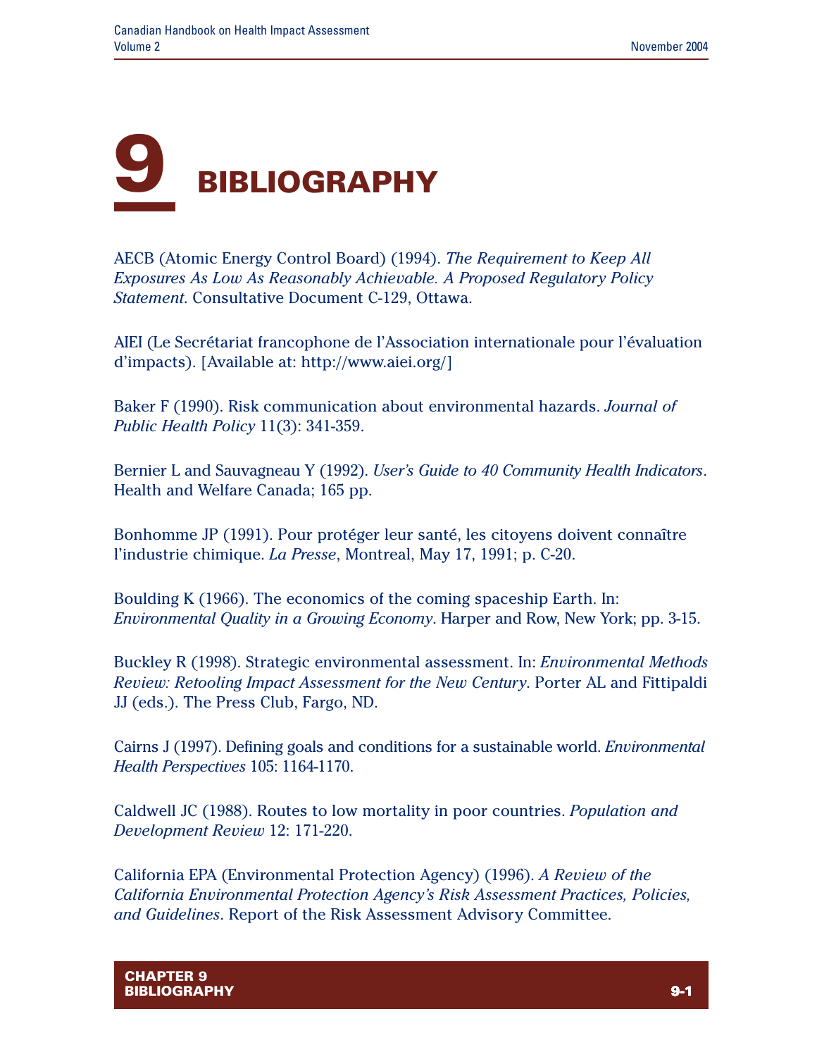# 9 BIBLIOGRAPHY

AECB (Atomic Energy Control Board) (1994). *The Requirement to Keep All Exposures As Low As Reasonably Achievable. A Proposed Regulatory Policy Statement*. Consultative Document C-129, Ottawa.

AIEI (Le Secrétariat francophone de l'Association internationale pour l'évaluation d'impacts). [Available at: http://www.aiei.org/]

Baker F (1990). Risk communication about environmental hazards. *Journal of Public Health Policy* 11(3): 341-359.

Bernier L and Sauvagneau Y (1992). *User's Guide to 40 Community Health Indicators*. Health and Welfare Canada; 165 pp.

Bonhomme JP (1991). Pour protéger leur santé, les citoyens doivent connaître l'industrie chimique. *La Presse*, Montreal, May 17, 1991; p. C-20.

Boulding K (1966). The economics of the coming spaceship Earth. In: *Environmental Quality in a Growing Economy*. Harper and Row, New York; pp. 3-15.

Buckley R (1998). Strategic environmental assessment. In: *Environmental Methods Review: Retooling Impact Assessment for the New Century*. Porter AL and Fittipaldi JJ (eds.). The Press Club, Fargo, ND.

Cairns J (1997). Defining goals and conditions for a sustainable world. *Environmental Health Perspectives* 105: 1164-1170.

Caldwell JC (1988). Routes to low mortality in poor countries. *Population and Development Review* 12: 171-220.

California EPA (Environmental Protection Agency) (1996). *A Review of the California Environmental Protection Agency's Risk Assessment Practices, Policies, and Guidelines*. Report of the Risk Assessment Advisory Committee.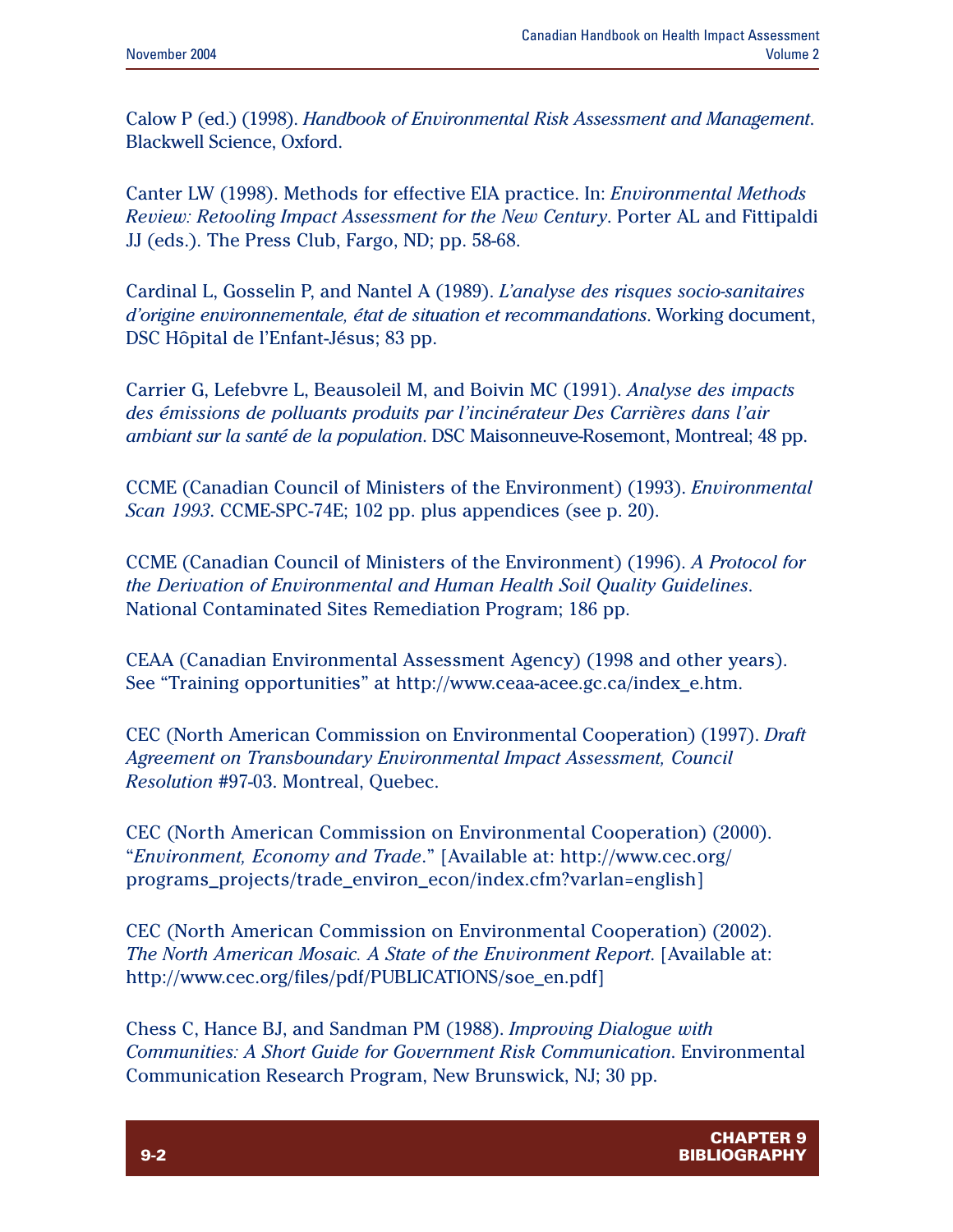Calow P (ed.) (1998). *Handbook of Environmental Risk Assessment and Management*. Blackwell Science, Oxford.

Canter LW (1998). Methods for effective EIA practice. In: *Environmental Methods Review: Retooling Impact Assessment for the New Century*. Porter AL and Fittipaldi JJ (eds.). The Press Club, Fargo, ND; pp. 58-68.

Cardinal L, Gosselin P, and Nantel A (1989). *L'analyse des risques socio-sanitaires d'origine environnementale, état de situation et recommandations*. Working document, DSC Hôpital de l'Enfant-Jésus; 83 pp.

Carrier G, Lefebvre L, Beausoleil M, and Boivin MC (1991). *Analyse des impacts des émissions de polluants produits par l'incinérateur Des Carrières dans l'air ambiant sur la santé de la population*. DSC Maisonneuve-Rosemont, Montreal; 48 pp.

CCME (Canadian Council of Ministers of the Environment) (1993). *Environmental Scan 1993*. CCME-SPC-74E; 102 pp. plus appendices (see p. 20).

CCME (Canadian Council of Ministers of the Environment) (1996). *A Protocol for the Derivation of Environmental and Human Health Soil Quality Guidelines*. National Contaminated Sites Remediation Program; 186 pp.

CEAA (Canadian Environmental Assessment Agency) (1998 and other years). See "Training opportunities" at http://www.ceaa-acee.gc.ca/index_e.htm.

CEC (North American Commission on Environmental Cooperation) (1997). *Draft Agreement on Transboundary Environmental Impact Assessment, Council Resolution* #97-03. Montreal, Quebec.

CEC (North American Commission on Environmental Cooperation) (2000). "*Environment, Economy and Trade*." [Available at: http://www.cec.org/programs_projects/trade_environ_econ/index.cfm?varlan=english]

CEC (North American Commission on Environmental Cooperation) (2002). *The North American Mosaic. A State of the Environment Report*. [Available at: http://www.cec.org/files/pdf/PUBLICATIONS/soe_en.pdf]

Chess C, Hance BJ, and Sandman PM (1988). *Improving Dialogue with Communities: A Short Guide for Government Risk Communication*. Environmental Communication Research Program, New Brunswick, NJ; 30 pp.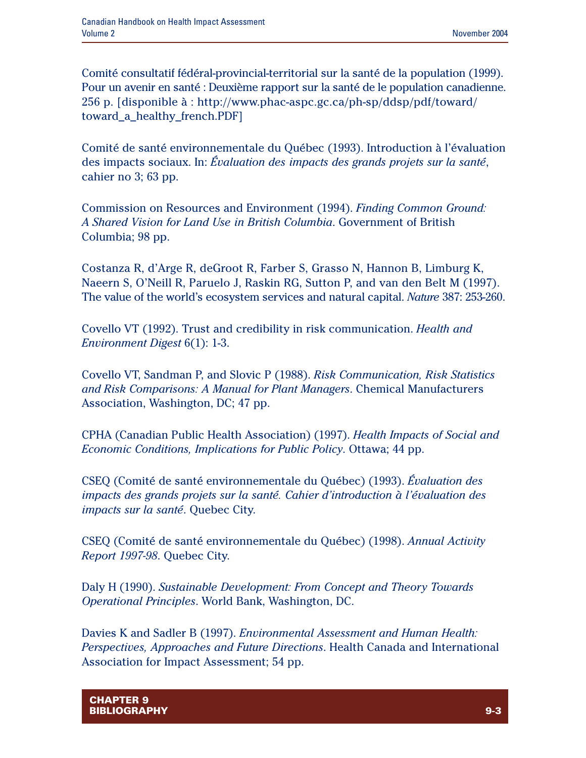Comité consultatif fédéral-provincial-territorial sur la santé de la population (1999). Pour un avenir en santé : Deuxième rapport sur la santé de le population canadienne. 256 p. [disponible à : http://www.phac-aspc.gc.ca/ph-sp/ddsp/pdf/toward/toward_a_healthy_french.PDF]

Comité de santé environnementale du Québec (1993). Introduction à l'évaluation des impacts sociaux. In: *Évaluation des impacts des grands projets sur la santé*, cahier no 3; 63 pp.

Commission on Resources and Environment (1994). *Finding Common Ground: A Shared Vision for Land Use in British Columbia*. Government of British Columbia; 98 pp.

Costanza R, d'Arge R, deGroot R, Farber S, Grasso N, Hannon B, Limburg K, Naeern S, O'Neill R, Paruelo J, Raskin RG, Sutton P, and van den Belt M (1997). The value of the world's ecosystem services and natural capital. *Nature* 387: 253-260.

Covello VT (1992). Trust and credibility in risk communication. *Health and Environment Digest* 6(1): 1-3.

Covello VT, Sandman P, and Slovic P (1988). *Risk Communication, Risk Statistics and Risk Comparisons: A Manual for Plant Managers*. Chemical Manufacturers Association, Washington, DC; 47 pp.

CPHA (Canadian Public Health Association) (1997). *Health Impacts of Social and Economic Conditions, Implications for Public Policy*. Ottawa; 44 pp.

CSEQ (Comité de santé environnementale du Québec) (1993). *Évaluation des impacts des grands projets sur la santé. Cahier d'introduction à l'évaluation des impacts sur la santé*. Quebec City.

CSEQ (Comité de santé environnementale du Québec) (1998). *Annual Activity Report 1997-98*. Quebec City.

Daly H (1990). *Sustainable Development: From Concept and Theory Towards Operational Principles*. World Bank, Washington, DC.

Davies K and Sadler B (1997). *Environmental Assessment and Human Health: Perspectives, Approaches and Future Directions*. Health Canada and International Association for Impact Assessment; 54 pp.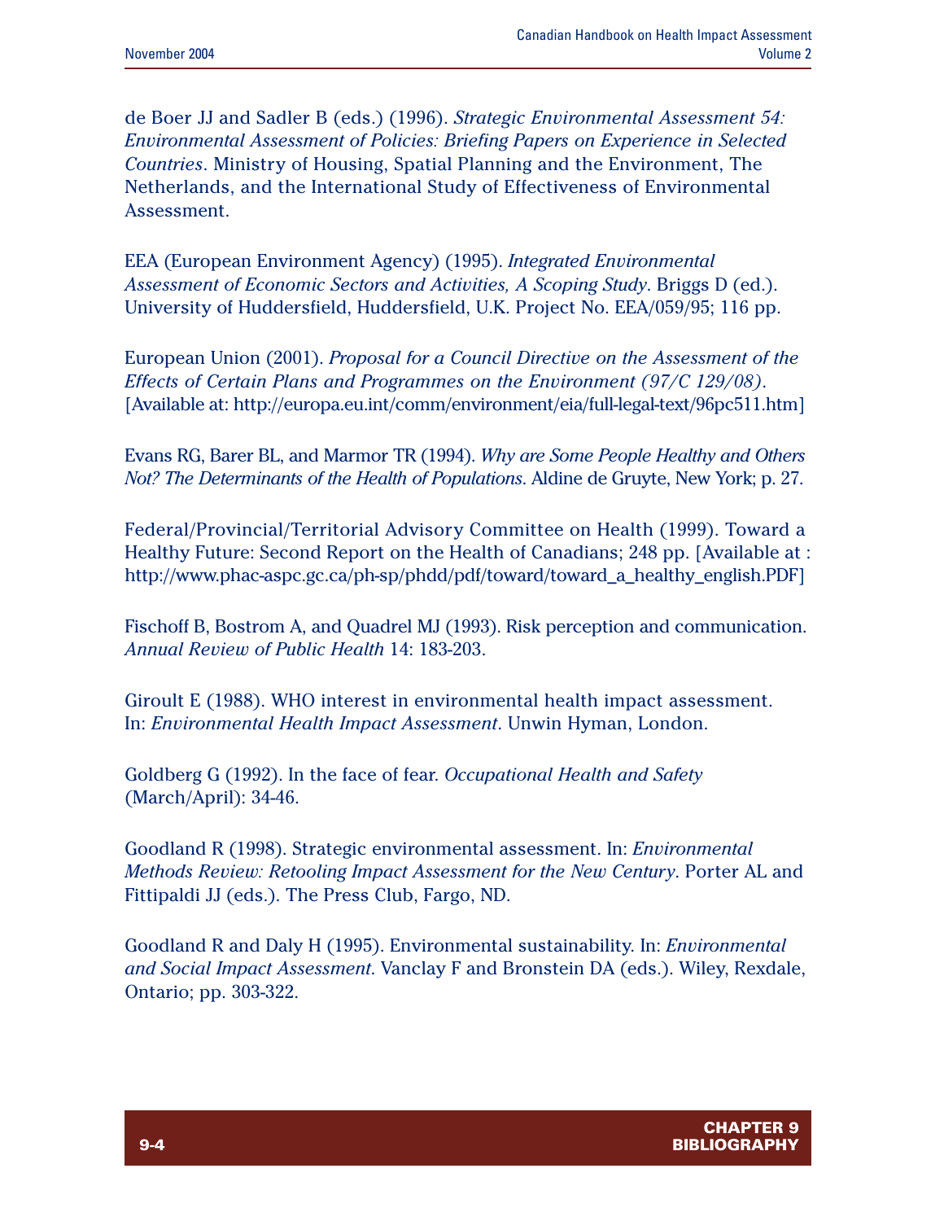de Boer JJ and Sadler B (eds.) (1996). *Strategic Environmental Assessment 54: Environmental Assessment of Policies: Briefing Papers on Experience in Selected Countries*. Ministry of Housing, Spatial Planning and the Environment, The Netherlands, and the International Study of Effectiveness of Environmental Assessment.

EEA (European Environment Agency) (1995). *Integrated Environmental Assessment of Economic Sectors and Activities, A Scoping Study*. Briggs D (ed.). University of Huddersfield, Huddersfield, U.K. Project No. EEA/059/95; 116 pp.

European Union (2001). *Proposal for a Council Directive on the Assessment of the Effects of Certain Plans and Programmes on the Environment (97/C 129/08)*. [Available at: http://europa.eu.int/comm/environment/eia/full-legal-text/96pc511.htm]

Evans RG, Barer BL, and Marmor TR (1994). *Why are Some People Healthy and Others Not? The Determinants of the Health of Populations*. Aldine de Gruyte, New York; p. 27.

Federal/Provincial/Territorial Advisory Committee on Health (1999). Toward a Healthy Future: Second Report on the Health of Canadians; 248 pp. [Available at : http://www.phac-aspc.gc.ca/ph-sp/phdd/pdf/toward/toward_a_healthy_english.PDF]

Fischoff B, Bostrom A, and Quadrel MJ (1993). Risk perception and communication. *Annual Review of Public Health* 14: 183-203.

Giroult E (1988). WHO interest in environmental health impact assessment. In: *Environmental Health Impact Assessment*. Unwin Hyman, London.

Goldberg G (1992). In the face of fear. *Occupational Health and Safety* (March/April): 34-46.

Goodland R (1998). Strategic environmental assessment. In: *Environmental Methods Review: Retooling Impact Assessment for the New Century*. Porter AL and Fittipaldi JJ (eds.). The Press Club, Fargo, ND.

Goodland R and Daly H (1995). Environmental sustainability. In: *Environmental and Social Impact Assessment*. Vanclay F and Bronstein DA (eds.). Wiley, Rexdale, Ontario; pp. 303-322.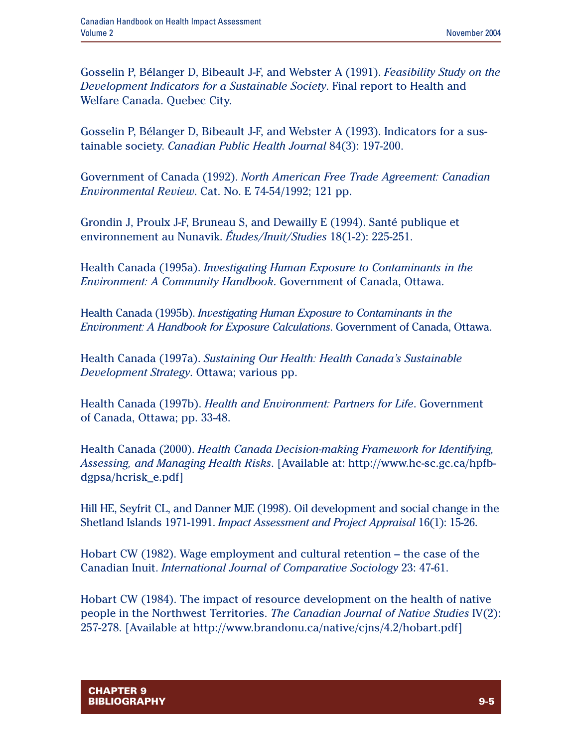Gosselin P, Bélanger D, Bibeault J-F, and Webster A (1991). *Feasibility Study on the Development Indicators for a Sustainable Society*. Final report to Health and Welfare Canada. Quebec City.

Gosselin P, Bélanger D, Bibeault J-F, and Webster A (1993). Indicators for a sustainable society. *Canadian Public Health Journal* 84(3): 197-200.

Government of Canada (1992). *North American Free Trade Agreement: Canadian Environmental Review*. Cat. No. E 74-54/1992; 121 pp.

Grondin J, Proulx J-F, Bruneau S, and Dewailly E (1994). Santé publique et environnement au Nunavik. *Études/Inuit/Studies* 18(1-2): 225-251.

Health Canada (1995a). *Investigating Human Exposure to Contaminants in the Environment: A Community Handbook*. Government of Canada, Ottawa.

Health Canada (1995b). *Investigating Human Exposure to Contaminants in the Environment: A Handbook for Exposure Calculations*. Government of Canada, Ottawa.

Health Canada (1997a). *Sustaining Our Health: Health Canada's Sustainable Development Strategy*. Ottawa; various pp.

Health Canada (1997b). *Health and Environment: Partners for Life*. Government of Canada, Ottawa; pp. 33-48.

Health Canada (2000). *Health Canada Decision-making Framework for Identifying, Assessing, and Managing Health Risks*. [Available at: http://www.hc-sc.gc.ca/hpfb-dgpsa/hcrisk_e.pdf]

Hill HE, Seyfrit CL, and Danner MJE (1998). Oil development and social change in the Shetland Islands 1971-1991. *Impact Assessment and Project Appraisal* 16(1): 15-26.

Hobart CW (1982). Wage employment and cultural retention – the case of the Canadian Inuit. *International Journal of Comparative Sociology* 23: 47-61.

Hobart CW (1984). The impact of resource development on the health of native people in the Northwest Territories. *The Canadian Journal of Native Studies* IV(2): 257-278. [Available at http://www.brandonu.ca/native/cjns/4.2/hobart.pdf]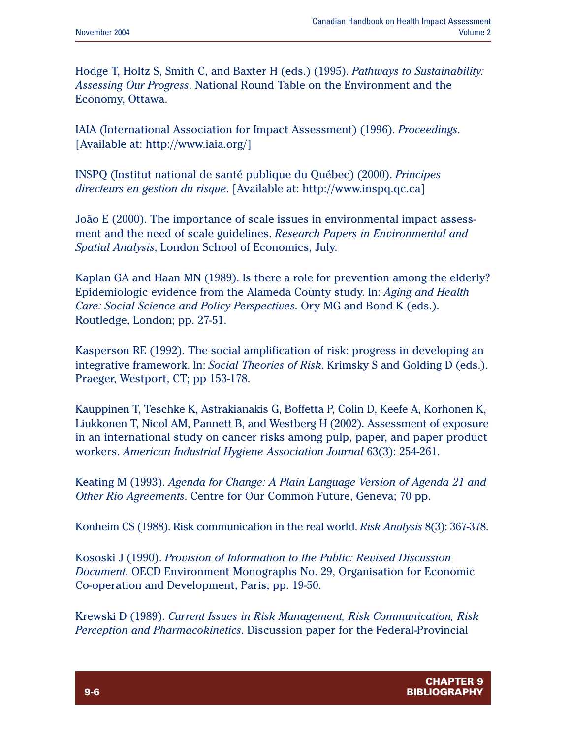Hodge T, Holtz S, Smith C, and Baxter H (eds.) (1995). *Pathways to Sustainability: Assessing Our Progress*. National Round Table on the Environment and the Economy, Ottawa.

IAIA (International Association for Impact Assessment) (1996). *Proceedings*. [Available at: http://www.iaia.org/]

INSPQ (Institut national de santé publique du Québec) (2000). *Principes directeurs en gestion du risque*. [Available at: http://www.inspq.qc.ca]

João E (2000). The importance of scale issues in environmental impact assessment and the need of scale guidelines. *Research Papers in Environmental and Spatial Analysis*, London School of Economics, July.

Kaplan GA and Haan MN (1989). Is there a role for prevention among the elderly? Epidemiologic evidence from the Alameda County study. In: *Aging and Health Care: Social Science and Policy Perspectives*. Ory MG and Bond K (eds.). Routledge, London; pp. 27-51.

Kasperson RE (1992). The social amplification of risk: progress in developing an integrative framework. In: *Social Theories of Risk*. Krimsky S and Golding D (eds.). Praeger, Westport, CT; pp 153-178.

Kauppinen T, Teschke K, Astrakianakis G, Boffetta P, Colin D, Keefe A, Korhonen K, Liukkonen T, Nicol AM, Pannett B, and Westberg H (2002). Assessment of exposure in an international study on cancer risks among pulp, paper, and paper product workers. *American Industrial Hygiene Association Journal* 63(3): 254-261.

Keating M (1993). *Agenda for Change: A Plain Language Version of Agenda 21 and Other Rio Agreements*. Centre for Our Common Future, Geneva; 70 pp.

Konheim CS (1988). Risk communication in the real world. *Risk Analysis* 8(3): 367-378.

Kososki J (1990). *Provision of Information to the Public: Revised Discussion Document*. OECD Environment Monographs No. 29, Organisation for Economic Co-operation and Development, Paris; pp. 19-50.

Krewski D (1989). *Current Issues in Risk Management, Risk Communication, Risk Perception and Pharmacokinetics*. Discussion paper for the Federal-Provincial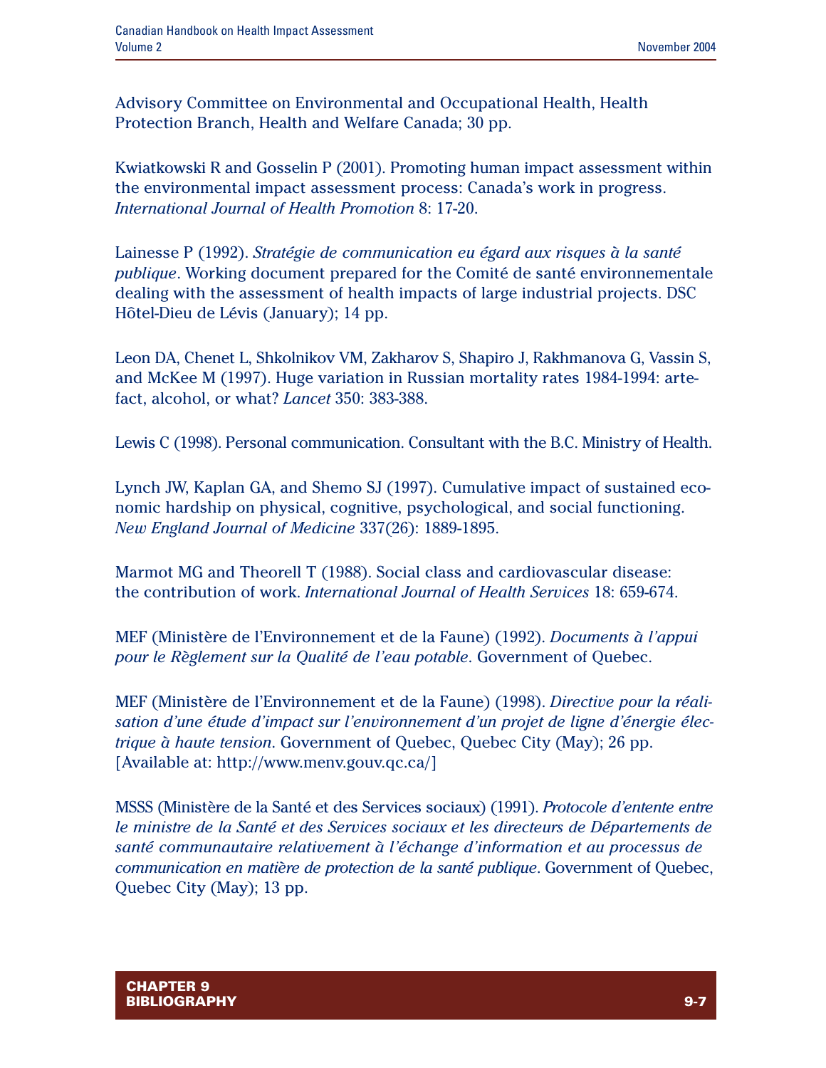Advisory Committee on Environmental and Occupational Health, Health Protection Branch, Health and Welfare Canada; 30 pp.

Kwiatkowski R and Gosselin P (2001). Promoting human impact assessment within the environmental impact assessment process: Canada's work in progress. *International Journal of Health Promotion* 8: 17-20.

Lainesse P (1992). *Stratégie de communication eu égard aux risques à la santé publique*. Working document prepared for the Comité de santé environnementale dealing with the assessment of health impacts of large industrial projects. DSC Hôtel-Dieu de Lévis (January); 14 pp.

Leon DA, Chenet L, Shkolnikov VM, Zakharov S, Shapiro J, Rakhmanova G, Vassin S, and McKee M (1997). Huge variation in Russian mortality rates 1984-1994: artefact, alcohol, or what? *Lancet* 350: 383-388.

Lewis C (1998). Personal communication. Consultant with the B.C. Ministry of Health.

Lynch JW, Kaplan GA, and Shemo SJ (1997). Cumulative impact of sustained economic hardship on physical, cognitive, psychological, and social functioning. *New England Journal of Medicine* 337(26): 1889-1895.

Marmot MG and Theorell T (1988). Social class and cardiovascular disease: the contribution of work. *International Journal of Health Services* 18: 659-674.

MEF (Ministère de l'Environnement et de la Faune) (1992). *Documents à l'appui pour le Règlement sur la Qualité de l'eau potable*. Government of Quebec.

MEF (Ministère de l'Environnement et de la Faune) (1998). *Directive pour la réalisation d'une étude d'impact sur l'environnement d'un projet de ligne d'énergie électrique à haute tension*. Government of Quebec, Quebec City (May); 26 pp. [Available at: http://www.menv.gouv.qc.ca/]

MSSS (Ministère de la Santé et des Services sociaux) (1991). *Protocole d'entente entre le ministre de la Santé et des Services sociaux et les directeurs de Départements de santé communautaire relativement à l'échange d'information et au processus de communication en matière de protection de la santé publique*. Government of Quebec, Quebec City (May); 13 pp.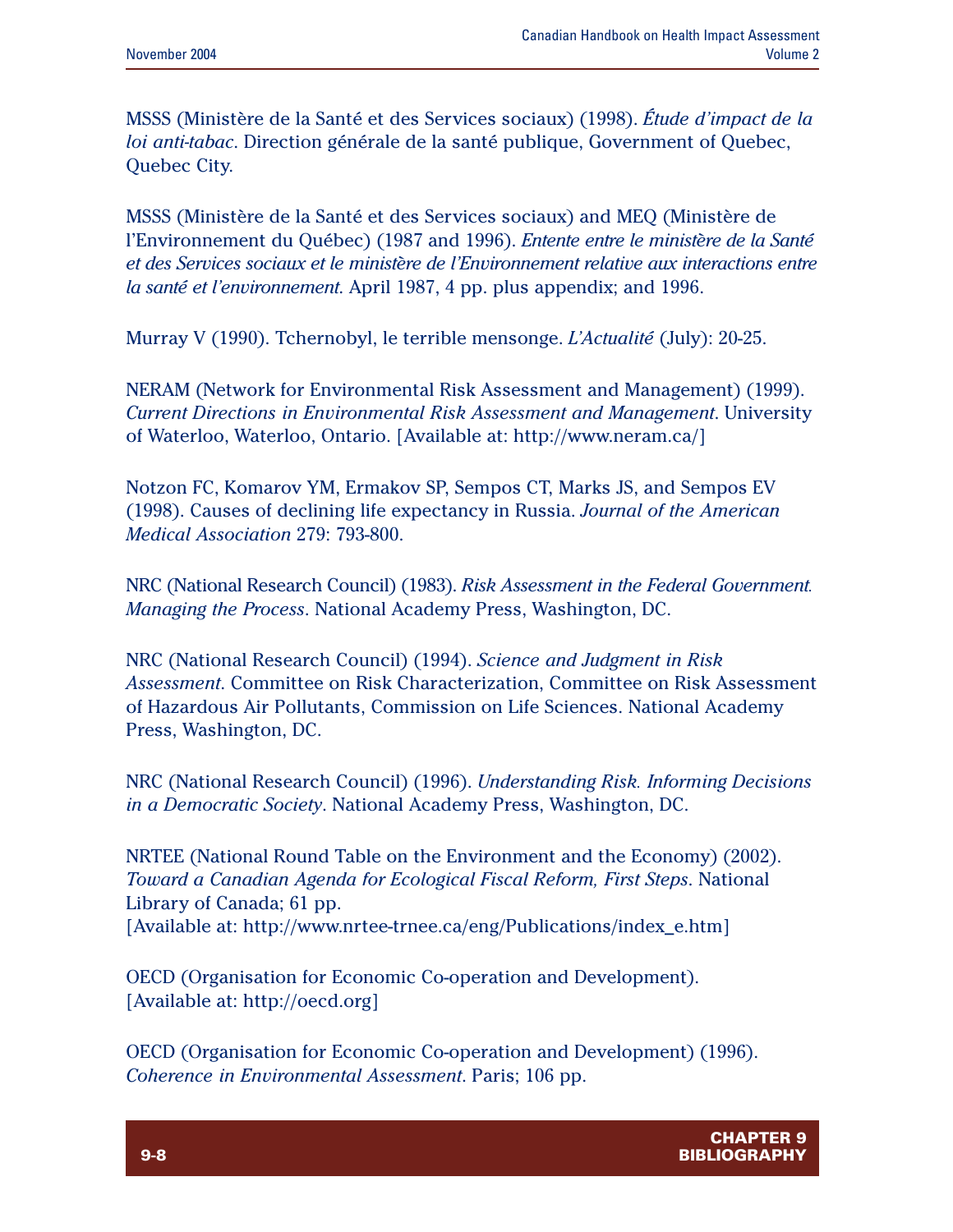MSSS (Ministère de la Santé et des Services sociaux) (1998). *Étude d'impact de la loi anti-tabac*. Direction générale de la santé publique, Government of Quebec, Quebec City.

MSSS (Ministère de la Santé et des Services sociaux) and MEQ (Ministère de l'Environnement du Québec) (1987 and 1996). *Entente entre le ministère de la Santé et des Services sociaux et le ministère de l'Environnement relative aux interactions entre la santé et l'environnement*. April 1987, 4 pp. plus appendix; and 1996.

Murray V (1990). Tchernobyl, le terrible mensonge. *L'Actualité* (July): 20-25.

NERAM (Network for Environmental Risk Assessment and Management) (1999). *Current Directions in Environmental Risk Assessment and Management*. University of Waterloo, Waterloo, Ontario. [Available at: http://www.neram.ca/]

Notzon FC, Komarov YM, Ermakov SP, Sempos CT, Marks JS, and Sempos EV (1998). Causes of declining life expectancy in Russia. *Journal of the American Medical Association* 279: 793-800.

NRC (National Research Council) (1983). *Risk Assessment in the Federal Government. Managing the Process*. National Academy Press, Washington, DC.

NRC (National Research Council) (1994). *Science and Judgment in Risk Assessment*. Committee on Risk Characterization, Committee on Risk Assessment of Hazardous Air Pollutants, Commission on Life Sciences. National Academy Press, Washington, DC.

NRC (National Research Council) (1996). *Understanding Risk. Informing Decisions in a Democratic Society*. National Academy Press, Washington, DC.

NRTEE (National Round Table on the Environment and the Economy) (2002). *Toward a Canadian Agenda for Ecological Fiscal Reform, First Steps*. National Library of Canada; 61 pp.
[Available at: http://www.nrtee-trnee.ca/eng/Publications/index_e.htm]

OECD (Organisation for Economic Co-operation and Development).
[Available at: http://oecd.org]

OECD (Organisation for Economic Co-operation and Development) (1996). *Coherence in Environmental Assessment*. Paris; 106 pp.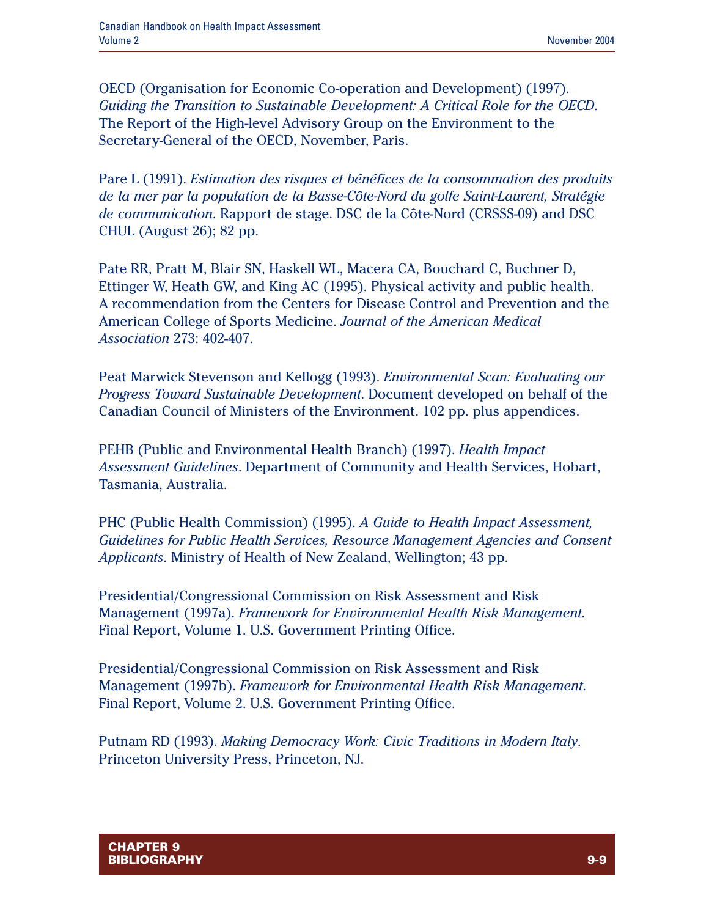OECD (Organisation for Economic Co-operation and Development) (1997). *Guiding the Transition to Sustainable Development: A Critical Role for the OECD.* The Report of the High-level Advisory Group on the Environment to the Secretary-General of the OECD, November, Paris.

Pare L (1991). *Estimation des risques et bénéfices de la consommation des produits de la mer par la population de la Basse-Côte-Nord du golfe Saint-Laurent, Stratégie de communication*. Rapport de stage. DSC de la Côte-Nord (CRSSS-09) and DSC CHUL (August 26); 82 pp.

Pate RR, Pratt M, Blair SN, Haskell WL, Macera CA, Bouchard C, Buchner D, Ettinger W, Heath GW, and King AC (1995). Physical activity and public health. A recommendation from the Centers for Disease Control and Prevention and the American College of Sports Medicine. *Journal of the American Medical Association* 273: 402-407.

Peat Marwick Stevenson and Kellogg (1993). *Environmental Scan: Evaluating our Progress Toward Sustainable Development*. Document developed on behalf of the Canadian Council of Ministers of the Environment. 102 pp. plus appendices.

PEHB (Public and Environmental Health Branch) (1997). *Health Impact Assessment Guidelines*. Department of Community and Health Services, Hobart, Tasmania, Australia.

PHC (Public Health Commission) (1995). *A Guide to Health Impact Assessment, Guidelines for Public Health Services, Resource Management Agencies and Consent Applicants*. Ministry of Health of New Zealand, Wellington; 43 pp.

Presidential/Congressional Commission on Risk Assessment and Risk Management (1997a). *Framework for Environmental Health Risk Management.* Final Report, Volume 1. U.S. Government Printing Office.

Presidential/Congressional Commission on Risk Assessment and Risk Management (1997b). *Framework for Environmental Health Risk Management*. Final Report, Volume 2. U.S. Government Printing Office.

Putnam RD (1993). *Making Democracy Work: Civic Traditions in Modern Italy*. Princeton University Press, Princeton, NJ.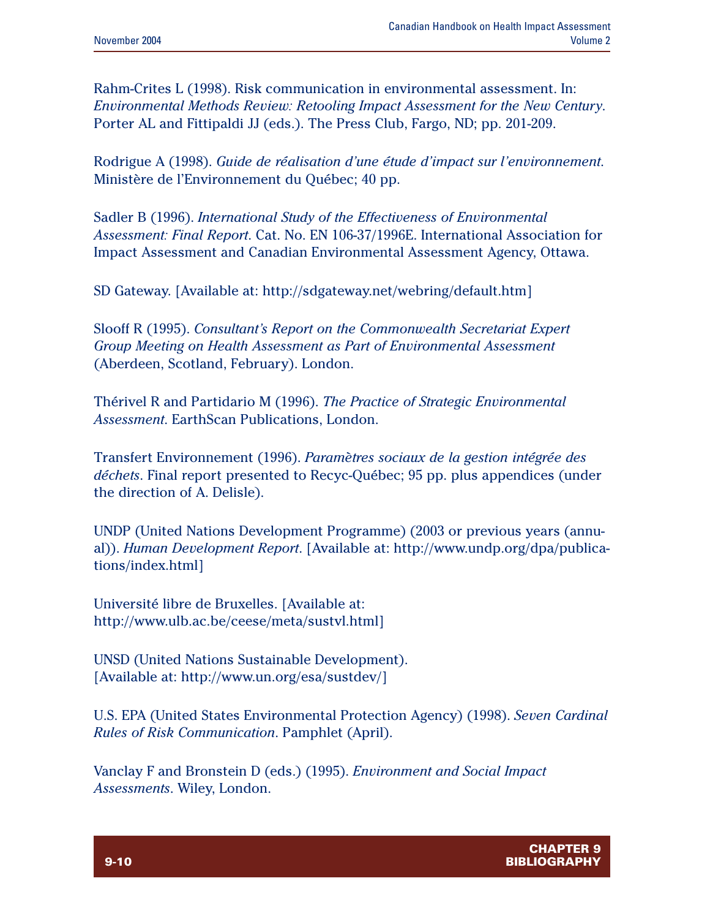Rahm-Crites L (1998). Risk communication in environmental assessment. In: *Environmental Methods Review: Retooling Impact Assessment for the New Century*. Porter AL and Fittipaldi JJ (eds.). The Press Club, Fargo, ND; pp. 201-209.

Rodrigue A (1998). *Guide de réalisation d'une étude d'impact sur l'environnement*. Ministère de l'Environnement du Québec; 40 pp.

Sadler B (1996). *International Study of the Effectiveness of Environmental Assessment: Final Report*. Cat. No. EN 106-37/1996E. International Association for Impact Assessment and Canadian Environmental Assessment Agency, Ottawa.

SD Gateway. [Available at: http://sdgateway.net/webring/default.htm]

Slooff R (1995). *Consultant's Report on the Commonwealth Secretariat Expert Group Meeting on Health Assessment as Part of Environmental Assessment* (Aberdeen, Scotland, February). London.

Thérivel R and Partidario M (1996). *The Practice of Strategic Environmental Assessment*. EarthScan Publications, London.

Transfert Environnement (1996). *Paramètres sociaux de la gestion intégrée des déchets*. Final report presented to Recyc-Québec; 95 pp. plus appendices (under the direction of A. Delisle).

UNDP (United Nations Development Programme) (2003 or previous years (annual)). *Human Development Report*. [Available at: http://www.undp.org/dpa/publications/index.html]

Université libre de Bruxelles. [Available at: http://www.ulb.ac.be/ceese/meta/sustvl.html]

UNSD (United Nations Sustainable Development). [Available at: http://www.un.org/esa/sustdev/]

U.S. EPA (United States Environmental Protection Agency) (1998). *Seven Cardinal Rules of Risk Communication*. Pamphlet (April).

Vanclay F and Bronstein D (eds.) (1995). *Environment and Social Impact Assessments*. Wiley, London.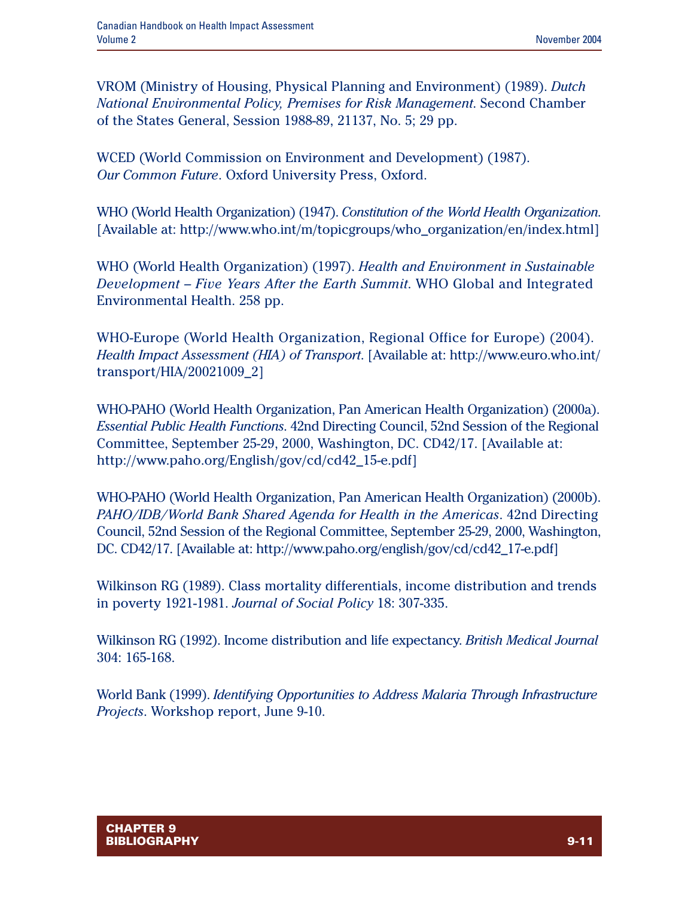VROM (Ministry of Housing, Physical Planning and Environment) (1989). *Dutch National Environmental Policy, Premises for Risk Management*. Second Chamber of the States General, Session 1988-89, 21137, No. 5; 29 pp.

WCED (World Commission on Environment and Development) (1987). *Our Common Future*. Oxford University Press, Oxford.

WHO (World Health Organization) (1947). *Constitution of the World Health Organization*. [Available at: http://www.who.int/m/topicgroups/who_organization/en/index.html]

WHO (World Health Organization) (1997). *Health and Environment in Sustainable Development – Five Years After the Earth Summit*. WHO Global and Integrated Environmental Health. 258 pp.

WHO-Europe (World Health Organization, Regional Office for Europe) (2004). *Health Impact Assessment (HIA) of Transport*. [Available at: http://www.euro.who.int/transport/HIA/20021009_2]

WHO-PAHO (World Health Organization, Pan American Health Organization) (2000a). *Essential Public Health Functions*. 42nd Directing Council, 52nd Session of the Regional Committee, September 25-29, 2000, Washington, DC. CD42/17. [Available at: http://www.paho.org/English/gov/cd/cd42_15-e.pdf]

WHO-PAHO (World Health Organization, Pan American Health Organization) (2000b). *PAHO/IDB/World Bank Shared Agenda for Health in the Americas*. 42nd Directing Council, 52nd Session of the Regional Committee, September 25-29, 2000, Washington, DC. CD42/17. [Available at: http://www.paho.org/english/gov/cd/cd42_17-e.pdf]

Wilkinson RG (1989). Class mortality differentials, income distribution and trends in poverty 1921-1981. *Journal of Social Policy* 18: 307-335.

Wilkinson RG (1992). Income distribution and life expectancy. *British Medical Journal* 304: 165-168.

World Bank (1999). *Identifying Opportunities to Address Malaria Through Infrastructure Projects*. Workshop report, June 9-10.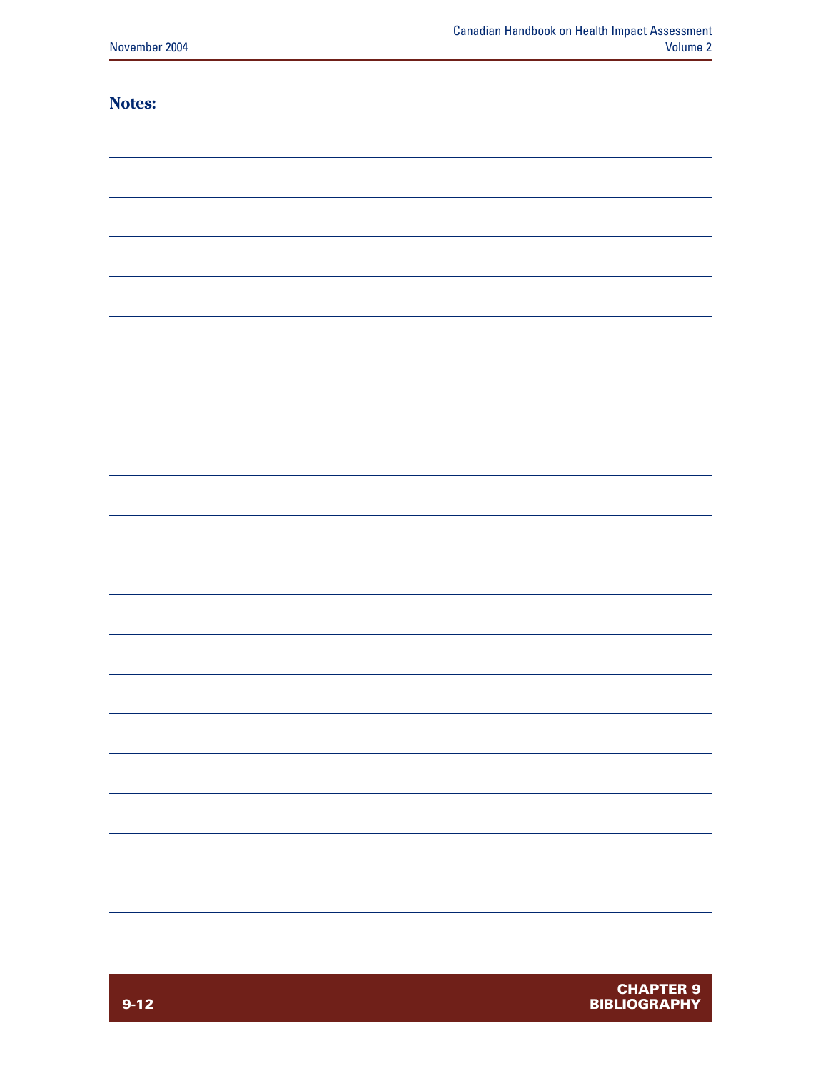**Notes:**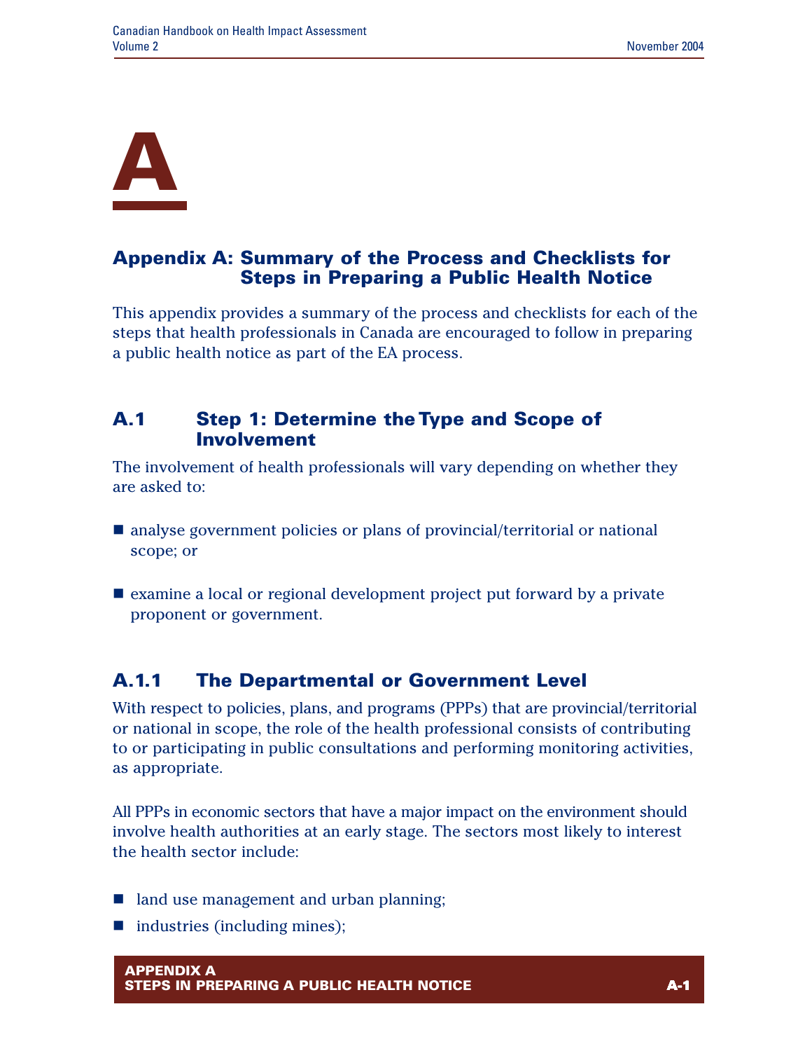# A

## Appendix A: Summary of the Process and Checklists for Steps in Preparing a Public Health Notice

This appendix provides a summary of the process and checklists for each of the steps that health professionals in Canada are encouraged to follow in preparing a public health notice as part of the EA process.

### A.1 Step 1: Determine the Type and Scope of Involvement

The involvement of health professionals will vary depending on whether they are asked to:

- analyse government policies or plans of provincial/territorial or national scope; or
- examine a local or regional development project put forward by a private proponent or government.

### A.1.1 The Departmental or Government Level

With respect to policies, plans, and programs (PPPs) that are provincial/territorial or national in scope, the role of the health professional consists of contributing to or participating in public consultations and performing monitoring activities, as appropriate.

All PPPs in economic sectors that have a major impact on the environment should involve health authorities at an early stage. The sectors most likely to interest the health sector include:

- land use management and urban planning;
- industries (including mines);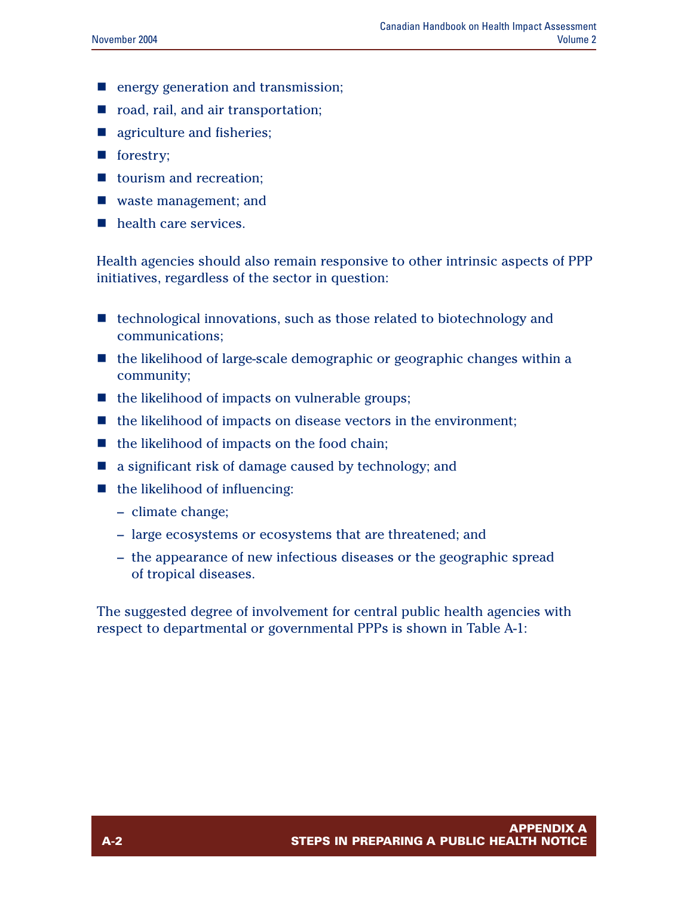- energy generation and transmission;
- road, rail, and air transportation;
- agriculture and fisheries;
- forestry;
- tourism and recreation;
- waste management; and
- health care services.

Health agencies should also remain responsive to other intrinsic aspects of PPP initiatives, regardless of the sector in question:

- technological innovations, such as those related to biotechnology and communications;
- the likelihood of large-scale demographic or geographic changes within a community;
- the likelihood of impacts on vulnerable groups;
- the likelihood of impacts on disease vectors in the environment;
- the likelihood of impacts on the food chain;
- a significant risk of damage caused by technology; and
- the likelihood of influencing:
  - climate change;
  - large ecosystems or ecosystems that are threatened; and
  - the appearance of new infectious diseases or the geographic spread of tropical diseases.

The suggested degree of involvement for central public health agencies with respect to departmental or governmental PPPs is shown in Table A-1: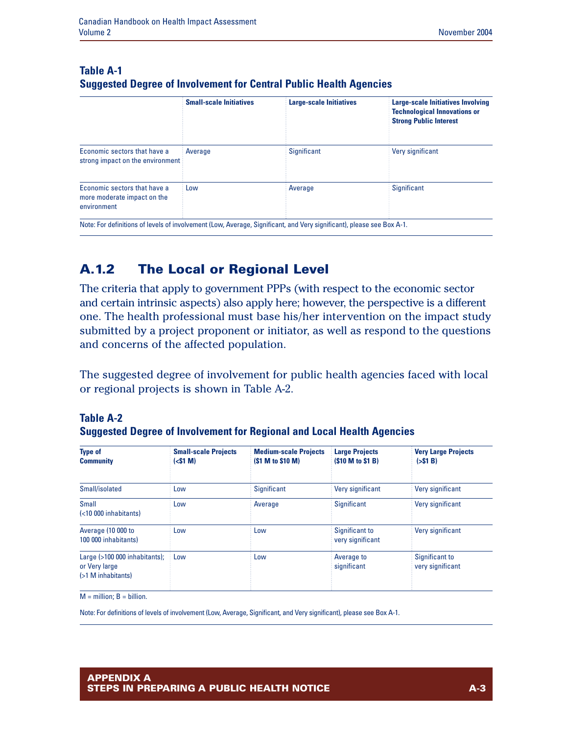**Table A-1**
**Suggested Degree of Involvement for Central Public Health Agencies**

| | Small-scale Initiatives | Large-scale Initiatives | Large-scale Initiatives Involving Technological Innovations or Strong Public Interest |
|---|---|---|---|
| Economic sectors that have a strong impact on the environment | Average | Significant | Very significant |
| Economic sectors that have a more moderate impact on the environment | Low | Average | Significant |

Note: For definitions of levels of involvement (Low, Average, Significant, and Very significant), please see Box A-1.

## A.1.2 The Local or Regional Level

The criteria that apply to government PPPs (with respect to the economic sector and certain intrinsic aspects) also apply here; however, the perspective is a different one. The health professional must base his/her intervention on the impact study submitted by a project proponent or initiator, as well as respond to the questions and concerns of the affected population.

The suggested degree of involvement for public health agencies faced with local or regional projects is shown in Table A-2.

**Table A-2**
**Suggested Degree of Involvement for Regional and Local Health Agencies**

| Type of Community | Small-scale Projects (<$1 M) | Medium-scale Projects ($1 M to $10 M) | Large Projects ($10 M to $1 B) | Very Large Projects (>$1 B) |
|---|---|---|---|---|
| Small/isolated | Low | Significant | Very significant | Very significant |
| Small (<10 000 inhabitants) | Low | Average | Significant | Very significant |
| Average (10 000 to 100 000 inhabitants) | Low | Low | Significant to very significant | Very significant |
| Large (>100 000 inhabitants); or Very large (>1 M inhabitants) | Low | Low | Average to significant | Significant to very significant |

M = million; B = billion.

Note: For definitions of levels of involvement (Low, Average, Significant, and Very significant), please see Box A-1.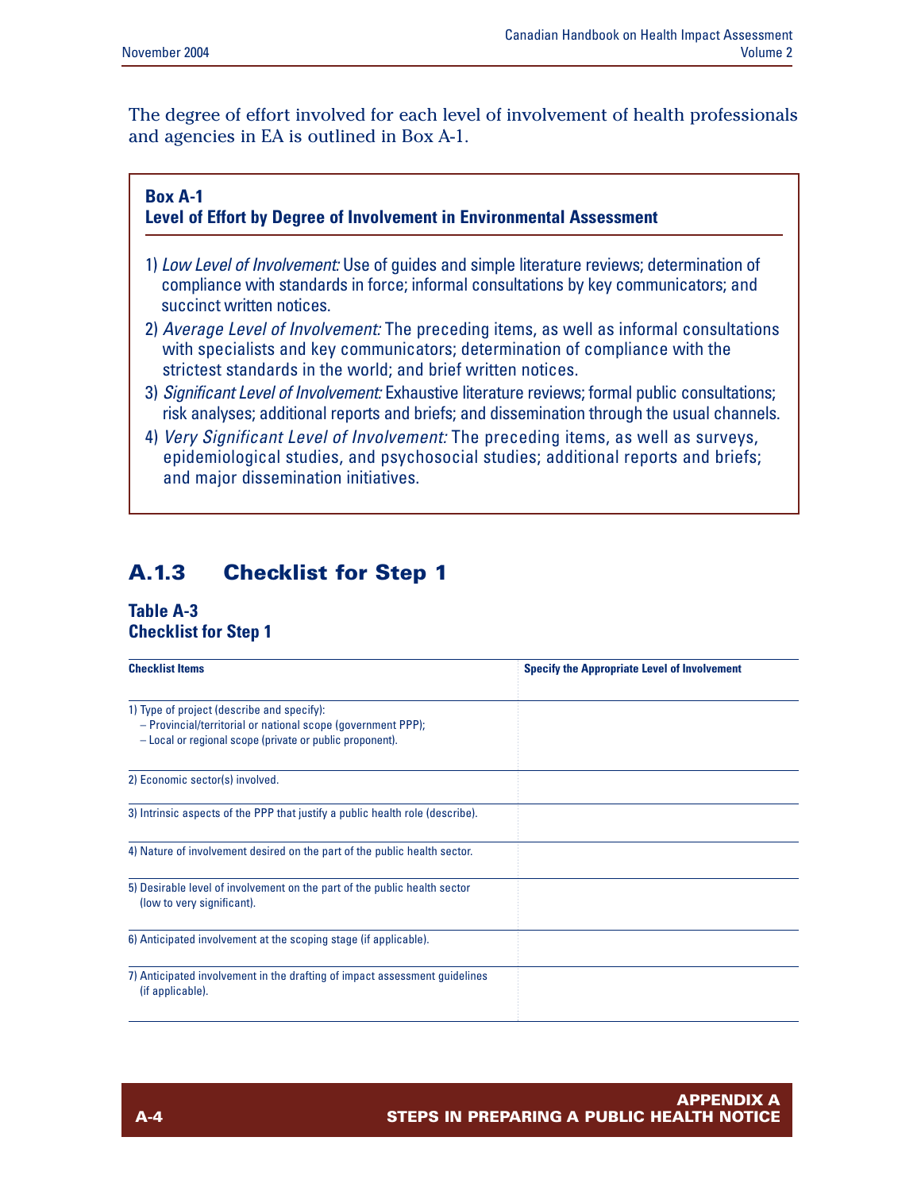The degree of effort involved for each level of involvement of health professionals and agencies in EA is outlined in Box A-1.

**Box A-1**
**Level of Effort by Degree of Involvement in Environmental Assessment**

1) *Low Level of Involvement:* Use of guides and simple literature reviews; determination of compliance with standards in force; informal consultations by key communicators; and succinct written notices.
2) *Average Level of Involvement:* The preceding items, as well as informal consultations with specialists and key communicators; determination of compliance with the strictest standards in the world; and brief written notices.
3) *Significant Level of Involvement:* Exhaustive literature reviews; formal public consultations; risk analyses; additional reports and briefs; and dissemination through the usual channels.
4) *Very Significant Level of Involvement:* The preceding items, as well as surveys, epidemiological studies, and psychosocial studies; additional reports and briefs; and major dissemination initiatives.

## A.1.3 Checklist for Step 1

**Table A-3**
**Checklist for Step 1**

| Checklist Items | Specify the Appropriate Level of Involvement |
|---|---|
| 1) Type of project (describe and specify):<br>– Provincial/territorial or national scope (government PPP);<br>– Local or regional scope (private or public proponent). | |
| 2) Economic sector(s) involved. | |
| 3) Intrinsic aspects of the PPP that justify a public health role (describe). | |
| 4) Nature of involvement desired on the part of the public health sector. | |
| 5) Desirable level of involvement on the part of the public health sector (low to very significant). | |
| 6) Anticipated involvement at the scoping stage (if applicable). | |
| 7) Anticipated involvement in the drafting of impact assessment guidelines (if applicable). | |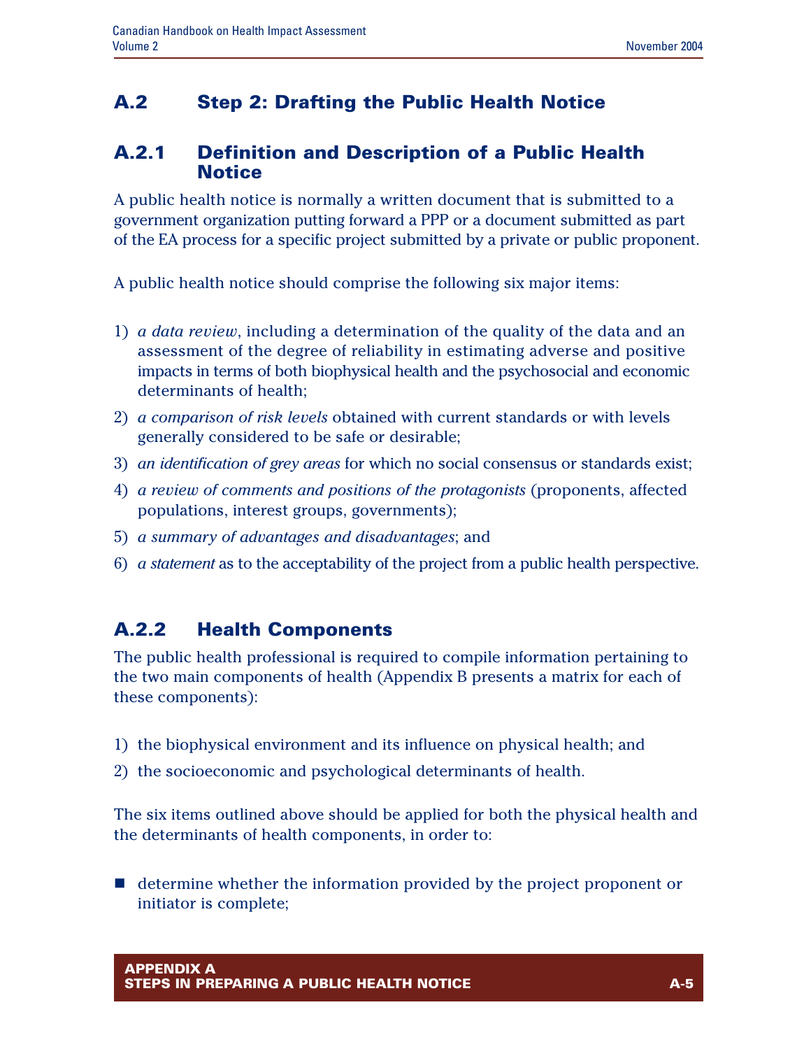## A.2 Step 2: Drafting the Public Health Notice

### A.2.1 Definition and Description of a Public Health Notice

A public health notice is normally a written document that is submitted to a government organization putting forward a PPP or a document submitted as part of the EA process for a specific project submitted by a private or public proponent.

A public health notice should comprise the following six major items:

1) *a data review*, including a determination of the quality of the data and an assessment of the degree of reliability in estimating adverse and positive impacts in terms of both biophysical health and the psychosocial and economic determinants of health;
2) *a comparison of risk levels* obtained with current standards or with levels generally considered to be safe or desirable;
3) *an identification of grey areas* for which no social consensus or standards exist;
4) *a review of comments and positions of the protagonists* (proponents, affected populations, interest groups, governments);
5) *a summary of advantages and disadvantages*; and
6) *a statement* as to the acceptability of the project from a public health perspective.

### A.2.2 Health Components

The public health professional is required to compile information pertaining to the two main components of health (Appendix B presents a matrix for each of these components):

1) the biophysical environment and its influence on physical health; and
2) the socioeconomic and psychological determinants of health.

The six items outlined above should be applied for both the physical health and the determinants of health components, in order to:

- determine whether the information provided by the project proponent or initiator is complete;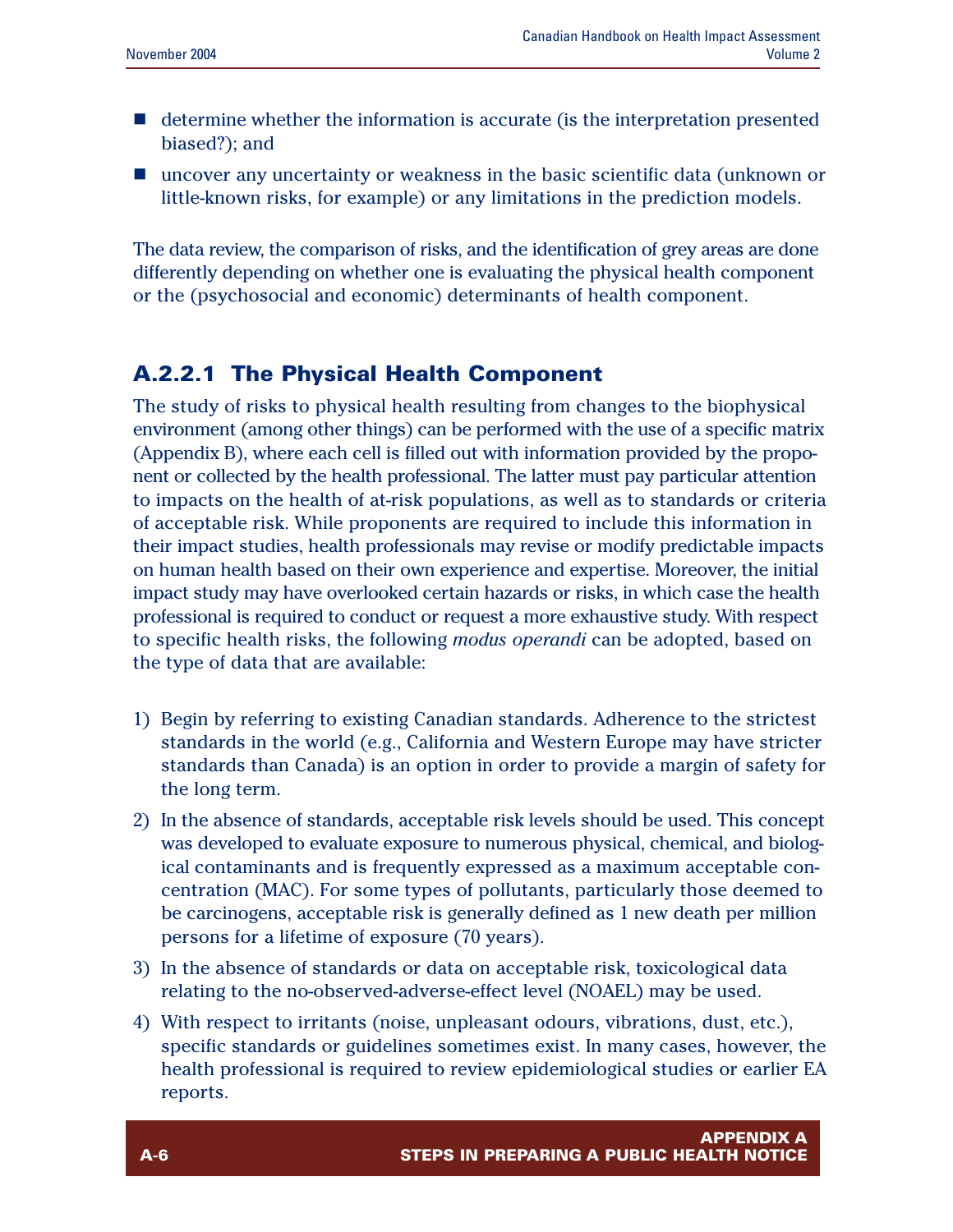- determine whether the information is accurate (is the interpretation presented biased?); and
- uncover any uncertainty or weakness in the basic scientific data (unknown or little-known risks, for example) or any limitations in the prediction models.

The data review, the comparison of risks, and the identification of grey areas are done differently depending on whether one is evaluating the physical health component or the (psychosocial and economic) determinants of health component.

### A.2.2.1 The Physical Health Component

The study of risks to physical health resulting from changes to the biophysical environment (among other things) can be performed with the use of a specific matrix (Appendix B), where each cell is filled out with information provided by the proponent or collected by the health professional. The latter must pay particular attention to impacts on the health of at-risk populations, as well as to standards or criteria of acceptable risk. While proponents are required to include this information in their impact studies, health professionals may revise or modify predictable impacts on human health based on their own experience and expertise. Moreover, the initial impact study may have overlooked certain hazards or risks, in which case the health professional is required to conduct or request a more exhaustive study. With respect to specific health risks, the following *modus operandi* can be adopted, based on the type of data that are available:

1) Begin by referring to existing Canadian standards. Adherence to the strictest standards in the world (e.g., California and Western Europe may have stricter standards than Canada) is an option in order to provide a margin of safety for the long term.
2) In the absence of standards, acceptable risk levels should be used. This concept was developed to evaluate exposure to numerous physical, chemical, and biological contaminants and is frequently expressed as a maximum acceptable concentration (MAC). For some types of pollutants, particularly those deemed to be carcinogens, acceptable risk is generally defined as 1 new death per million persons for a lifetime of exposure (70 years).
3) In the absence of standards or data on acceptable risk, toxicological data relating to the no-observed-adverse-effect (NOAEL) may be used.
4) With respect to irritants (noise, unpleasant odours, vibrations, dust, etc.), specific standards or guidelines sometimes exist. In many cases, however, the health professional is required to review epidemiological studies or earlier EA reports.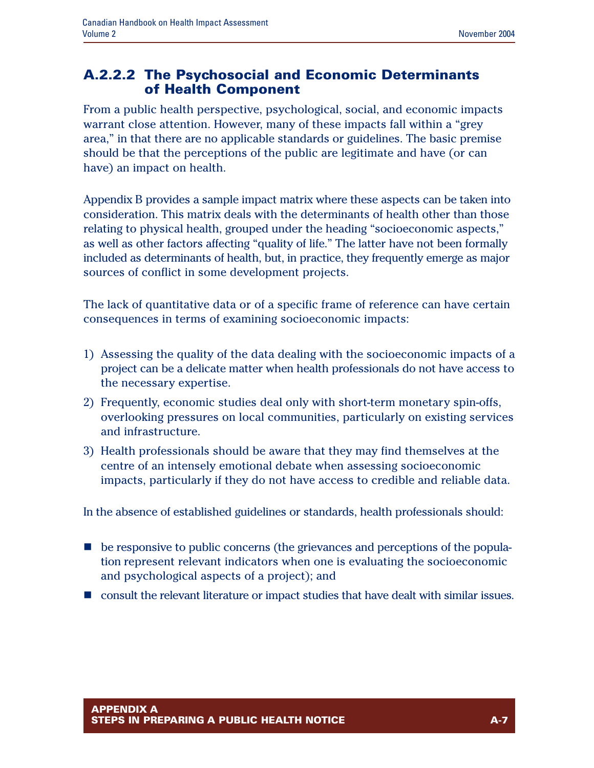### A.2.2.2 The Psychosocial and Economic Determinants of Health Component

From a public health perspective, psychological, social, and economic impacts warrant close attention. However, many of these impacts fall within a "grey area," in that there are no applicable standards or guidelines. The basic premise should be that the perceptions of the public are legitimate and have (or can have) an impact on health.

Appendix B provides a sample impact matrix where these aspects can be taken into consideration. This matrix deals with the determinants of health other than those relating to physical health, grouped under the heading "socioeconomic aspects," as well as other factors affecting "quality of life." The latter have not been formally included as determinants of health, but, in practice, they frequently emerge as major sources of conflict in some development projects.

The lack of quantitative data or of a specific frame of reference can have certain consequences in terms of examining socioeconomic impacts:

1) Assessing the quality of the data dealing with the socioeconomic impacts of a project can be a delicate matter when health professionals do not have access to the necessary expertise.
2) Frequently, economic studies deal only with short-term monetary spin-offs, overlooking pressures on local communities, particularly on existing services and infrastructure.
3) Health professionals should be aware that they may find themselves at the centre of an intensely emotional debate when assessing socioeconomic impacts, particularly if they do not have access to credible and reliable data.

In the absence of established guidelines or standards, health professionals should:

- be responsive to public concerns (the grievances and perceptions of the population represent relevant indicators when one is evaluating the socioeconomic and psychological aspects of a project); and
- consult the relevant literature or impact studies that have dealt with similar issues.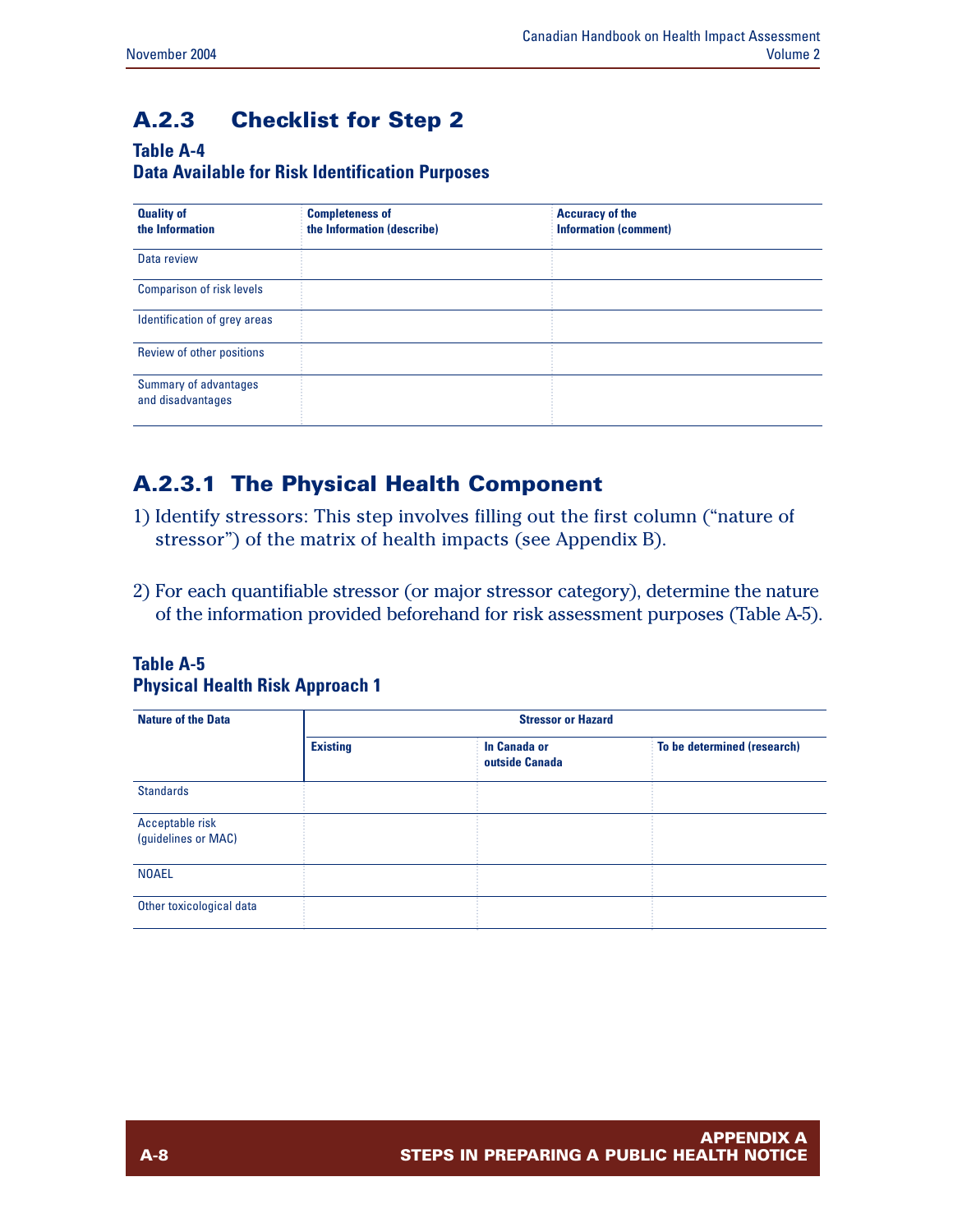## A.2.3 Checklist for Step 2

**Table A-4**
**Data Available for Risk Identification Purposes**

| Quality of the Information | Completeness of the Information (describe) | Accuracy of the Information (comment) |
|---|---|---|
| Data review | | |
| Comparison of risk levels | | |
| Identification of grey areas | | |
| Review of other positions | | |
| Summary of advantages and disadvantages | | |

### A.2.3.1 The Physical Health Component

1) Identify stressors: This step involves filling out the first column ("nature of stressor") of the matrix of health impacts (see Appendix B).

2) For each quantifiable stressor (or major stressor category), determine the nature of the information provided beforehand for risk assessment purposes (Table A-5).

**Table A-5**
**Physical Health Risk Approach 1**

| Nature of the Data | Stressor or Hazard | | |
|---|---|---|---|
| | Existing | In Canada or outside Canada | To be determined (research) |
| Standards | | | |
| Acceptable risk (guidelines or MAC) | | | |
| NOAEL | | | |
| Other toxicological data | | | |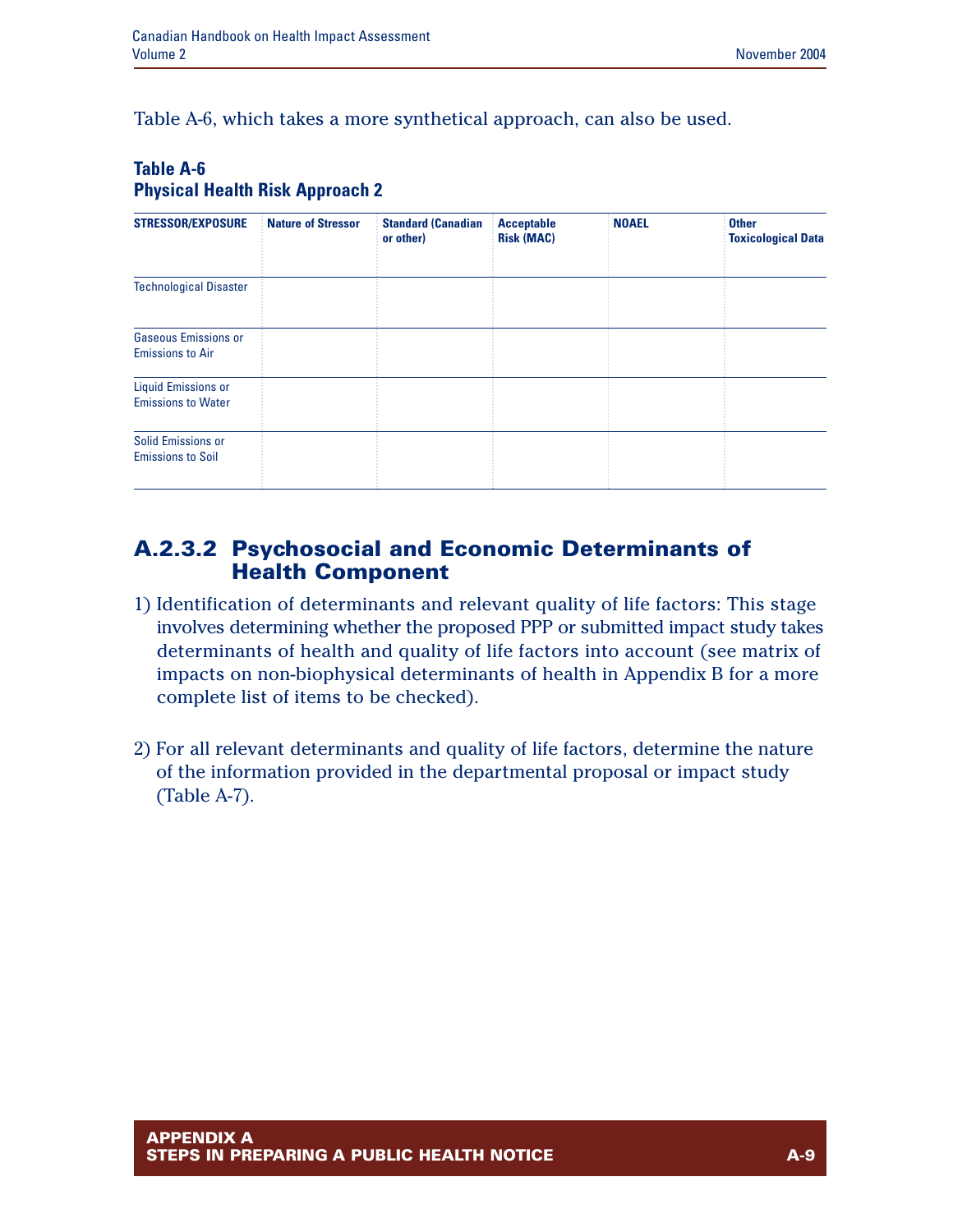Table A-6, which takes a more synthetical approach, can also be used.

**Table A-6**
**Physical Health Risk Approach 2**

| STRESSOR/EXPOSURE | Nature of Stressor | Standard (Canadian or other) | Acceptable Risk (MAC) | NOAEL | Other Toxicological Data |
|---|---|---|---|---|---|
| Technological Disaster | | | | | |
| Gaseous Emissions or Emissions to Air | | | | | |
| Liquid Emissions or Emissions to Water | | | | | |
| Solid Emissions or Emissions to Soil | | | | | |

### A.2.3.2 Psychosocial and Economic Determinants of Health Component

1) Identification of determinants and relevant quality of life factors: This stage involves determining whether the proposed PPP or submitted impact study takes determinants of health and quality of life factors into account (see matrix of impacts on non-biophysical determinants of health in Appendix B for a more complete list of items to be checked).

2) For all relevant determinants and quality of life factors, determine the nature of the information provided in the departmental proposal or impact study (Table A-7).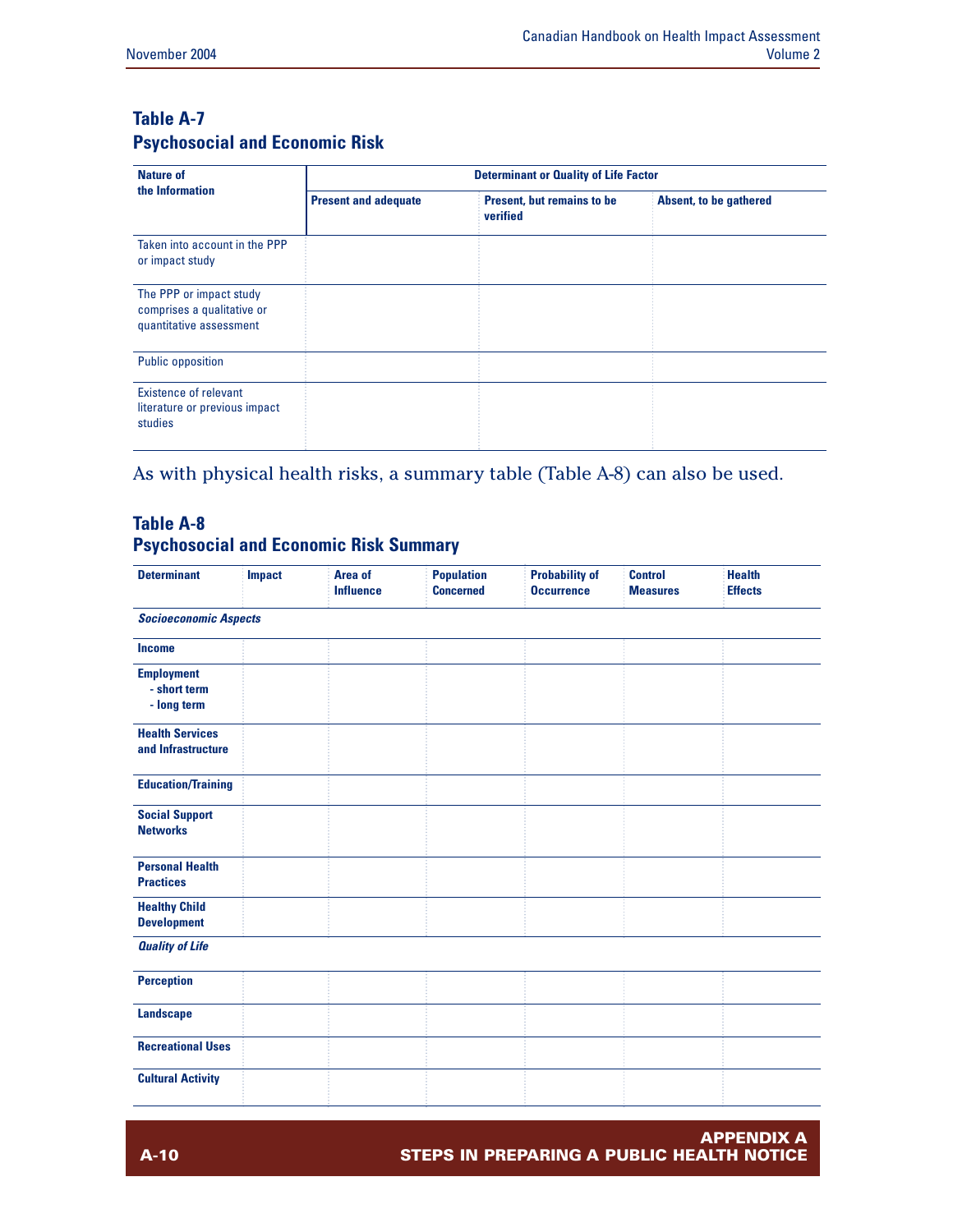### Table A-7
### Psychosocial and Economic Risk

| Nature of the Information | Determinant or Quality of Life Factor | | |
|---|---|---|---|
| | Present and adequate | Present, but remains to be verified | Absent, to be gathered |
| Taken into account in the PPP or impact study | | | |
| The PPP or impact study comprises a qualitative or quantitative assessment | | | |
| Public opposition | | | |
| Existence of relevant literature or previous impact studies | | | |

As with physical health risks, a summary table (Table A-8) can also be used.

### Table A-8
### Psychosocial and Economic Risk Summary

| Determinant | Impact | Area of Influence | Population Concerned | Probability of Occurrence | Control Measures | Health Effects |
|---|---|---|---|---|---|---|
| ***Socioeconomic Aspects*** | | | | | | |
| **Income** | | | | | | |
| **Employment**<br>**- short term**<br>**- long term** | | | | | | |
| **Health Services and Infrastructure** | | | | | | |
| **Education/Training** | | | | | | |
| **Social Support Networks** | | | | | | |
| **Personal Health Practices** | | | | | | |
| **Healthy Child Development** | | | | | | |
| ***Quality of Life*** | | | | | | |
| **Perception** | | | | | | |
| **Landscape** | | | | | | |
| **Recreational Uses** | | | | | | |
| **Cultural Activity** | | | | | | |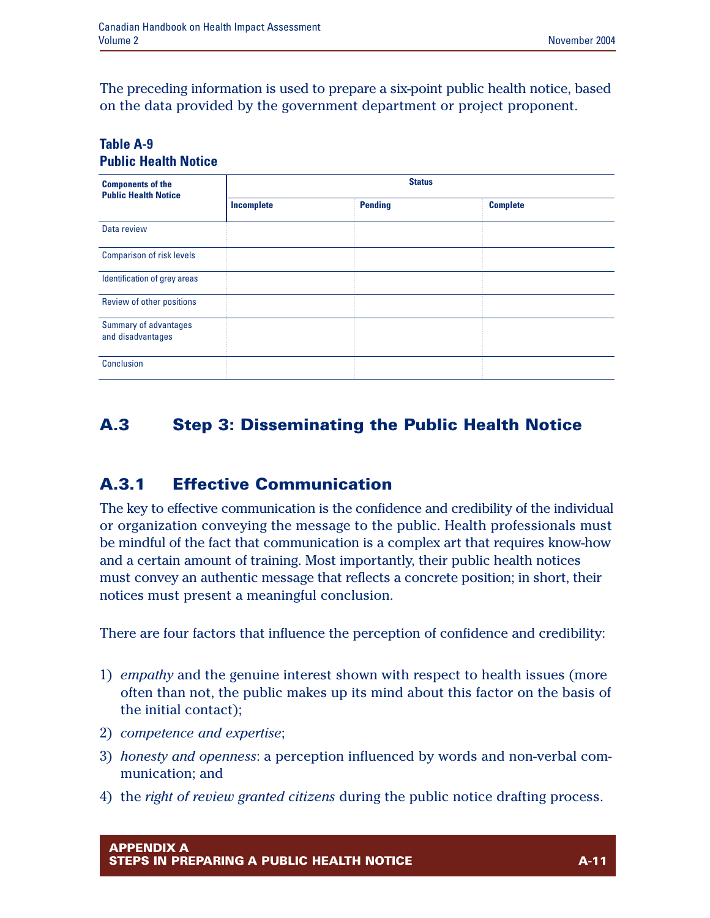The preceding information is used to prepare a six-point public health notice, based on the data provided by the government department or project proponent.

**Table A-9**
**Public Health Notice**

| Components of the Public Health Notice | Status | | |
|---|---|---|---|
| | Incomplete | Pending | Complete |
| Data review | | | |
| Comparison of risk levels | | | |
| Identification of grey areas | | | |
| Review of other positions | | | |
| Summary of advantages and disadvantages | | | |
| Conclusion | | | |

## A.3 Step 3: Disseminating the Public Health Notice

### A.3.1 Effective Communication

The key to effective communication is the confidence and credibility of the individual or organization conveying the message to the public. Health professionals must be mindful of the fact that communication is a complex art that requires know-how and a certain amount of training. Most importantly, their public health notices must convey an authentic message that reflects a concrete position; in short, their notices must present a meaningful conclusion.

There are four factors that influence the perception of confidence and credibility:

1) *empathy* and the genuine interest shown with respect to health issues (more often than not, the public makes up its mind about this factor on the basis of the initial contact);
2) *competence and expertise*;
3) *honesty and openness*: a perception influenced by words and non-verbal communication; and
4) the *right of review granted citizens* during the public notice drafting process.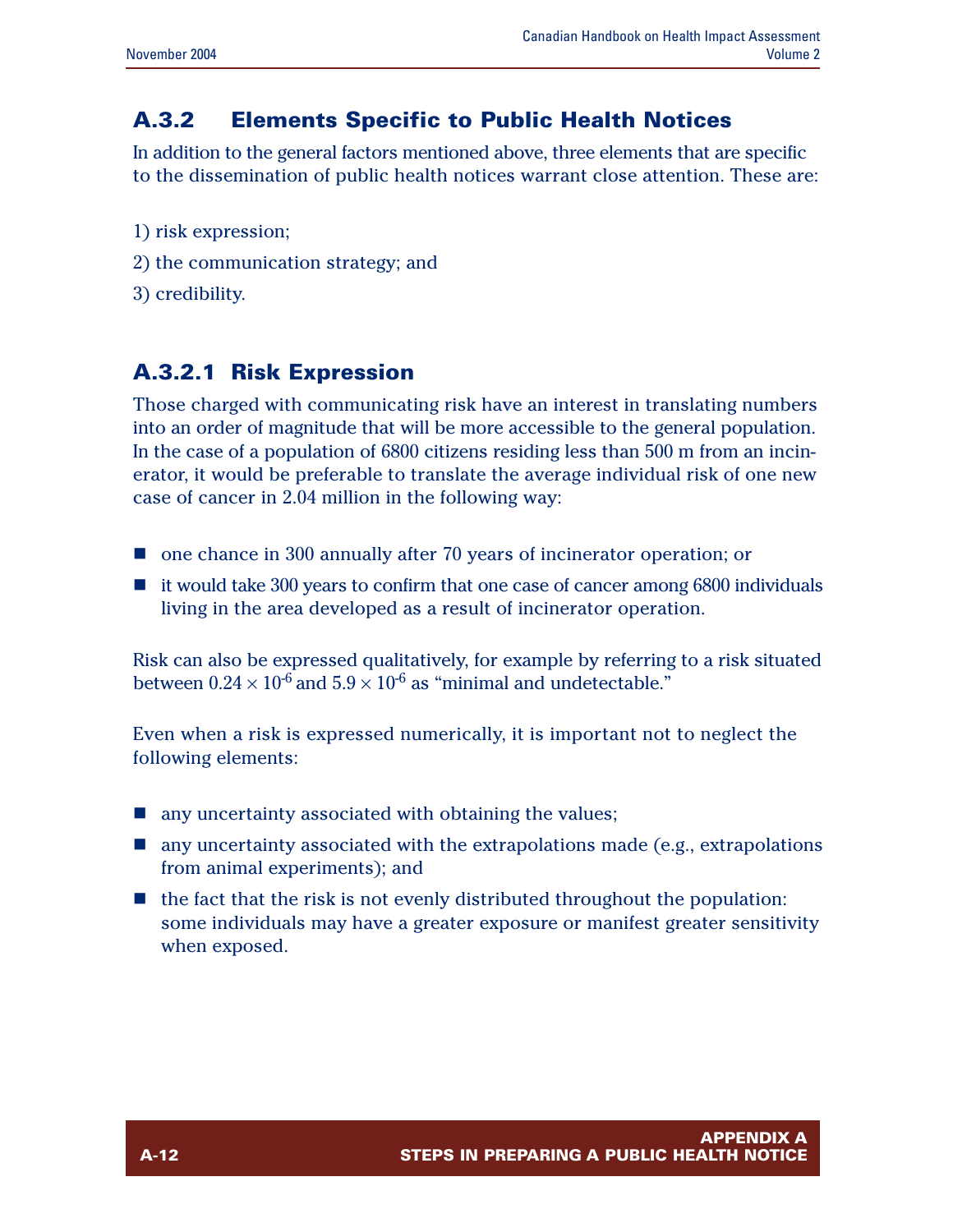### A.3.2 Elements Specific to Public Health Notices

In addition to the general factors mentioned above, three elements that are specific to the dissemination of public health notices warrant close attention. These are:

1) risk expression;

2) the communication strategy; and

3) credibility.

#### A.3.2.1 Risk Expression

Those charged with communicating risk have an interest in translating numbers into an order of magnitude that will be more accessible to the general population. In the case of a population of 6800 citizens residing less than 500 m from an incinerator, it would be preferable to translate the average individual risk of one new case of cancer in 2.04 million in the following way:

- one chance in 300 annually after 70 years of incinerator operation; or
- it would take 300 years to confirm that one case of cancer among 6800 individuals living in the area developed as a result of incinerator operation.

Risk can also be expressed qualitatively, for example by referring to a risk situated between $0.24 \times 10^{-6}$ and $5.9 \times 10^{-6}$ as "minimal and undetectable."

Even when a risk is expressed numerically, it is important not to neglect the following elements:

- any uncertainty associated with obtaining the values;
- any uncertainty associated with the extrapolations made (e.g., extrapolations from animal experiments); and
- the fact that the risk is not evenly distributed throughout the population: some individuals may have a greater exposure or manifest greater sensitivity when exposed.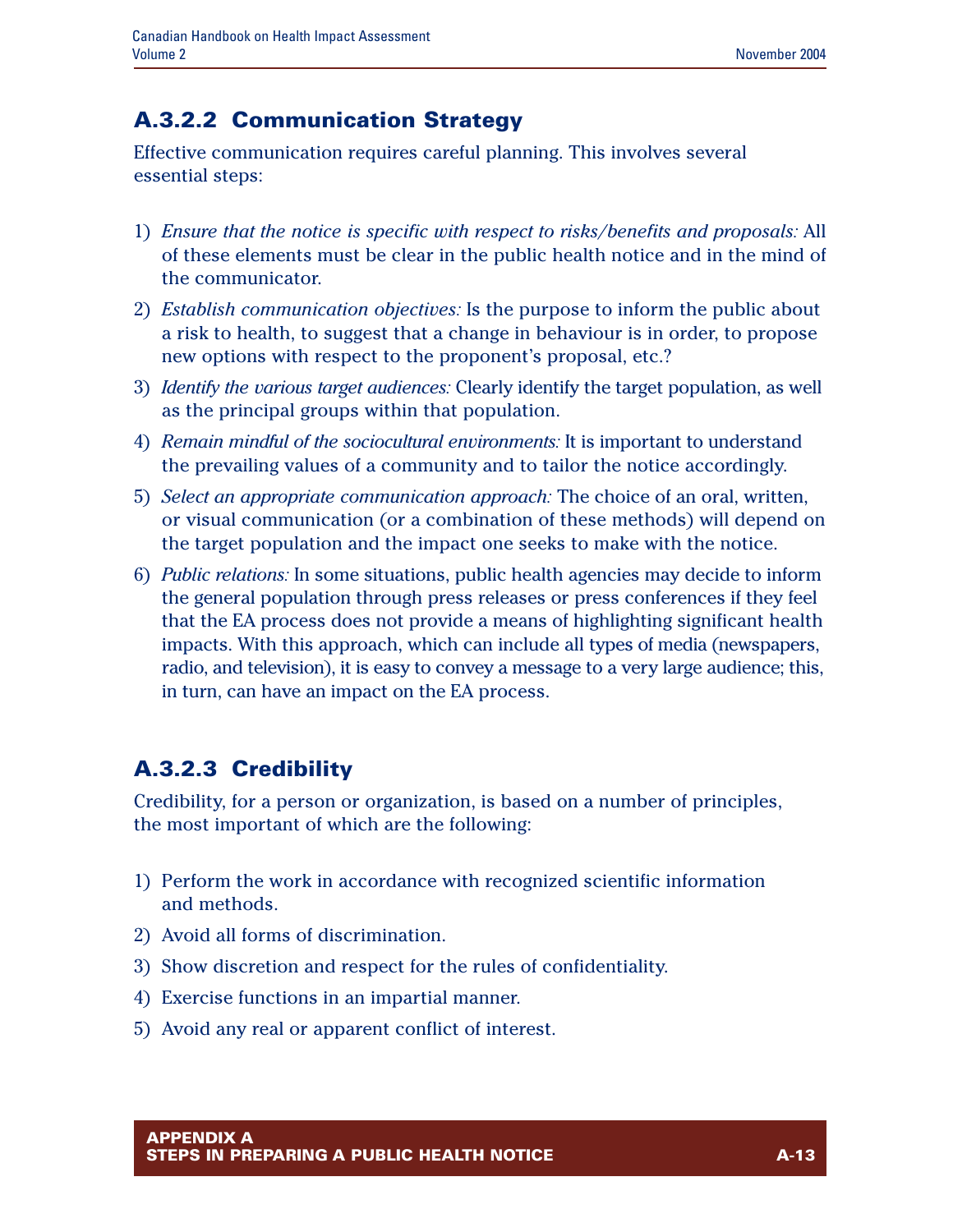### A.3.2.2 Communication Strategy

Effective communication requires careful planning. This involves several essential steps:

1) *Ensure that the notice is specific with respect to risks/benefits and proposals:* All of these elements must be clear in the public health notice and in the mind of the communicator.
2) *Establish communication objectives:* Is the purpose to inform the public about a risk to health, to suggest that a change in behaviour is in order, to propose new options with respect to the proponent's proposal, etc.?
3) *Identify the various target audiences:* Clearly identify the target population, as well as the principal groups within that population.
4) *Remain mindful of the sociocultural environments:* It is important to understand the prevailing values of a community and to tailor the notice accordingly.
5) *Select an appropriate communication approach:* The choice of an oral, written, or visual communication (or a combination of these methods) will depend on the target population and the impact one seeks to make with the notice.
6) *Public relations:* In some situations, public health agencies may decide to inform the general population through press releases or press conferences if they feel that the EA process does not provide a means of highlighting significant health impacts. With this approach, which can include all types of media (newspapers, radio, and television), it is easy to convey a message to a very large audience; this, in turn, can have an impact on the EA process.

### A.3.2.3 Credibility

Credibility, for a person or organization, is based on a number of principles, the most important of which are the following:

1) Perform the work in accordance with recognized scientific information and methods.
2) Avoid all forms of discrimination.
3) Show discretion and respect for the rules of confidentiality.
4) Exercise functions in an impartial manner.
5) Avoid any real or apparent conflict of interest.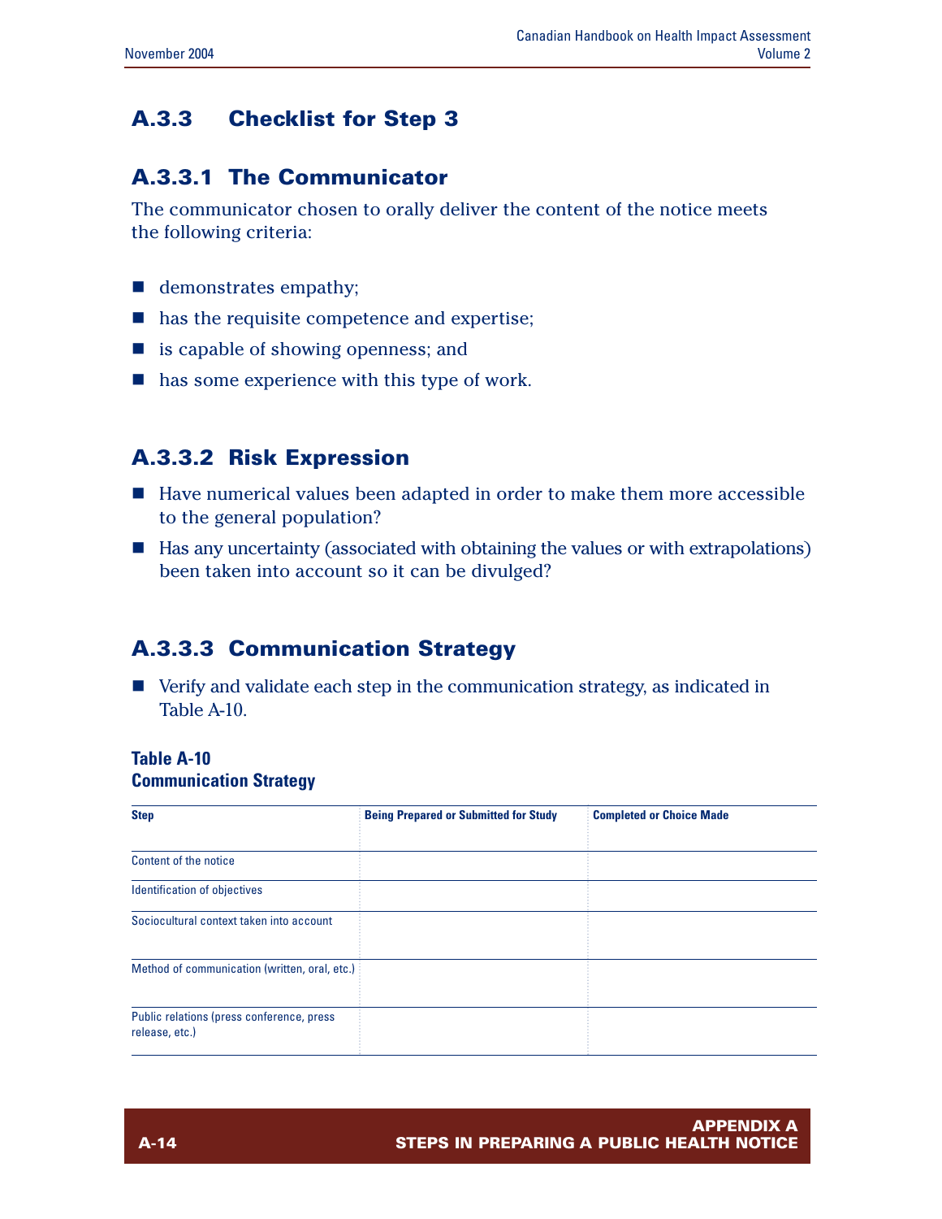### A.3.3 Checklist for Step 3

#### A.3.3.1 The Communicator

The communicator chosen to orally deliver the content of the notice meets the following criteria:

- demonstrates empathy;
- has the requisite competence and expertise;
- is capable of showing openness; and
- has some experience with this type of work.

#### A.3.3.2 Risk Expression

- Have numerical values been adapted in order to make them more accessible to the general population?
- Has any uncertainty (associated with obtaining the values or with extrapolations) been taken into account so it can be divulged?

#### A.3.3.3 Communication Strategy

- Verify and validate each step in the communication strategy, as indicated in Table A-10.

**Table A-10**
**Communication Strategy**

| Step | Being Prepared or Submitted for Study | Completed or Choice Made |
|---|---|---|
| Content of the notice | | |
| Identification of objectives | | |
| Sociocultural context taken into account | | |
| Method of communication (written, oral, etc.) | | |
| Public relations (press conference, press release, etc.) | | |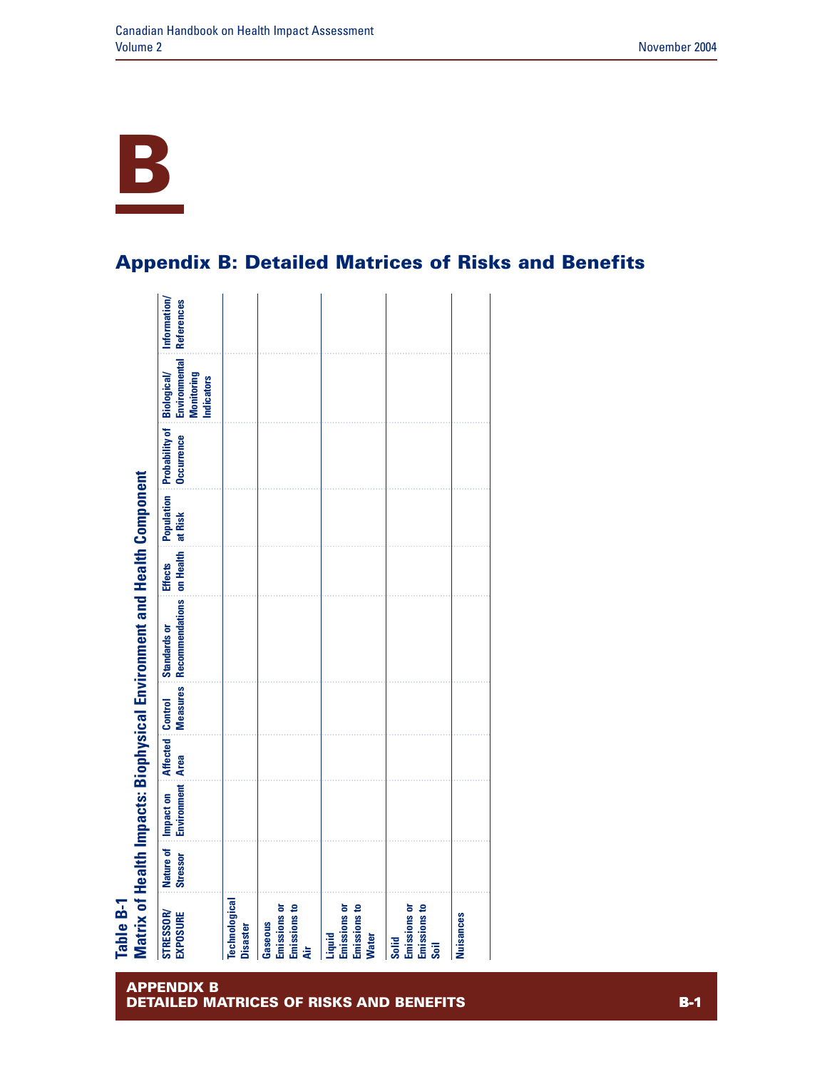# B

## Appendix B: Detailed Matrices of Risks and Benefits

**Table B-1**
**Matrix of Health Impacts: Biophysical Environment and Health Component**

| STRESSOR/ EXPOSURE | Nature of Stressor | Impact on Environment | Affected Area | Control Measures | Standards or Recommendations | Effects on Health | Population at Risk | Probability of Occurrence | Biological/ Environmental Monitoring Indicators | Information/ References |
|---|---|---|---|---|---|---|---|---|---|---|
| Technological Disaster | | | | | | | | | | |
| Gaseous Emissions or Emissions to Air | | | | | | | | | | |
| Liquid Emissions or Emissions to Water | | | | | | | | | | |
| Solid Emissions or Emissions to Soil | | | | | | | | | | |
| Nuisances | | | | | | | | | | |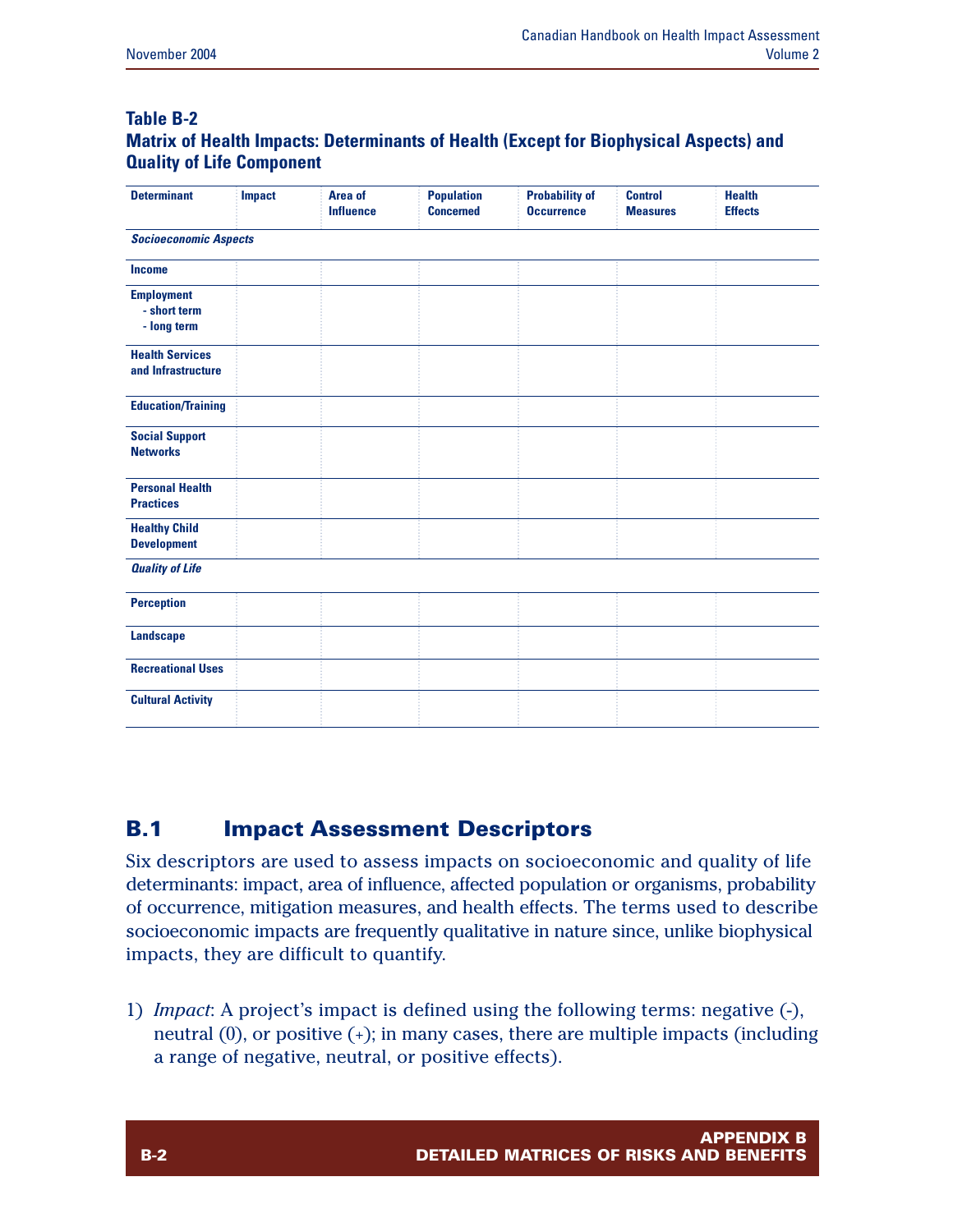**Table B-2**
**Matrix of Health Impacts: Determinants of Health (Except for Biophysical Aspects) and Quality of Life Component**

| Determinant | Impact | Area of Influence | Population Concerned | Probability of Occurrence | Control Measures | Health Effects |
|---|---|---|---|---|---|---|
| ***Socioeconomic Aspects*** | | | | | | |
| **Income** | | | | | | |
| **Employment**<br>**- short term**<br>**- long term** | | | | | | |
| **Health Services and Infrastructure** | | | | | | |
| **Education/Training** | | | | | | |
| **Social Support Networks** | | | | | | |
| **Personal Health Practices** | | | | | | |
| **Healthy Child Development** | | | | | | |
| ***Quality of Life*** | | | | | | |
| **Perception** | | | | | | |
| **Landscape** | | | | | | |
| **Recreational Uses** | | | | | | |
| **Cultural Activity** | | | | | | |

## B.1 Impact Assessment Descriptors

Six descriptors are used to assess impacts on socioeconomic and quality of life determinants: impact, area of influence, affected population or organisms, probability of occurrence, mitigation measures, and health effects. The terms used to describe socioeconomic impacts are frequently qualitative in nature since, unlike biophysical impacts, they are difficult to quantify.

1) *Impact*: A project's impact is defined using the following terms: negative (-), neutral (0), or positive (+); in many cases, there are multiple impacts (including a range of negative, neutral, or positive effects).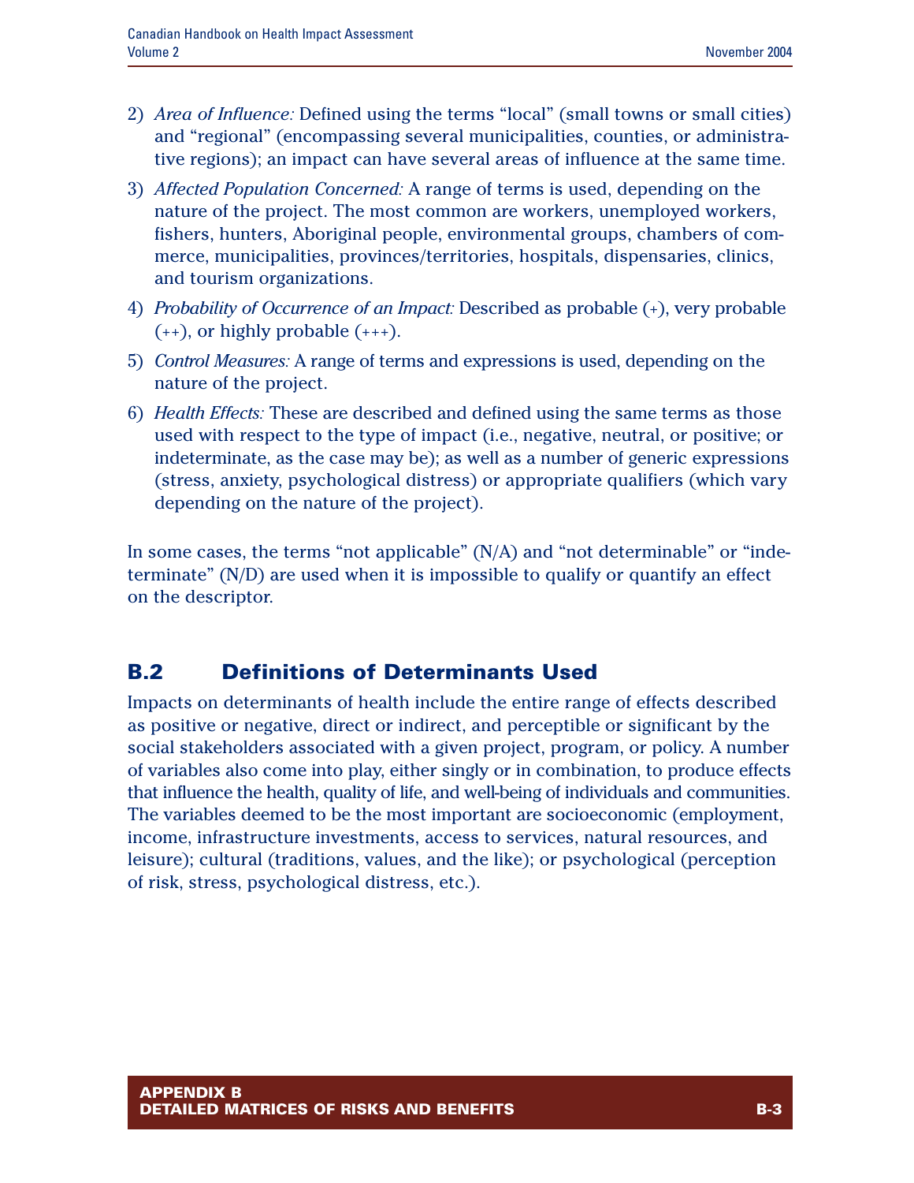2) *Area of Influence:* Defined using the terms "local" (small towns or small cities) and "regional" (encompassing several municipalities, counties, or administrative regions); an impact can have several areas of influence at the same time.

3) *Affected Population Concerned:* A range of terms is used, depending on the nature of the project. The most common are workers, unemployed workers, fishers, hunters, Aboriginal people, environmental groups, chambers of commerce, municipalities, provinces/territories, hospitals, dispensaries, clinics, and tourism organizations.

4) *Probability of Occurrence of an Impact:* Described as probable (+), very probable (++), or highly probable (+++).

5) *Control Measures:* A range of terms and expressions is used, depending on the nature of the project.

6) *Health Effects:* These are described and defined using the same terms as those used with respect to the type of impact (i.e., negative, neutral, or positive; or indeterminate, as the case may be); as well as a number of generic expressions (stress, anxiety, psychological distress) or appropriate qualifiers (which vary depending on the nature of the project).

In some cases, the terms "not applicable" (N/A) and "not determinable" or "indeterminate" (N/D) are used when it is impossible to qualify or quantify an effect on the descriptor.

## B.2 Definitions of Determinants Used

Impacts on determinants of health include the entire range of effects described as positive or negative, direct or indirect, and perceptible or significant by the social stakeholders associated with a given project, program, or policy. A number of variables also come into play, either singly or in combination, to produce effects that influence the health, quality of life, and well-being of individuals and communities. The variables deemed to be the most important are socioeconomic (employment, income, infrastructure investments, access to services, natural resources, and leisure); cultural (traditions, values, and the like); or psychological (perception of risk, stress, psychological distress, etc.).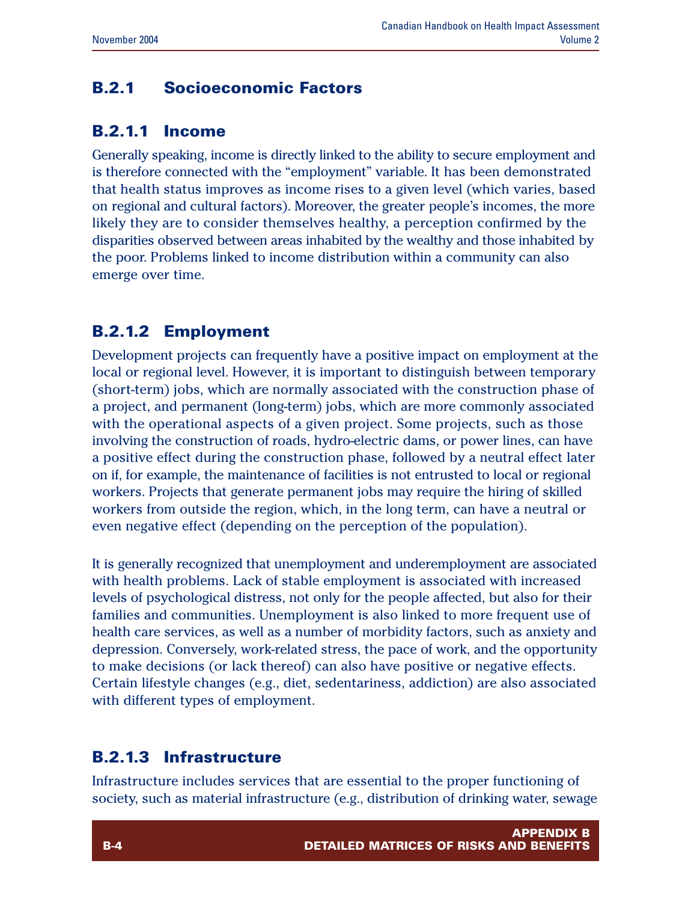### B.2.1 Socioeconomic Factors

#### B.2.1.1 Income

Generally speaking, income is directly linked to the ability to secure employment and is therefore connected with the "employment" variable. It has been demonstrated that health status improves as income rises to a given level (which varies, based on regional and cultural factors). Moreover, the greater people's incomes, the more likely they are to consider themselves healthy, a perception confirmed by the disparities observed between areas inhabited by the wealthy and those inhabited by the poor. Problems linked to income distribution within a community can also emerge over time.

#### B.2.1.2 Employment

Development projects can frequently have a positive impact on employment at the local or regional level. However, it is important to distinguish between temporary (short-term) jobs, which are normally associated with the construction phase of a project, and permanent (long-term) jobs, which are more commonly associated with the operational aspects of a given project. Some projects, such as those involving the construction of roads, hydro-electric dams, or power lines, can have a positive effect during the construction phase, followed by a neutral effect later on if, for example, the maintenance of facilities is not entrusted to local or regional workers. Projects that generate permanent jobs may require the hiring of skilled workers from outside the region, which, in the long term, can have a neutral or even negative effect (depending on the perception of the population).

It is generally recognized that unemployment and underemployment are associated with health problems. Lack of stable employment is associated with increased levels of psychological distress, not only for the people affected, but also for their families and communities. Unemployment is also linked to more frequent use of health care services, as well as a number of morbidity factors, such as anxiety and depression. Conversely, work-related stress, the pace of work, and the opportunity to make decisions (or lack thereof) can also have positive or negative effects. Certain lifestyle changes (e.g., diet, sedentariness, addiction) are also associated with different types of employment.

#### B.2.1.3 Infrastructure

Infrastructure includes services that are essential to the proper functioning of society, such as material infrastructure (e.g., distribution of drinking water, sewage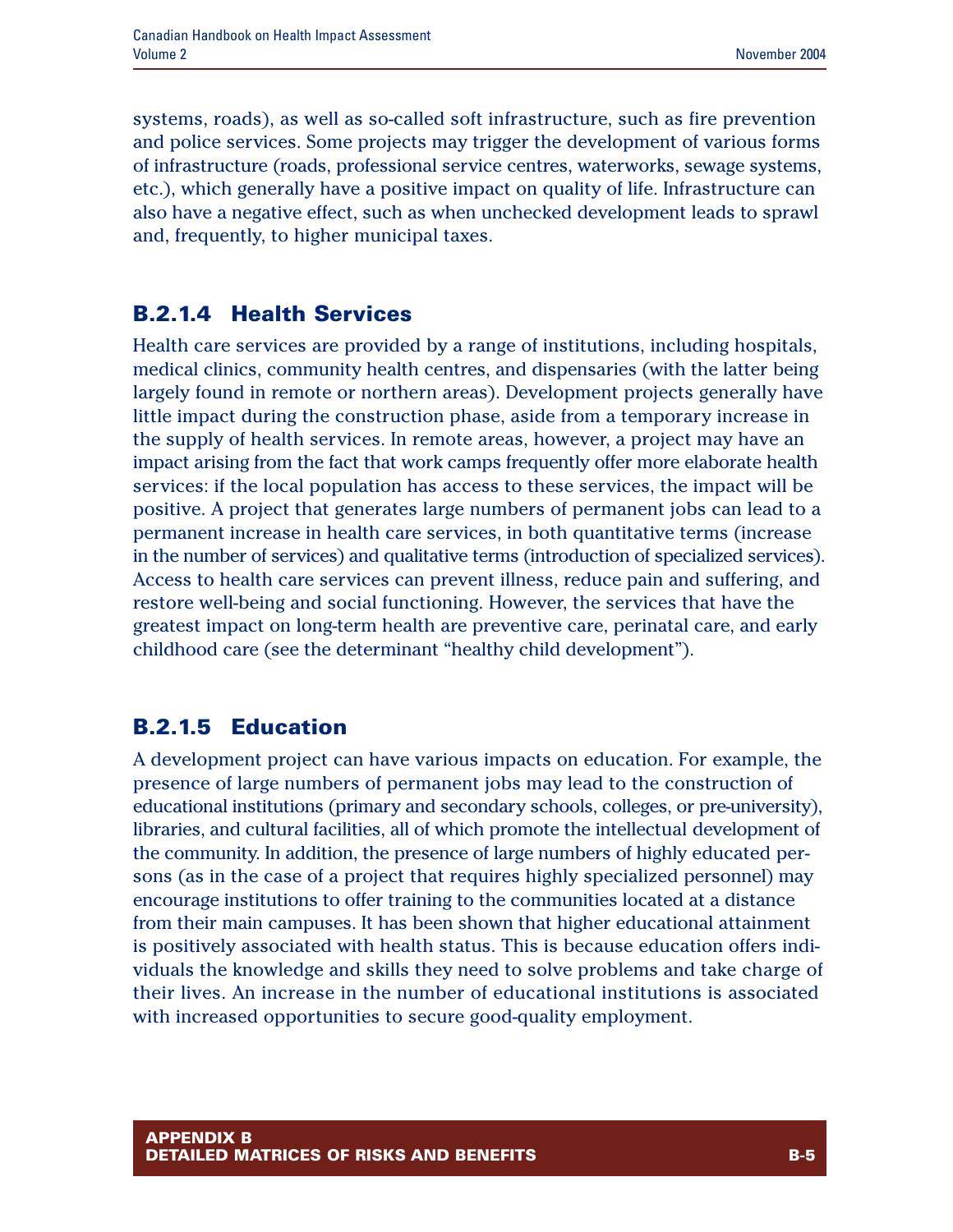systems, roads), as well as so-called soft infrastructure, such as fire prevention and police services. Some projects may trigger the development of various forms of infrastructure (roads, professional service centres, waterworks, sewage systems, etc.), which generally have a positive impact on quality of life. Infrastructure can also have a negative effect, such as when unchecked development leads to sprawl and, frequently, to higher municipal taxes.

### B.2.1.4 Health Services

Health care services are provided by a range of institutions, including hospitals, medical clinics, community health centres, and dispensaries (with the latter being largely found in remote or northern areas). Development projects generally have little impact during the construction phase, aside from a temporary increase in the supply of health services. In remote areas, however, a project may have an impact arising from the fact that work camps frequently offer more elaborate health services: if the local population has access to these services, the impact will be positive. A project that generates large numbers of permanent jobs can lead to a permanent increase in health care services, in both quantitative terms (increase in the number of services) and qualitative terms (introduction of specialized services). Access to health care services can prevent illness, reduce pain and suffering, and restore well-being and social functioning. However, the services that have the greatest impact on long-term health are preventive care, perinatal care, and early childhood care (see the determinant "healthy child development").

### B.2.1.5 Education

A development project can have various impacts on education. For example, the presence of large numbers of permanent jobs may lead to the construction of educational institutions (primary and secondary schools, colleges, or pre-university), libraries, and cultural facilities, all of which promote the intellectual development of the community. In addition, the presence of large numbers of highly educated persons (as in the case of a project that requires highly specialized personnel) may encourage institutions to offer training to the communities located at a distance from their main campuses. It has been shown that higher educational attainment is positively associated with health status. This is because education offers individuals the knowledge and skills they need to solve problems and take charge of their lives. An increase in the number of educational institutions is associated with increased opportunities to secure good-quality employment.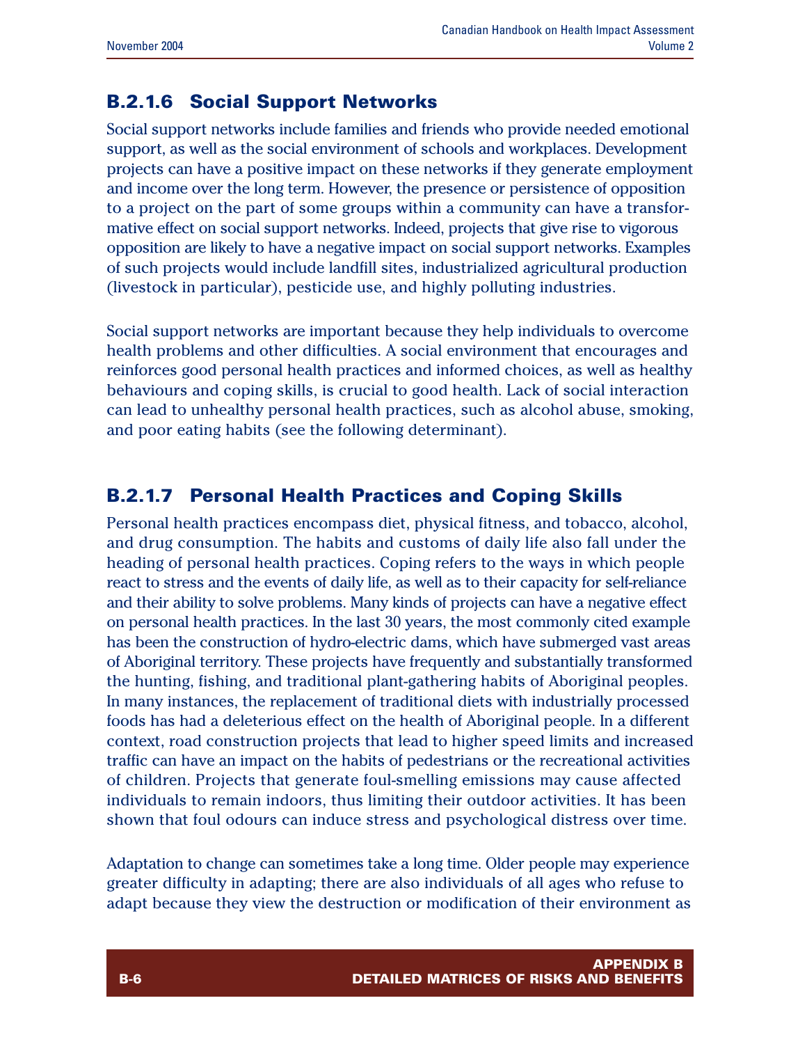### B.2.1.6 Social Support Networks

Social support networks include families and friends who provide needed emotional support, as well as the social environment of schools and workplaces. Development projects can have a positive impact on these networks if they generate employment and income over the long term. However, the presence or persistence of opposition to a project on the part of some groups within a community can have a transformative effect on social support networks. Indeed, projects that give rise to vigorous opposition are likely to have a negative impact on social support networks. Examples of such projects would include landfill sites, industrialized agricultural production (livestock in particular), pesticide use, and highly polluting industries.

Social support networks are important because they help individuals to overcome health problems and other difficulties. A social environment that encourages and reinforces good personal health practices and informed choices, as well as healthy behaviours and coping skills, is crucial to good health. Lack of social interaction can lead to unhealthy personal health practices, such as alcohol abuse, smoking, and poor eating habits (see the following determinant).

### B.2.1.7 Personal Health Practices and Coping Skills

Personal health practices encompass diet, physical fitness, and tobacco, alcohol, and drug consumption. The habits and customs of daily life also fall under the heading of personal health practices. Coping refers to the ways in which people react to stress and the events of daily life, as well as to their capacity for self-reliance and their ability to solve problems. Many kinds of projects can have a negative effect on personal health practices. In the last 30 years, the most commonly cited example has been the construction of hydro-electric dams, which have submerged vast areas of Aboriginal territory. These projects have frequently and substantially transformed the hunting, fishing, and traditional plant-gathering habits of Aboriginal peoples. In many instances, the replacement of traditional diets with industrially processed foods has had a deleterious effect on the health of Aboriginal people. In a different context, road construction projects that lead to higher speed limits and increased traffic can have an impact on the habits of pedestrians or the recreational activities of children. Projects that generate foul-smelling emissions may cause affected individuals to remain indoors, thus limiting their outdoor activities. It has been shown that foul odours can induce stress and psychological distress over time.

Adaptation to change can sometimes take a long time. Older people may experience greater difficulty in adapting; there are also individuals of all ages who refuse to adapt because they view the destruction or modification of their environment as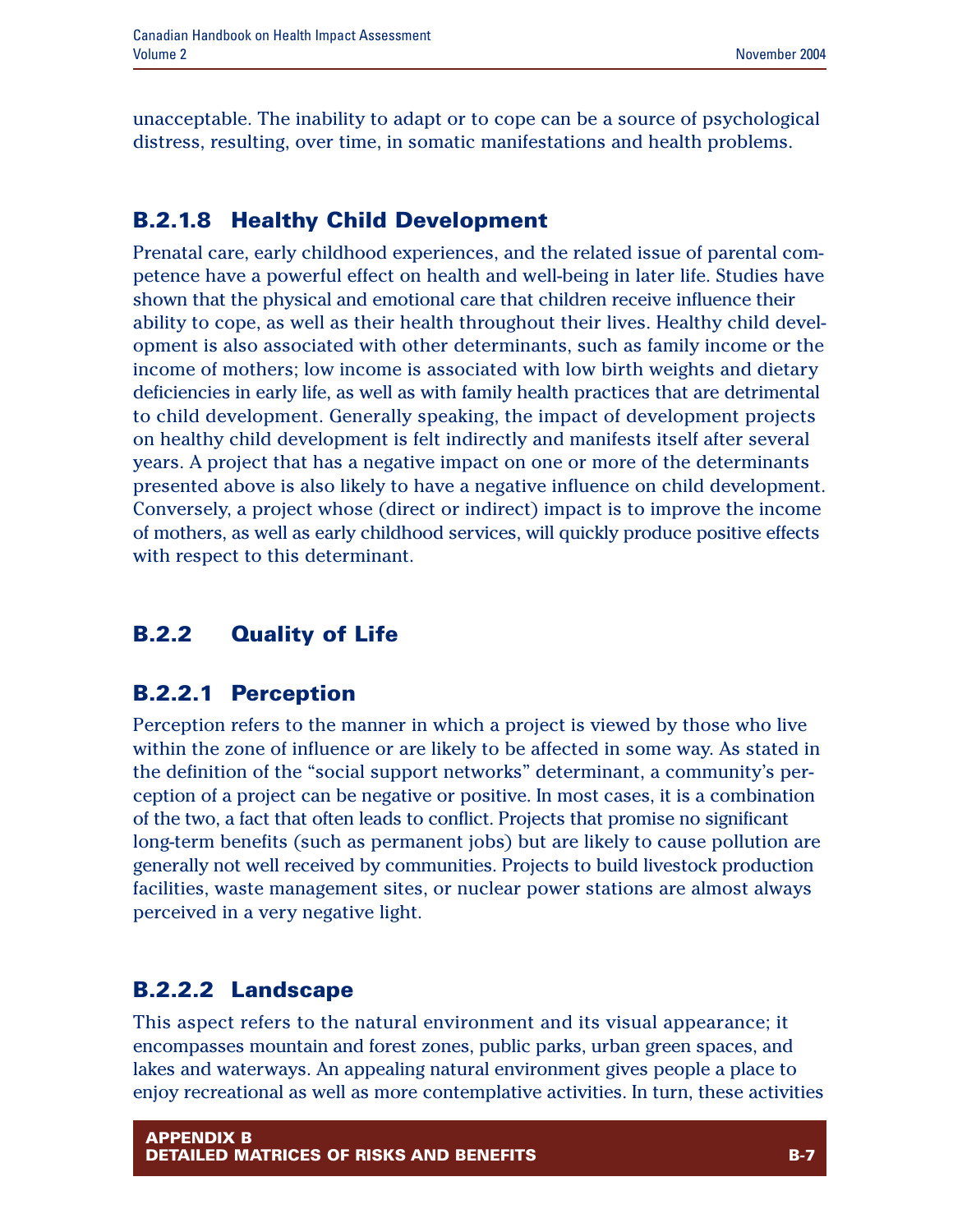unacceptable. The inability to adapt or to cope can be a source of psychological distress, resulting, over time, in somatic manifestations and health problems.

### B.2.1.8 Healthy Child Development

Prenatal care, early childhood experiences, and the related issue of parental competence have a powerful effect on health and well-being in later life. Studies have shown that the physical and emotional care that children receive influence their ability to cope, as well as their health throughout their lives. Healthy child development is also associated with other determinants, such as family income or the income of mothers; low income is associated with low birth weights and dietary deficiencies in early life, as well as with family health practices that are detrimental to child development. Generally speaking, the impact of development projects on healthy child development is felt indirectly and manifests itself after several years. A project that has a negative impact on one or more of the determinants presented above is also likely to have a negative influence on child development. Conversely, a project whose (direct or indirect) impact is to improve the income of mothers, as well as early childhood services, will quickly produce positive effects with respect to this determinant.

## B.2.2 Quality of Life

### B.2.2.1 Perception

Perception refers to the manner in which a project is viewed by those who live within the zone of influence or are likely to be affected in some way. As stated in the definition of the "social support networks" determinant, a community's perception of a project can be negative or positive. In most cases, it is a combination of the two, a fact that often leads to conflict. Projects that promise no significant long-term benefits (such as permanent jobs) but are likely to cause pollution are generally not well received by communities. Projects to build livestock production facilities, waste management sites, or nuclear power stations are almost always perceived in a very negative light.

### B.2.2.2 Landscape

This aspect refers to the natural environment and its visual appearance; it encompasses mountain and forest zones, public parks, urban green spaces, and lakes and waterways. An appealing natural environment gives people a place to enjoy recreational as well as more contemplative activities. In turn, these activities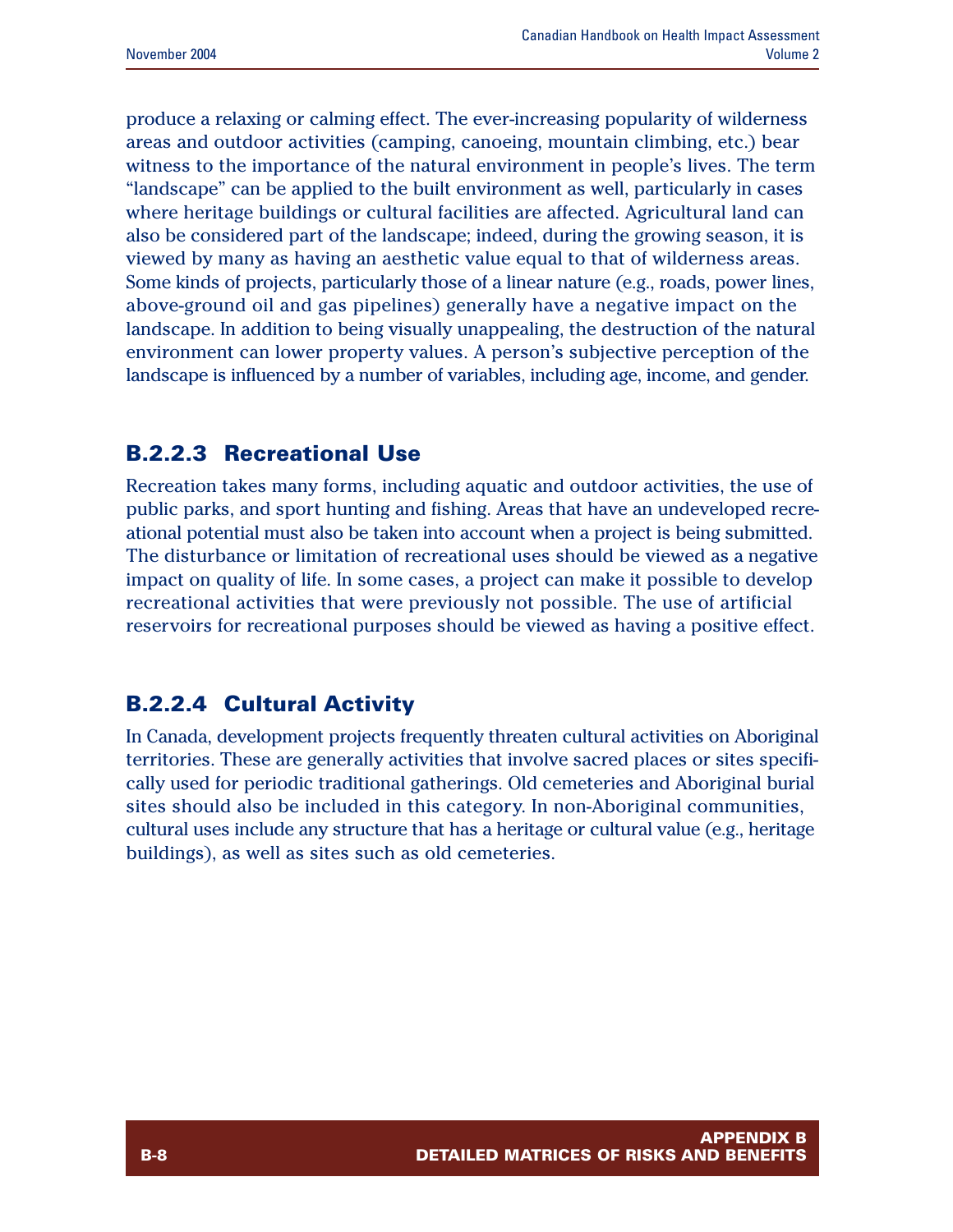produce a relaxing or calming effect. The ever-increasing popularity of wilderness areas and outdoor activities (camping, canoeing, mountain climbing, etc.) bear witness to the importance of the natural environment in people's lives. The term "landscape" can be applied to the built environment as well, particularly in cases where heritage buildings or cultural facilities are affected. Agricultural land can also be considered part of the landscape; indeed, during the growing season, it is viewed by many as having an aesthetic value equal to that of wilderness areas. Some kinds of projects, particularly those of a linear nature (e.g., roads, power lines, above-ground oil and gas pipelines) generally have a negative impact on the landscape. In addition to being visually unappealing, the destruction of the natural environment can lower property values. A person's subjective perception of the landscape is influenced by a number of variables, including age, income, and gender.

### B.2.2.3 Recreational Use

Recreation takes many forms, including aquatic and outdoor activities, the use of public parks, and sport hunting and fishing. Areas that have an undeveloped recreational potential must also be taken into account when a project is being submitted. The disturbance or limitation of recreational uses should be viewed as a negative impact on quality of life. In some cases, a project can make it possible to develop recreational activities that were previously not possible. The use of artificial reservoirs for recreational purposes should be viewed as having a positive effect.

### B.2.2.4 Cultural Activity

In Canada, development projects frequently threaten cultural activities on Aboriginal territories. These are generally activities that involve sacred places or sites specifically used for periodic traditional gatherings. Old cemeteries and Aboriginal burial sites should also be included in this category. In non-Aboriginal communities, cultural uses include any structure that has a heritage or cultural value (e.g., heritage buildings), as well as sites such as old cemeteries.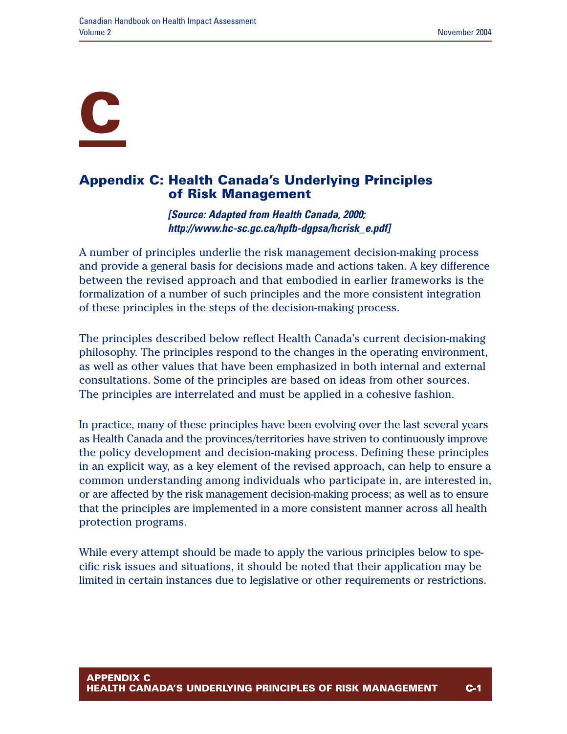# C

## Appendix C: Health Canada's Underlying Principles of Risk Management

***[Source: Adapted from Health Canada, 2000; http://www.hc-sc.gc.ca/hpfb-dgpsa/hcrisk_e.pdf]***

A number of principles underlie the risk management decision-making process and provide a general basis for decisions made and actions taken. A key difference between the revised approach and that embodied in earlier frameworks is the formalization of a number of such principles and the more consistent integration of these principles in the steps of the decision-making process.

The principles described below reflect Health Canada's current decision-making philosophy. The principles respond to the changes in the operating environment, as well as other values that have been emphasized in both internal and external consultations. Some of the principles are based on ideas from other sources. The principles are interrelated and must be applied in a cohesive fashion.

In practice, many of these principles have been evolving over the last several years as Health Canada and the provinces/territories have striven to continuously improve the policy development and decision-making process. Defining these principles in an explicit way, as a key element of the revised approach, can help to ensure a common understanding among individuals who participate in, are interested in, or are affected by the risk management decision-making process; as well as to ensure that the principles are implemented in a more consistent manner across all health protection programs.

While every attempt should be made to apply the various principles below to specific risk issues and situations, it should be noted that their application may be limited in certain instances due to legislative or other requirements or restrictions.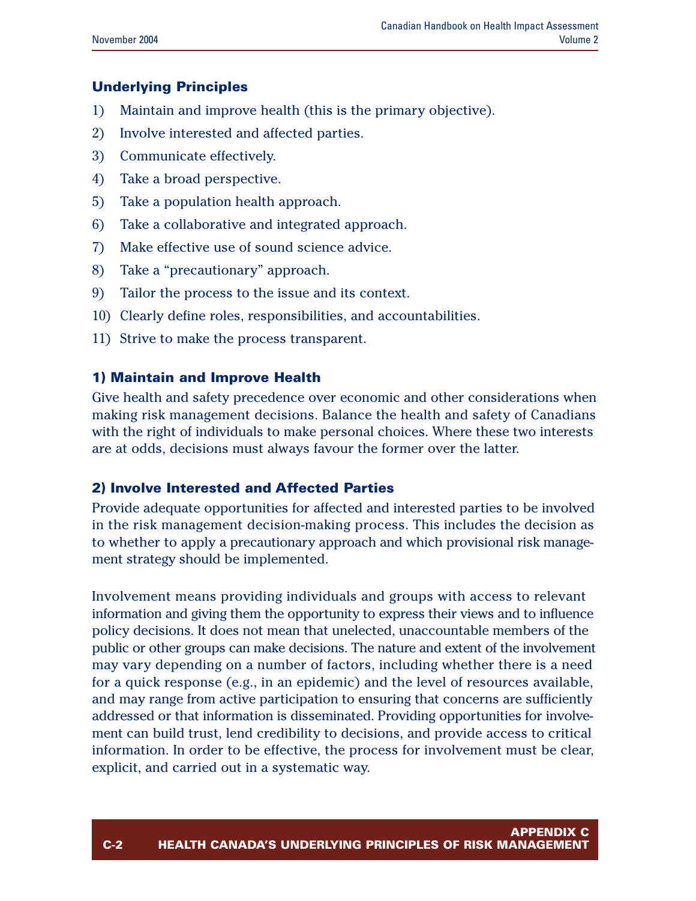### Underlying Principles

1) Maintain and improve health (this is the primary objective).
2) Involve interested and affected parties.
3) Communicate effectively.
4) Take a broad perspective.
5) Take a population health approach.
6) Take a collaborative and integrated approach.
7) Make effective use of sound science advice.
8) Take a "precautionary" approach.
9) Tailor the process to the issue and its context.
10) Clearly define roles, responsibilities, and accountabilities.
11) Strive to make the process transparent.

### 1) Maintain and Improve Health

Give health and safety precedence over economic and other considerations when making risk management decisions. Balance the health and safety of Canadians with the right of individuals to make personal choices. Where these two interests are at odds, decisions must always favour the former over the latter.

### 2) Involve Interested and Affected Parties

Provide adequate opportunities for affected and interested parties to be involved in the risk management decision-making process. This includes the decision as to whether to apply a precautionary approach and which provisional risk management strategy should be implemented.

Involvement means providing individuals and groups with access to relevant information and giving them the opportunity to express their views and to influence policy decisions. It does not mean that unelected, unaccountable members of the public or other groups can make decisions. The nature and extent of the involvement may vary depending on a number of factors, including whether there is a need for a quick response (e.g., in an epidemic) and the level of resources available, and may range from active participation to ensuring that concerns are sufficiently addressed or that information is disseminated. Providing opportunities for involvement can build trust, lend credibility to decisions, and provide access to critical information. In order to be effective, the process for involvement must be clear, explicit, and carried out in a systematic way.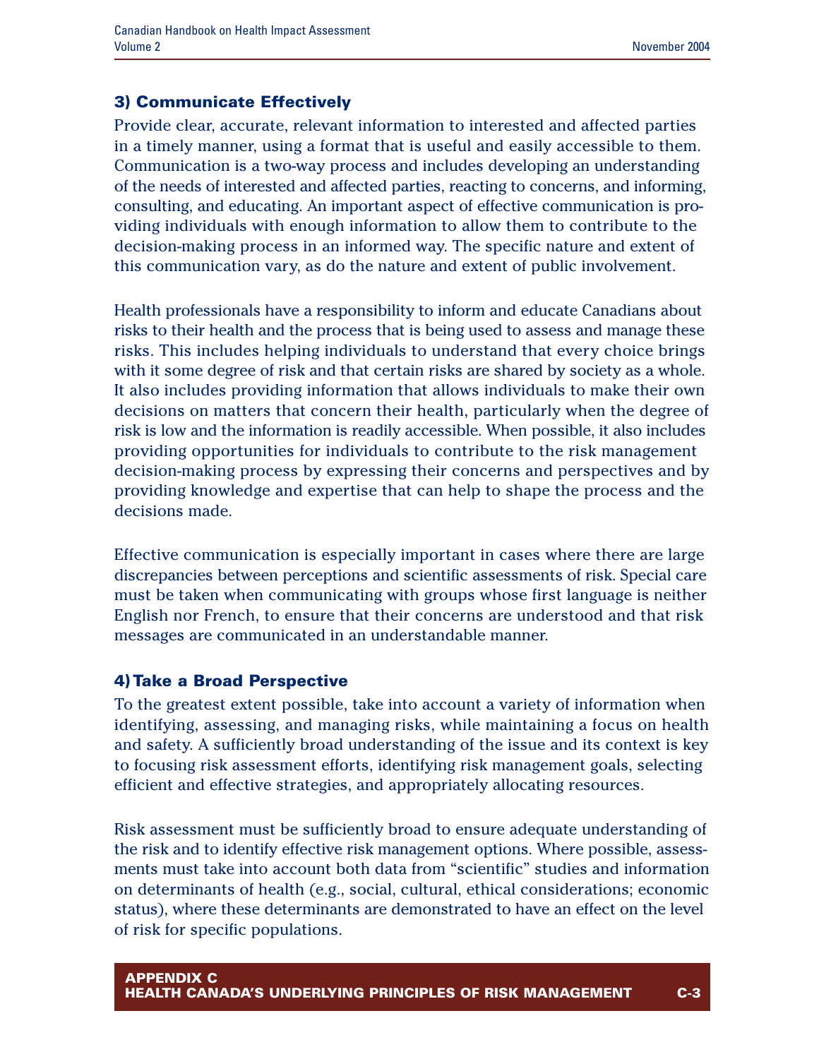### 3) Communicate Effectively

Provide clear, accurate, relevant information to interested and affected parties in a timely manner, using a format that is useful and easily accessible to them. Communication is a two-way process and includes developing an understanding of the needs of interested and affected parties, reacting to concerns, and informing, consulting, and educating. An important aspect of effective communication is providing individuals with enough information to allow them to contribute to the decision-making process in an informed way. The specific nature and extent of this communication vary, as do the nature and extent of public involvement.

Health professionals have a responsibility to inform and educate Canadians about risks to their health and the process that is being used to assess and manage these risks. This includes helping individuals to understand that every choice brings with it some degree of risk and that certain risks are shared by society as a whole. It also includes providing information that allows individuals to make their own decisions on matters that concern their health, particularly when the degree of risk is low and the information is readily accessible. When possible, it also includes providing opportunities for individuals to contribute to the risk management decision-making process by expressing their concerns and perspectives and by providing knowledge and expertise that can help to shape the process and the decisions made.

Effective communication is especially important in cases where there are large discrepancies between perceptions and scientific assessments of risk. Special care must be taken when communicating with groups whose first language is neither English nor French, to ensure that their concerns are understood and that risk messages are communicated in an understandable manner.

### 4) Take a Broad Perspective

To the greatest extent possible, take into account a variety of information when identifying, assessing, and managing risks, while maintaining a focus on health and safety. A sufficiently broad understanding of the issue and its context is key to focusing risk assessment efforts, identifying risk management goals, selecting efficient and effective strategies, and appropriately allocating resources.

Risk assessment must be sufficiently broad to ensure adequate understanding of the risk and to identify effective risk management options. Where possible, assessments must take into account both data from "scientific" studies and information on determinants of health (e.g., social, cultural, ethical considerations; economic status), where these determinants are demonstrated to have an effect on the level of risk for specific populations.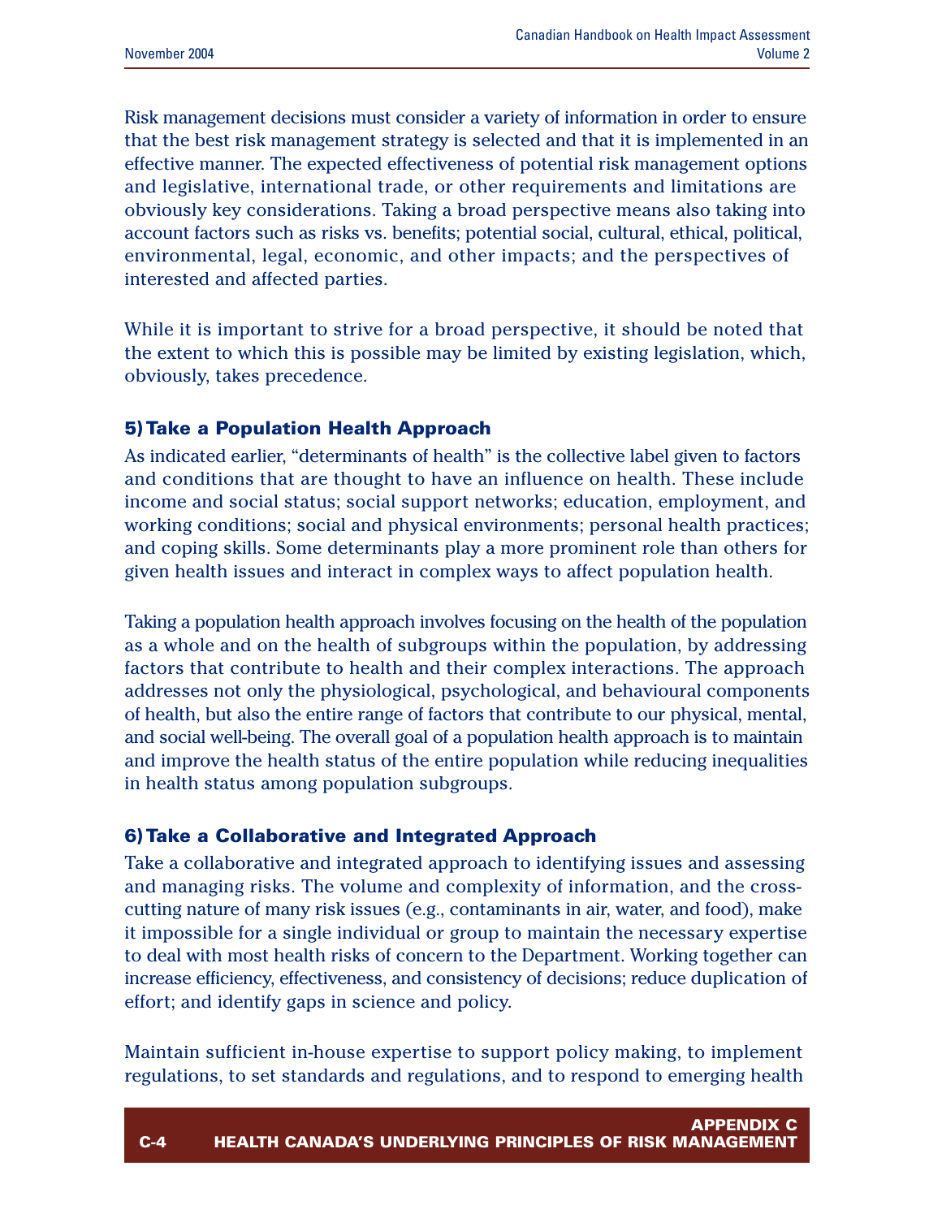Risk management decisions must consider a variety of information in order to ensure that the best risk management strategy is selected and that it is implemented in an effective manner. The expected effectiveness of potential risk management options and legislative, international trade, or other requirements and limitations are obviously key considerations. Taking a broad perspective means also taking into account factors such as risks vs. benefits; potential social, cultural, ethical, political, environmental, legal, economic, and other impacts; and the perspectives of interested and affected parties.

While it is important to strive for a broad perspective, it should be noted that the extent to which this is possible may be limited by existing legislation, which, obviously, takes precedence.

### 5) Take a Population Health Approach

As indicated earlier, "determinants of health" is the collective label given to factors and conditions that are thought to have an influence on health. These include income and social status; social support networks; education, employment, and working conditions; social and physical environments; personal health practices; and coping skills. Some determinants play a more prominent role than others for given health issues and interact in complex ways to affect population health.

Taking a population health approach involves focusing on the health of the population as a whole and on the health of subgroups within the population, by addressing factors that contribute to health and their complex interactions. The approach addresses not only the physiological, psychological, and behavioural components of health, but also the entire range of factors that contribute to our physical, mental, and social well-being. The overall goal of a population health approach is to maintain and improve the health status of the entire population while reducing inequalities in health status among population subgroups.

### 6) Take a Collaborative and Integrated Approach

Take a collaborative and integrated approach to identifying issues and assessing and managing risks. The volume and complexity of information, and the cross-cutting nature of many risk issues (e.g., contaminants in air, water, and food), make it impossible for a single individual or group to maintain the necessary expertise to deal with most health risks of concern to the Department. Working together can increase efficiency, effectiveness, and consistency of decisions; reduce duplication of effort; and identify gaps in science and policy.

Maintain sufficient in-house expertise to support policy making, to implement regulations, to set standards and regulations, and to respond to emerging health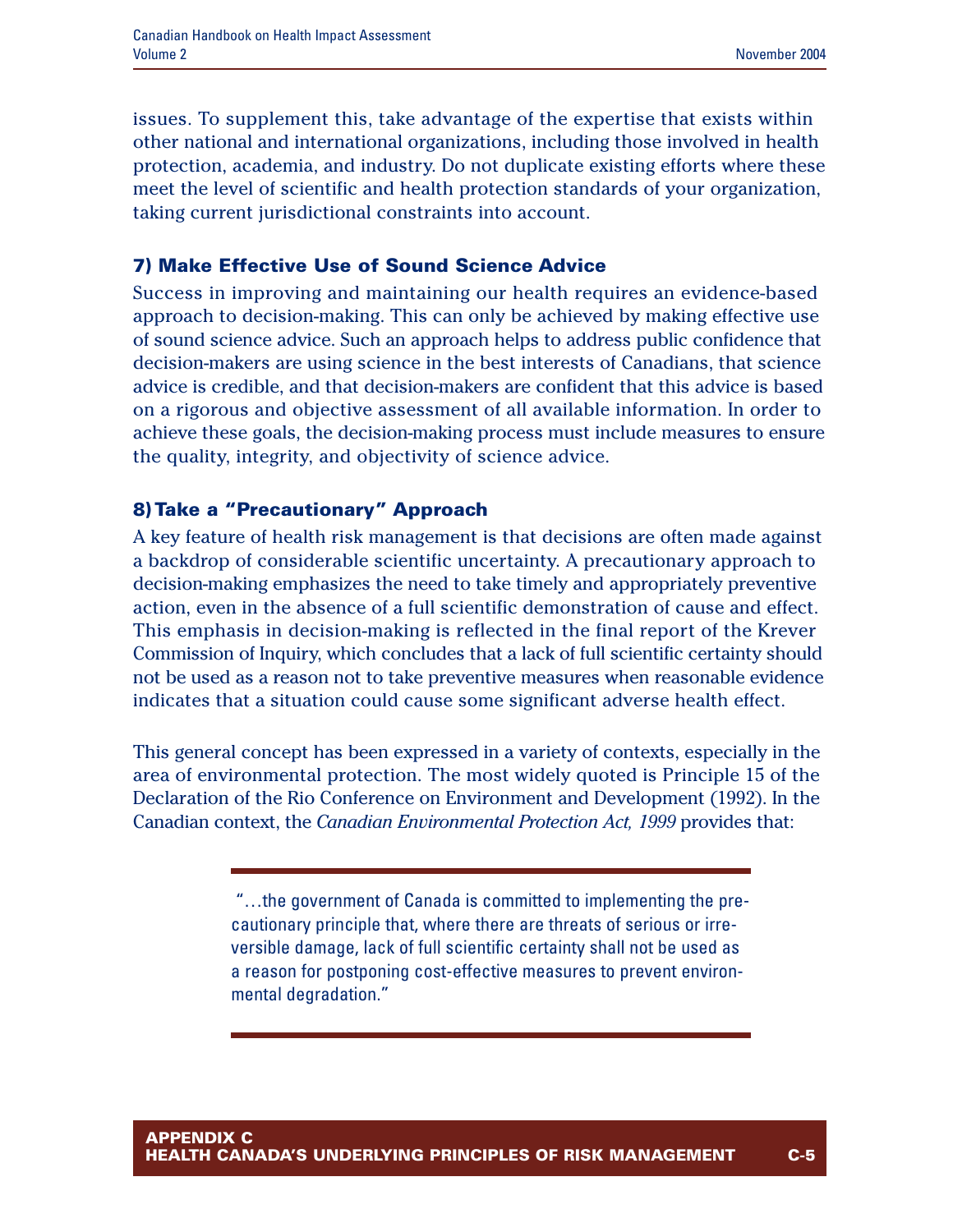issues. To supplement this, take advantage of the expertise that exists within other national and international organizations, including those involved in health protection, academia, and industry. Do not duplicate existing efforts where these meet the level of scientific and health protection standards of your organization, taking current jurisdictional constraints into account.

### 7) Make Effective Use of Sound Science Advice

Success in improving and maintaining our health requires an evidence-based approach to decision-making. This can only be achieved by making effective use of sound science advice. Such an approach helps to address public confidence that decision-makers are using science in the best interests of Canadians, that science advice is credible, and that decision-makers are confident that this advice is based on a rigorous and objective assessment of all available information. In order to achieve these goals, the decision-making process must include measures to ensure the quality, integrity, and objectivity of science advice.

### 8) Take a "Precautionary" Approach

A key feature of health risk management is that decisions are often made against a backdrop of considerable scientific uncertainty. A precautionary approach to decision-making emphasizes the need to take timely and appropriately preventive action, even in the absence of a full scientific demonstration of cause and effect. This emphasis in decision-making is reflected in the final report of the Krever Commission of Inquiry, which concludes that a lack of full scientific certainty should not be used as a reason not to take preventive measures when reasonable evidence indicates that a situation could cause some significant adverse health effect.

This general concept has been expressed in a variety of contexts, especially in the area of environmental protection. The most widely quoted is Principle 15 of the Declaration of the Rio Conference on Environment and Development (1992). In the Canadian context, the *Canadian Environmental Protection Act, 1999* provides that:

> "…the government of Canada is committed to implementing the precautionary principle that, where there are threats of serious or irreversible damage, lack of full scientific certainty shall not be used as a reason for postponing cost-effective measures to prevent environmental degradation."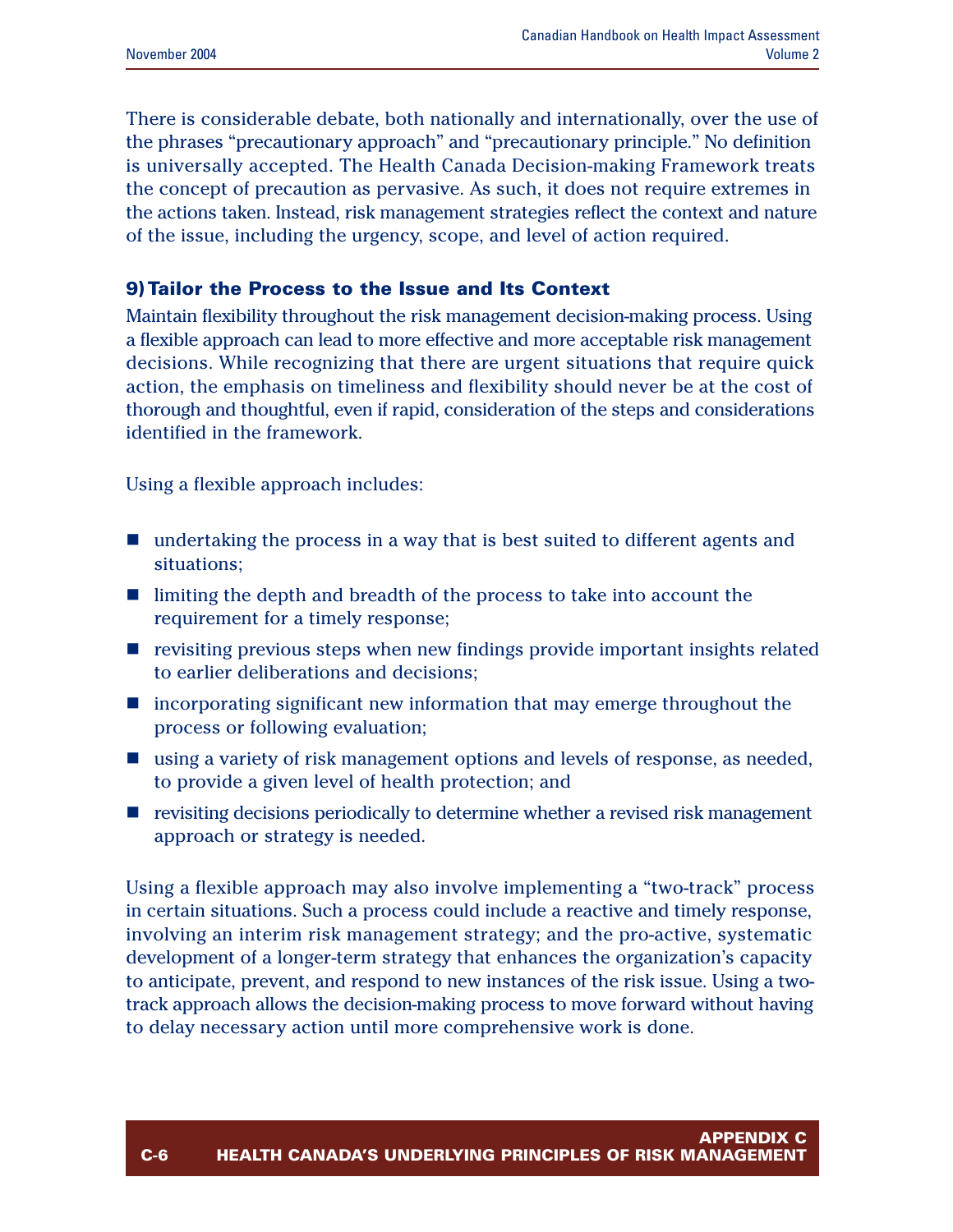There is considerable debate, both nationally and internationally, over the use of the phrases "precautionary approach" and "precautionary principle." No definition is universally accepted. The Health Canada Decision-making Framework treats the concept of precaution as pervasive. As such, it does not require extremes in the actions taken. Instead, risk management strategies reflect the context and nature of the issue, including the urgency, scope, and level of action required.

### 9) Tailor the Process to the Issue and Its Context

Maintain flexibility throughout the risk management decision-making process. Using a flexible approach can lead to more effective and more acceptable risk management decisions. While recognizing that there are urgent situations that require quick action, the emphasis on timeliness and flexibility should never be at the cost of thorough and thoughtful, even if rapid, consideration of the steps and considerations identified in the framework.

Using a flexible approach includes:

- undertaking the process in a way that is best suited to different agents and situations;
- limiting the depth and breadth of the process to take into account the requirement for a timely response;
- revisiting previous steps when new findings provide important insights related to earlier deliberations and decisions;
- incorporating significant new information that may emerge throughout the process or following evaluation;
- using a variety of risk management options and levels of response, as needed, to provide a given level of health protection; and
- revisiting decisions periodically to determine whether a revised risk management approach or strategy is needed.

Using a flexible approach may also involve implementing a "two-track" process in certain situations. Such a process could include a reactive and timely response, involving an interim risk management strategy; and the pro-active, systematic development of a longer-term strategy that enhances the organization's capacity to anticipate, prevent, and respond to new instances of the risk issue. Using a two-track approach allows the decision-making process to move forward without having to delay necessary action until more comprehensive work is done.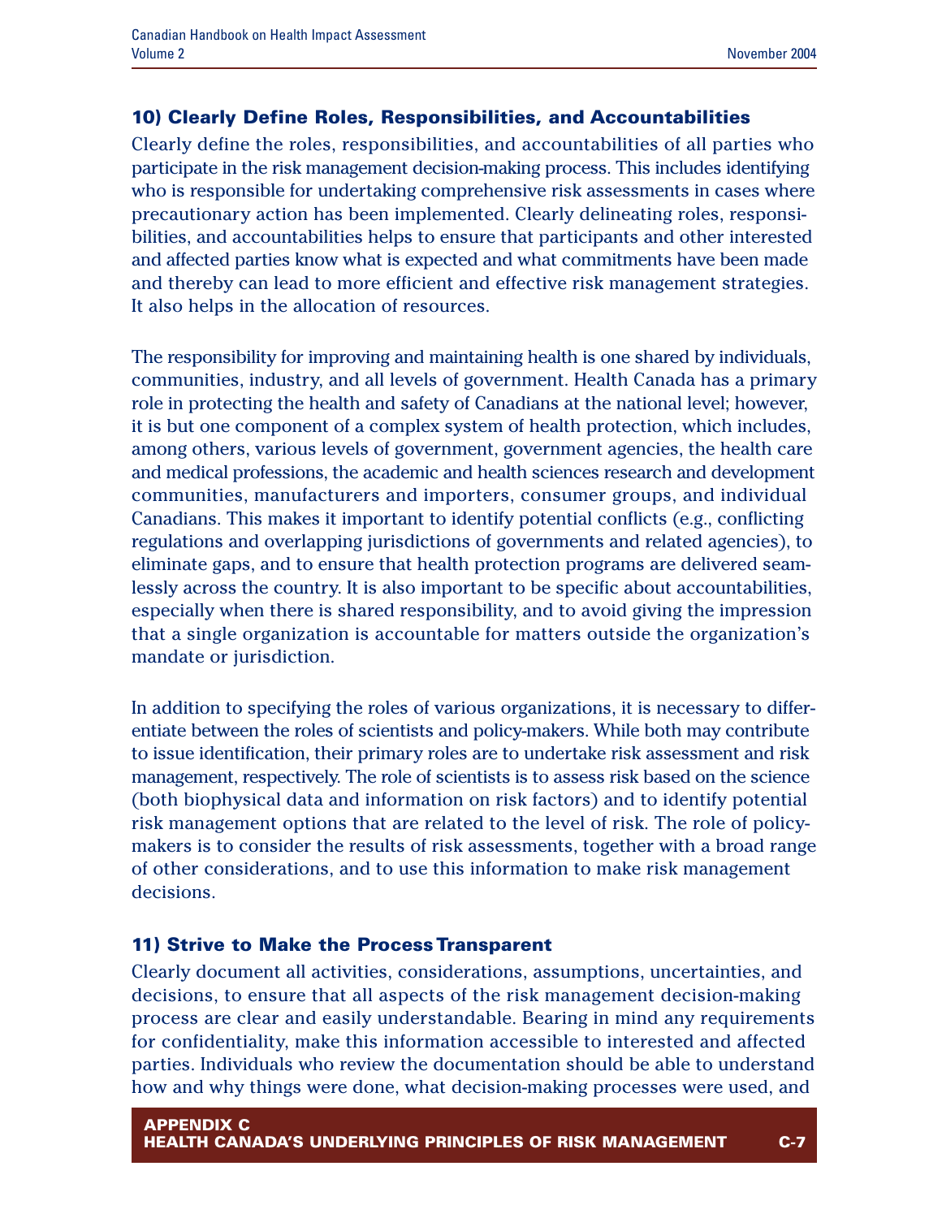### 10) Clearly Define Roles, Responsibilities, and Accountabilities

Clearly define the roles, responsibilities, and accountabilities of all parties who participate in the risk management decision-making process. This includes identifying who is responsible for undertaking comprehensive risk assessments in cases where precautionary action has been implemented. Clearly delineating roles, responsibilities, and accountabilities helps to ensure that participants and other interested and affected parties know what is expected and what commitments have been made and thereby can lead to more efficient and effective risk management strategies. It also helps in the allocation of resources.

The responsibility for improving and maintaining health is one shared by individuals, communities, industry, and all levels of government. Health Canada has a primary role in protecting the health and safety of Canadians at the national level; however, it is but one component of a complex system of health protection, which includes, among others, various levels of government, government agencies, the health care and medical professions, the academic and health sciences research and development communities, manufacturers and importers, consumer groups, and individual Canadians. This makes it important to identify potential conflicts (e.g., conflicting regulations and overlapping jurisdictions of governments and related agencies), to eliminate gaps, and to ensure that health protection programs are delivered seamlessly across the country. It is also important to be specific about accountabilities, especially when there is shared responsibility, and to avoid giving the impression that a single organization is accountable for matters outside the organization's mandate or jurisdiction.

In addition to specifying the roles of various organizations, it is necessary to differentiate between the roles of scientists and policy-makers. While both may contribute to issue identification, their primary roles are to undertake risk assessment and risk management, respectively. The role of scientists is to assess risk based on the science (both biophysical data and information on risk factors) and to identify potential risk management options that are related to the level of risk. The role of policy-makers is to consider the results of risk assessments, together with a broad range of other considerations, and to use this information to make risk management decisions.

### 11) Strive to Make the Process Transparent

Clearly document all activities, considerations, assumptions, uncertainties, and decisions, to ensure that all aspects of the risk management decision-making process are clear and easily understandable. Bearing in mind any requirements for confidentiality, make this information accessible to interested and affected parties. Individuals who review the documentation should be able to understand how and why things were done, what decision-making processes were used, and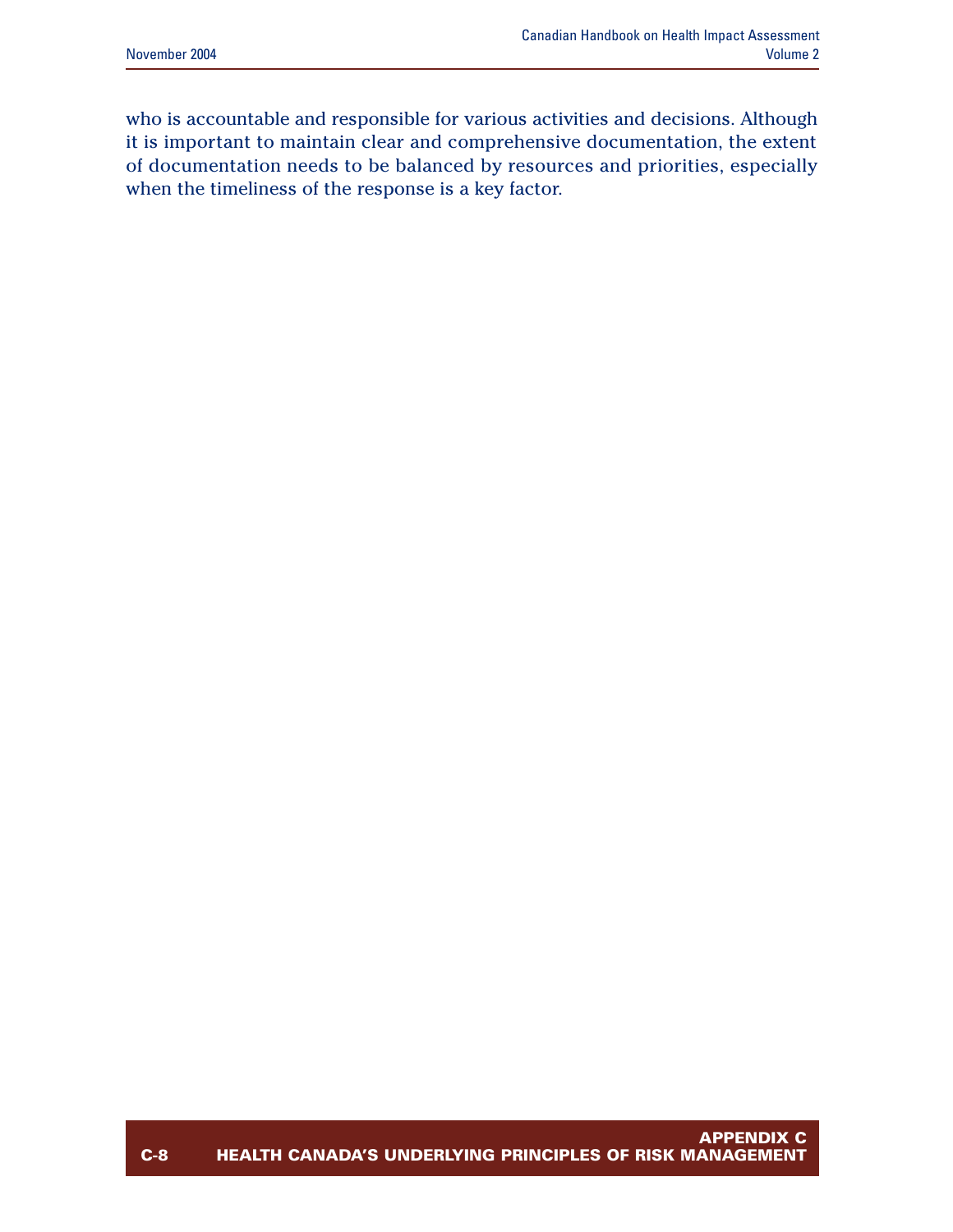who is accountable and responsible for various activities and decisions. Although it is important to maintain clear and comprehensive documentation, the extent of documentation needs to be balanced by resources and priorities, especially when the timeliness of the response is a key factor.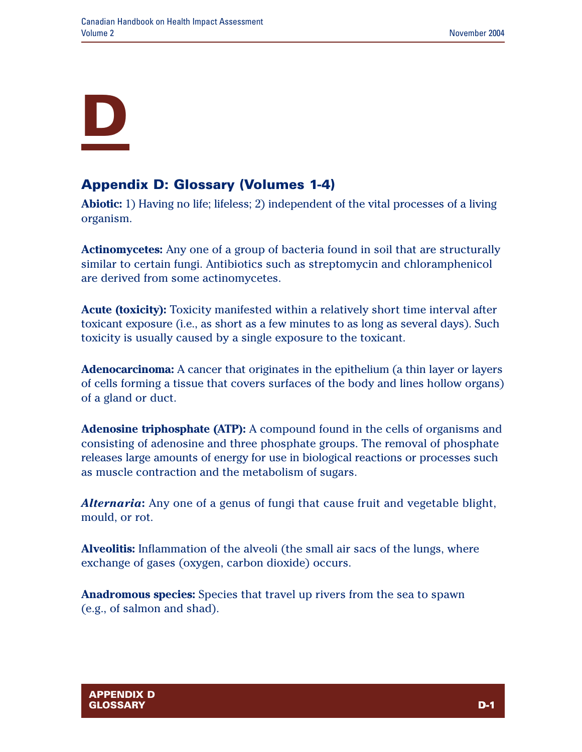# D

## Appendix D: Glossary (Volumes 1-4)

**Abiotic:** 1) Having no life; lifeless; 2) independent of the vital processes of a living organism.

**Actinomycetes:** Any one of a group of bacteria found in soil that are structurally similar to certain fungi. Antibiotics such as streptomycin and chloramphenicol are derived from some actinomycetes.

**Acute (toxicity):** Toxicity manifested within a relatively short time interval after toxicant exposure (i.e., as short as a few minutes to as long as several days). Such toxicity is usually caused by a single exposure to the toxicant.

**Adenocarcinoma:** A cancer that originates in the epithelium (a thin layer or layers of cells forming a tissue that covers surfaces of the body and lines hollow organs) of a gland or duct.

**Adenosine triphosphate (ATP):** A compound found in the cells of organisms and consisting of adenosine and three phosphate groups. The removal of phosphate releases large amounts of energy for use in biological reactions or processes such as muscle contraction and the metabolism of sugars.

***Alternaria*:** Any one of a genus of fungi that cause fruit and vegetable blight, mould, or rot.

**Alveolitis:** Inflammation of the alveoli (the small air sacs of the lungs, where exchange of gases (oxygen, carbon dioxide) occurs.

**Anadromous species:** Species that travel up rivers from the sea to spawn (e.g., of salmon and shad).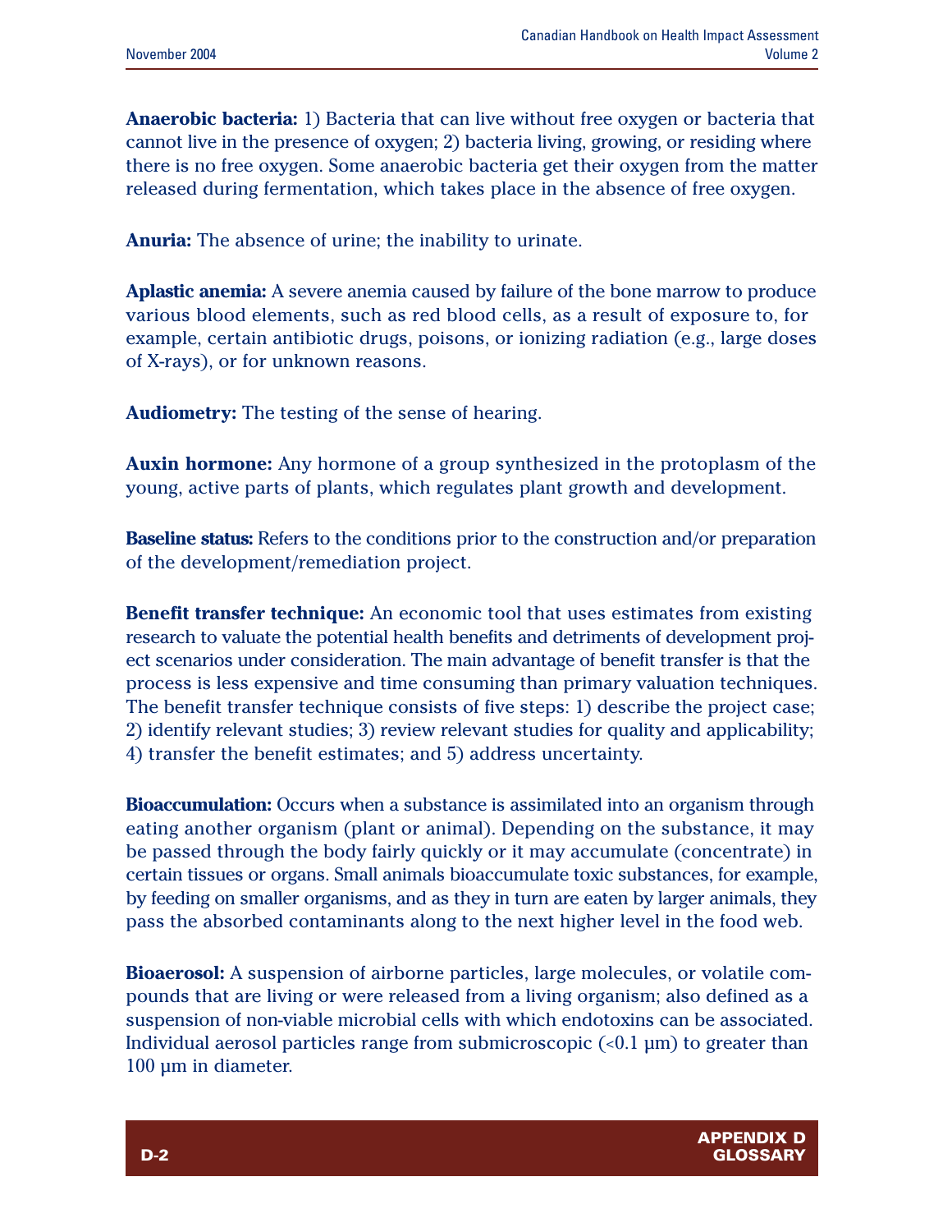**Anaerobic bacteria:** 1) Bacteria that can live without free oxygen or bacteria that cannot live in the presence of oxygen; 2) bacteria living, growing, or residing where there is no free oxygen. Some anaerobic bacteria get their oxygen from the matter released during fermentation, which takes place in the absence of free oxygen.

**Anuria:** The absence of urine; the inability to urinate.

**Aplastic anemia:** A severe anemia caused by failure of the bone marrow to produce various blood elements, such as red blood cells, as a result of exposure to, for example, certain antibiotic drugs, poisons, or ionizing radiation (e.g., large doses of X-rays), or for unknown reasons.

**Audiometry:** The testing of the sense of hearing.

**Auxin hormone:** Any hormone of a group synthesized in the protoplasm of the young, active parts of plants, which regulates plant growth and development.

**Baseline status:** Refers to the conditions prior to the construction and/or preparation of the development/remediation project.

**Benefit transfer technique:** An economic tool that uses estimates from existing research to valuate the potential health benefits and detriments of development project scenarios under consideration. The main advantage of benefit transfer is that the process is less expensive and time consuming than primary valuation techniques. The benefit transfer technique consists of five steps: 1) describe the project case; 2) identify relevant studies; 3) review relevant studies for quality and applicability; 4) transfer the benefit estimates; and 5) address uncertainty.

**Bioaccumulation:** Occurs when a substance is assimilated into an organism through eating another organism (plant or animal). Depending on the substance, it may be passed through the body fairly quickly or it may accumulate (concentrate) in certain tissues or organs. Small animals bioaccumulate toxic substances, for example, by feeding on smaller organisms, and as they in turn are eaten by larger animals, they pass the absorbed contaminants along to the next higher level in the food web.

**Bioaerosol:** A suspension of airborne particles, large molecules, or volatile compounds that are living or were released from a living organism; also defined as a suspension of non-viable microbial cells with which endotoxins can be associated. Individual aerosol particles range from submicroscopic (<0.1 μm) to greater than 100 μm in diameter.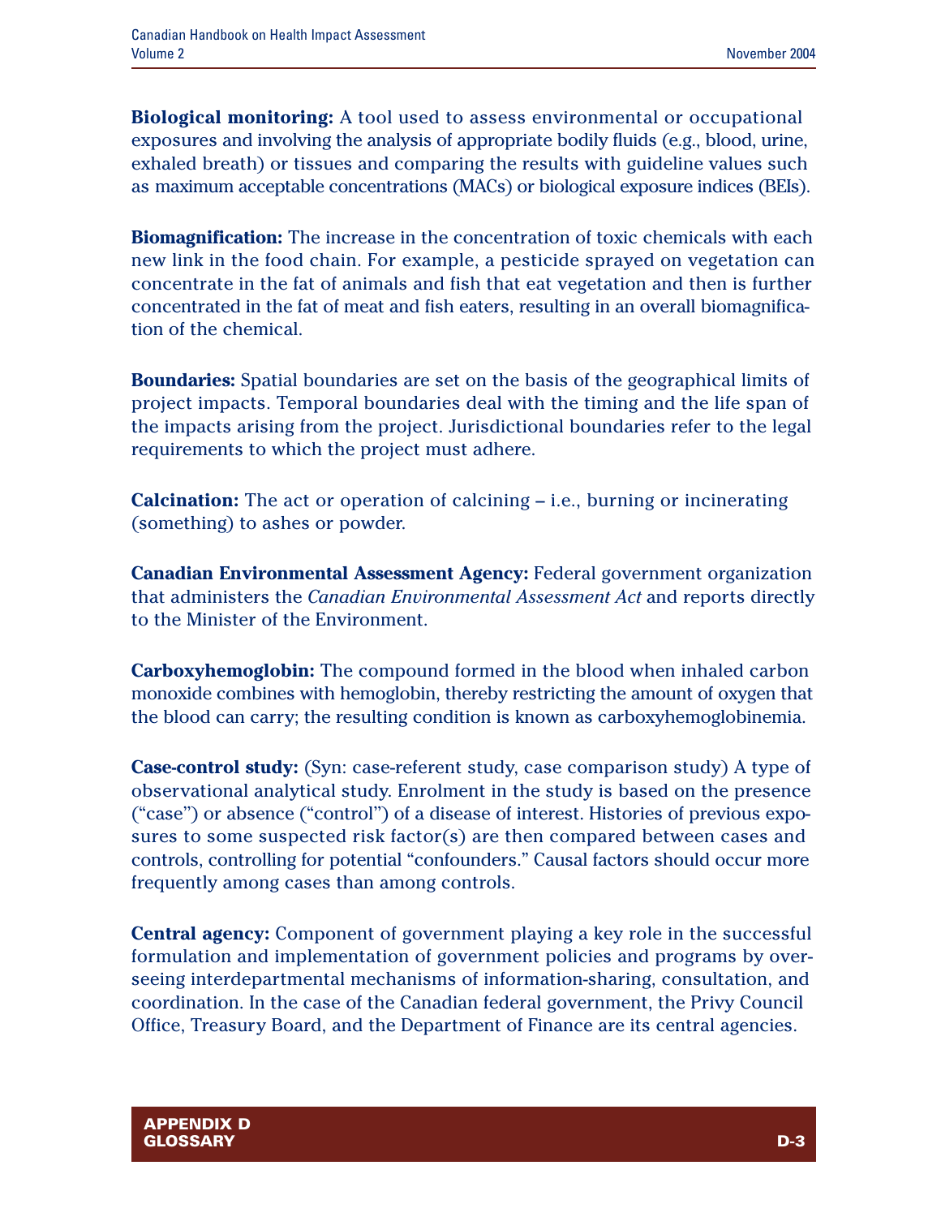**Biological monitoring:** A tool used to assess environmental or occupational exposures and involving the analysis of appropriate bodily fluids (e.g., blood, urine, exhaled breath) or tissues and comparing the results with guideline values such as maximum acceptable concentrations (MACs) or biological exposure indices (BEIs).

**Biomagnification:** The increase in the concentration of toxic chemicals with each new link in the food chain. For example, a pesticide sprayed on vegetation can concentrate in the fat of animals and fish that eat vegetation and then is further concentrated in the fat of meat and fish eaters, resulting in an overall biomagnification of the chemical.

**Boundaries:** Spatial boundaries are set on the basis of the geographical limits of project impacts. Temporal boundaries deal with the timing and the life span of the impacts arising from the project. Jurisdictional boundaries refer to the legal requirements to which the project must adhere.

**Calcination:** The act or operation of calcining – i.e., burning or incinerating (something) to ashes or powder.

**Canadian Environmental Assessment Agency:** Federal government organization that administers the *Canadian Environmental Assessment Act* and reports directly to the Minister of the Environment.

**Carboxyhemoglobin:** The compound formed in the blood when inhaled carbon monoxide combines with hemoglobin, thereby restricting the amount of oxygen that the blood can carry; the resulting condition is known as carboxyhemoglobinemia.

**Case-control study:** (Syn: case-referent study, case comparison study) A type of observational analytical study. Enrolment in the study is based on the presence ("case") or absence ("control") of a disease of interest. Histories of previous exposures to some suspected risk factor(s) are then compared between cases and controls, controlling for potential "confounders." Causal factors should occur more frequently among cases than among controls.

**Central agency:** Component of government playing a key role in the successful formulation and implementation of government policies and programs by overseeing interdepartmental mechanisms of information-sharing, consultation, and coordination. In the case of the Canadian federal government, the Privy Council Office, Treasury Board, and the Department of Finance are its central agencies.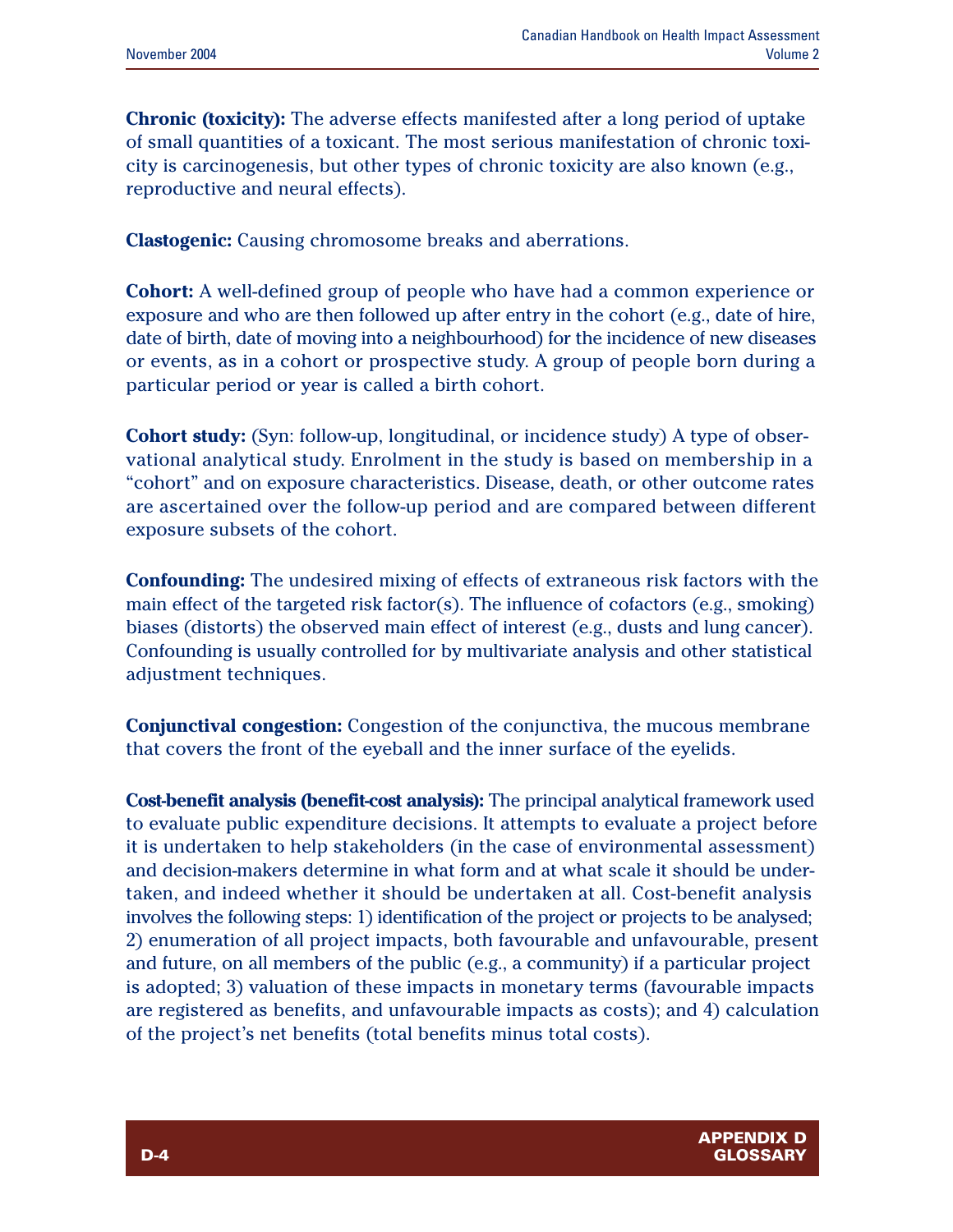**Chronic (toxicity):** The adverse effects manifested after a long period of uptake of small quantities of a toxicant. The most serious manifestation of chronic toxicity is carcinogenesis, but other types of chronic toxicity are also known (e.g., reproductive and neural effects).

**Clastogenic:** Causing chromosome breaks and aberrations.

**Cohort:** A well-defined group of people who have had a common experience or exposure and who are then followed up after entry in the cohort (e.g., date of hire, date of birth, date of moving into a neighbourhood) for the incidence of new diseases or events, as in a cohort or prospective study. A group of people born during a particular period or year is called a birth cohort.

**Cohort study:** (Syn: follow-up, longitudinal, or incidence study) A type of observational analytical study. Enrolment in the study is based on membership in a "cohort" and on exposure characteristics. Disease, death, or other outcome rates are ascertained over the follow-up period and are compared between different exposure subsets of the cohort.

**Confounding:** The undesired mixing of effects of extraneous risk factors with the main effect of the targeted risk factor(s). The influence of cofactors (e.g., smoking) biases (distorts) the observed main effect of interest (e.g., dusts and lung cancer). Confounding is usually controlled for by multivariate analysis and other statistical adjustment techniques.

**Conjunctival congestion:** Congestion of the conjunctiva, the mucous membrane that covers the front of the eyeball and the inner surface of the eyelids.

**Cost-benefit analysis (benefit-cost analysis):** The principal analytical framework used to evaluate public expenditure decisions. It attempts to evaluate a project before it is undertaken to help stakeholders (in the case of environmental assessment) and decision-makers determine in what form and at what scale it should be undertaken, and indeed whether it should be undertaken at all. Cost-benefit analysis involves the following steps: 1) identification of the project or projects to be analysed; 2) enumeration of all project impacts, both favourable and unfavourable, present and future, on all members of the public (e.g., a community) if a particular project is adopted; 3) valuation of these impacts in monetary terms (favourable impacts are registered as benefits, and unfavourable impacts as costs); and 4) calculation of the project's net benefits (total benefits minus total costs).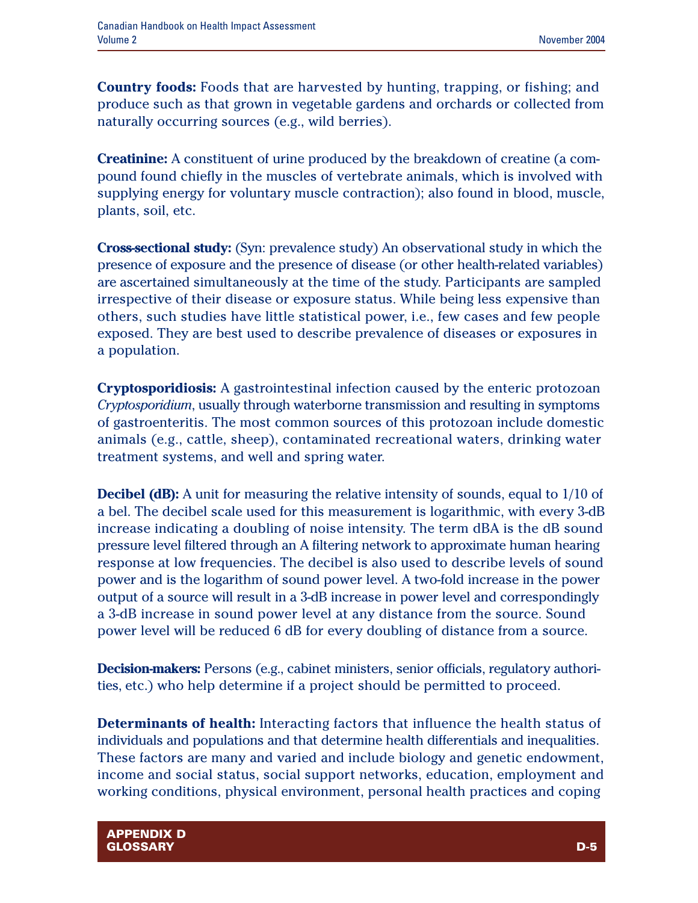**Country foods:** Foods that are harvested by hunting, trapping, or fishing; and produce such as that grown in vegetable gardens and orchards or collected from naturally occurring sources (e.g., wild berries).

**Creatinine:** A constituent of urine produced by the breakdown of creatine (a compound found chiefly in the muscles of vertebrate animals, which is involved with supplying energy for voluntary muscle contraction); also found in blood, muscle, plants, soil, etc.

**Cross-sectional study:** (Syn: prevalence study) An observational study in which the presence of exposure and the presence of disease (or other health-related variables) are ascertained simultaneously at the time of the study. Participants are sampled irrespective of their disease or exposure status. While being less expensive than others, such studies have little statistical power, i.e., few cases and few people exposed. They are best used to describe prevalence of diseases or exposures in a population.

**Cryptosporidiosis:** A gastrointestinal infection caused by the enteric protozoan *Cryptosporidium*, usually through waterborne transmission and resulting in symptoms of gastroenteritis. The most common sources of this protozoan include domestic animals (e.g., cattle, sheep), contaminated recreational waters, drinking water treatment systems, and well and spring water.

**Decibel (dB):** A unit for measuring the relative intensity of sounds, equal to 1/10 of a bel. The decibel scale used for this measurement is logarithmic, with every 3-dB increase indicating a doubling of noise intensity. The term dBA is the dB sound pressure level filtered through an A filtering network to approximate human hearing response at low frequencies. The decibel is also used to describe levels of sound power and is the logarithm of sound power level. A two-fold increase in the power output of a source will result in a 3-dB increase in power level and correspondingly a 3-dB increase in sound power level at any distance from the source. Sound power level will be reduced 6 dB for every doubling of distance from a source.

**Decision-makers:** Persons (e.g., cabinet ministers, senior officials, regulatory authorities, etc.) who help determine if a project should be permitted to proceed.

**Determinants of health:** Interacting factors that influence the health status of individuals and populations and that determine health differentials and inequalities. These factors are many and varied and include biology and genetic endowment, income and social status, social support networks, education, employment and working conditions, physical environment, personal health practices and coping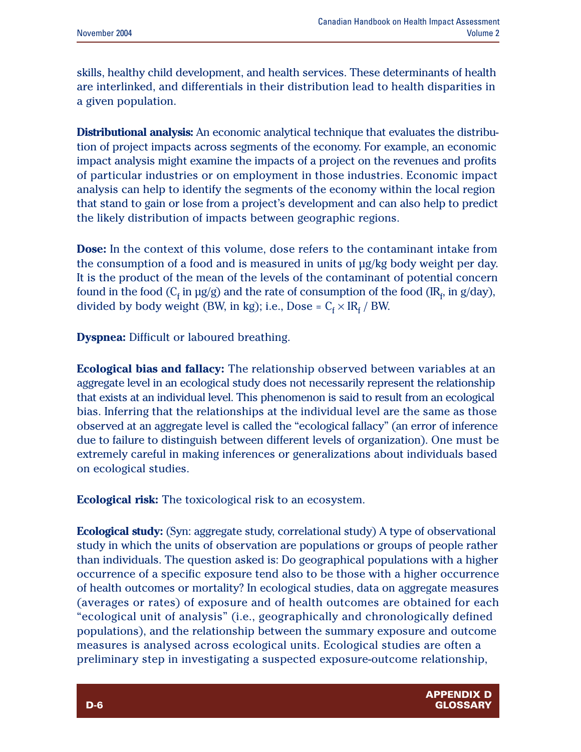skills, healthy child development, and health services. These determinants of health are interlinked, and differentials in their distribution lead to health disparities in a given population.

**Distributional analysis:** An economic analytical technique that evaluates the distribution of project impacts across segments of the economy. For example, an economic impact analysis might examine the impacts of a project on the revenues and profits of particular industries or on employment in those industries. Economic impact analysis can help to identify the segments of the economy within the local region that stand to gain or lose from a project's development and can also help to predict the likely distribution of impacts between geographic regions.

**Dose:** In the context of this volume, dose refers to the contaminant intake from the consumption of a food and is measured in units of µg/kg body weight per day. It is the product of the mean of the levels of the contaminant of potential concern found in the food ($C_f$ in µg/g) and the rate of consumption of the food ($IR_f$, in g/day), divided by body weight (BW, in kg); i.e., Dose = $C_f \times IR_f$ / BW.

**Dyspnea:** Difficult or laboured breathing.

**Ecological bias and fallacy:** The relationship observed between variables at an aggregate level in an ecological study does not necessarily represent the relationship that exists at an individual level. This phenomenon is said to result from an ecological bias. Inferring that the relationships at the individual level are the same as those observed at an aggregate level is called the "ecological fallacy" (an error of inference due to failure to distinguish between different levels of organization). One must be extremely careful in making inferences or generalizations about individuals based on ecological studies.

**Ecological risk:** The toxicological risk to an ecosystem.

**Ecological study:** (Syn: aggregate study, correlational study) A type of observational study in which the units of observation are populations or groups of people rather than individuals. The question asked is: Do geographical populations with a higher occurrence of a specific exposure tend also to be those with a higher occurrence of health outcomes or mortality? In ecological studies, data on aggregate measures (averages or rates) of exposure and of health outcomes are obtained for each "ecological unit of analysis" (i.e., geographically and chronologically defined populations), and the relationship between the summary exposure and outcome measures is analysed across ecological units. Ecological studies are often a preliminary step in investigating a suspected exposure-outcome relationship,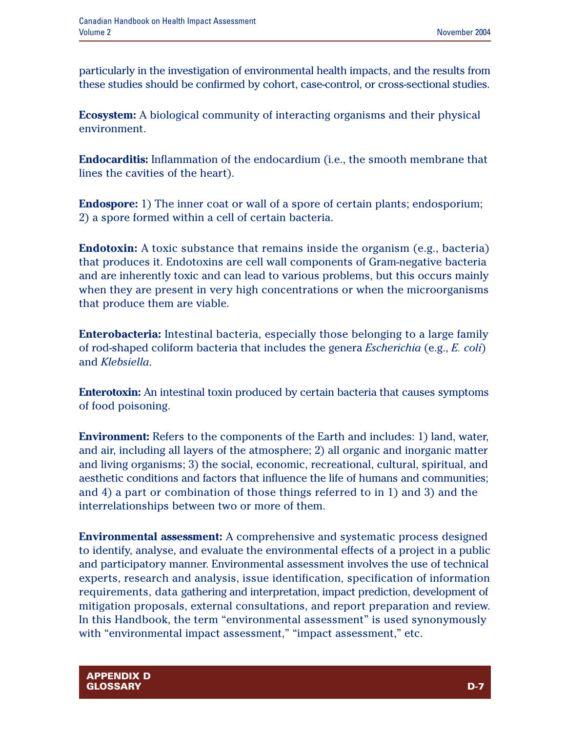particularly in the investigation of environmental health impacts, and the results from these studies should be confirmed by cohort, case-control, or cross-sectional studies.

**Ecosystem:** A biological community of interacting organisms and their physical environment.

**Endocarditis:** Inflammation of the endocardium (i.e., the smooth membrane that lines the cavities of the heart).

**Endospore:** 1) The inner coat or wall of a spore of certain plants; endosporium; 2) a spore formed within a cell of certain bacteria.

**Endotoxin:** A toxic substance that remains inside the organism (e.g., bacteria) that produces it. Endotoxins are cell wall components of Gram-negative bacteria and are inherently toxic and can lead to various problems, but this occurs mainly when they are present in very high concentrations or when the microorganisms that produce them are viable.

**Enterobacteria:** Intestinal bacteria, especially those belonging to a large family of rod-shaped coliform bacteria that includes the genera *Escherichia* (e.g., *E. coli*) and *Klebsiella*.

**Enterotoxin:** An intestinal toxin produced by certain bacteria that causes symptoms of food poisoning.

**Environment:** Refers to the components of the Earth and includes: 1) land, water, and air, including all layers of the atmosphere; 2) all organic and inorganic matter and living organisms; 3) the social, economic, recreational, cultural, spiritual, and aesthetic conditions and factors that influence the life of humans and communities; and 4) a part or combination of those things referred to in 1) and 3) and the interrelationships between two or more of them.

**Environmental assessment:** A comprehensive and systematic process designed to identify, analyse, and evaluate the environmental effects of a project in a public and participatory manner. Environmental assessment involves the use of technical experts, research and analysis, issue identification, specification of information requirements, data gathering and interpretation, impact prediction, development of mitigation proposals, external consultations, and report preparation and review. In this Handbook, the term "environmental assessment" is used synonymously with "environmental impact assessment," "impact assessment," etc.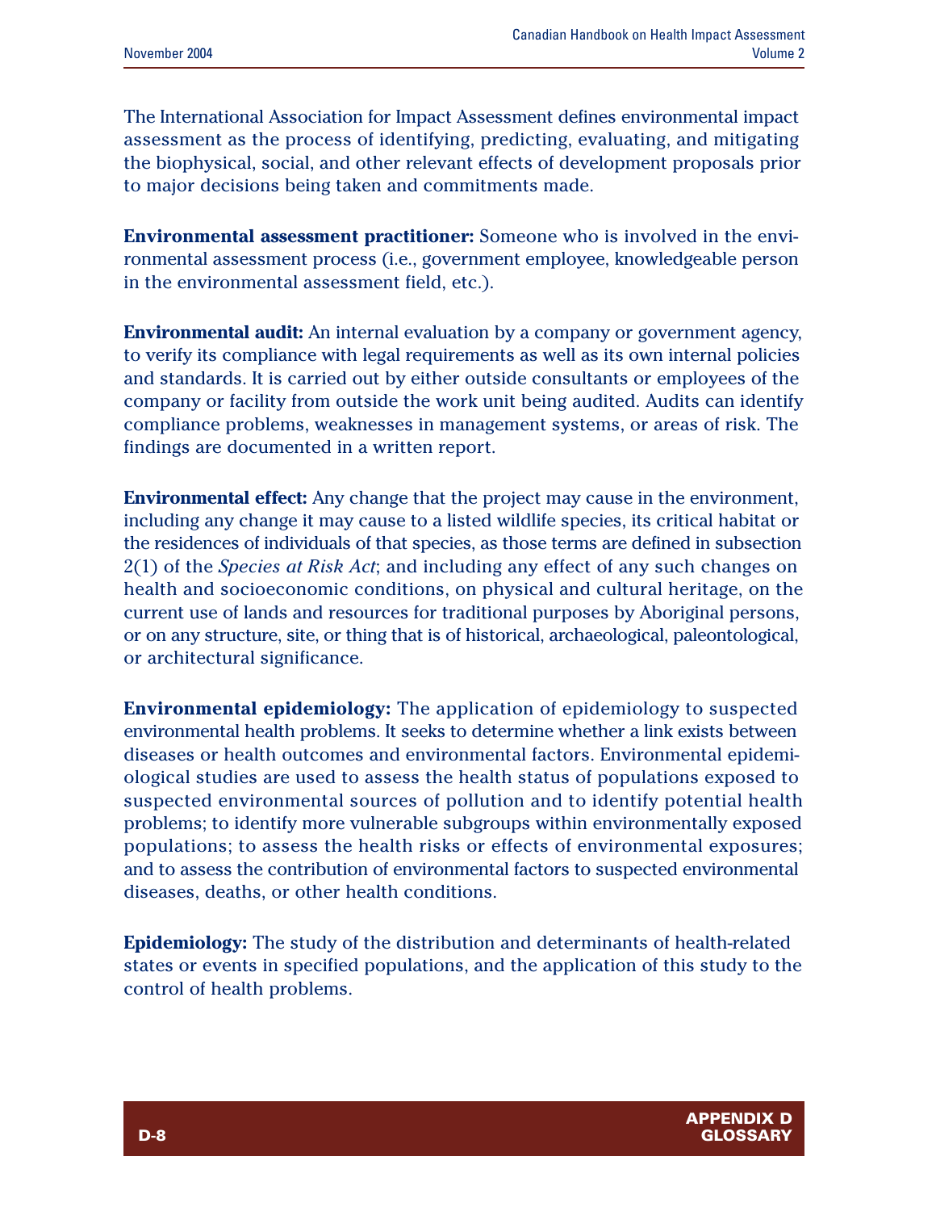The International Association for Impact Assessment defines environmental impact assessment as the process of identifying, predicting, evaluating, and mitigating the biophysical, social, and other relevant effects of development proposals prior to major decisions being taken and commitments made.

**Environmental assessment practitioner:** Someone who is involved in the environmental assessment process (i.e., government employee, knowledgeable person in the environmental assessment field, etc.).

**Environmental audit:** An internal evaluation by a company or government agency, to verify its compliance with legal requirements as well as its own internal policies and standards. It is carried out by either outside consultants or employees of the company or facility from outside the work unit being audited. Audits can identify compliance problems, weaknesses in management systems, or areas of risk. The findings are documented in a written report.

**Environmental effect:** Any change that the project may cause in the environment, including any change it may cause to a listed wildlife species, its critical habitat or the residences of individuals of that species, as those terms are defined in subsection 2(1) of the *Species at Risk Act*; and including any effect of any such changes on health and socioeconomic conditions, on physical and cultural heritage, on the current use of lands and resources for traditional purposes by Aboriginal persons, or on any structure, site, or thing that is of historical, archaeological, paleontological, or architectural significance.

**Environmental epidemiology:** The application of epidemiology to suspected environmental health problems. It seeks to determine whether a link exists between diseases or health outcomes and environmental factors. Environmental epidemiological studies are used to assess the health status of populations exposed to suspected environmental sources of pollution and to identify potential health problems; to identify more vulnerable subgroups within environmentally exposed populations; to assess the health risks or effects of environmental exposures; and to assess the contribution of environmental factors to suspected environmental diseases, deaths, or other health conditions.

**Epidemiology:** The study of the distribution and determinants of health-related states or events in specified populations, and the application of this study to the control of health problems.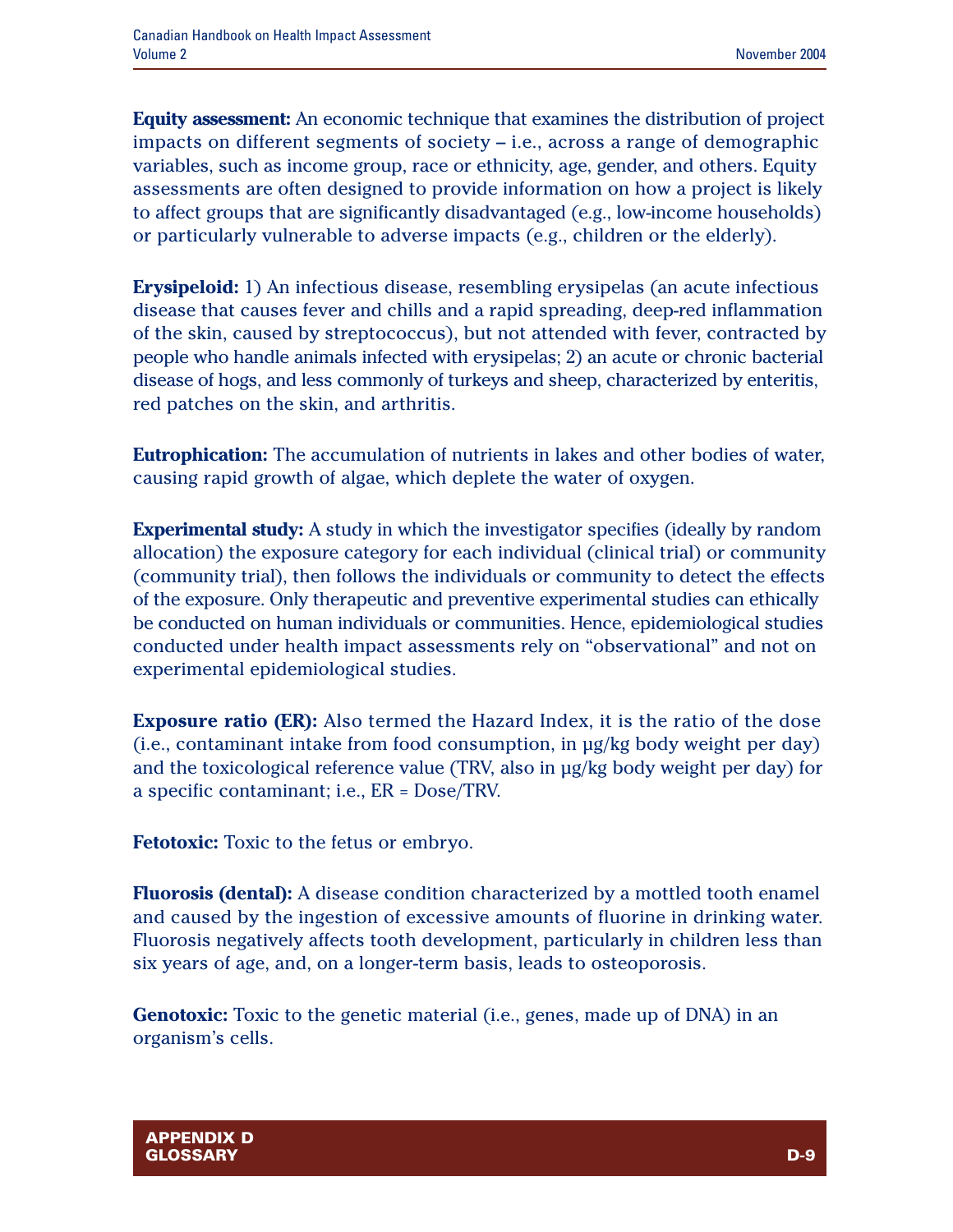**Equity assessment:** An economic technique that examines the distribution of project impacts on different segments of society – i.e., across a range of demographic variables, such as income group, race or ethnicity, age, gender, and others. Equity assessments are often designed to provide information on how a project is likely to affect groups that are significantly disadvantaged (e.g., low-income households) or particularly vulnerable to adverse impacts (e.g., children or the elderly).

**Erysipeloid:** 1) An infectious disease, resembling erysipelas (an acute infectious disease that causes fever and chills and a rapid spreading, deep-red inflammation of the skin, caused by streptococcus), but not attended with fever, contracted by people who handle animals infected with erysipelas; 2) an acute or chronic bacterial disease of hogs, and less commonly of turkeys and sheep, characterized by enteritis, red patches on the skin, and arthritis.

**Eutrophication:** The accumulation of nutrients in lakes and other bodies of water, causing rapid growth of algae, which deplete the water of oxygen.

**Experimental study:** A study in which the investigator specifies (ideally by random allocation) the exposure category for each individual (clinical trial) or community (community trial), then follows the individuals or community to detect the effects of the exposure. Only therapeutic and preventive experimental studies can ethically be conducted on human individuals or communities. Hence, epidemiological studies conducted under health impact assessments rely on "observational" and not on experimental epidemiological studies.

**Exposure ratio (ER):** Also termed the Hazard Index, it is the ratio of the dose (i.e., contaminant intake from food consumption, in μg/kg body weight per day) and the toxicological reference value (TRV, also in μg/kg body weight per day) for a specific contaminant; i.e., ER = Dose/TRV.

**Fetotoxic:** Toxic to the fetus or embryo.

**Fluorosis (dental):** A disease condition characterized by a mottled tooth enamel and caused by the ingestion of excessive amounts of fluorine in drinking water. Fluorosis negatively affects tooth development, particularly in children less than six years of age, and, on a longer-term basis, leads to osteoporosis.

**Genotoxic:** Toxic to the genetic material (i.e., genes, made up of DNA) in an organism's cells.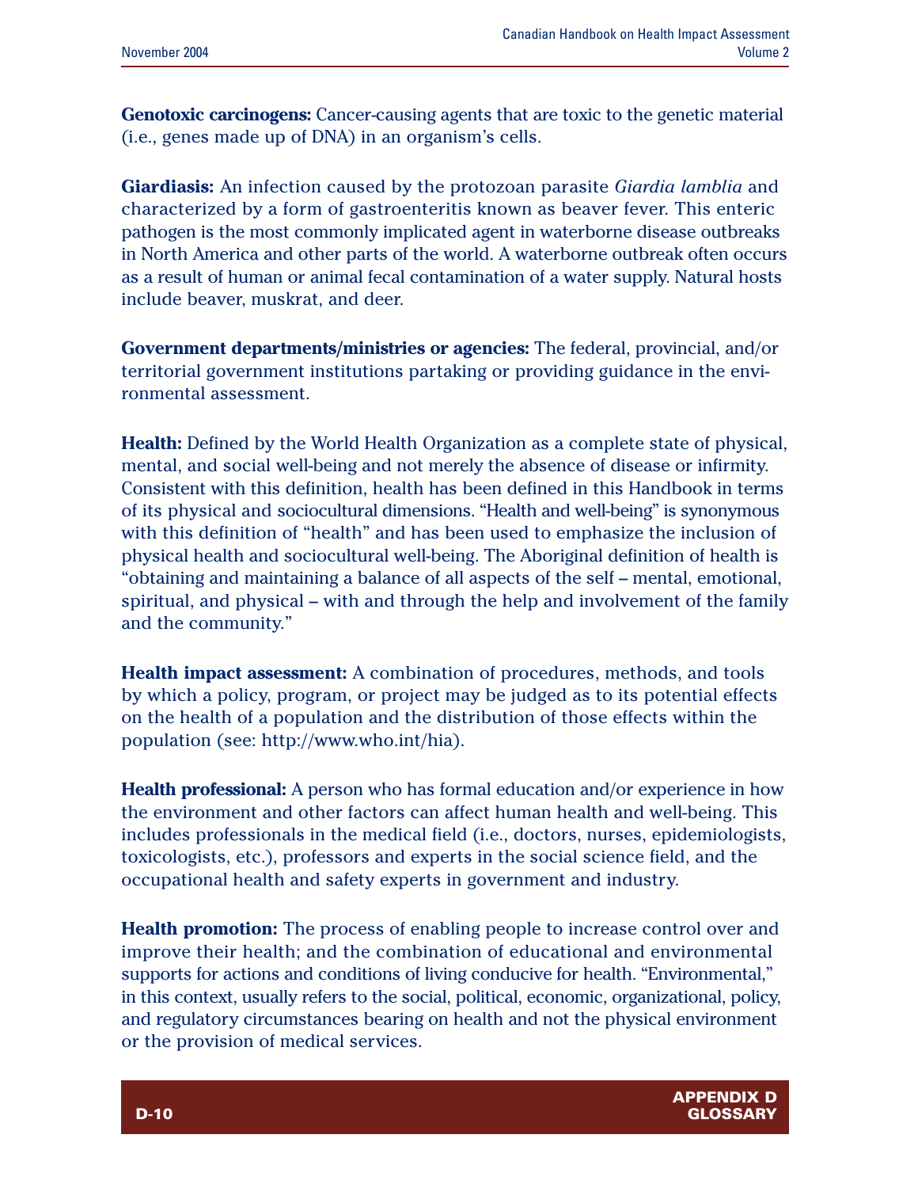**Genotoxic carcinogens:** Cancer-causing agents that are toxic to the genetic material (i.e., genes made up of DNA) in an organism's cells.

**Giardiasis:** An infection caused by the protozoan parasite *Giardia lamblia* and characterized by a form of gastroenteritis known as beaver fever. This enteric pathogen is the most commonly implicated agent in waterborne disease outbreaks in North America and other parts of the world. A waterborne outbreak often occurs as a result of human or animal fecal contamination of a water supply. Natural hosts include beaver, muskrat, and deer.

**Government departments/ministries or agencies:** The federal, provincial, and/or territorial government institutions partaking or providing guidance in the environmental assessment.

**Health:** Defined by the World Health Organization as a complete state of physical, mental, and social well-being and not merely the absence of disease or infirmity. Consistent with this definition, health has been defined in this Handbook in terms of its physical and sociocultural dimensions. "Health and well-being" is synonymous with this definition of "health" and has been used to emphasize the inclusion of physical health and sociocultural well-being. The Aboriginal definition of health is "obtaining and maintaining a balance of all aspects of the self – mental, emotional, spiritual, and physical – with and through the help and involvement of the family and the community."

**Health impact assessment:** A combination of procedures, methods, and tools by which a policy, program, or project may be judged as to its potential effects on the health of a population and the distribution of those effects within the population (see: http://www.who.int/hia).

**Health professional:** A person who has formal education and/or experience in how the environment and other factors can affect human health and well-being. This includes professionals in the medical field (i.e., doctors, nurses, epidemiologists, toxicologists, etc.), professors and experts in the social science field, and the occupational health and safety experts in government and industry.

**Health promotion:** The process of enabling people to increase control over and improve their health; and the combination of educational and environmental supports for actions and conditions of living conducive for health. "Environmental," in this context, usually refers to the social, political, economic, organizational, policy, and regulatory circumstances bearing on health and not the physical environment or the provision of medical services.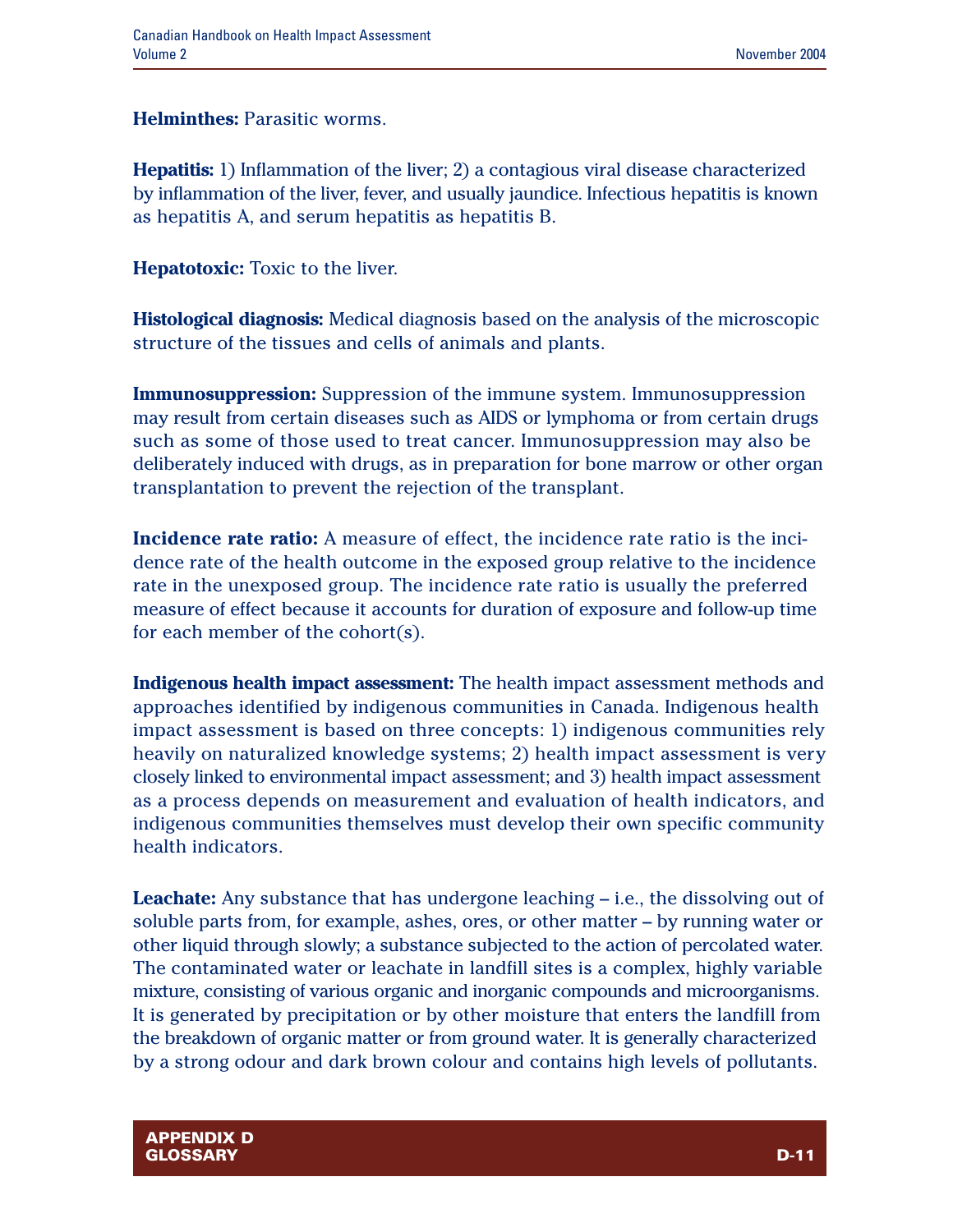**Helminthes:** Parasitic worms.

**Hepatitis:** 1) Inflammation of the liver; 2) a contagious viral disease characterized by inflammation of the liver, fever, and usually jaundice. Infectious hepatitis is known as hepatitis A, and serum hepatitis as hepatitis B.

**Hepatotoxic:** Toxic to the liver.

**Histological diagnosis:** Medical diagnosis based on the analysis of the microscopic structure of the tissues and cells of animals and plants.

**Immunosuppression:** Suppression of the immune system. Immunosuppression may result from certain diseases such as AIDS or lymphoma or from certain drugs such as some of those used to treat cancer. Immunosuppression may also be deliberately induced with drugs, as in preparation for bone marrow or other organ transplantation to prevent the rejection of the transplant.

**Incidence rate ratio:** A measure of effect, the incidence rate ratio is the incidence rate of the health outcome in the exposed group relative to the incidence rate in the unexposed group. The incidence rate ratio is usually the preferred measure of effect because it accounts for duration of exposure and follow-up time for each member of the cohort(s).

**Indigenous health impact assessment:** The health impact assessment methods and approaches identified by indigenous communities in Canada. Indigenous health impact assessment is based on three concepts: 1) indigenous communities rely heavily on naturalized knowledge systems; 2) health impact assessment is very closely linked to environmental impact assessment; and 3) health impact assessment as a process depends on measurement and evaluation of health indicators, and indigenous communities themselves must develop their own specific community health indicators.

**Leachate:** Any substance that has undergone leaching – i.e., the dissolving out of soluble parts from, for example, ashes, ores, or other matter – by running water or other liquid through slowly; a substance subjected to the action of percolated water. The contaminated water or leachate in landfill sites is a complex, highly variable mixture, consisting of various organic and inorganic compounds and microorganisms. It is generated by precipitation or by other moisture that enters the landfill from the breakdown of organic matter or from ground water. It is generally characterized by a strong odour and dark brown colour and contains high levels of pollutants.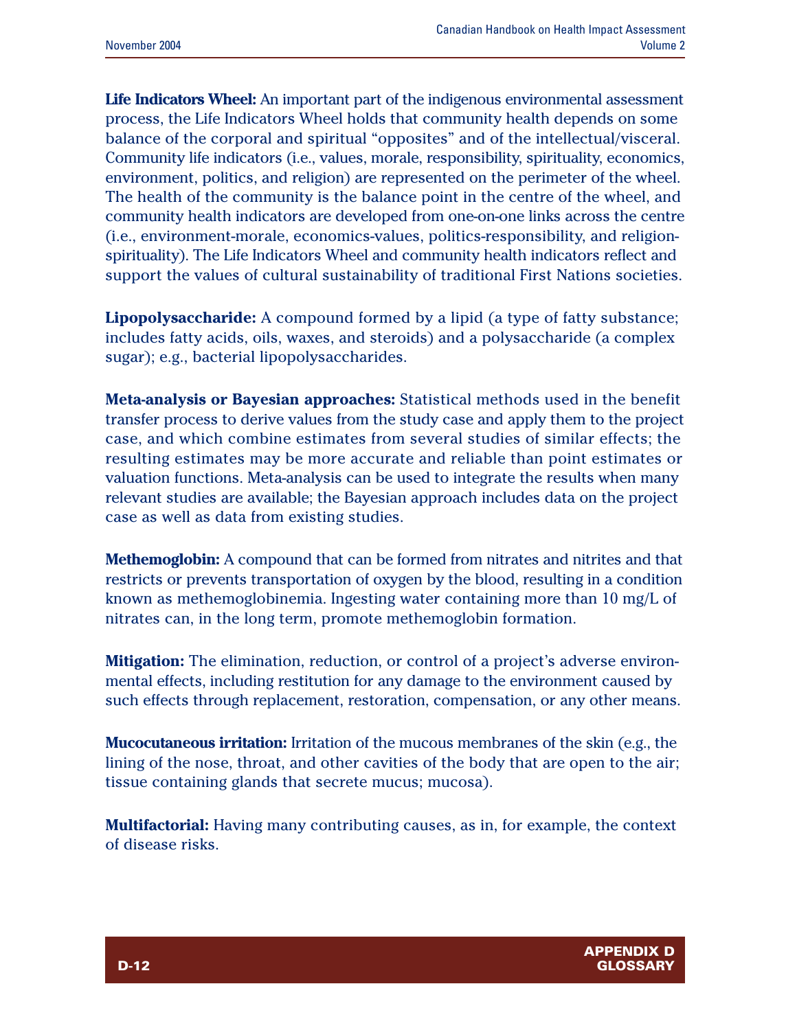**Life Indicators Wheel:** An important part of the indigenous environmental assessment process, the Life Indicators Wheel holds that community health depends on some balance of the corporal and spiritual "opposites" and of the intellectual/visceral. Community life indicators (i.e., values, morale, responsibility, spirituality, economics, environment, politics, and religion) are represented on the perimeter of the wheel. The health of the community is the balance point in the centre of the wheel, and community health indicators are developed from one-on-one links across the centre (i.e., environment-morale, economics-values, politics-responsibility, and religion-spirituality). The Life Indicators Wheel and community health indicators reflect and support the values of cultural sustainability of traditional First Nations societies.

**Lipopolysaccharide:** A compound formed by a lipid (a type of fatty substance; includes fatty acids, oils, waxes, and steroids) and a polysaccharide (a complex sugar); e.g., bacterial lipopolysaccharides.

**Meta-analysis or Bayesian approaches:** Statistical methods used in the benefit transfer process to derive values from the study case and apply them to the project case, and which combine estimates from several studies of similar effects; the resulting estimates may be more accurate and reliable than point estimates or valuation functions. Meta-analysis can be used to integrate the results when many relevant studies are available; the Bayesian approach includes data on the project case as well as data from existing studies.

**Methemoglobin:** A compound that can be formed from nitrates and nitrites and that restricts or prevents transportation of oxygen by the blood, resulting in a condition known as methemoglobinemia. Ingesting water containing more than 10 mg/L of nitrates can, in the long term, promote methemoglobin formation.

**Mitigation:** The elimination, reduction, or control of a project's adverse environmental effects, including restitution for any damage to the environment caused by such effects through replacement, restoration, compensation, or any other means.

**Mucocutaneous irritation:** Irritation of the mucous membranes of the skin (e.g., the lining of the nose, throat, and other cavities of the body that are open to the air; tissue containing glands that secrete mucus; mucosa).

**Multifactorial:** Having many contributing causes, as in, for example, the context of disease risks.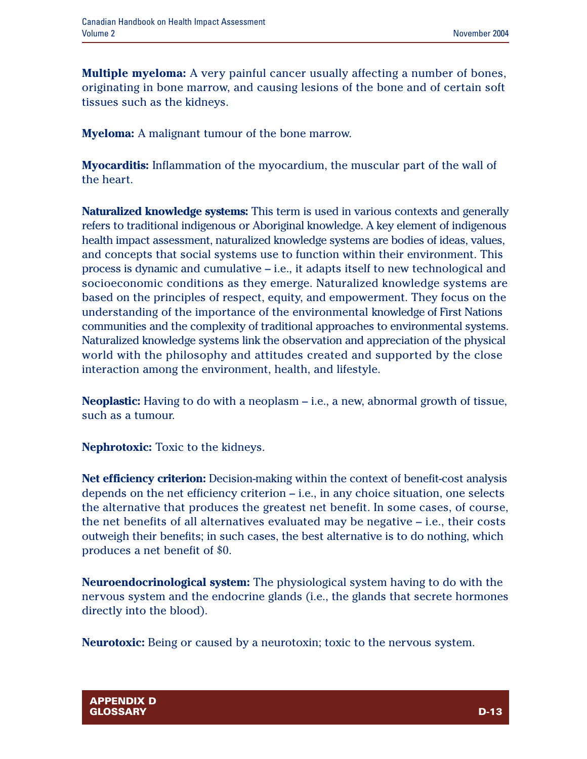**Multiple myeloma:** A very painful cancer usually affecting a number of bones, originating in bone marrow, and causing lesions of the bone and of certain soft tissues such as the kidneys.

**Myeloma:** A malignant tumour of the bone marrow.

**Myocarditis:** Inflammation of the myocardium, the muscular part of the wall of the heart.

**Naturalized knowledge systems:** This term is used in various contexts and generally refers to traditional indigenous or Aboriginal knowledge. A key element of indigenous health impact assessment, naturalized knowledge systems are bodies of ideas, values, and concepts that social systems use to function within their environment. This process is dynamic and cumulative – i.e., it adapts itself to new technological and socioeconomic conditions as they emerge. Naturalized knowledge systems are based on the principles of respect, equity, and empowerment. They focus on the understanding of the importance of the environmental knowledge of First Nations communities and the complexity of traditional approaches to environmental systems. Naturalized knowledge systems link the observation and appreciation of the physical world with the philosophy and attitudes created and supported by the close interaction among the environment, health, and lifestyle.

**Neoplastic:** Having to do with a neoplasm – i.e., a new, abnormal growth of tissue, such as a tumour.

**Nephrotoxic:** Toxic to the kidneys.

**Net efficiency criterion:** Decision-making within the context of benefit-cost analysis depends on the net efficiency criterion – i.e., in any choice situation, one selects the alternative that produces the greatest net benefit. In some cases, of course, the net benefits of all alternatives evaluated may be negative – i.e., their costs outweigh their benefits; in such cases, the best alternative is to do nothing, which produces a net benefit of $0.

**Neuroendocrinological system:** The physiological system having to do with the nervous system and the endocrine glands (i.e., the glands that secrete hormones directly into the blood).

**Neurotoxic:** Being or caused by a neurotoxin; toxic to the nervous system.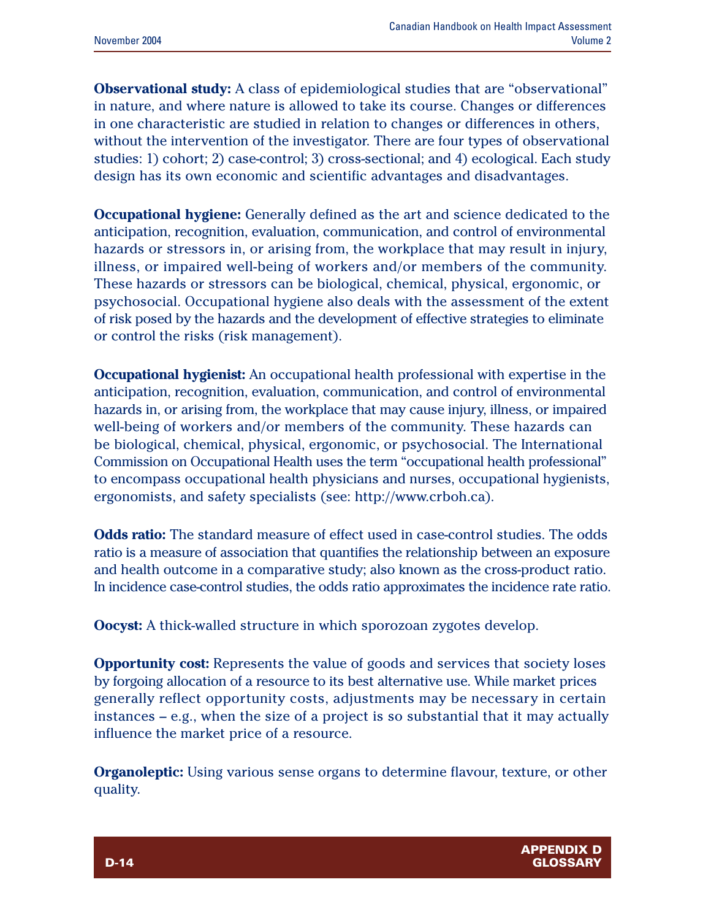**Observational study:** A class of epidemiological studies that are "observational" in nature, and where nature is allowed to take its course. Changes or differences in one characteristic are studied in relation to changes or differences in others, without the intervention of the investigator. There are four types of observational studies: 1) cohort; 2) case-control; 3) cross-sectional; and 4) ecological. Each study design has its own economic and scientific advantages and disadvantages.

**Occupational hygiene:** Generally defined as the art and science dedicated to the anticipation, recognition, evaluation, communication, and control of environmental hazards or stressors in, or arising from, the workplace that may result in injury, illness, or impaired well-being of workers and/or members of the community. These hazards or stressors can be biological, chemical, physical, ergonomic, or psychosocial. Occupational hygiene also deals with the assessment of the extent of risk posed by the hazards and the development of effective strategies to eliminate or control the risks (risk management).

**Occupational hygienist:** An occupational health professional with expertise in the anticipation, recognition, evaluation, communication, and control of environmental hazards in, or arising from, the workplace that may cause injury, illness, or impaired well-being of workers and/or members of the community. These hazards can be biological, chemical, physical, ergonomic, or psychosocial. The International Commission on Occupational Health uses the term "occupational health professional" to encompass occupational health physicians and nurses, occupational hygienists, ergonomists, and safety specialists (see: http://www.crboh.ca).

**Odds ratio:** The standard measure of effect used in case-control studies. The odds ratio is a measure of association that quantifies the relationship between an exposure and health outcome in a comparative study; also known as the cross-product ratio. In incidence case-control studies, the odds ratio approximates the incidence rate ratio.

**Oocyst:** A thick-walled structure in which sporozoan zygotes develop.

**Opportunity cost:** Represents the value of goods and services that society loses by forgoing allocation of a resource to its best alternative use. While market prices generally reflect opportunity costs, adjustments may be necessary in certain instances – e.g., when the size of a project is so substantial that it may actually influence the market price of a resource.

**Organoleptic:** Using various sense organs to determine flavour, texture, or other quality.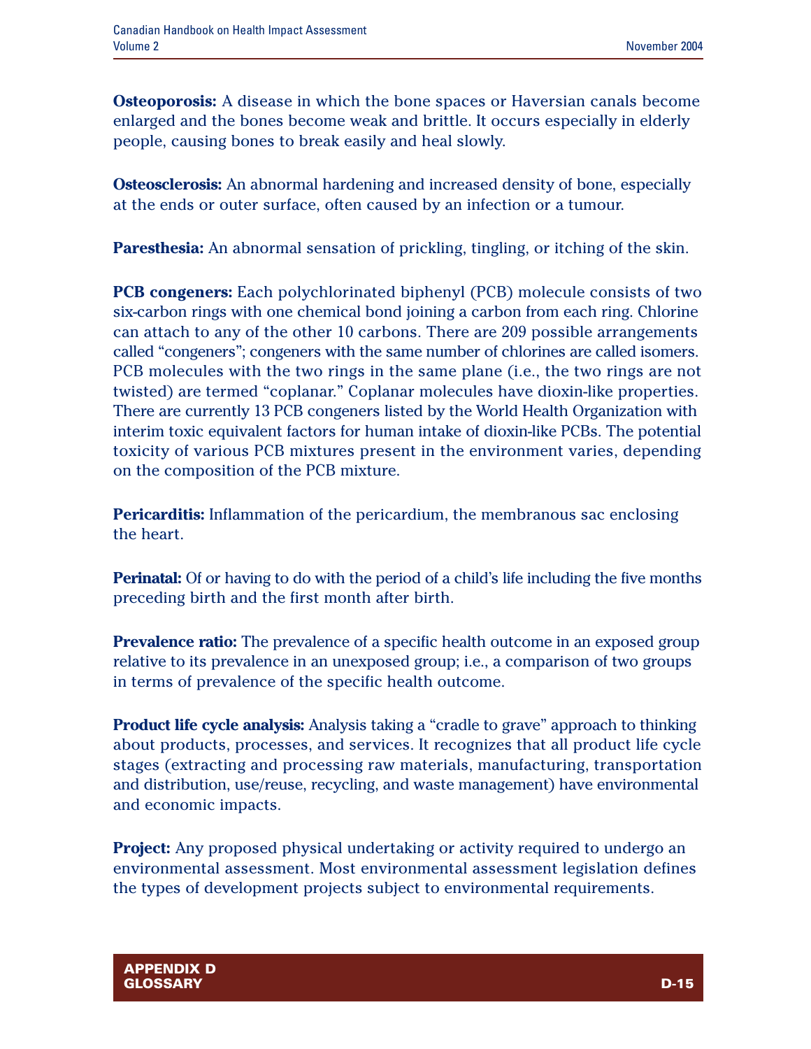**Osteoporosis:** A disease in which the bone spaces or Haversian canals become enlarged and the bones become weak and brittle. It occurs especially in elderly people, causing bones to break easily and heal slowly.

**Osteosclerosis:** An abnormal hardening and increased density of bone, especially at the ends or outer surface, often caused by an infection or a tumour.

**Paresthesia:** An abnormal sensation of prickling, tingling, or itching of the skin.

**PCB congeners:** Each polychlorinated biphenyl (PCB) molecule consists of two six-carbon rings with one chemical bond joining a carbon from each ring. Chlorine can attach to any of the other 10 carbons. There are 209 possible arrangements called "congeners"; congeners with the same number of chlorines are called isomers. PCB molecules with the two rings in the same plane (i.e., the two rings are not twisted) are termed "coplanar." Coplanar molecules have dioxin-like properties. There are currently 13 PCB congeners listed by the World Health Organization with interim toxic equivalent factors for human intake of dioxin-like PCBs. The potential toxicity of various PCB mixtures present in the environment varies, depending on the composition of the PCB mixture.

**Pericarditis:** Inflammation of the pericardium, the membranous sac enclosing the heart.

**Perinatal:** Of or having to do with the period of a child's life including the five months preceding birth and the first month after birth.

**Prevalence ratio:** The prevalence of a specific health outcome in an exposed group relative to its prevalence in an unexposed group; i.e., a comparison of two groups in terms of prevalence of the specific health outcome.

**Product life cycle analysis:** Analysis taking a "cradle to grave" approach to thinking about products, processes, and services. It recognizes that all product life cycle stages (extracting and processing raw materials, manufacturing, transportation and distribution, use/reuse, recycling, and waste management) have environmental and economic impacts.

**Project:** Any proposed physical undertaking or activity required to undergo an environmental assessment. Most environmental assessment legislation defines the types of development projects subject to environmental requirements.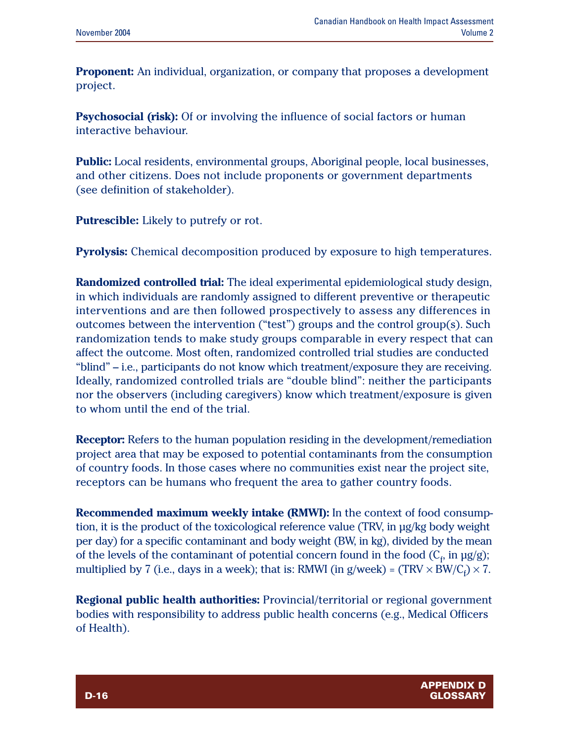**Proponent:** An individual, organization, or company that proposes a development project.

**Psychosocial (risk):** Of or involving the influence of social factors or human interactive behaviour.

**Public:** Local residents, environmental groups, Aboriginal people, local businesses, and other citizens. Does not include proponents or government departments (see definition of stakeholder).

**Putrescible:** Likely to putrefy or rot.

**Pyrolysis:** Chemical decomposition produced by exposure to high temperatures.

**Randomized controlled trial:** The ideal experimental epidemiological study design, in which individuals are randomly assigned to different preventive or therapeutic interventions and are then followed prospectively to assess any differences in outcomes between the intervention ("test") groups and the control group(s). Such randomization tends to make study groups comparable in every respect that can affect the outcome. Most often, randomized controlled trial studies are conducted "blind" – i.e., participants do not know which treatment/exposure they are receiving. Ideally, randomized controlled trials are "double blind": neither the participants nor the observers (including caregivers) know which treatment/exposure is given to whom until the end of the trial.

**Receptor:** Refers to the human population residing in the development/remediation project area that may be exposed to potential contaminants from the consumption of country foods. In those cases where no communities exist near the project site, receptors can be humans who frequent the area to gather country foods.

**Recommended maximum weekly intake (RMWI):** In the context of food consumption, it is the product of the toxicological reference value (TRV, in µg/kg body weight per day) for a specific contaminant and body weight (BW, in kg), divided by the mean of the levels of the contaminant of potential concern found in the food ($C_f$, in µg/g); multiplied by 7 (i.e., days in a week); that is: RMWI (in g/week) = $(TRV \times BW/C_f) \times 7$.

**Regional public health authorities:** Provincial/territorial or regional government bodies with responsibility to address public health concerns (e.g., Medical Officers of Health).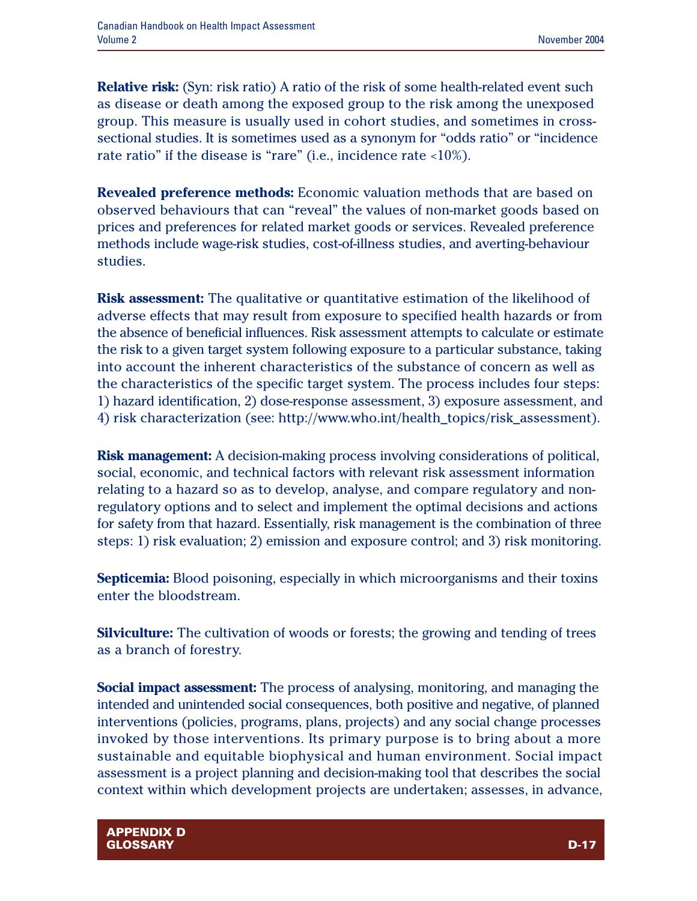**Relative risk:** (Syn: risk ratio) A ratio of the risk of some health-related event such as disease or death among the exposed group to the risk among the unexposed group. This measure is usually used in cohort studies, and sometimes in cross-sectional studies. It is sometimes used as a synonym for "odds ratio" or "incidence rate ratio" if the disease is "rare" (i.e., incidence rate <10%).

**Revealed preference methods:** Economic valuation methods that are based on observed behaviours that can "reveal" the values of non-market goods based on prices and preferences for related market goods or services. Revealed preference methods include wage-risk studies, cost-of-illness studies, and averting-behaviour studies.

**Risk assessment:** The qualitative or quantitative estimation of the likelihood of adverse effects that may result from exposure to specified health hazards or from the absence of beneficial influences. Risk assessment attempts to calculate or estimate the risk to a given target system following exposure to a particular substance, taking into account the inherent characteristics of the substance of concern as well as the characteristics of the specific target system. The process includes four steps: 1) hazard identification, 2) dose-response assessment, 3) exposure assessment, and 4) risk characterization (see: http://www.who.int/health_topics/risk_assessment).

**Risk management:** A decision-making process involving considerations of political, social, economic, and technical factors with relevant risk assessment information relating to a hazard so as to develop, analyse, and compare regulatory and non-regulatory options and to select and implement the optimal decisions and actions for safety from that hazard. Essentially, risk management is the combination of three steps: 1) risk evaluation; 2) emission and exposure control; and 3) risk monitoring.

**Septicemia:** Blood poisoning, especially in which microorganisms and their toxins enter the bloodstream.

**Silviculture:** The cultivation of woods or forests; the growing and tending of trees as a branch of forestry.

**Social impact assessment:** The process of analysing, monitoring, and managing the intended and unintended social consequences, both positive and negative, of planned interventions (policies, programs, plans, projects) and any social change processes invoked by those interventions. Its primary purpose is to bring about a more sustainable and equitable biophysical and human environment. Social impact assessment is a project planning and decision-making tool that describes the social context within which development projects are undertaken; assesses, in advance,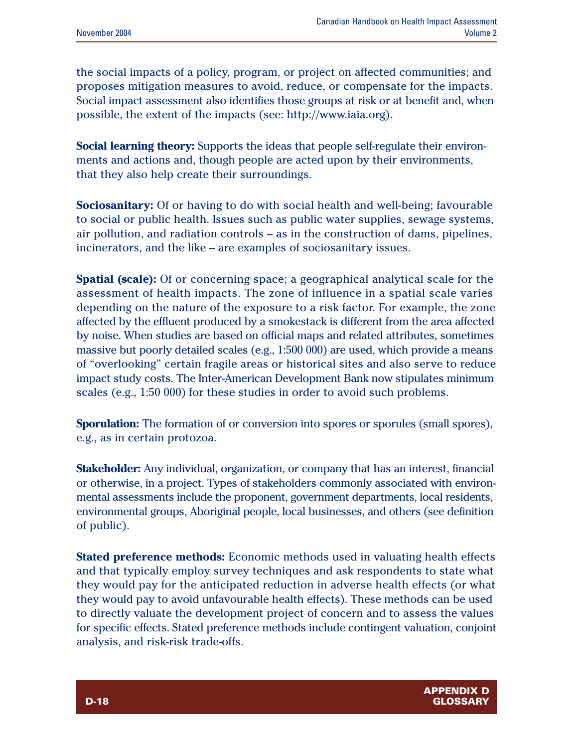the social impacts of a policy, program, or project on affected communities; and proposes mitigation measures to avoid, reduce, or compensate for the impacts. Social impact assessment also identifies those groups at risk or at benefit and, when possible, the extent of the impacts (see: http://www.iaia.org).

**Social learning theory:** Supports the ideas that people self-regulate their environments and actions and, though people are acted upon by their environments, that they also help create their surroundings.

**Sociosanitary:** Of or having to do with social health and well-being; favourable to social or public health. Issues such as public water supplies, sewage systems, air pollution, and radiation controls – as in the construction of dams, pipelines, incinerators, and the like – are examples of sociosanitary issues.

**Spatial (scale):** Of or concerning space; a geographical analytical scale for the assessment of health impacts. The zone of influence in a spatial scale varies depending on the nature of the exposure to a risk factor. For example, the zone affected by the effluent produced by a smokestack is different from the area affected by noise. When studies are based on official maps and related attributes, sometimes massive but poorly detailed scales (e.g., 1:500 000) are used, which provide a means of "overlooking" certain fragile areas or historical sites and also serve to reduce impact study costs. The Inter-American Development Bank now stipulates minimum scales (e.g., 1:50 000) for these studies in order to avoid such problems.

**Sporulation:** The formation of or conversion into spores or sporules (small spores), e.g., as in certain protozoa.

**Stakeholder:** Any individual, organization, or company that has an interest, financial or otherwise, in a project. Types of stakeholders commonly associated with environmental assessments include the proponent, government departments, local residents, environmental groups, Aboriginal people, local businesses, and others (see definition of public).

**Stated preference methods:** Economic methods used in valuating health effects and that typically employ survey techniques and ask respondents to state what they would pay for the anticipated reduction in adverse health effects (or what they would pay to avoid unfavourable health effects). These methods can be used to directly valuate the development project of concern and to assess the values for specific effects. Stated preference methods include contingent valuation, conjoint analysis, and risk-risk trade-offs.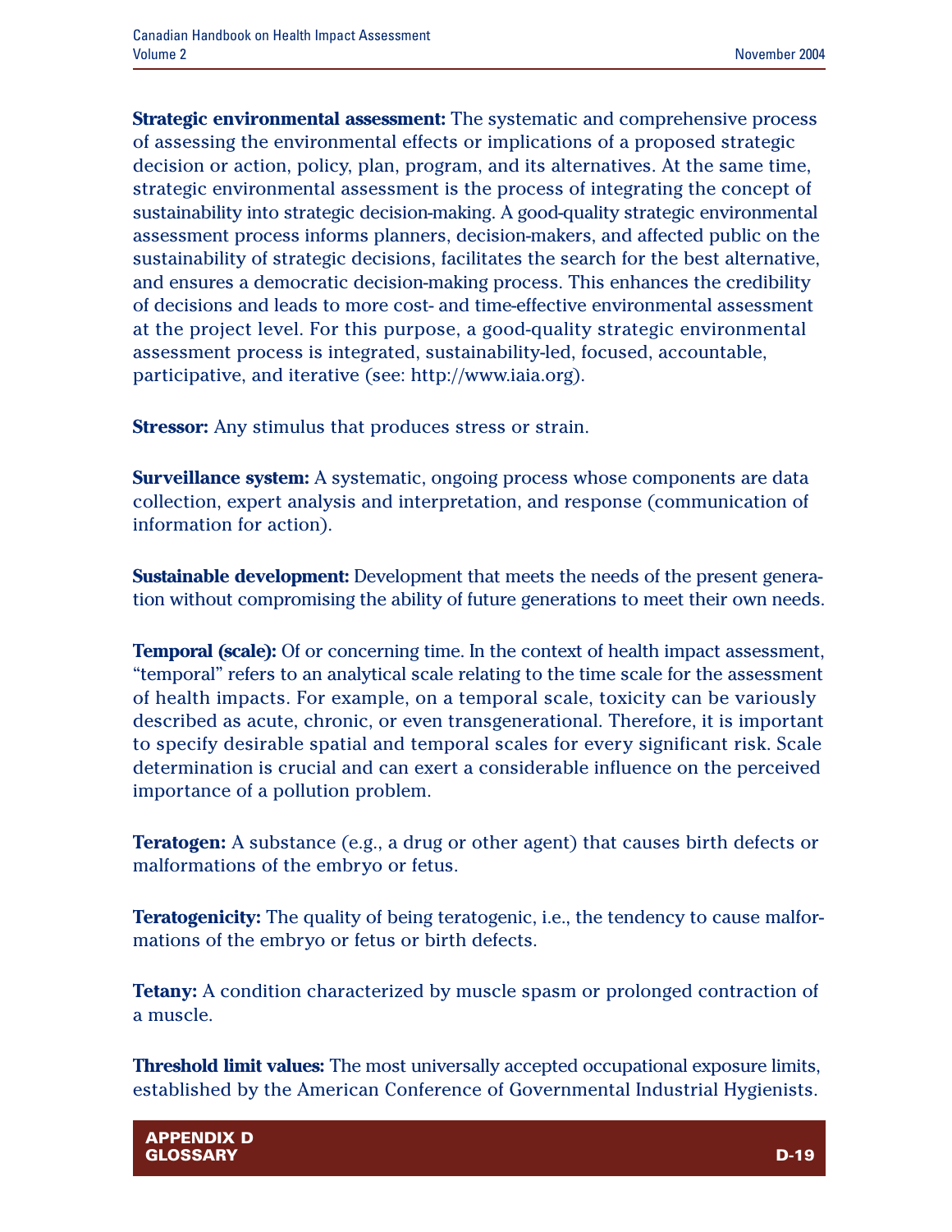**Strategic environmental assessment:** The systematic and comprehensive process of assessing the environmental effects or implications of a proposed strategic decision or action, policy, plan, program, and its alternatives. At the same time, strategic environmental assessment is the process of integrating the concept of sustainability into strategic decision-making. A good-quality strategic environmental assessment process informs planners, decision-makers, and affected public on the sustainability of strategic decisions, facilitates the search for the best alternative, and ensures a democratic decision-making process. This enhances the credibility of decisions and leads to more cost- and time-effective environmental assessment at the project level. For this purpose, a good-quality strategic environmental assessment process is integrated, sustainability-led, focused, accountable, participative, and iterative (see: http://www.iaia.org).

**Stressor:** Any stimulus that produces stress or strain.

**Surveillance system:** A systematic, ongoing process whose components are data collection, expert analysis and interpretation, and response (communication of information for action).

**Sustainable development:** Development that meets the needs of the present generation without compromising the ability of future generations to meet their own needs.

**Temporal (scale):** Of or concerning time. In the context of health impact assessment, "temporal" refers to an analytical scale relating to the time scale for the assessment of health impacts. For example, on a temporal scale, toxicity can be variously described as acute, chronic, or even transgenerational. Therefore, it is important to specify desirable spatial and temporal scales for every significant risk. Scale determination is crucial and can exert a considerable influence on the perceived importance of a pollution problem.

**Teratogen:** A substance (e.g., a drug or other agent) that causes birth defects or malformations of the embryo or fetus.

**Teratogenicity:** The quality of being teratogenic, i.e., the tendency to cause malformations of the embryo or fetus or birth defects.

**Tetany:** A condition characterized by muscle spasm or prolonged contraction of a muscle.

**Threshold limit values:** The most universally accepted occupational exposure limits, established by the American Conference of Governmental Industrial Hygienists.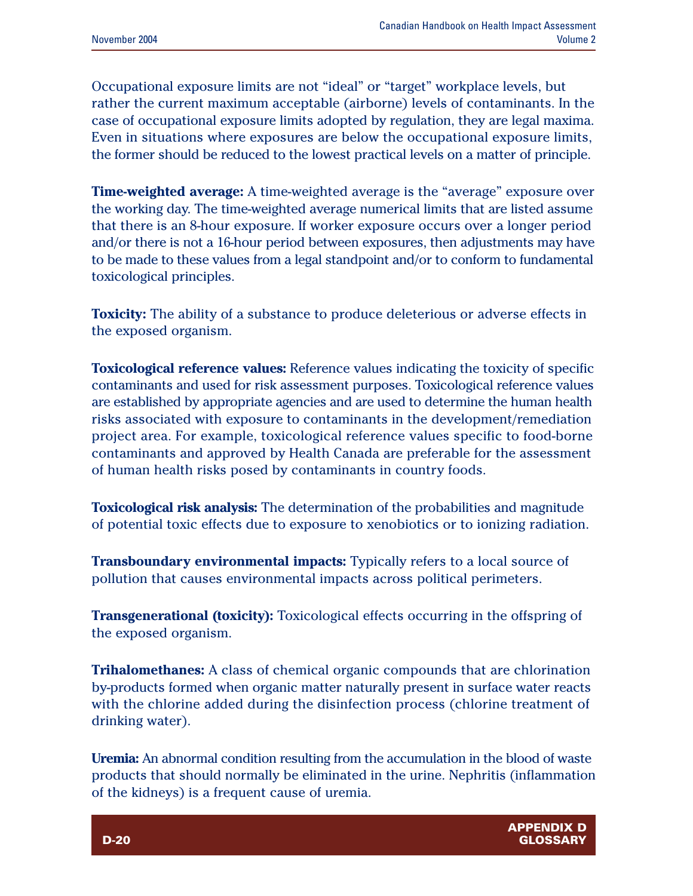Occupational exposure limits are not “ideal” or “target” workplace levels, but rather the current maximum acceptable (airborne) levels of contaminants. In the case of occupational exposure limits adopted by regulation, they are legal maxima. Even in situations where exposures are below the occupational exposure limits, the former should be reduced to the lowest practical levels on a matter of principle.

**Time-weighted average:** A time-weighted average is the “average” exposure over the working day. The time-weighted average numerical limits that are listed assume that there is an 8-hour exposure. If worker exposure occurs over a longer period and/or there is not a 16-hour period between exposures, then adjustments may have to be made to these values from a legal standpoint and/or to conform to fundamental toxicological principles.

**Toxicity:** The ability of a substance to produce deleterious or adverse effects in the exposed organism.

**Toxicological reference values:** Reference values indicating the toxicity of specific contaminants and used for risk assessment purposes. Toxicological reference values are established by appropriate agencies and are used to determine the human health risks associated with exposure to contaminants in the development/remediation project area. For example, toxicological reference values specific to food-borne contaminants and approved by Health Canada are preferable for the assessment of human health risks posed by contaminants in country foods.

**Toxicological risk analysis:** The determination of the probabilities and magnitude of potential toxic effects due to exposure to xenobiotics or to ionizing radiation.

**Transboundary environmental impacts:** Typically refers to a local source of pollution that causes environmental impacts across political perimeters.

**Transgenerational (toxicity):** Toxicological effects occurring in the offspring of the exposed organism.

**Trihalomethanes:** A class of chemical organic compounds that are chlorination by-products formed when organic matter naturally present in surface water reacts with the chlorine added during the disinfection process (chlorine treatment of drinking water).

**Uremia:** An abnormal condition resulting from the accumulation in the blood of waste products that should normally be eliminated in the urine. Nephritis (inflammation of the kidneys) is a frequent cause of uremia.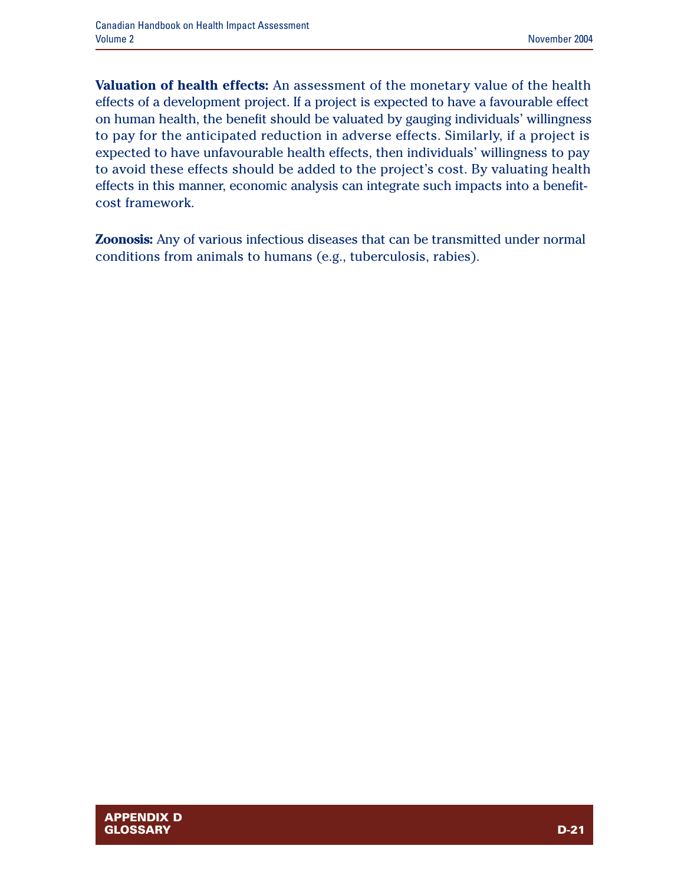**Valuation of health effects:** An assessment of the monetary value of the health effects of a development project. If a project is expected to have a favourable effect on human health, the benefit should be valuated by gauging individuals' willingness to pay for the anticipated reduction in adverse effects. Similarly, if a project is expected to have unfavourable health effects, then individuals' willingness to pay to avoid these effects should be added to the project's cost. By valuating health effects in this manner, economic analysis can integrate such impacts into a benefit-cost framework.

**Zoonosis:** Any of various infectious diseases that can be transmitted under normal conditions from animals to humans (e.g., tuberculosis, rabies).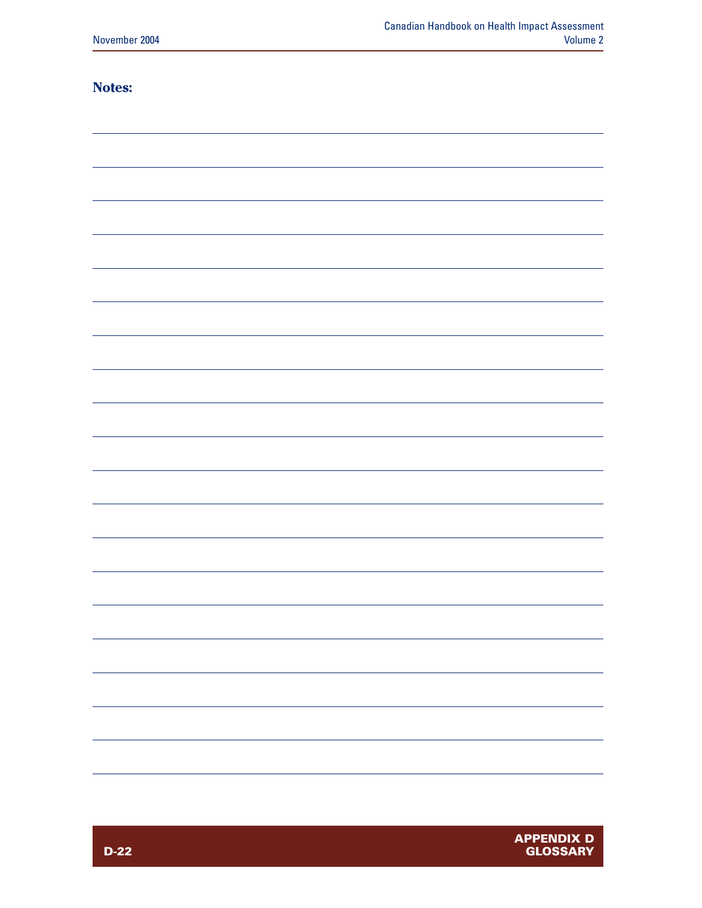**Notes:**